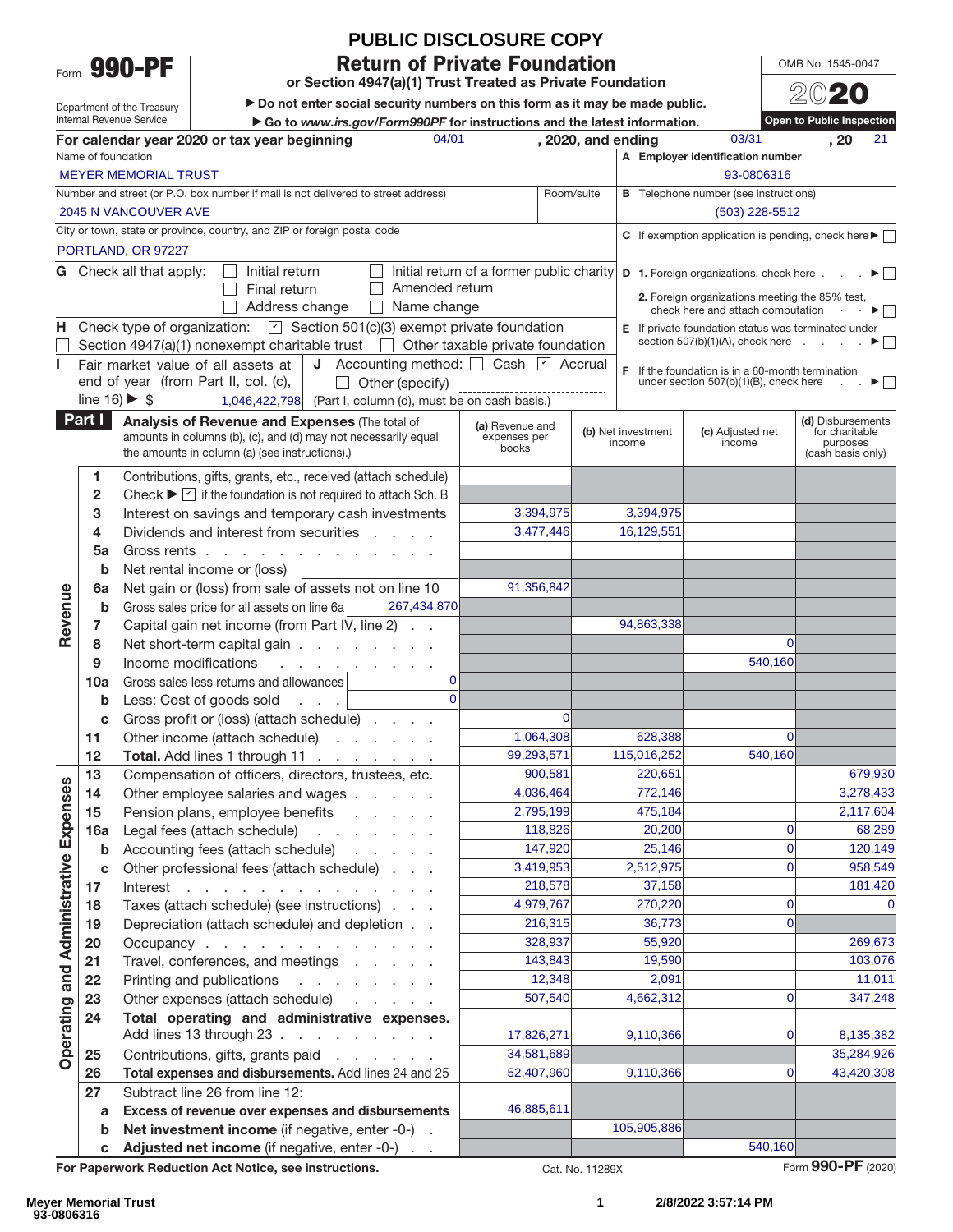PUBLIC DISCLOSURE COPY

Form **990-PF**

Department of the Treasury
Internal Revenue Service

# Return of Private Foundation

**or Section 4947(a)(1) Trust Treated as Private Foundation**

▶ Do not enter social security numbers on this form as it may be made public.
▶ Go to *www.irs.gov/Form990PF* for instructions and the latest information.

OMB No. 1545-0047

**2020**

**Open to Public Inspection**

For calendar year 2020 or tax year beginning 04/01, 2020, and ending 03/31, 20 21

Name of foundation: MEYER MEMORIAL TRUST

**A** Employer identification number: 93-0806316

Number and street (or P.O. box number if mail is not delivered to street address): 2045 N VANCOUVER AVE — Room/suite:

**B** Telephone number (see instructions): (503) 228-5512

City or town, state or province, country, and ZIP or foreign postal code: PORTLAND, OR 97227

**C** If exemption application is pending, check here ▶ ☐

**G** Check all that apply: ☐ Initial return ☐ Initial return of a former public charity ☐ Final return ☐ Amended return ☐ Address change ☐ Name change

**D** 1. Foreign organizations, check here ▶ ☐
2. Foreign organizations meeting the 85% test, check here and attach computation ▶ ☐

**H** Check type of organization: ☑ Section 501(c)(3) exempt private foundation ☐ Section 4947(a)(1) nonexempt charitable trust ☐ Other taxable private foundation

**E** If private foundation status was terminated under section 507(b)(1)(A), check here ▶ ☐

**I** Fair market value of all assets at end of year (from Part II, col. (c), line 16) ▶ $ 1,046,422,798

**J** Accounting method: ☐ Cash ☑ Accrual ☐ Other (specify) (Part I, column (d), must be on cash basis.)

**F** If the foundation is in a 60-month termination under section 507(b)(1)(B), check here ▶ ☐

## Part I Analysis of Revenue and Expenses

(The total of amounts in columns (b), (c), and (d) may not necessarily equal the amounts in column (a) (see instructions).)

| | Line | Description | (a) Revenue and expenses per books | (b) Net investment income | (c) Adjusted net income | (d) Disbursements for charitable purposes (cash basis only) |
|---|---|---|---|---|---|---|
| Revenue | 1 | Contributions, gifts, grants, etc., received (attach schedule) | | | | |
| | 2 | Check ▶ ☑ if the foundation is not required to attach Sch. B | | | | |
| | 3 | Interest on savings and temporary cash investments | 3,394,975 | 3,394,975 | | |
| | 4 | Dividends and interest from securities | 3,477,446 | 16,129,551 | | |
| | 5a | Gross rents | | | | |
| | b | Net rental income or (loss) | | | | |
| | 6a | Net gain or (loss) from sale of assets not on line 10 | 91,356,842 | | | |
| | b | Gross sales price for all assets on line 6a 267,434,870 | | | | |
| | 7 | Capital gain net income (from Part IV, line 2) | | 94,863,338 | | |
| | 8 | Net short-term capital gain | | | 0 | |
| | 9 | Income modifications | | | 540,160 | |
| | 10a | Gross sales less returns and allowances 0 | | | | |
| | b | Less: Cost of goods sold 0 | | | | |
| | c | Gross profit or (loss) (attach schedule) | 0 | | | |
| | 11 | Other income (attach schedule) | 1,064,308 | 628,388 | 0 | |
| | 12 | **Total.** Add lines 1 through 11 | 99,293,571 | 115,016,252 | 540,160 | |
| Operating and Administrative Expenses | 13 | Compensation of officers, directors, trustees, etc. | 900,581 | 220,651 | | 679,930 |
| | 14 | Other employee salaries and wages | 4,036,464 | 772,146 | | 3,278,433 |
| | 15 | Pension plans, employee benefits | 2,795,199 | 475,184 | | 2,117,604 |
| | 16a | Legal fees (attach schedule) | 118,826 | 20,200 | 0 | 68,289 |
| | b | Accounting fees (attach schedule) | 147,920 | 25,146 | 0 | 120,149 |
| | c | Other professional fees (attach schedule) | 3,419,953 | 2,512,975 | 0 | 958,549 |
| | 17 | Interest | 218,578 | 37,158 | | 181,420 |
| | 18 | Taxes (attach schedule) (see instructions) | 4,979,767 | 270,220 | 0 | 0 |
| | 19 | Depreciation (attach schedule) and depletion | 216,315 | 36,773 | 0 | |
| | 20 | Occupancy | 328,937 | 55,920 | | 269,673 |
| | 21 | Travel, conferences, and meetings | 143,843 | 19,590 | | 103,076 |
| | 22 | Printing and publications | 12,348 | 2,091 | | 11,011 |
| | 23 | Other expenses (attach schedule) | 507,540 | 4,662,312 | 0 | 347,248 |
| | 24 | **Total operating and administrative expenses.** Add lines 13 through 23 | 17,826,271 | 9,110,366 | 0 | 8,135,382 |
| | 25 | Contributions, gifts, grants paid | 34,581,689 | | | 35,284,926 |
| | 26 | **Total expenses and disbursements.** Add lines 24 and 25 | 52,407,960 | 9,110,366 | 0 | 43,420,308 |
| | 27 | Subtract line 26 from line 12: | | | | |
| | a | **Excess of revenue over expenses and disbursements** | 46,885,611 | | | |
| | b | **Net investment income** (if negative, enter -0-) | | 105,905,886 | | |
| | c | **Adjusted net income** (if negative, enter -0-) | | | 540,160 | |

**For Paperwork Reduction Act Notice, see instructions.** Cat. No. 11289X Form **990-PF** (2020)

Meyer Memorial Trust
93-0806316

2/8/2022 3:57:14 PM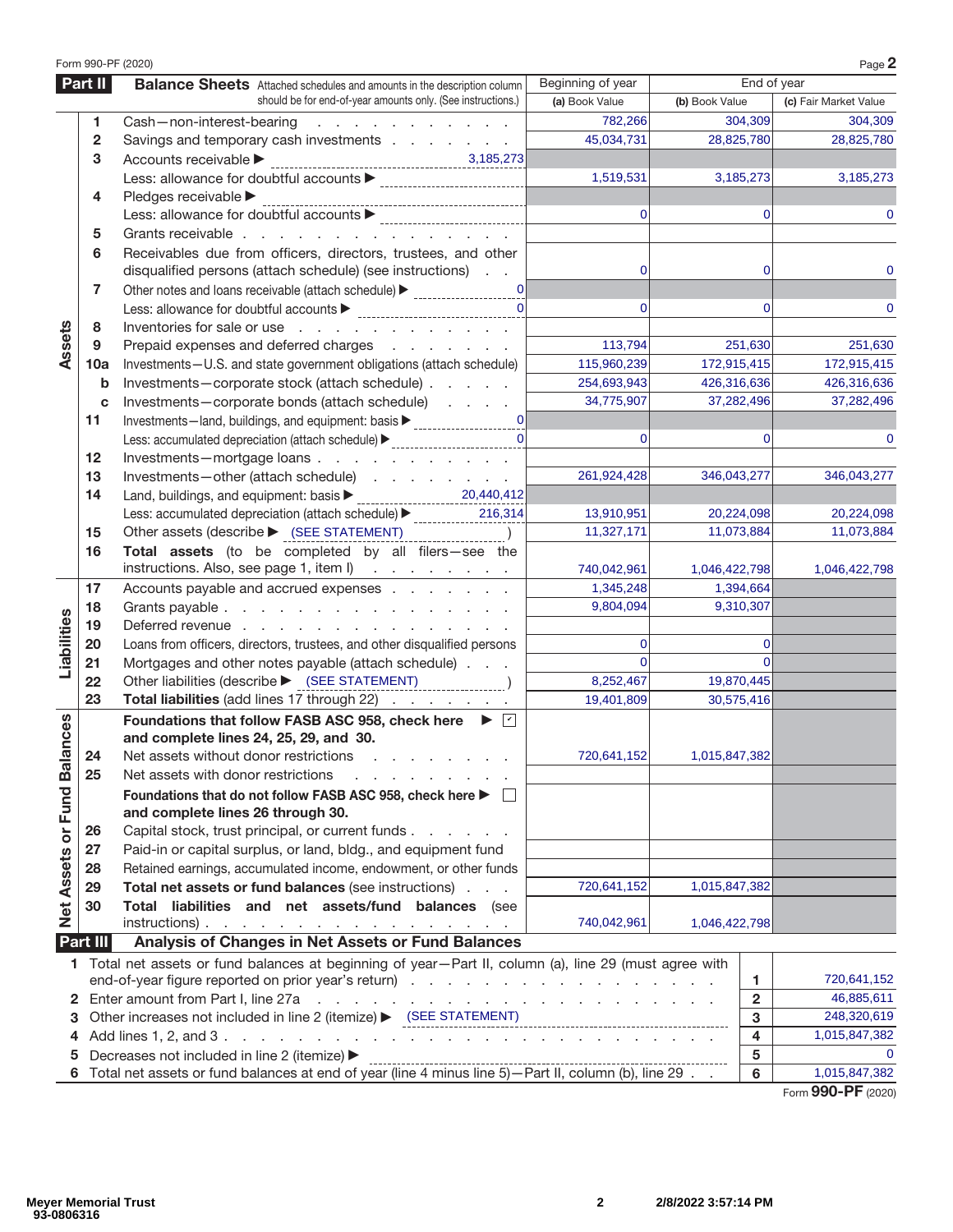Form 990-PF (2020)

## Part II Balance Sheets

| Section | Line | Description | Beginning of year (a) Book Value | End of year (b) Book Value | End of year (c) Fair Market Value |
|---|---|---|---|---|---|
| | | Attached schedules and amounts in the description column should be for end-of-year amounts only. (See instructions.) | | | |
| Assets | 1 | Cash—non-interest-bearing | 782,266 | 304,309 | 304,309 |
| | 2 | Savings and temporary cash investments | 45,034,731 | 28,825,780 | 28,825,780 |
| | 3 | Accounts receivable ▶ 3,185,273 | | | |
| | | Less: allowance for doubtful accounts ▶ | 1,519,531 | 3,185,273 | 3,185,273 |
| | 4 | Pledges receivable ▶ | | | |
| | | Less: allowance for doubtful accounts ▶ | 0 | 0 | 0 |
| | 5 | Grants receivable | | | |
| | 6 | Receivables due from officers, directors, trustees, and other disqualified persons (attach schedule) (see instructions) | 0 | 0 | 0 |
| | 7 | Other notes and loans receivable (attach schedule) ▶ 0 | | | |
| | | Less: allowance for doubtful accounts ▶ 0 | 0 | 0 | 0 |
| | 8 | Inventories for sale or use | | | |
| | 9 | Prepaid expenses and deferred charges | 113,794 | 251,630 | 251,630 |
| | 10a | Investments—U.S. and state government obligations (attach schedule) | 115,960,239 | 172,915,415 | 172,915,415 |
| | b | Investments—corporate stock (attach schedule) | 254,693,943 | 426,316,636 | 426,316,636 |
| | c | Investments—corporate bonds (attach schedule) | 34,775,907 | 37,282,496 | 37,282,496 |
| | 11 | Investments—land, buildings, and equipment: basis ▶ 0 | | | |
| | | Less: accumulated depreciation (attach schedule) ▶ 0 | 0 | 0 | 0 |
| | 12 | Investments—mortgage loans | | | |
| | 13 | Investments—other (attach schedule) | 261,924,428 | 346,043,277 | 346,043,277 |
| | 14 | Land, buildings, and equipment: basis ▶ 20,440,412 | | | |
| | | Less: accumulated depreciation (attach schedule) ▶ 216,314 | 13,910,951 | 20,224,098 | 20,224,098 |
| | 15 | Other assets (describe ▶ (SEE STATEMENT) ) | 11,327,171 | 11,073,884 | 11,073,884 |
| | 16 | **Total assets** (to be completed by all filers—see the instructions. Also, see page 1, item I) | 740,042,961 | 1,046,422,798 | 1,046,422,798 |
| Liabilities | 17 | Accounts payable and accrued expenses | 1,345,248 | 1,394,664 | |
| | 18 | Grants payable | 9,804,094 | 9,310,307 | |
| | 19 | Deferred revenue | | | |
| | 20 | Loans from officers, directors, trustees, and other disqualified persons | 0 | 0 | |
| | 21 | Mortgages and other notes payable (attach schedule) | 0 | 0 | |
| | 22 | Other liabilities (describe ▶ (SEE STATEMENT) ) | 8,252,467 | 19,870,445 | |
| | 23 | **Total liabilities** (add lines 17 through 22) | 19,401,809 | 30,575,416 | |
| Net Assets or Fund Balances | | **Foundations that follow FASB ASC 958, check here** ▶ ☑ **and complete lines 24, 25, 29, and 30.** | | | |
| | 24 | Net assets without donor restrictions | 720,641,152 | 1,015,847,382 | |
| | 25 | Net assets with donor restrictions | | | |
| | | **Foundations that do not follow FASB ASC 958, check here** ▶ ☐ **and complete lines 26 through 30.** | | | |
| | 26 | Capital stock, trust principal, or current funds | | | |
| | 27 | Paid-in or capital surplus, or land, bldg., and equipment fund | | | |
| | 28 | Retained earnings, accumulated income, endowment, or other funds | | | |
| | 29 | **Total net assets or fund balances** (see instructions) | 720,641,152 | 1,015,847,382 | |
| | 30 | **Total liabilities and net assets/fund balances** (see instructions) | 740,042,961 | 1,046,422,798 | |

## Part III Analysis of Changes in Net Assets or Fund Balances

| Line | Description | | Amount |
|---|---|---|---|
| 1 | Total net assets or fund balances at beginning of year—Part II, column (a), line 29 (must agree with end-of-year figure reported on prior year's return) | 1 | 720,641,152 |
| 2 | Enter amount from Part I, line 27a | 2 | 46,885,611 |
| 3 | Other increases not included in line 2 (itemize) ▶ (SEE STATEMENT) | 3 | 248,320,619 |
| 4 | Add lines 1, 2, and 3 | 4 | 1,015,847,382 |
| 5 | Decreases not included in line 2 (itemize) ▶ | 5 | 0 |
| 6 | Total net assets or fund balances at end of year (line 4 minus line 5)—Part II, column (b), line 29 | 6 | 1,015,847,382 |

Form **990-PF** (2020)

Meyer Memorial Trust
93-0806316

2/8/2022 3:57:14 PM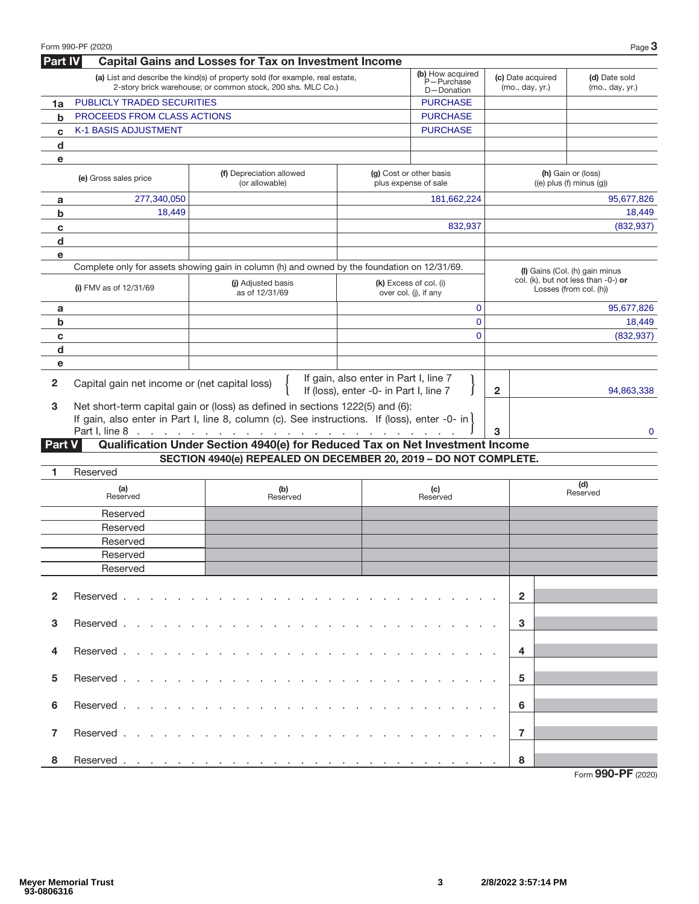Form 990-PF (2020)

## Part IV Capital Gains and Losses for Tax on Investment Income

| | (a) List and describe the kind(s) of property sold (for example, real estate, 2-story brick warehouse; or common stock, 200 shs. MLC Co.) | (b) How acquired P—Purchase D—Donation | (c) Date acquired (mo., day, yr.) | (d) Date sold (mo., day, yr.) |
|---|---|---|---|---|
| 1a | PUBLICLY TRADED SECURITIES | PURCHASE | | |
| b | PROCEEDS FROM CLASS ACTIONS | PURCHASE | | |
| c | K-1 BASIS ADJUSTMENT | PURCHASE | | |
| d | | | | |
| e | | | | |

| | (e) Gross sales price | (f) Depreciation allowed (or allowable) | (g) Cost or other basis plus expense of sale | (h) Gain or (loss) ((e) plus (f) minus (g)) |
|---|---|---|---|---|
| a | 277,340,050 | | 181,662,224 | 95,677,826 |
| b | 18,449 | | | 18,449 |
| c | | | 832,937 | (832,937) |
| d | | | | |
| e | | | | |

Complete only for assets showing gain in column (h) and owned by the foundation on 12/31/69.

| | (i) FMV as of 12/31/69 | (j) Adjusted basis as of 12/31/69 | (k) Excess of col. (i) over col. (j), if any | (l) Gains (Col. (h) gain minus col. (k), but not less than -0-) **or** Losses (from col. (h)) |
|---|---|---|---|---|
| a | | | 0 | 95,677,826 |
| b | | | 0 | 18,449 |
| c | | | 0 | (832,937) |
| d | | | | |
| e | | | | |

| | | | |
|---|---|---|---|
| 2 | Capital gain net income or (net capital loss) { If gain, also enter in Part I, line 7; If (loss), enter -0- in Part I, line 7 } | 2 | 94,863,338 |
| 3 | Net short-term capital gain or (loss) as defined in sections 1222(5) and (6): If gain, also enter in Part I, line 8, column (c). See instructions. If (loss), enter -0- in Part I, line 8 | 3 | 0 |

## Part V Qualification Under Section 4940(e) for Reduced Tax on Net Investment Income

**SECTION 4940(e) REPEALED ON DECEMBER 20, 2019 – DO NOT COMPLETE.**

1 Reserved

| (a) Reserved | (b) Reserved | (c) Reserved | (d) Reserved |
|---|---|---|---|
| Reserved | | | |
| Reserved | | | |
| Reserved | | | |
| Reserved | | | |
| Reserved | | | |

| | | | |
|---|---|---|---|
| 2 | Reserved | 2 | |
| 3 | Reserved | 3 | |
| 4 | Reserved | 4 | |
| 5 | Reserved | 5 | |
| 6 | Reserved | 6 | |
| 7 | Reserved | 7 | |
| 8 | Reserved | 8 | |

Form **990-PF** (2020)

Meyer Memorial Trust
93-0806316

2/8/2022 3:57:14 PM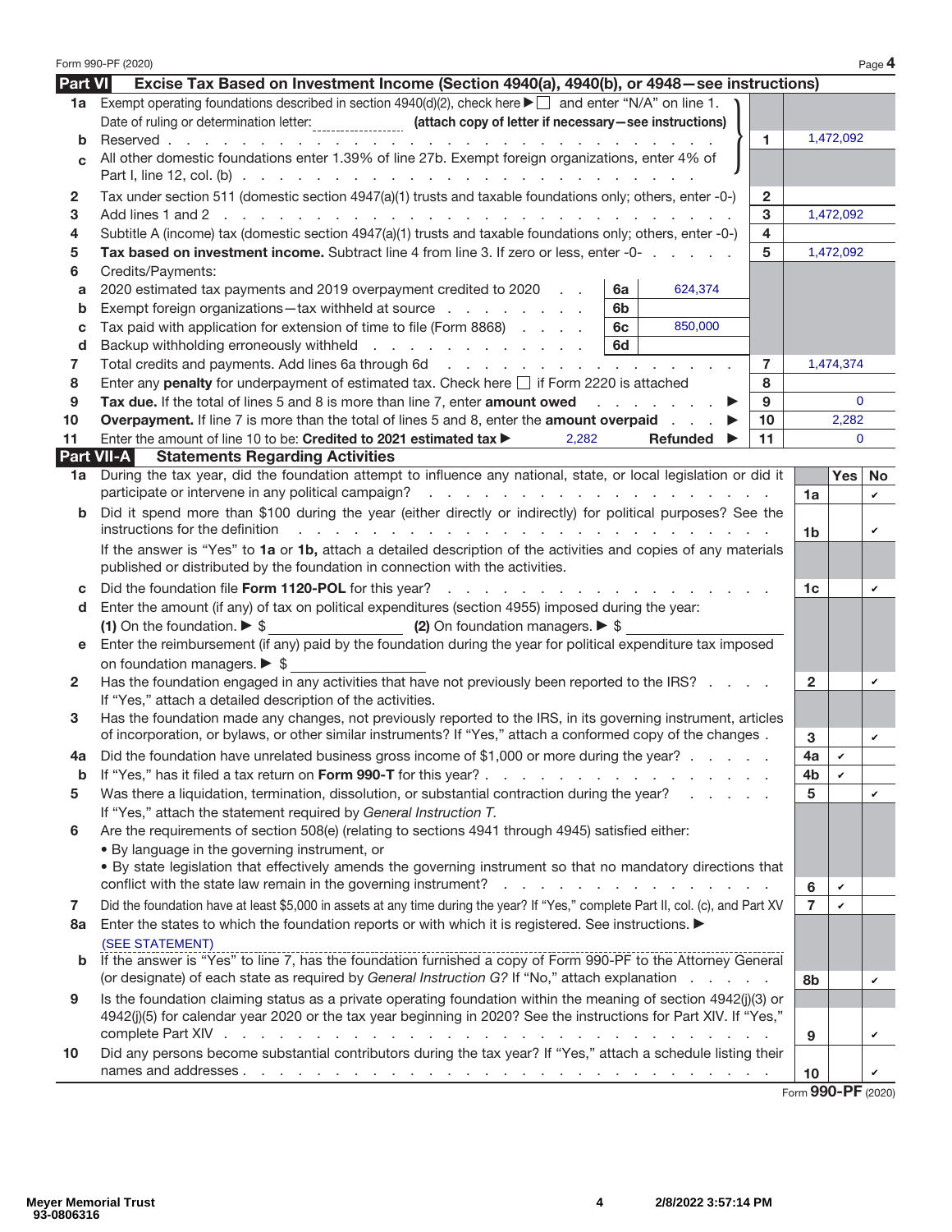Form 990-PF (2020) Page **4**

## Part VI — Excise Tax Based on Investment Income (Section 4940(a), 4940(b), or 4948—see instructions)

| | | | | | |
|---|---|---|---|---|---|
| **1a** | Exempt operating foundations described in section 4940(d)(2), check here ▶ ☐ and enter "N/A" on line 1. Date of ruling or determination letter: ________ **(attach copy of letter if necessary—see instructions)** | | | | |
| **b** | Reserved | | | 1 | 1,472,092 |
| **c** | All other domestic foundations enter 1.39% of line 27b. Exempt foreign organizations, enter 4% of Part I, line 12, col. (b) | | | | |
| **2** | Tax under section 511 (domestic section 4947(a)(1) trusts and taxable foundations only; others, enter -0-) | | | 2 | |
| **3** | Add lines 1 and 2 | | | 3 | 1,472,092 |
| **4** | Subtitle A (income) tax (domestic section 4947(a)(1) trusts and taxable foundations only; others, enter -0-) | | | 4 | |
| **5** | **Tax based on investment income.** Subtract line 4 from line 3. If zero or less, enter -0- | | | 5 | 1,472,092 |
| **6** | Credits/Payments: | | | | |
| **a** | 2020 estimated tax payments and 2019 overpayment credited to 2020 | 6a | 624,374 | | |
| **b** | Exempt foreign organizations—tax withheld at source | 6b | | | |
| **c** | Tax paid with application for extension of time to file (Form 8868) | 6c | 850,000 | | |
| **d** | Backup withholding erroneously withheld | 6d | | | |
| **7** | Total credits and payments. Add lines 6a through 6d | | | 7 | 1,474,374 |
| **8** | Enter any **penalty** for underpayment of estimated tax. Check here ☐ if Form 2220 is attached | | | 8 | |
| **9** | **Tax due.** If the total of lines 5 and 8 is more than line 7, enter **amount owed** ▶ | | | 9 | 0 |
| **10** | **Overpayment.** If line 7 is more than the total of lines 5 and 8, enter the **amount overpaid** ▶ | | | 10 | 2,282 |
| **11** | Enter the amount of line 10 to be: **Credited to 2021 estimated tax** ▶ 2,282 **Refunded** ▶ | | | 11 | 0 |

## Part VII-A — Statements Regarding Activities

| | | | Yes | No |
|---|---|---|---|---|
| **1a** | During the tax year, did the foundation attempt to influence any national, state, or local legislation or did it participate or intervene in any political campaign? | 1a | | ✔ |
| **b** | Did it spend more than $100 during the year (either directly or indirectly) for political purposes? See the instructions for the definition | 1b | | ✔ |
| | If the answer is "Yes" to **1a** or **1b,** attach a detailed description of the activities and copies of any materials published or distributed by the foundation in connection with the activities. | | | |
| **c** | Did the foundation file **Form 1120-POL** for this year? | 1c | | ✔ |
| **d** | Enter the amount (if any) of tax on political expenditures (section 4955) imposed during the year: **(1)** On the foundation. ▶ $ ________ **(2)** On foundation managers. ▶ $ ________ | | | |
| **e** | Enter the reimbursement (if any) paid by the foundation during the year for political expenditure tax imposed on foundation managers. ▶ $ ________ | | | |
| **2** | Has the foundation engaged in any activities that have not previously been reported to the IRS? If "Yes," attach a detailed description of the activities. | 2 | | ✔ |
| **3** | Has the foundation made any changes, not previously reported to the IRS, in its governing instrument, articles of incorporation, or bylaws, or other similar instruments? If "Yes," attach a conformed copy of the changes | 3 | | ✔ |
| **4a** | Did the foundation have unrelated business gross income of $1,000 or more during the year? | 4a | ✔ | |
| **b** | If "Yes," has it filed a tax return on **Form 990-T** for this year? | 4b | ✔ | |
| **5** | Was there a liquidation, termination, dissolution, or substantial contraction during the year? If "Yes," attach the statement required by *General Instruction T.* | 5 | | ✔ |
| **6** | Are the requirements of section 508(e) (relating to sections 4941 through 4945) satisfied either: • By language in the governing instrument, or • By state legislation that effectively amends the governing instrument so that no mandatory directions that conflict with the state law remain in the governing instrument? | 6 | ✔ | |
| **7** | Did the foundation have at least $5,000 in assets at any time during the year? If "Yes," complete Part II, col. (c), and Part XV | 7 | ✔ | |
| **8a** | Enter the states to which the foundation reports or with which it is registered. See instructions. ▶ (SEE STATEMENT) | | | |
| **b** | If the answer is "Yes" to line 7, has the foundation furnished a copy of Form 990-PF to the Attorney General (or designate) of each state as required by *General Instruction G?* If "No," attach explanation | 8b | | ✔ |
| **9** | Is the foundation claiming status as a private operating foundation within the meaning of section 4942(j)(3) or 4942(j)(5) for calendar year 2020 or the tax year beginning in 2020? See the instructions for Part XIV. If "Yes," complete Part XIV | 9 | | ✔ |
| **10** | Did any persons become substantial contributors during the tax year? If "Yes," attach a schedule listing their names and addresses | 10 | | ✔ |

Form **990-PF** (2020)

Meyer Memorial Trust
93-0806316

2/8/2022 3:57:14 PM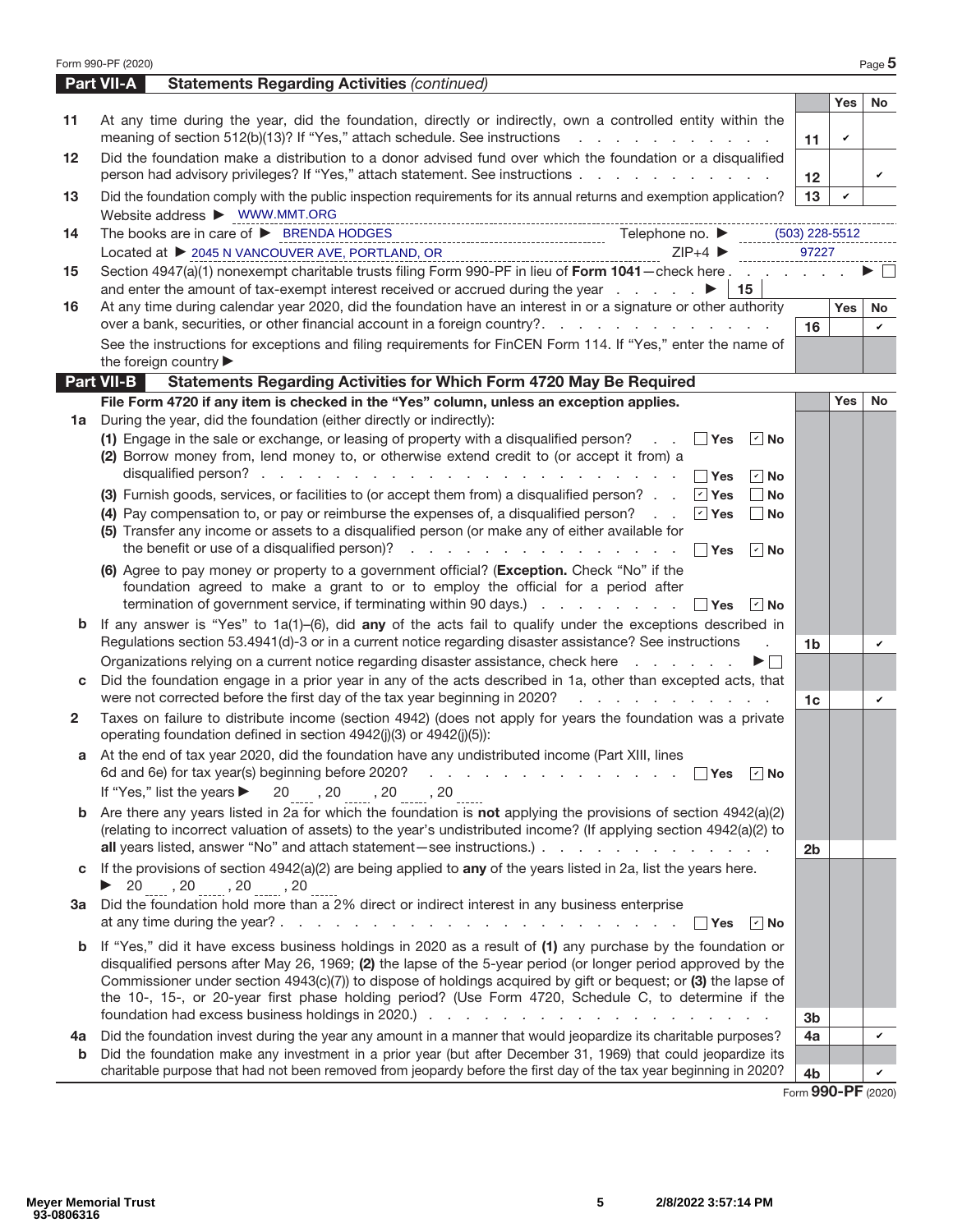Form 990-PF (2020)

## Part VII-A Statements Regarding Activities *(continued)*

| | | | Yes | No |
|---|---|---|---|---|
| 11 | At any time during the year, did the foundation, directly or indirectly, own a controlled entity within the meaning of section 512(b)(13)? If "Yes," attach schedule. See instructions | 11 | ✔ | |
| 12 | Did the foundation make a distribution to a donor advised fund over which the foundation or a disqualified person had advisory privileges? If "Yes," attach statement. See instructions | 12 | | ✔ |
| 13 | Did the foundation comply with the public inspection requirements for its annual returns and exemption application? | 13 | ✔ | |

Website address ▶ WWW.MMT.ORG

14 The books are in care of ▶ BRENDA HODGES Telephone no. ▶ (503) 228-5512

Located at ▶ 2045 N VANCOUVER AVE, PORTLAND, OR ZIP+4 ▶ 97227

15 Section 4947(a)(1) nonexempt charitable trusts filing Form 990-PF in lieu of **Form 1041**—check here ▶ ☐
and enter the amount of tax-exempt interest received or accrued during the year ▶ 15

| | | | Yes | No |
|---|---|---|---|---|
| 16 | At any time during calendar year 2020, did the foundation have an interest in or a signature or other authority over a bank, securities, or other financial account in a foreign country? | 16 | | ✔ |

See the instructions for exceptions and filing requirements for FinCEN Form 114. If "Yes," enter the name of the foreign country ▶

## Part VII-B Statements Regarding Activities for Which Form 4720 May Be Required

**File Form 4720 if any item is checked in the "Yes" column, unless an exception applies.**

**1a** During the year, did the foundation (either directly or indirectly):

(1) Engage in the sale or exchange, or leasing of property with a disqualified person? ☐ Yes ☑ No

(2) Borrow money from, lend money to, or otherwise extend credit to (or accept it from) a disqualified person? ☐ Yes ☑ No

(3) Furnish goods, services, or facilities to (or accept them from) a disqualified person? ☑ Yes ☐ No

(4) Pay compensation to, or pay or reimburse the expenses of, a disqualified person? ☑ Yes ☐ No

(5) Transfer any income or assets to a disqualified person (or make any of either available for the benefit or use of a disqualified person)? ☐ Yes ☑ No

(6) Agree to pay money or property to a government official? (**Exception.** Check "No" if the foundation agreed to make a grant to or to employ the official for a period after termination of government service, if terminating within 90 days.) ☐ Yes ☑ No

| | | | Yes | No |
|---|---|---|---|---|
| b | If any answer is "Yes" to 1a(1)–(6), did **any** of the acts fail to qualify under the exceptions described in Regulations section 53.4941(d)-3 or in a current notice regarding disaster assistance? See instructions | 1b | | ✔ |

Organizations relying on a current notice regarding disaster assistance, check here ▶ ☐

| | | | Yes | No |
|---|---|---|---|---|
| c | Did the foundation engage in a prior year in any of the acts described in 1a, other than excepted acts, that were not corrected before the first day of the tax year beginning in 2020? | 1c | | ✔ |

**2** Taxes on failure to distribute income (section 4942) (does not apply for years the foundation was a private operating foundation defined in section 4942(j)(3) or 4942(j)(5)):

**a** At the end of tax year 2020, did the foundation have any undistributed income (Part XIII, lines 6d and 6e) for tax year(s) beginning before 2020? ☐ Yes ☑ No

If "Yes," list the years ▶ 20___ , 20___ , 20___ , 20___

| | | | Yes | No |
|---|---|---|---|---|
| b | Are there any years listed in 2a for which the foundation is **not** applying the provisions of section 4942(a)(2) (relating to incorrect valuation of assets) to the year's undistributed income? (If applying section 4942(a)(2) to **all** years listed, answer "No" and attach statement—see instructions.) | 2b | | |

**c** If the provisions of section 4942(a)(2) are being applied to **any** of the years listed in 2a, list the years here.
▶ 20___ , 20___ , 20___ , 20___

**3a** Did the foundation hold more than a 2% direct or indirect interest in any business enterprise at any time during the year? ☐ Yes ☑ No

| | | | Yes | No |
|---|---|---|---|---|
| b | If "Yes," did it have excess business holdings in 2020 as a result of **(1)** any purchase by the foundation or disqualified persons after May 26, 1969; **(2)** the lapse of the 5-year period (or longer period approved by the Commissioner under section 4943(c)(7)) to dispose of holdings acquired by gift or bequest; or **(3)** the lapse of the 10-, 15-, or 20-year first phase holding period? (Use Form 4720, Schedule C, to determine if the foundation had excess business holdings in 2020.) | 3b | | |
| 4a | Did the foundation invest during the year any amount in a manner that would jeopardize its charitable purposes? | 4a | | ✔ |
| b | Did the foundation make any investment in a prior year (but after December 31, 1969) that could jeopardize its charitable purpose that had not been removed from jeopardy before the first day of the tax year beginning in 2020? | 4b | | ✔ |

Form **990-PF** (2020)

Meyer Memorial Trust
93-0806316 2/8/2022 3:57:14 PM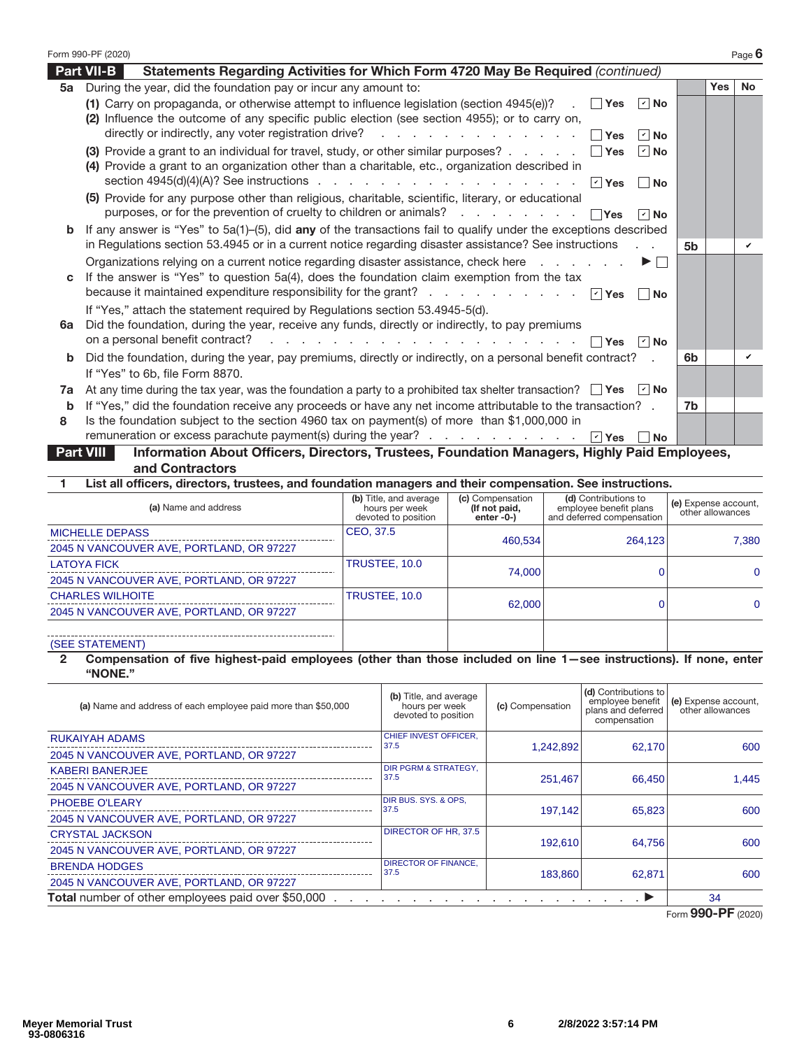Form 990-PF (2020)

## Part VII-B Statements Regarding Activities for Which Form 4720 May Be Required *(continued)*

| | | | Yes | No |
|---|---|---|---|---|
| **5a** | During the year, did the foundation pay or incur any amount to: | | | |
| | **(1)** Carry on propaganda, or otherwise attempt to influence legislation (section 4945(e))? ☐ Yes ☑ No | | | |
| | **(2)** Influence the outcome of any specific public election (see section 4955); or to carry on, directly or indirectly, any voter registration drive? ☐ Yes ☑ No | | | |
| | **(3)** Provide a grant to an individual for travel, study, or other similar purposes? ☐ Yes ☑ No | | | |
| | **(4)** Provide a grant to an organization other than a charitable, etc., organization described in section 4945(d)(4)(A)? See instructions ☑ Yes ☐ No | | | |
| | **(5)** Provide for any purpose other than religious, charitable, scientific, literary, or educational purposes, or for the prevention of cruelty to children or animals? ☐ Yes ☑ No | | | |
| **b** | If any answer is "Yes" to 5a(1)–(5), did **any** of the transactions fail to qualify under the exceptions described in Regulations section 53.4945 or in a current notice regarding disaster assistance? See instructions | 5b | | ✔ |
| | Organizations relying on a current notice regarding disaster assistance, check here ▶ ☐ | | | |
| **c** | If the answer is "Yes" to question 5a(4), does the foundation claim exemption from the tax because it maintained expenditure responsibility for the grant? ☑ Yes ☐ No | | | |
| | If "Yes," attach the statement required by Regulations section 53.4945-5(d). | | | |
| **6a** | Did the foundation, during the year, receive any funds, directly or indirectly, to pay premiums on a personal benefit contract? ☐ Yes ☑ No | | | |
| **b** | Did the foundation, during the year, pay premiums, directly or indirectly, on a personal benefit contract? | 6b | | ✔ |
| | If "Yes" to 6b, file Form 8870. | | | |
| **7a** | At any time during the tax year, was the foundation a party to a prohibited tax shelter transaction? ☐ Yes ☑ No | | | |
| **b** | If "Yes," did the foundation receive any proceeds or have any net income attributable to the transaction? | 7b | | |
| **8** | Is the foundation subject to the section 4960 tax on payment(s) of more than $1,000,000 in remuneration or excess parachute payment(s) during the year? ☑ Yes ☐ No | | | |

## Part VIII Information About Officers, Directors, Trustees, Foundation Managers, Highly Paid Employees, and Contractors

**1 List all officers, directors, trustees, and foundation managers and their compensation. See instructions.**

| (a) Name and address | (b) Title, and average hours per week devoted to position | (c) Compensation (If not paid, enter -0-) | (d) Contributions to employee benefit plans and deferred compensation | (e) Expense account, other allowances |
|---|---|---|---|---|
| MICHELLE DEPASS<br>2045 N VANCOUVER AVE, PORTLAND, OR 97227 | CEO, 37.5 | 460,534 | 264,123 | 7,380 |
| LATOYA FICK<br>2045 N VANCOUVER AVE, PORTLAND, OR 97227 | TRUSTEE, 10.0 | 74,000 | 0 | 0 |
| CHARLES WILHOITE<br>2045 N VANCOUVER AVE, PORTLAND, OR 97227 | TRUSTEE, 10.0 | 62,000 | 0 | 0 |
| (SEE STATEMENT) | | | | |

**2 Compensation of five highest-paid employees (other than those included on line 1—see instructions). If none, enter "NONE."**

| (a) Name and address of each employee paid more than $50,000 | (b) Title, and average hours per week devoted to position | (c) Compensation | (d) Contributions to employee benefit plans and deferred compensation | (e) Expense account, other allowances |
|---|---|---|---|---|
| RUKAIYAH ADAMS<br>2045 N VANCOUVER AVE, PORTLAND, OR 97227 | CHIEF INVEST OFFICER, 37.5 | 1,242,892 | 62,170 | 600 |
| KABERI BANERJEE<br>2045 N VANCOUVER AVE, PORTLAND, OR 97227 | DIR PGRM & STRATEGY, 37.5 | 251,467 | 66,450 | 1,445 |
| PHOEBE O'LEARY<br>2045 N VANCOUVER AVE, PORTLAND, OR 97227 | DIR BUS. SYS. & OPS, 37.5 | 197,142 | 65,823 | 600 |
| CRYSTAL JACKSON<br>2045 N VANCOUVER AVE, PORTLAND, OR 97227 | DIRECTOR OF HR, 37.5 | 192,610 | 64,756 | 600 |
| BRENDA HODGES<br>2045 N VANCOUVER AVE, PORTLAND, OR 97227 | DIRECTOR OF FINANCE, 37.5 | 183,860 | 62,871 | 600 |
| **Total** number of other employees paid over $50,000 ▶ | | | | 34 |

Form **990-PF** (2020)

Meyer Memorial Trust
93-0806316

2/8/2022 3:57:14 PM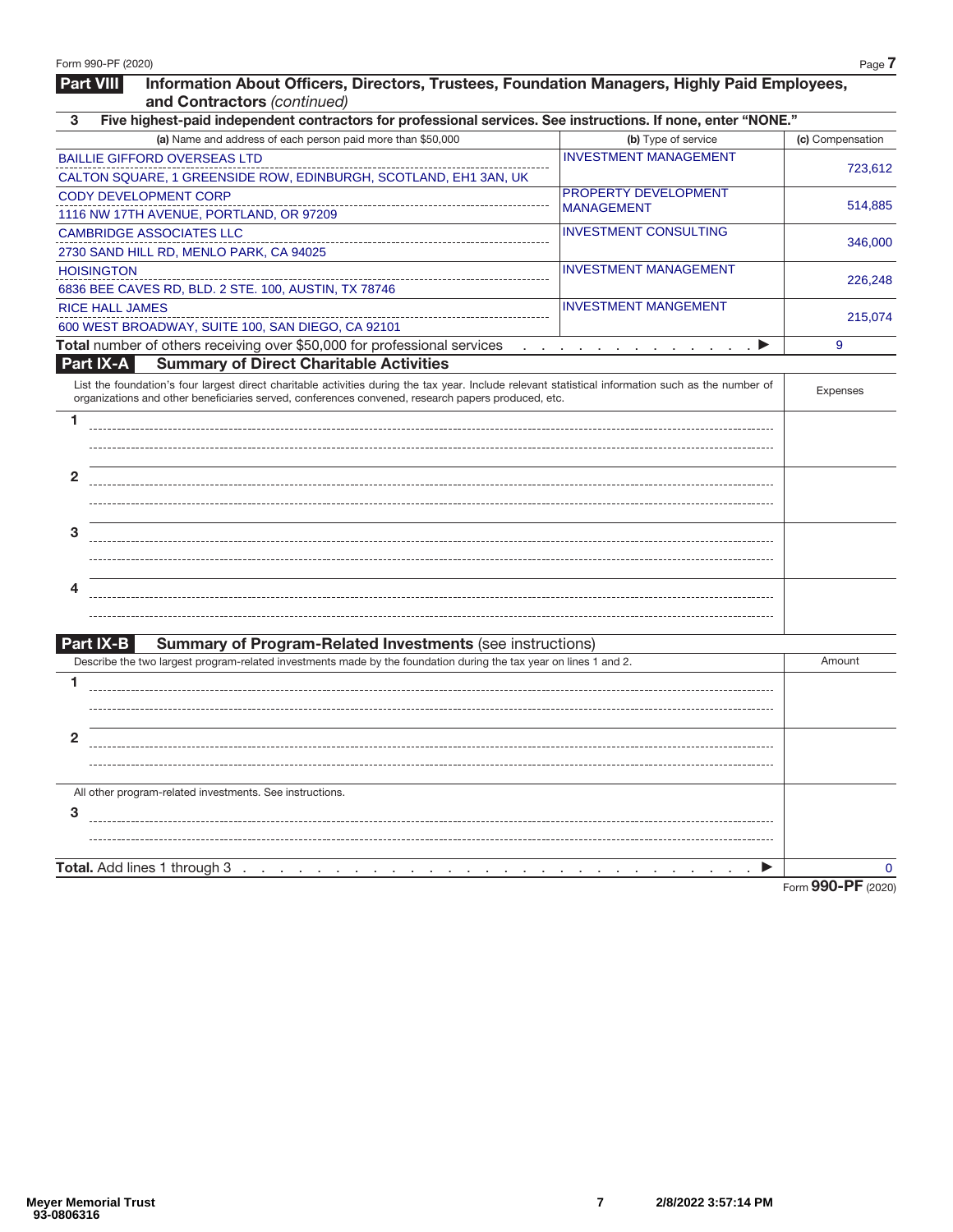Form 990-PF (2020)

## Part VIII Information About Officers, Directors, Trustees, Foundation Managers, Highly Paid Employees, and Contractors *(continued)*

**3 Five highest-paid independent contractors for professional services. See instructions. If none, enter "NONE."**

| (a) Name and address of each person paid more than $50,000 | (b) Type of service | (c) Compensation |
|---|---|---|
| BAILLIE GIFFORD OVERSEAS LTD<br>CALTON SQUARE, 1 GREENSIDE ROW, EDINBURGH, SCOTLAND, EH1 3AN, UK | INVESTMENT MANAGEMENT | 723,612 |
| CODY DEVELOPMENT CORP<br>1116 NW 17TH AVENUE, PORTLAND, OR 97209 | PROPERTY DEVELOPMENT MANAGEMENT | 514,885 |
| CAMBRIDGE ASSOCIATES LLC<br>2730 SAND HILL RD, MENLO PARK, CA 94025 | INVESTMENT CONSULTING | 346,000 |
| HOISINGTON<br>6836 BEE CAVES RD, BLD. 2 STE. 100, AUSTIN, TX 78746 | INVESTMENT MANAGEMENT | 226,248 |
| RICE HALL JAMES<br>600 WEST BROADWAY, SUITE 100, SAN DIEGO, CA 92101 | INVESTMENT MANGEMENT | 215,074 |
| **Total** number of others receiving over $50,000 for professional services ▶ | | 9 |

## Part IX-A Summary of Direct Charitable Activities

| List the foundation's four largest direct charitable activities during the tax year. Include relevant statistical information such as the number of organizations and other beneficiaries served, conferences convened, research papers produced, etc. | Expenses |
|---|---|
| 1 | |
| 2 | |
| 3 | |
| 4 | |

## Part IX-B Summary of Program-Related Investments (see instructions)

| Describe the two largest program-related investments made by the foundation during the tax year on lines 1 and 2. | Amount |
|---|---|
| 1 | |
| 2 | |
| All other program-related investments. See instructions.<br>3 | |
| **Total.** Add lines 1 through 3 ▶ | 0 |

Form **990-PF** (2020)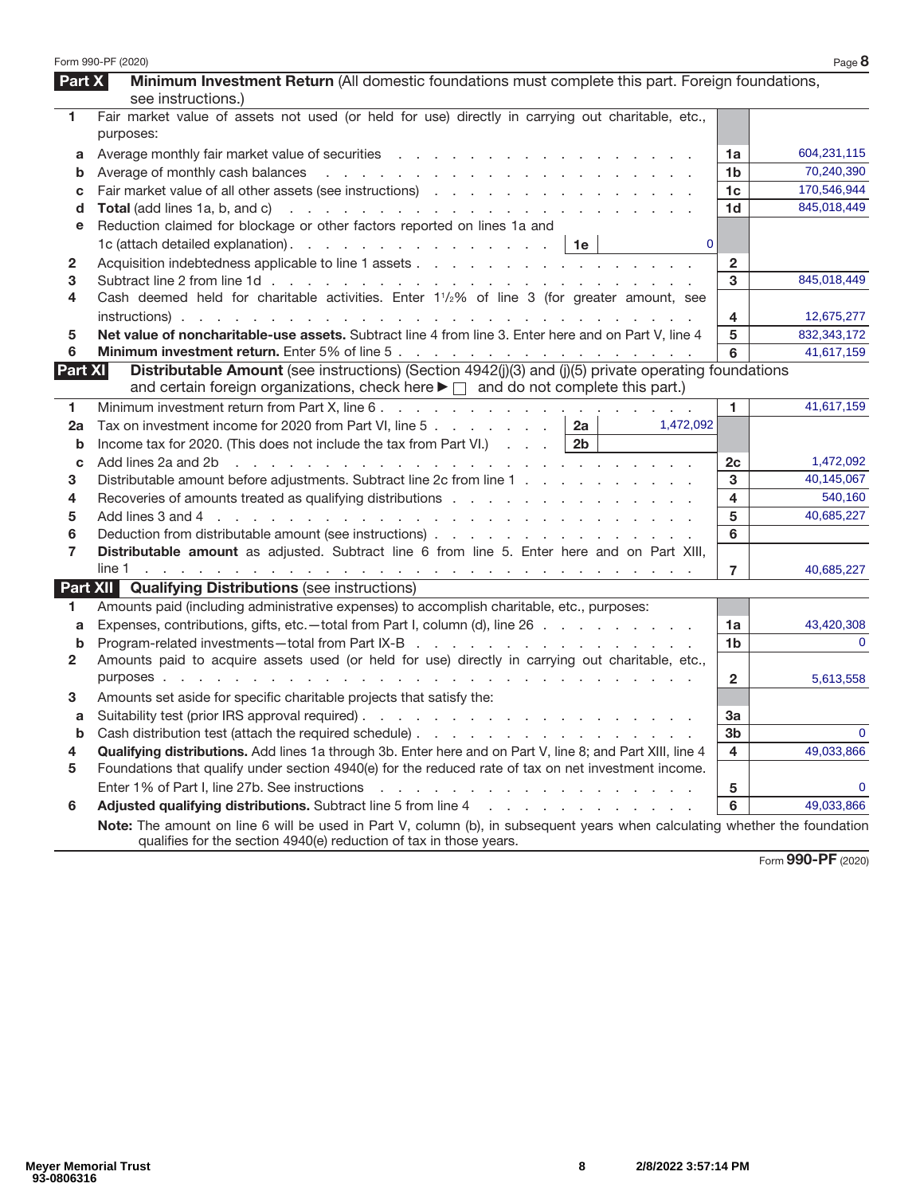## Part X — Minimum Investment Return (All domestic foundations must complete this part. Foreign foundations, see instructions.)

| | | | |
|---|---|---|---|
| 1 | Fair market value of assets not used (or held for use) directly in carrying out charitable, etc., purposes: | | |
| a | Average monthly fair market value of securities | 1a | 604,231,115 |
| b | Average of monthly cash balances | 1b | 70,240,390 |
| c | Fair market value of all other assets (see instructions) | 1c | 170,546,944 |
| d | **Total** (add lines 1a, b, and c) | 1d | 845,018,449 |
| e | Reduction claimed for blockage or other factors reported on lines 1a and 1c (attach detailed explanation) — 1e: 0 | | |
| 2 | Acquisition indebtedness applicable to line 1 assets | 2 | |
| 3 | Subtract line 2 from line 1d | 3 | 845,018,449 |
| 4 | Cash deemed held for charitable activities. Enter 1½% of line 3 (for greater amount, see instructions) | 4 | 12,675,277 |
| 5 | **Net value of noncharitable-use assets.** Subtract line 4 from line 3. Enter here and on Part V, line 4 | 5 | 832,343,172 |
| 6 | **Minimum investment return.** Enter 5% of line 5 | 6 | 41,617,159 |

## Part XI — Distributable Amount (see instructions) (Section 4942(j)(3) and (j)(5) private operating foundations and certain foreign organizations, check here ▶ ☐ and do not complete this part.)

| | | | |
|---|---|---|---|
| 1 | Minimum investment return from Part X, line 6 | 1 | 41,617,159 |
| 2a | Tax on investment income for 2020 from Part VI, line 5 — 2a: 1,472,092 | | |
| b | Income tax for 2020. (This does not include the tax from Part VI.) — 2b: | | |
| c | Add lines 2a and 2b | 2c | 1,472,092 |
| 3 | Distributable amount before adjustments. Subtract line 2c from line 1 | 3 | 40,145,067 |
| 4 | Recoveries of amounts treated as qualifying distributions | 4 | 540,160 |
| 5 | Add lines 3 and 4 | 5 | 40,685,227 |
| 6 | Deduction from distributable amount (see instructions) | 6 | |
| 7 | **Distributable amount** as adjusted. Subtract line 6 from line 5. Enter here and on Part XIII, line 1 | 7 | 40,685,227 |

## Part XII — Qualifying Distributions (see instructions)

| | | | |
|---|---|---|---|
| 1 | Amounts paid (including administrative expenses) to accomplish charitable, etc., purposes: | | |
| a | Expenses, contributions, gifts, etc.—total from Part I, column (d), line 26 | 1a | 43,420,308 |
| b | Program-related investments—total from Part IX-B | 1b | 0 |
| 2 | Amounts paid to acquire assets used (or held for use) directly in carrying out charitable, etc., purposes | 2 | 5,613,558 |
| 3 | Amounts set aside for specific charitable projects that satisfy the: | | |
| a | Suitability test (prior IRS approval required) | 3a | |
| b | Cash distribution test (attach the required schedule) | 3b | 0 |
| 4 | **Qualifying distributions.** Add lines 1a through 3b. Enter here and on Part V, line 8; and Part XIII, line 4 | 4 | 49,033,866 |
| 5 | Foundations that qualify under section 4940(e) for the reduced rate of tax on net investment income. Enter 1% of Part I, line 27b. See instructions | 5 | 0 |
| 6 | **Adjusted qualifying distributions.** Subtract line 5 from line 4 | 6 | 49,033,866 |

**Note:** The amount on line 6 will be used in Part V, column (b), in subsequent years when calculating whether the foundation qualifies for the section 4940(e) reduction of tax in those years.

Meyer Memorial Trust
93-0806316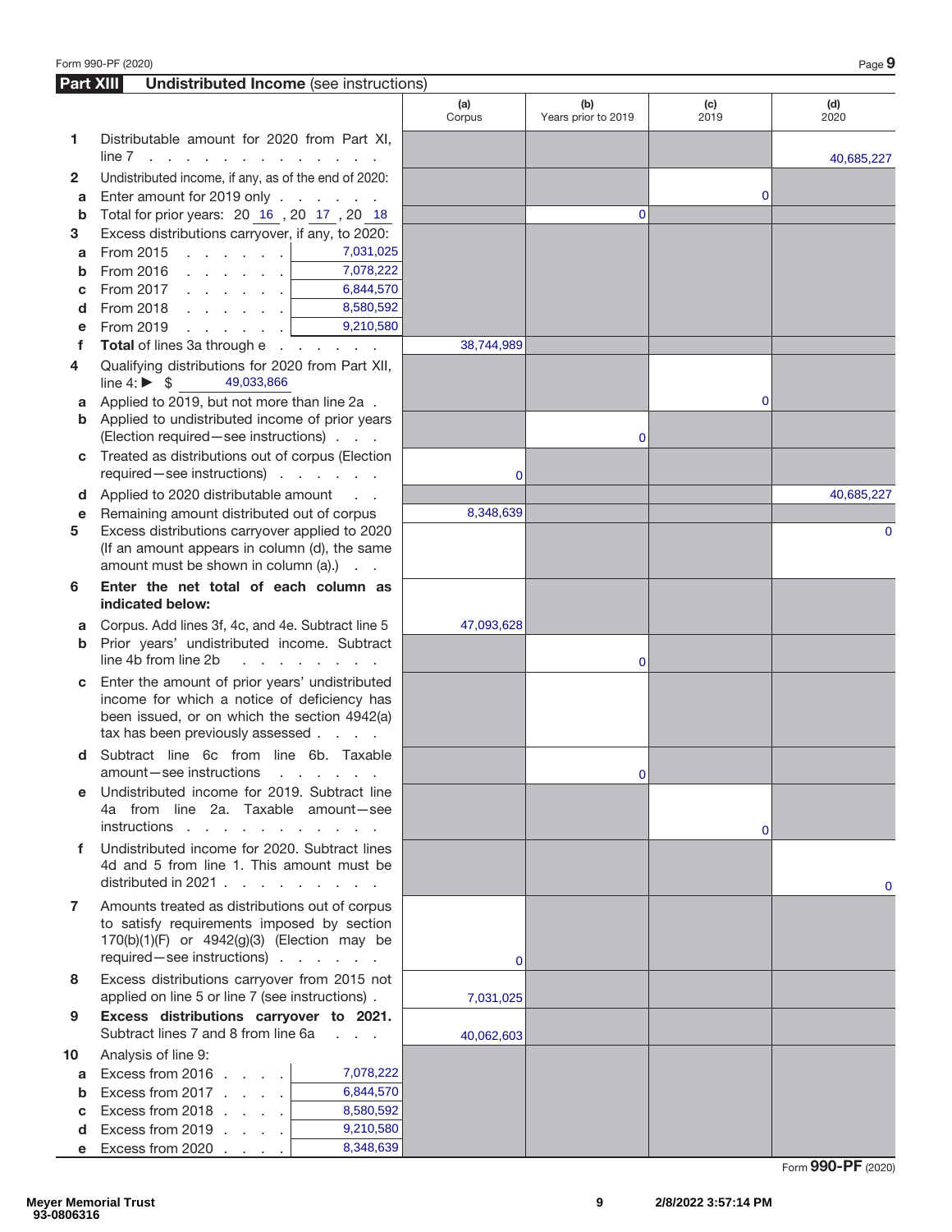## Part XIII Undistributed Income (see instructions)

| | | | (a) Corpus | (b) Years prior to 2019 | (c) 2019 | (d) 2020 |
|---|---|---|---|---|---|---|
| 1 | Distributable amount for 2020 from Part XI, line 7 | | | | | 40,685,227 |
| 2 | Undistributed income, if any, as of the end of 2020: | | | | | |
| a | Enter amount for 2019 only | | | | 0 | |
| b | Total for prior years: 20 16 , 20 17 , 20 18 | | | 0 | | |
| 3 | Excess distributions carryover, if any, to 2020: | | | | | |
| a | From 2015 | 7,031,025 | | | | |
| b | From 2016 | 7,078,222 | | | | |
| c | From 2017 | 6,844,570 | | | | |
| d | From 2018 | 8,580,592 | | | | |
| e | From 2019 | 9,210,580 | | | | |
| f | **Total** of lines 3a through e | | 38,744,989 | | | |
| 4 | Qualifying distributions for 2020 from Part XII, line 4: ▶ $ 49,033,866 | | | | | |
| a | Applied to 2019, but not more than line 2a | | | | 0 | |
| b | Applied to undistributed income of prior years (Election required—see instructions) | | | 0 | | |
| c | Treated as distributions out of corpus (Election required—see instructions) | | 0 | | | |
| d | Applied to 2020 distributable amount | | | | | 40,685,227 |
| e | Remaining amount distributed out of corpus | | 8,348,639 | | | |
| 5 | Excess distributions carryover applied to 2020 (If an amount appears in column (d), the same amount must be shown in column (a).) | | | | | 0 |
| 6 | **Enter the net total of each column as indicated below:** | | | | | |
| a | Corpus. Add lines 3f, 4c, and 4e. Subtract line 5 | | 47,093,628 | | | |
| b | Prior years' undistributed income. Subtract line 4b from line 2b | | | 0 | | |
| c | Enter the amount of prior years' undistributed income for which a notice of deficiency has been issued, or on which the section 4942(a) tax has been previously assessed | | | | | |
| d | Subtract line 6c from line 6b. Taxable amount—see instructions | | | 0 | | |
| e | Undistributed income for 2019. Subtract line 4a from line 2a. Taxable amount—see instructions | | | | 0 | |
| f | Undistributed income for 2020. Subtract lines 4d and 5 from line 1. This amount must be distributed in 2021 | | | | | 0 |
| 7 | Amounts treated as distributions out of corpus to satisfy requirements imposed by section 170(b)(1)(F) or 4942(g)(3) (Election may be required—see instructions) | | 0 | | | |
| 8 | Excess distributions carryover from 2015 not applied on line 5 or line 7 (see instructions) | | 7,031,025 | | | |
| 9 | **Excess distributions carryover to 2021.** Subtract lines 7 and 8 from line 6a | | 40,062,603 | | | |
| 10 | Analysis of line 9: | | | | | |
| a | Excess from 2016 | 7,078,222 | | | | |
| b | Excess from 2017 | 6,844,570 | | | | |
| c | Excess from 2018 | 8,580,592 | | | | |
| d | Excess from 2019 | 9,210,580 | | | | |
| e | Excess from 2020 | 8,348,639 | | | | |

Form **990-PF** (2020)

Meyer Memorial Trust
93-0806316

2/8/2022 3:57:14 PM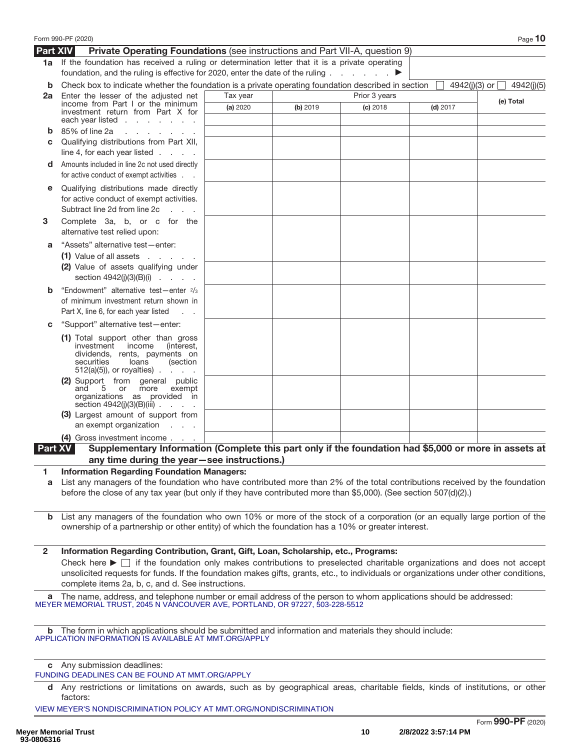## Part XIV Private Operating Foundations (see instructions and Part VII-A, question 9)

**1a** If the foundation has received a ruling or determination letter that it is a private operating foundation, and the ruling is effective for 2020, enter the date of the ruling . . . . . . . ▶

**b** Check box to indicate whether the foundation is a private operating foundation described in section ☐ 4942(j)(3) or ☐ 4942(j)(5)

| | Tax year | Prior 3 years | | | |
|---|---|---|---|---|---|
| | **(a)** 2020 | **(b)** 2019 | **(c)** 2018 | **(d)** 2017 | **(e) Total** |
| **2a** Enter the lesser of the adjusted net income from Part I or the minimum investment return from Part X for each year listed | | | | | |
| **b** 85% of line 2a | | | | | |
| **c** Qualifying distributions from Part XII, line 4, for each year listed | | | | | |
| **d** Amounts included in line 2c not used directly for active conduct of exempt activities | | | | | |
| **e** Qualifying distributions made directly for active conduct of exempt activities. Subtract line 2d from line 2c | | | | | |
| **3** Complete 3a, b, or c for the alternative test relied upon: | | | | | |
| **a** "Assets" alternative test—enter: **(1)** Value of all assets | | | | | |
| **(2)** Value of assets qualifying under section 4942(j)(3)(B)(i) | | | | | |
| **b** "Endowment" alternative test—enter 2/3 of minimum investment return shown in Part X, line 6, for each year listed | | | | | |
| **c** "Support" alternative test—enter: **(1)** Total support other than gross investment income (interest, dividends, rents, payments on securities loans (section 512(a)(5)), or royalties) | | | | | |
| **(2)** Support from general public and 5 or more exempt organizations as provided in section 4942(j)(3)(B)(iii) | | | | | |
| **(3)** Largest amount of support from an exempt organization | | | | | |
| **(4)** Gross investment income | | | | | |

## Part XV Supplementary Information (Complete this part only if the foundation had $5,000 or more in assets at any time during the year—see instructions.)

**1 Information Regarding Foundation Managers:**

**a** List any managers of the foundation who have contributed more than 2% of the total contributions received by the foundation before the close of any tax year (but only if they have contributed more than $5,000). (See section 507(d)(2).)

**b** List any managers of the foundation who own 10% or more of the stock of a corporation (or an equally large portion of the ownership of a partnership or other entity) of which the foundation has a 10% or greater interest.

**2 Information Regarding Contribution, Grant, Gift, Loan, Scholarship, etc., Programs:**

Check here ▶ ☐ if the foundation only makes contributions to preselected charitable organizations and does not accept unsolicited requests for funds. If the foundation makes gifts, grants, etc., to individuals or organizations under other conditions, complete items 2a, b, c, and d. See instructions.

**a** The name, address, and telephone number or email address of the person to whom applications should be addressed:

MEYER MEMORIAL TRUST, 2045 N VANCOUVER AVE, PORTLAND, OR 97227, 503-228-5512

**b** The form in which applications should be submitted and information and materials they should include:

APPLICATION INFORMATION IS AVAILABLE AT MMT.ORG/APPLY

**c** Any submission deadlines:

FUNDING DEADLINES CAN BE FOUND AT MMT.ORG/APPLY

**d** Any restrictions or limitations on awards, such as by geographical areas, charitable fields, kinds of institutions, or other factors:

VIEW MEYER'S NONDISCRIMINATION POLICY AT MMT.ORG/NONDISCRIMINATION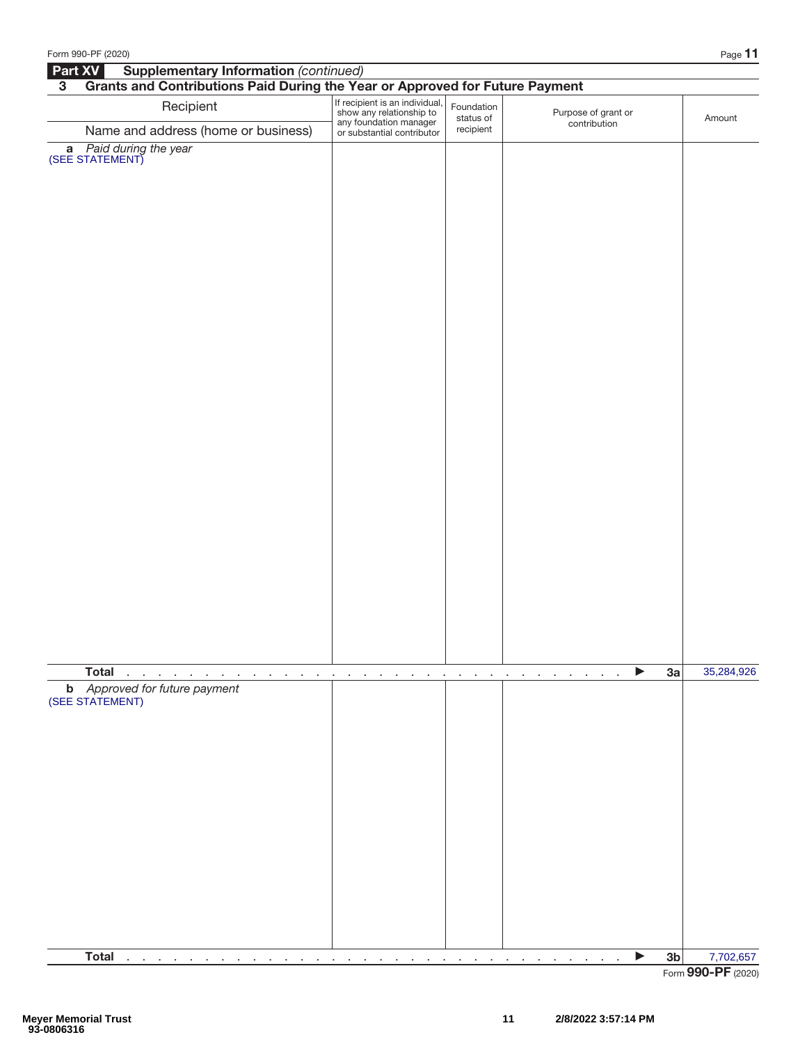## Part XV Supplementary Information *(continued)*

### 3 Grants and Contributions Paid During the Year or Approved for Future Payment

| Recipient<br>Name and address (home or business) | If recipient is an individual, show any relationship to any foundation manager or substantial contributor | Foundation status of recipient | Purpose of grant or contribution | Amount |
|---|---|---|---|---|
| **a** *Paid during the year*<br>(SEE STATEMENT) | | | | |
| **Total** . . . . . . . . . . . . . . . . . . . . . . . . . . . . . . . . ▶ **3a** | | | | 35,284,926 |
| **b** *Approved for future payment*<br>(SEE STATEMENT) | | | | |
| **Total** . . . . . . . . . . . . . . . . . . . . . . . . . . . . . . . . ▶ **3b** | | | | 7,702,657 |

Form **990-PF** (2020)

Meyer Memorial Trust
93-0806316

2/8/2022 3:57:14 PM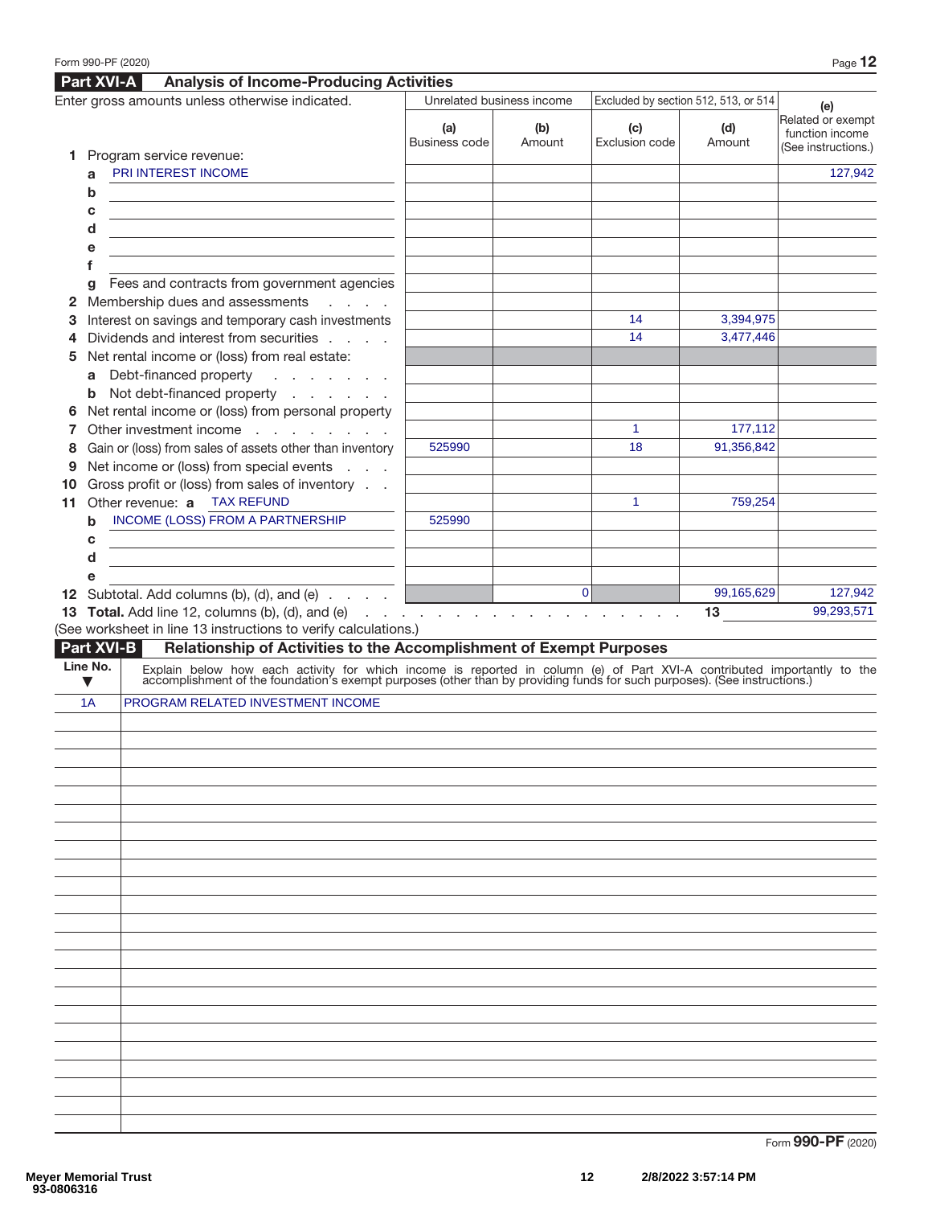## Part XVI-A Analysis of Income-Producing Activities

Enter gross amounts unless otherwise indicated.

| | Unrelated business income | | Excluded by section 512, 513, or 514 | | (e) |
|---|---|---|---|---|---|
| | (a) Business code | (b) Amount | (c) Exclusion code | (d) Amount | Related or exempt function income (See instructions.) |
| **1** Program service revenue: | | | | | |
| a PRI INTEREST INCOME | | | | | 127,942 |
| b | | | | | |
| c | | | | | |
| d | | | | | |
| e | | | | | |
| f | | | | | |
| g Fees and contracts from government agencies | | | | | |
| **2** Membership dues and assessments | | | | | |
| **3** Interest on savings and temporary cash investments | | | 14 | 3,394,975 | |
| **4** Dividends and interest from securities | | | 14 | 3,477,446 | |
| **5** Net rental income or (loss) from real estate: | | | | | |
| a Debt-financed property | | | | | |
| b Not debt-financed property | | | | | |
| **6** Net rental income or (loss) from personal property | | | | | |
| **7** Other investment income | | | 1 | 177,112 | |
| **8** Gain or (loss) from sales of assets other than inventory | 525990 | | 18 | 91,356,842 | |
| **9** Net income or (loss) from special events | | | | | |
| **10** Gross profit or (loss) from sales of inventory | | | | | |
| **11** Other revenue: a TAX REFUND | | | 1 | 759,254 | |
| b INCOME (LOSS) FROM A PARTNERSHIP | 525990 | | | | |
| c | | | | | |
| d | | | | | |
| e | | | | | |
| **12** Subtotal. Add columns (b), (d), and (e) | | 0 | | 99,165,629 | 127,942 |

**13 Total.** Add line 12, columns (b), (d), and (e) . . . . . . . . . . **13** 99,293,571

(See worksheet in line 13 instructions to verify calculations.)

## Part XVI-B Relationship of Activities to the Accomplishment of Exempt Purposes

| Line No. ▼ | Explain below how each activity for which income is reported in column (e) of Part XVI-A contributed importantly to the accomplishment of the foundation's exempt purposes (other than by providing funds for such purposes). (See instructions.) |
|---|---|
| 1A | PROGRAM RELATED INVESTMENT INCOME |

Meyer Memorial Trust
93-0806316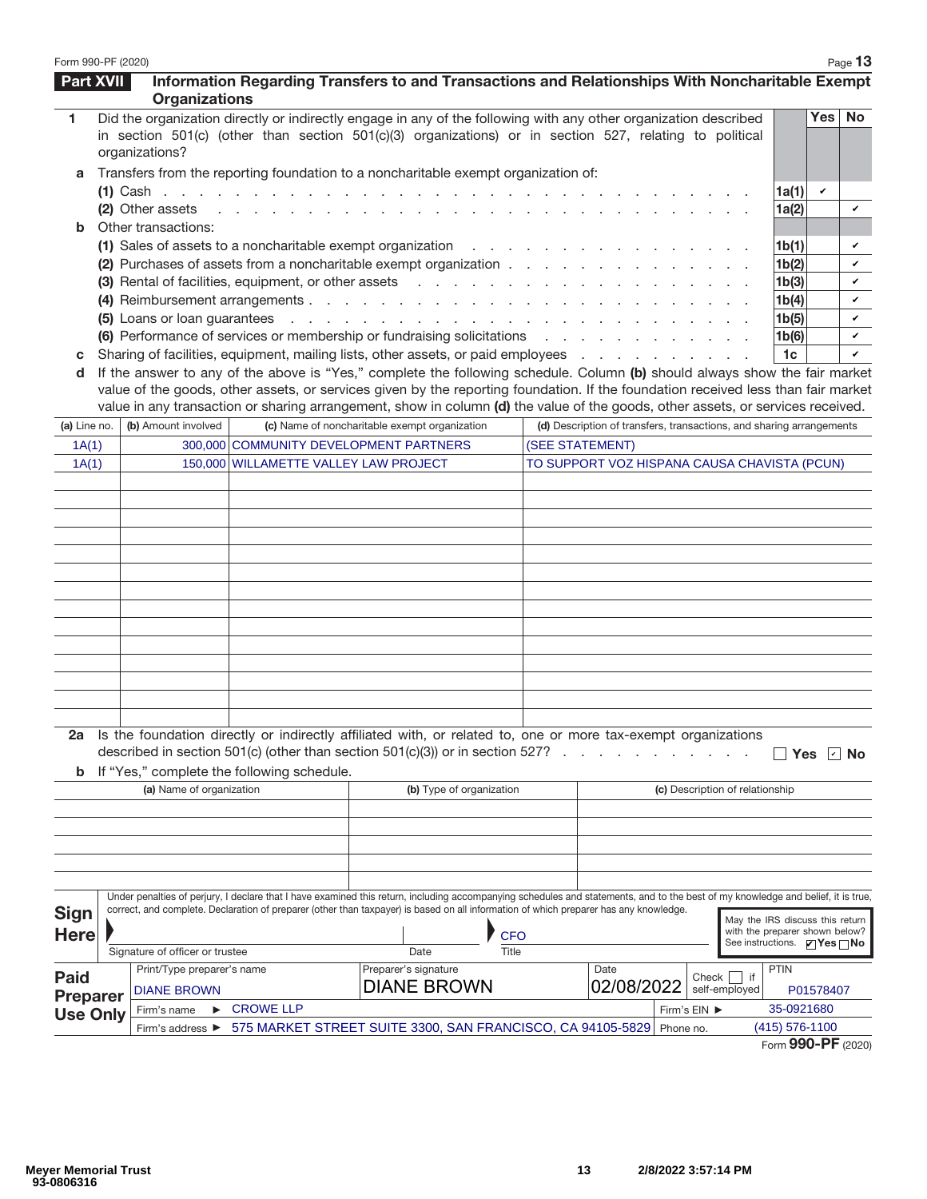Form 990-PF (2020)

## Part XVII Information Regarding Transfers to and Transactions and Relationships With Noncharitable Exempt Organizations

| | | | Yes | No |
|---|---|---|---|---|
| **1** | Did the organization directly or indirectly engage in any of the following with any other organization described in section 501(c) (other than section 501(c)(3) organizations) or in section 527, relating to political organizations? | | | |
| **a** | Transfers from the reporting foundation to a noncharitable exempt organization of: | | | |
| | **(1)** Cash | 1a(1) | ✔ | |
| | **(2)** Other assets | 1a(2) | | ✔ |
| **b** | Other transactions: | | | |
| | **(1)** Sales of assets to a noncharitable exempt organization | 1b(1) | | ✔ |
| | **(2)** Purchases of assets from a noncharitable exempt organization | 1b(2) | | ✔ |
| | **(3)** Rental of facilities, equipment, or other assets | 1b(3) | | ✔ |
| | **(4)** Reimbursement arrangements | 1b(4) | | ✔ |
| | **(5)** Loans or loan guarantees | 1b(5) | | ✔ |
| | **(6)** Performance of services or membership or fundraising solicitations | 1b(6) | | ✔ |
| **c** | Sharing of facilities, equipment, mailing lists, other assets, or paid employees | 1c | | ✔ |

**d** If the answer to any of the above is "Yes," complete the following schedule. Column **(b)** should always show the fair market value of the goods, other assets, or services given by the reporting foundation. If the foundation received less than fair market value in any transaction or sharing arrangement, show in column **(d)** the value of the goods, other assets, or services received.

| (a) Line no. | (b) Amount involved | (c) Name of noncharitable exempt organization | (d) Description of transfers, transactions, and sharing arrangements |
|---|---|---|---|
| 1A(1) | 300,000 | COMMUNITY DEVELOPMENT PARTNERS | (SEE STATEMENT) |
| 1A(1) | 150,000 | WILLAMETTE VALLEY LAW PROJECT | TO SUPPORT VOZ HISPANA CAUSA CHAVISTA (PCUN) |

**2a** Is the foundation directly or indirectly affiliated with, or related to, one or more tax-exempt organizations described in section 501(c) (other than section 501(c)(3)) or in section 527? ☐ Yes ☑ No

**b** If "Yes," complete the following schedule.

| (a) Name of organization | (b) Type of organization | (c) Description of relationship |
|---|---|---|
| | | |

**Sign Here**

Under penalties of perjury, I declare that I have examined this return, including accompanying schedules and statements, and to the best of my knowledge and belief, it is true, correct, and complete. Declaration of preparer (other than taxpayer) is based on all information of which preparer has any knowledge.

Signature of officer or trustee | Date | Title: CFO

May the IRS discuss this return with the preparer shown below? See instructions. ☑ Yes ☐ No

**Paid Preparer Use Only**

| Print/Type preparer's name | Preparer's signature | Date | Check ☐ if self-employed | PTIN |
|---|---|---|---|---|
| DIANE BROWN | DIANE BROWN | 02/08/2022 | | P01578407 |
| Firm's name ► CROWE LLP | | | Firm's EIN ► | 35-0921680 |
| Firm's address ► 575 MARKET STREET SUITE 3300, SAN FRANCISCO, CA 94105-5829 | | | Phone no. | (415) 576-1100 |

Form **990-PF** (2020)

Meyer Memorial Trust
93-0806316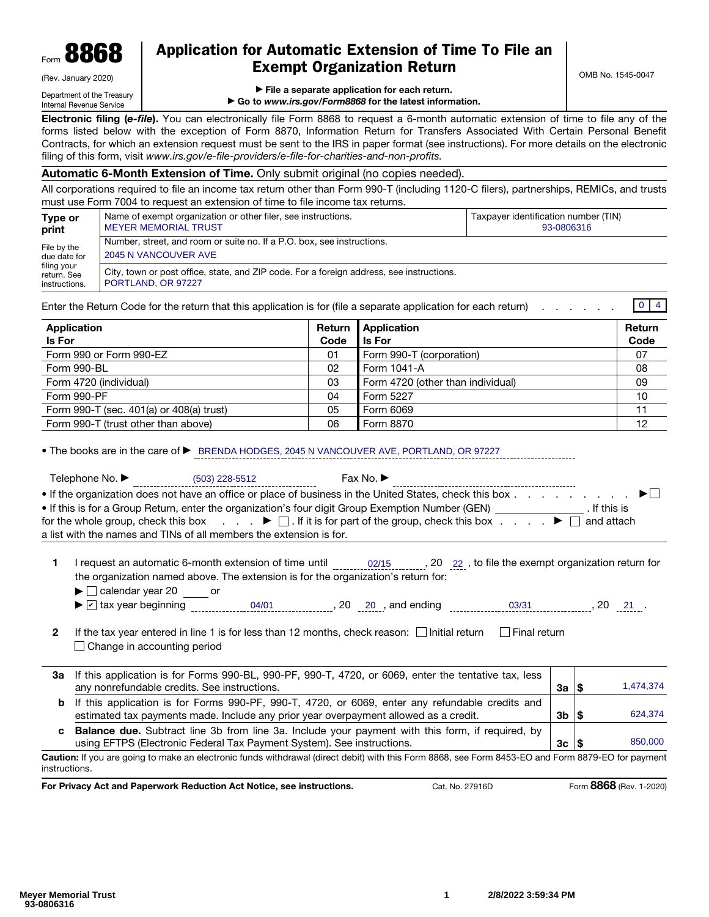Form **8868**

(Rev. January 2020)

Department of the Treasury
Internal Revenue Service

# Application for Automatic Extension of Time To File an Exempt Organization Return

▶ **File a separate application for each return.**

▶ **Go to *www.irs.gov/Form8868* for the latest information.**

OMB No. 1545-0047

**Electronic filing (*e-file*).** You can electronically file Form 8868 to request a 6-month automatic extension of time to file any of the forms listed below with the exception of Form 8870, Information Return for Transfers Associated With Certain Personal Benefit Contracts, for which an extension request must be sent to the IRS in paper format (see instructions). For more details on the electronic filing of this form, visit *www.irs.gov/e-file-providers/e-file-for-charities-and-non-profits.*

**Automatic 6-Month Extension of Time.** Only submit original (no copies needed).

All corporations required to file an income tax return other than Form 990-T (including 1120-C filers), partnerships, REMICs, and trusts must use Form 7004 to request an extension of time to file income tax returns.

| **Type or print** | Name of exempt organization or other filer, see instructions. MEYER MEMORIAL TRUST | Taxpayer identification number (TIN) 93-0806316 |
|---|---|---|
| File by the due date for filing your return. See instructions. | Number, street, and room or suite no. If a P.O. box, see instructions. 2045 N VANCOUVER AVE | |
| | City, town or post office, state, and ZIP code. For a foreign address, see instructions. PORTLAND, OR 97227 | |

Enter the Return Code for the return that this application is for (file a separate application for each return) . . . . . . . 0 4

| Application Is For | Return Code | Application Is For | Return Code |
|---|---|---|---|
| Form 990 or Form 990-EZ | 01 | Form 990-T (corporation) | 07 |
| Form 990-BL | 02 | Form 1041-A | 08 |
| Form 4720 (individual) | 03 | Form 4720 (other than individual) | 09 |
| Form 990-PF | 04 | Form 5227 | 10 |
| Form 990-T (sec. 401(a) or 408(a) trust) | 05 | Form 6069 | 11 |
| Form 990-T (trust other than above) | 06 | Form 8870 | 12 |

- The books are in the care of ▶ BRENDA HODGES, 2045 N VANCOUVER AVE, PORTLAND, OR 97227

Telephone No. ▶ (503) 228-5512 Fax No. ▶

- If the organization does not have an office or place of business in the United States, check this box . . . . . . . . . . ▶ ☐
- If this is for a Group Return, enter the organization's four digit Group Exemption Number (GEN) ________ . If this is for the whole group, check this box . . . . ▶ ☐ . If it is for part of the group, check this box . . . . . ▶ ☐ and attach a list with the names and TINs of all members the extension is for.

**1** I request an automatic 6-month extension of time until 02/15 , 20 22 , to file the exempt organization return for the organization named above. The extension is for the organization's return for:

▶ ☐ calendar year 20 ____ or

▶ ☑ tax year beginning 04/01 , 20 20 , and ending 03/31 , 20 21 .

**2** If the tax year entered in line 1 is for less than 12 months, check reason: ☐ Initial return ☐ Final return ☐ Change in accounting period

| | | | |
|---|---|---|---|
| **3a** | If this application is for Forms 990-BL, 990-PF, 990-T, 4720, or 6069, enter the tentative tax, less any nonrefundable credits. See instructions. | 3a | $ 1,474,374 |
| **b** | If this application is for Forms 990-PF, 990-T, 4720, or 6069, enter any refundable credits and estimated tax payments made. Include any prior year overpayment allowed as a credit. | 3b | $ 624,374 |
| **c** | **Balance due.** Subtract line 3b from line 3a. Include your payment with this form, if required, by using EFTPS (Electronic Federal Tax Payment System). See instructions. | 3c | $ 850,000 |

**Caution:** If you are going to make an electronic funds withdrawal (direct debit) with this Form 8868, see Form 8453-EO and Form 8879-EO for payment instructions.

**For Privacy Act and Paperwork Reduction Act Notice, see instructions.** Cat. No. 27916D Form **8868** (Rev. 1-2020)

Meyer Memorial Trust
93-0806316 2/8/2022 3:59:34 PM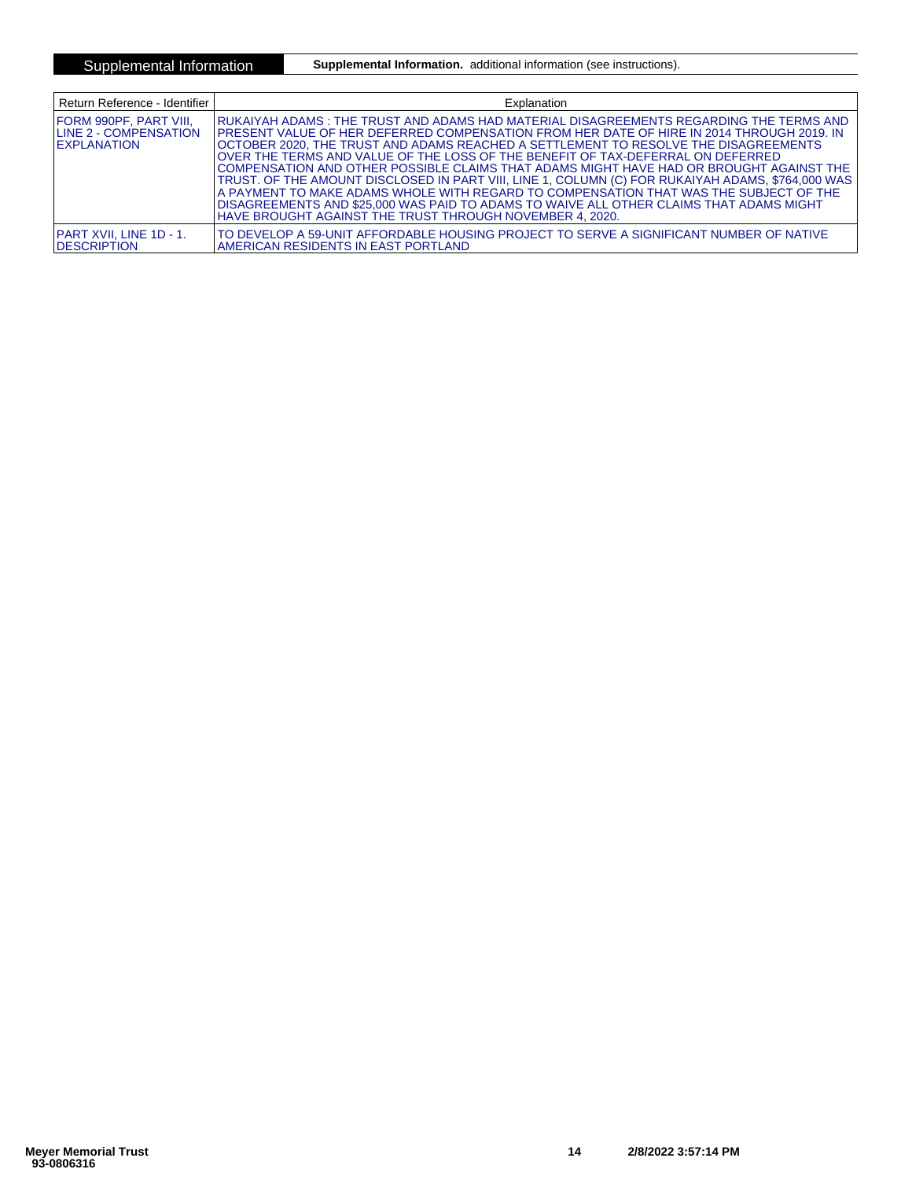**Supplemental Information** | **Supplemental Information.** additional information (see instructions).

| Return Reference - Identifier | Explanation |
| --- | --- |
| FORM 990PF, PART VIII, LINE 2 - COMPENSATION EXPLANATION | RUKAIYAH ADAMS : THE TRUST AND ADAMS HAD MATERIAL DISAGREEMENTS REGARDING THE TERMS AND PRESENT VALUE OF HER DEFERRED COMPENSATION FROM HER DATE OF HIRE IN 2014 THROUGH 2019. IN OCTOBER 2020, THE TRUST AND ADAMS REACHED A SETTLEMENT TO RESOLVE THE DISAGREEMENTS OVER THE TERMS AND VALUE OF THE LOSS OF THE BENEFIT OF TAX-DEFERRAL ON DEFERRED COMPENSATION AND OTHER POSSIBLE CLAIMS THAT ADAMS MIGHT HAVE HAD OR BROUGHT AGAINST THE TRUST. OF THE AMOUNT DISCLOSED IN PART VIII, LINE 1, COLUMN (C) FOR RUKAIYAH ADAMS, $764,000 WAS A PAYMENT TO MAKE ADAMS WHOLE WITH REGARD TO COMPENSATION THAT WAS THE SUBJECT OF THE DISAGREEMENTS AND $25,000 WAS PAID TO ADAMS TO WAIVE ALL OTHER CLAIMS THAT ADAMS MIGHT HAVE BROUGHT AGAINST THE TRUST THROUGH NOVEMBER 4, 2020. |
| PART XVII, LINE 1D - 1. DESCRIPTION | TO DEVELOP A 59-UNIT AFFORDABLE HOUSING PROJECT TO SERVE A SIGNIFICANT NUMBER OF NATIVE AMERICAN RESIDENTS IN EAST PORTLAND |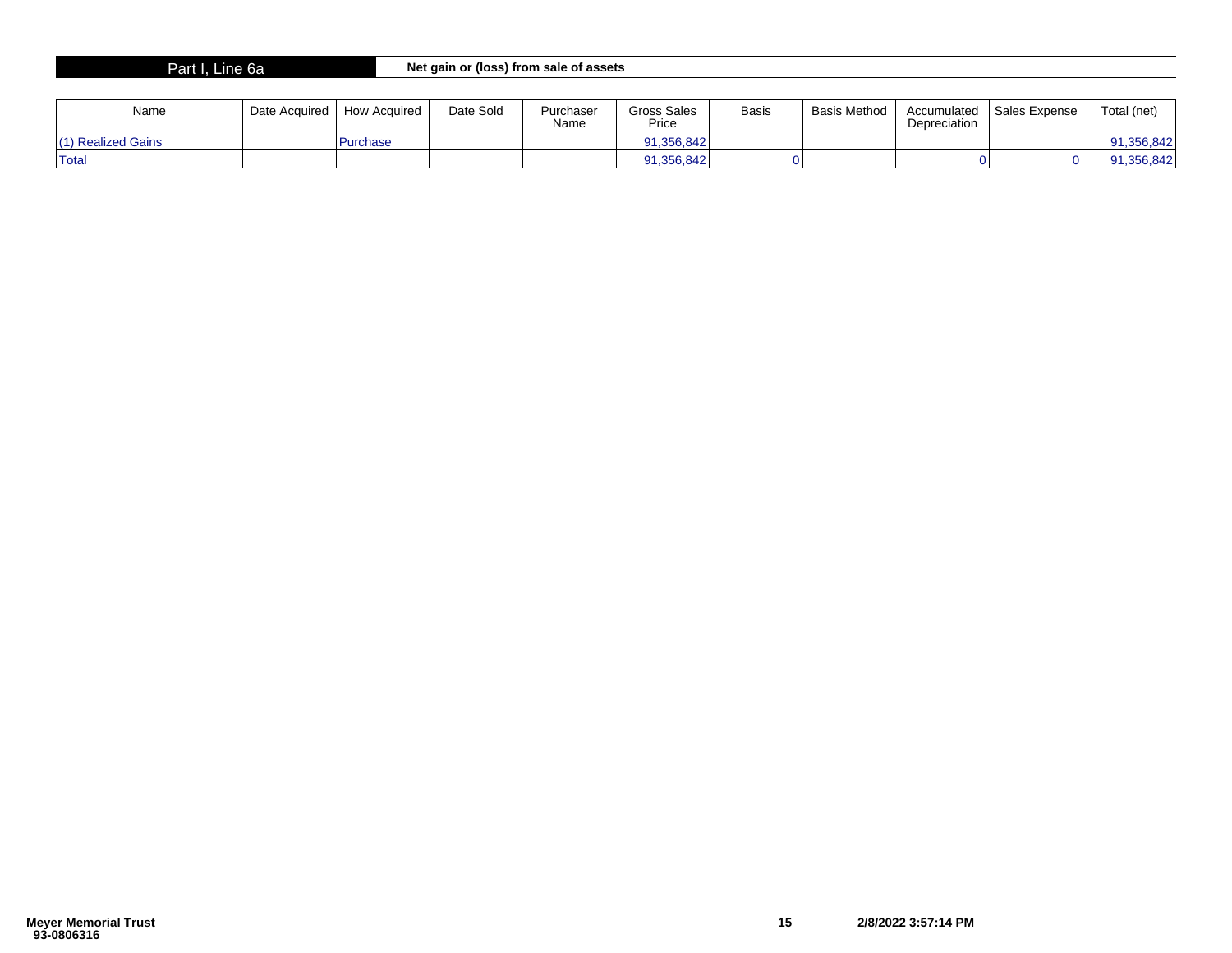## Part I, Line 6a — Net gain or (loss) from sale of assets

| Name | Date Acquired | How Acquired | Date Sold | Purchaser Name | Gross Sales Price | Basis | Basis Method | Accumulated Depreciation | Sales Expense | Total (net) |
|---|---|---|---|---|---|---|---|---|---|---|
| (1) Realized Gains | | Purchase | | | 91,356,842 | | | | | 91,356,842 |
| Total | | | | | 91,356,842 | 0 | | 0 | 0 | 91,356,842 |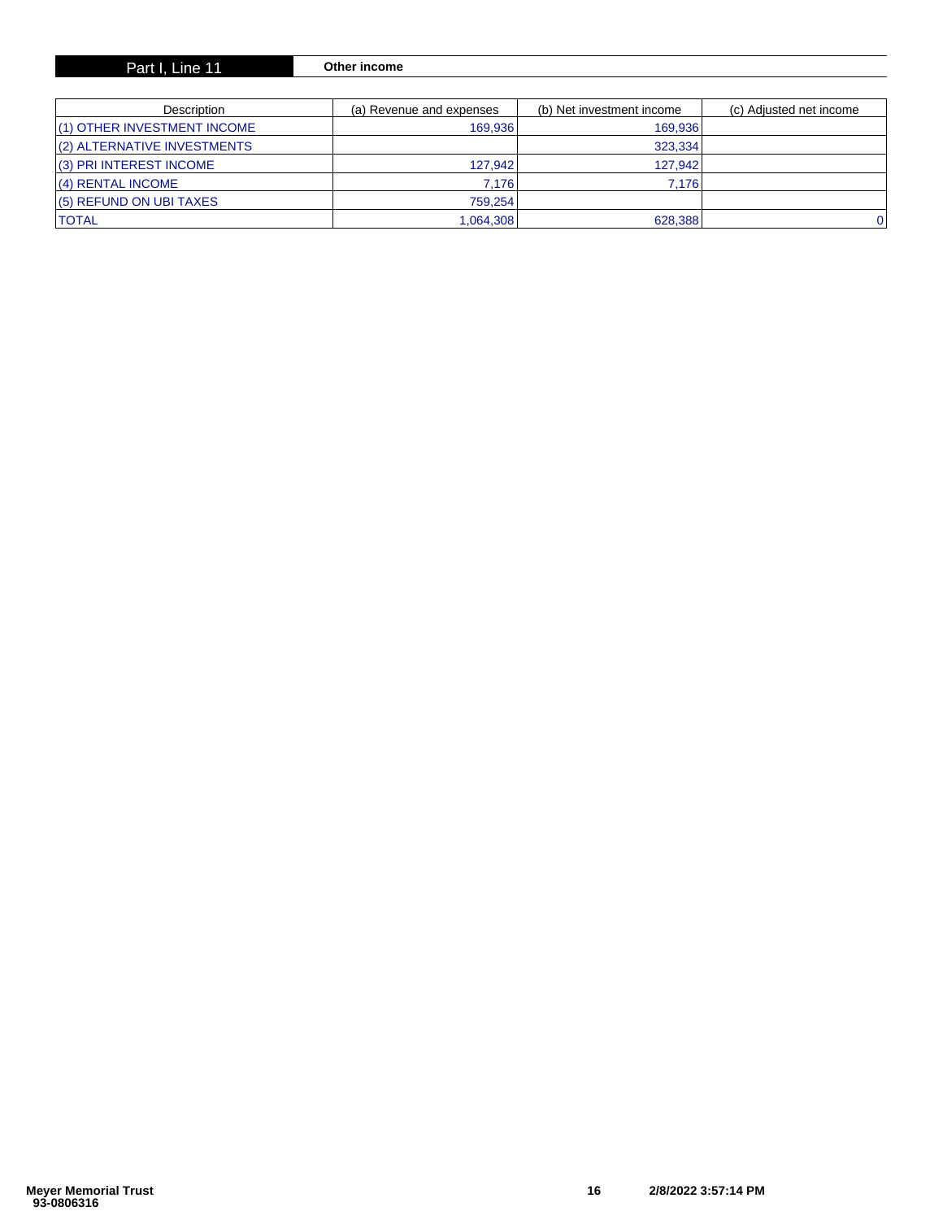## Part I, Line 11 — Other income

| Description | (a) Revenue and expenses | (b) Net investment income | (c) Adjusted net income |
|---|---|---|---|
| (1) OTHER INVESTMENT INCOME | 169,936 | 169,936 | |
| (2) ALTERNATIVE INVESTMENTS | | 323,334 | |
| (3) PRI INTEREST INCOME | 127,942 | 127,942 | |
| (4) RENTAL INCOME | 7,176 | 7,176 | |
| (5) REFUND ON UBI TAXES | 759,254 | | |
| TOTAL | 1,064,308 | 628,388 | 0 |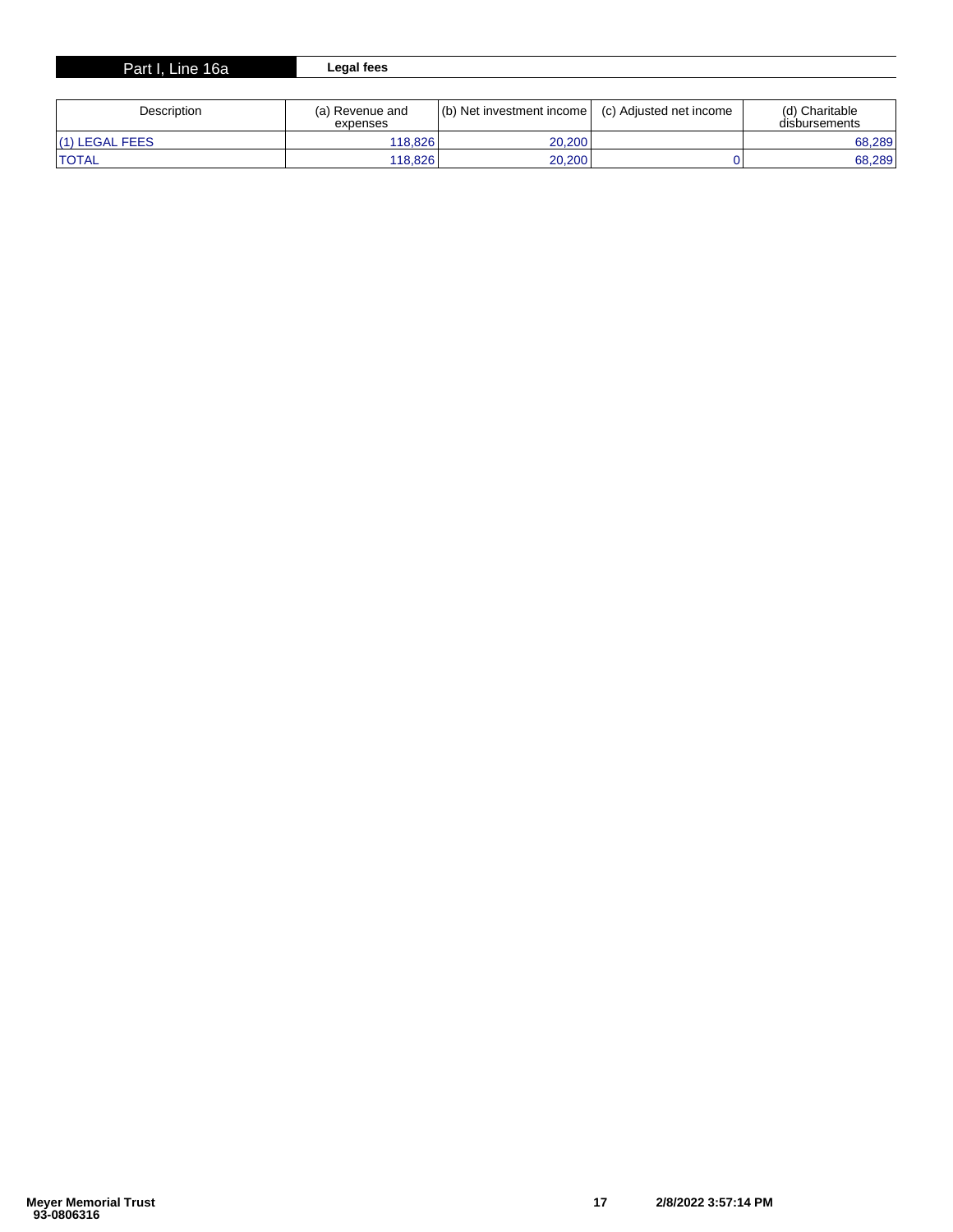## Part I, Line 16a — Legal fees

| Description | (a) Revenue and expenses | (b) Net investment income | (c) Adjusted net income | (d) Charitable disbursements |
|---|---|---|---|---|
| (1) LEGAL FEES | 118,826 | 20,200 | | 68,289 |
| TOTAL | 118,826 | 20,200 | 0 | 68,289 |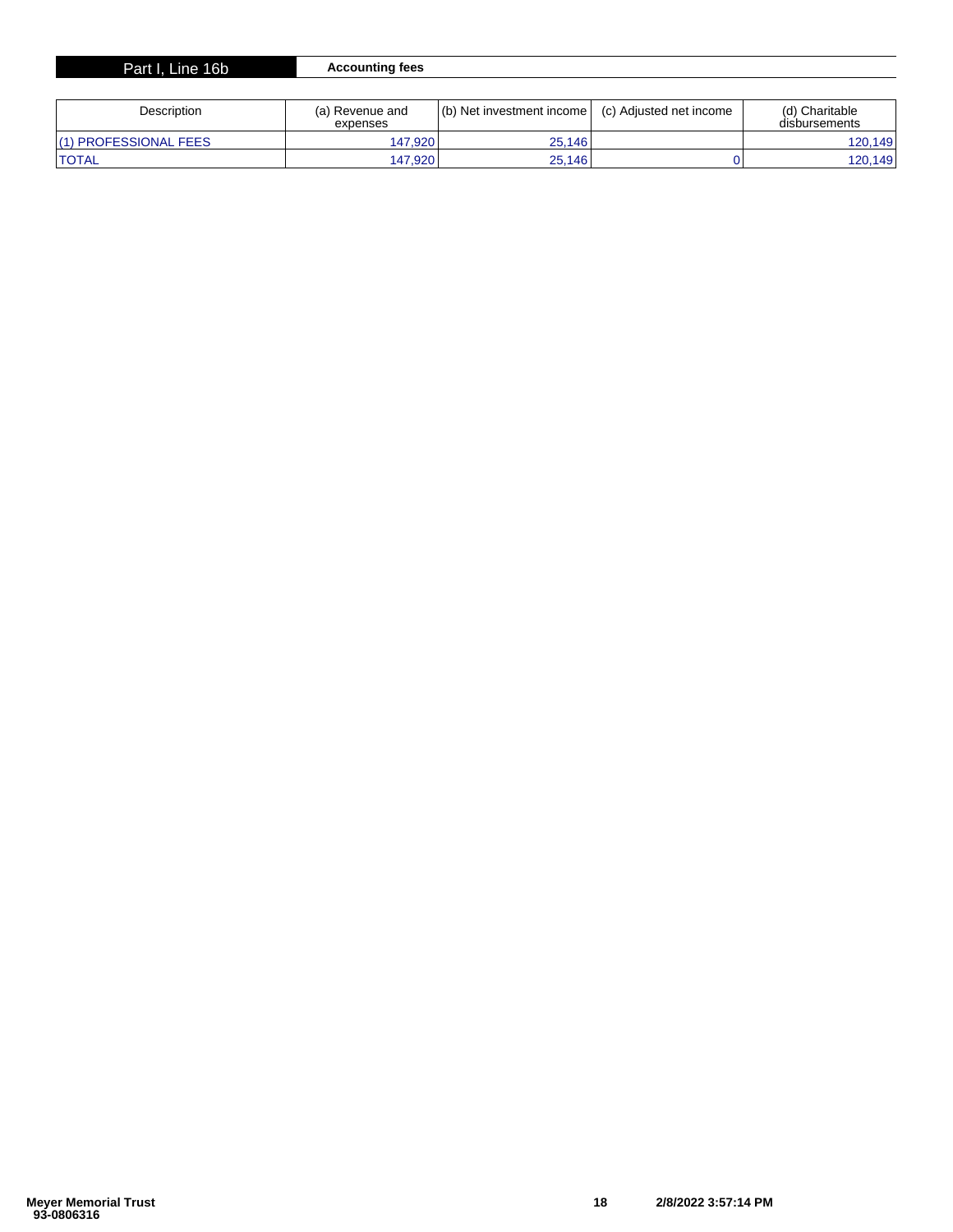## Part I, Line 16b — Accounting fees

| Description | (a) Revenue and expenses | (b) Net investment income | (c) Adjusted net income | (d) Charitable disbursements |
|---|---|---|---|---|
| (1) PROFESSIONAL FEES | 147,920 | 25,146 | | 120,149 |
| TOTAL | 147,920 | 25,146 | 0 | 120,149 |

**Meyer Memorial Trust**
**93-0806316**

**2/8/2022 3:57:14 PM**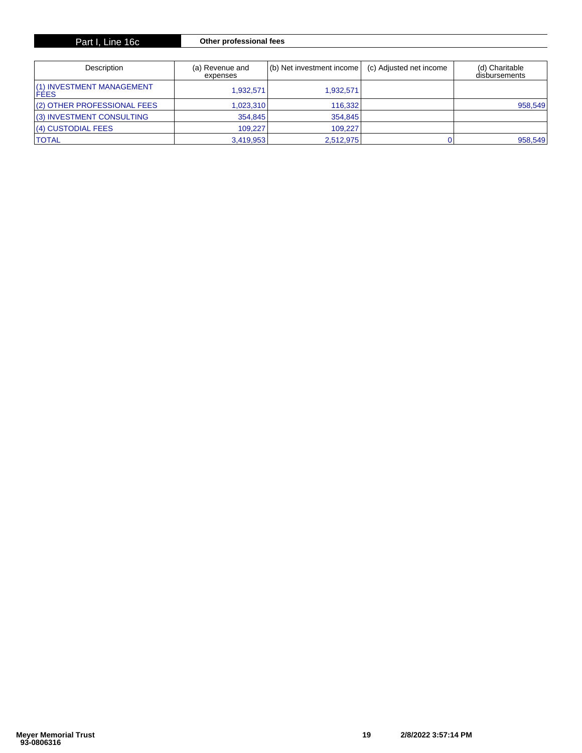## Part I, Line 16c — Other professional fees

| Description | (a) Revenue and expenses | (b) Net investment income | (c) Adjusted net income | (d) Charitable disbursements |
|---|---|---|---|---|
| (1) INVESTMENT MANAGEMENT FEES | 1,932,571 | 1,932,571 | | |
| (2) OTHER PROFESSIONAL FEES | 1,023,310 | 116,332 | | 958,549 |
| (3) INVESTMENT CONSULTING | 354,845 | 354,845 | | |
| (4) CUSTODIAL FEES | 109,227 | 109,227 | | |
| TOTAL | 3,419,953 | 2,512,975 | 0 | 958,549 |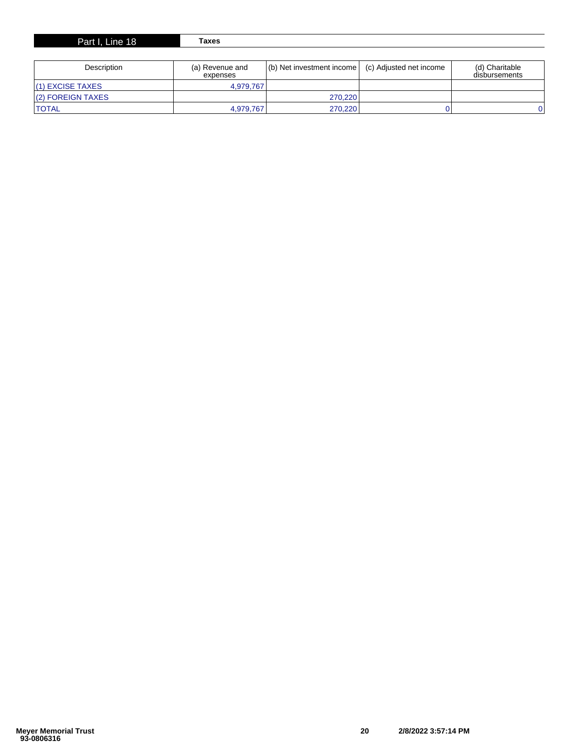## Part I, Line 18 — Taxes

| Description | (a) Revenue and expenses | (b) Net investment income | (c) Adjusted net income | (d) Charitable disbursements |
|---|---|---|---|---|
| (1) EXCISE TAXES | 4,979,767 | | | |
| (2) FOREIGN TAXES | | 270,220 | | |
| TOTAL | 4,979,767 | 270,220 | 0 | 0 |

**Meyer Memorial Trust**
**93-0806316**

**2/8/2022 3:57:14 PM**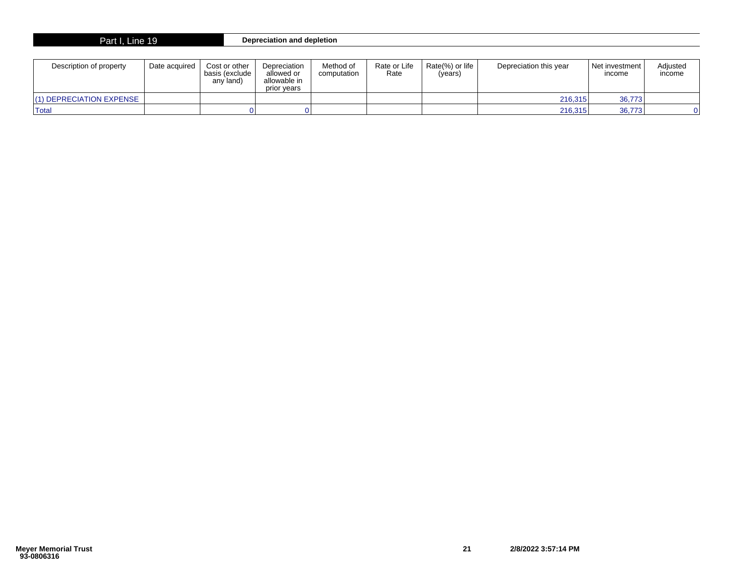## Part I, Line 19 — Depreciation and depletion

| Description of property | Date acquired | Cost or other basis (exclude any land) | Depreciation allowed or allowable in prior years | Method of computation | Rate or Life Rate | Rate(%) or life (years) | Depreciation this year | Net investment income | Adjusted income |
|---|---|---|---|---|---|---|---|---|---|
| (1) DEPRECIATION EXPENSE | | | | | | | 216,315 | 36,773 | |
| Total | | 0 | 0 | | | | 216,315 | 36,773 | 0 |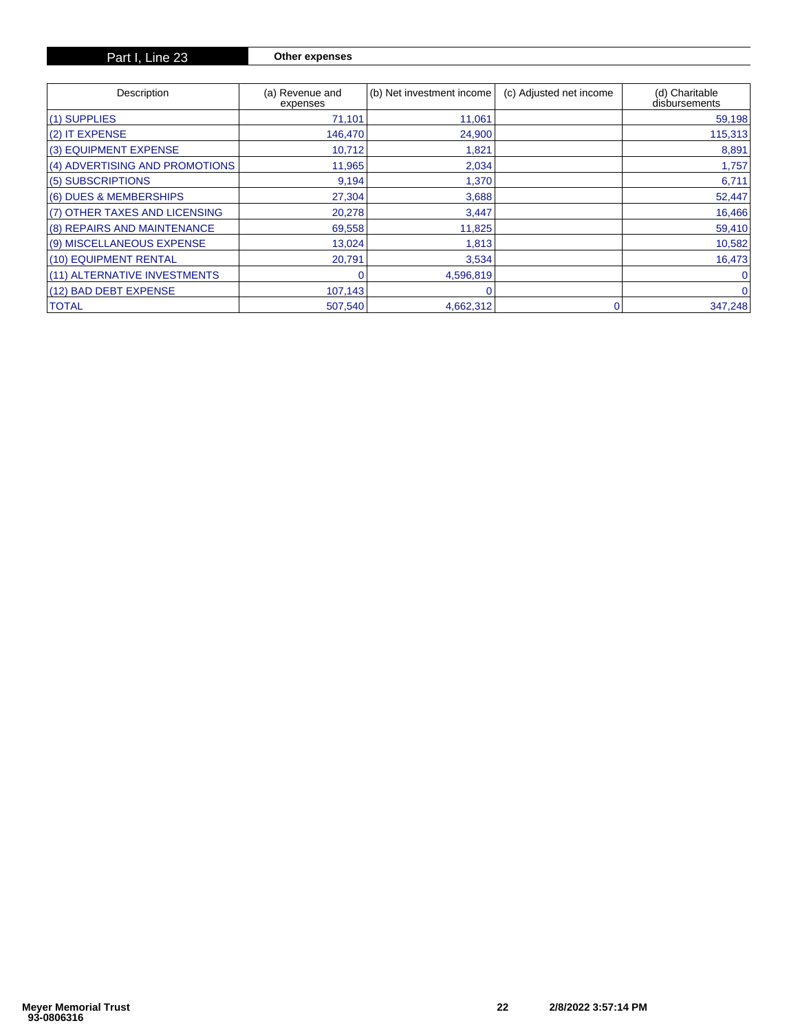**Part I, Line 23** **Other expenses**

| Description | (a) Revenue and expenses | (b) Net investment income | (c) Adjusted net income | (d) Charitable disbursements |
|---|---|---|---|---|
| (1) SUPPLIES | 71,101 | 11,061 | | 59,198 |
| (2) IT EXPENSE | 146,470 | 24,900 | | 115,313 |
| (3) EQUIPMENT EXPENSE | 10,712 | 1,821 | | 8,891 |
| (4) ADVERTISING AND PROMOTIONS | 11,965 | 2,034 | | 1,757 |
| (5) SUBSCRIPTIONS | 9,194 | 1,370 | | 6,711 |
| (6) DUES & MEMBERSHIPS | 27,304 | 3,688 | | 52,447 |
| (7) OTHER TAXES AND LICENSING | 20,278 | 3,447 | | 16,466 |
| (8) REPAIRS AND MAINTENANCE | 69,558 | 11,825 | | 59,410 |
| (9) MISCELLANEOUS EXPENSE | 13,024 | 1,813 | | 10,582 |
| (10) EQUIPMENT RENTAL | 20,791 | 3,534 | | 16,473 |
| (11) ALTERNATIVE INVESTMENTS | 0 | 4,596,819 | | 0 |
| (12) BAD DEBT EXPENSE | 107,143 | 0 | | 0 |
| TOTAL | 507,540 | 4,662,312 | 0 | 347,248 |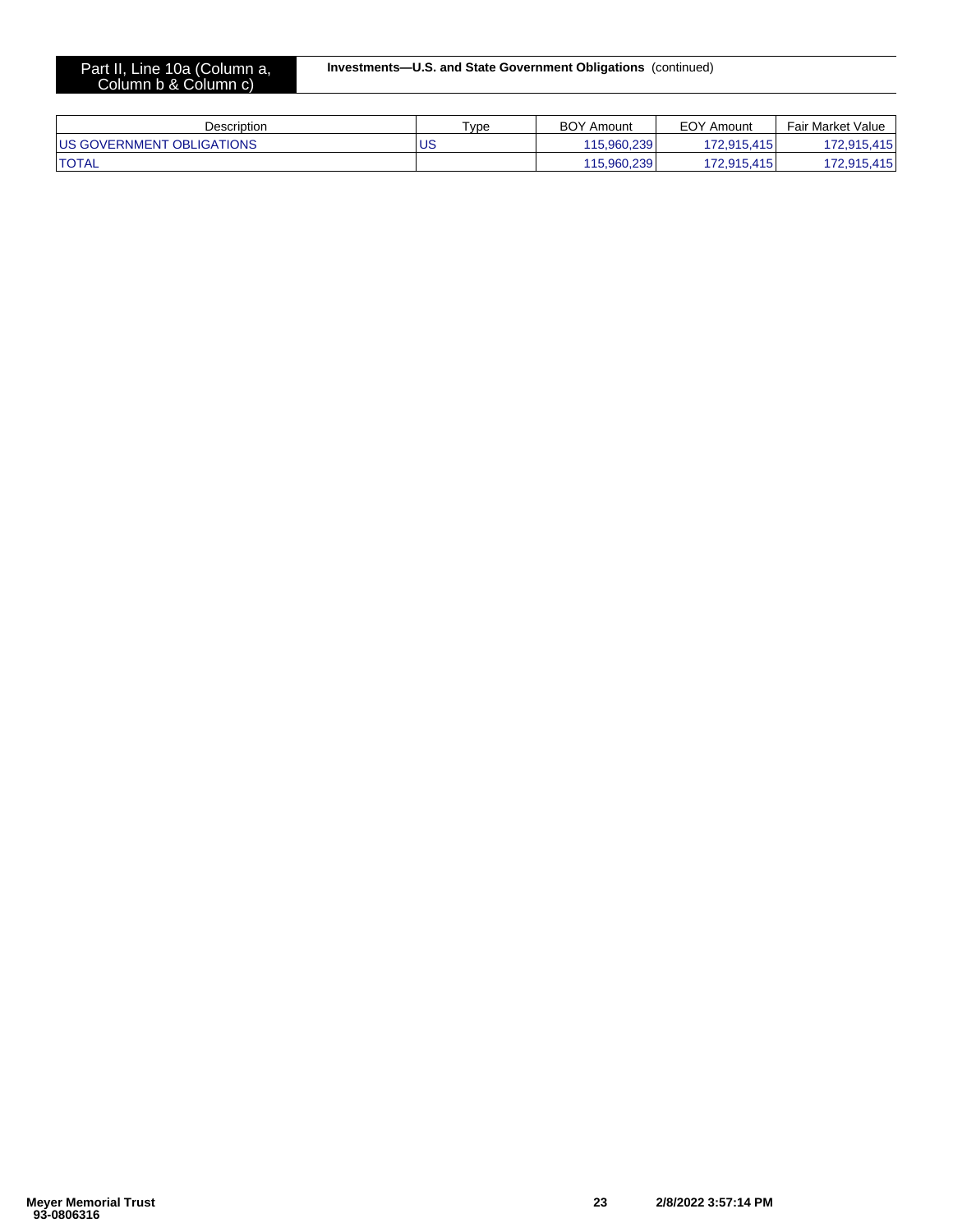Part II, Line 10a (Column a, Column b & Column c)

**Investments—U.S. and State Government Obligations** (continued)

| Description | Type | BOY Amount | EOY Amount | Fair Market Value |
| --- | --- | --- | --- | --- |
| US GOVERNMENT OBLIGATIONS | US | 115,960,239 | 172,915,415 | 172,915,415 |
| TOTAL | | 115,960,239 | 172,915,415 | 172,915,415 |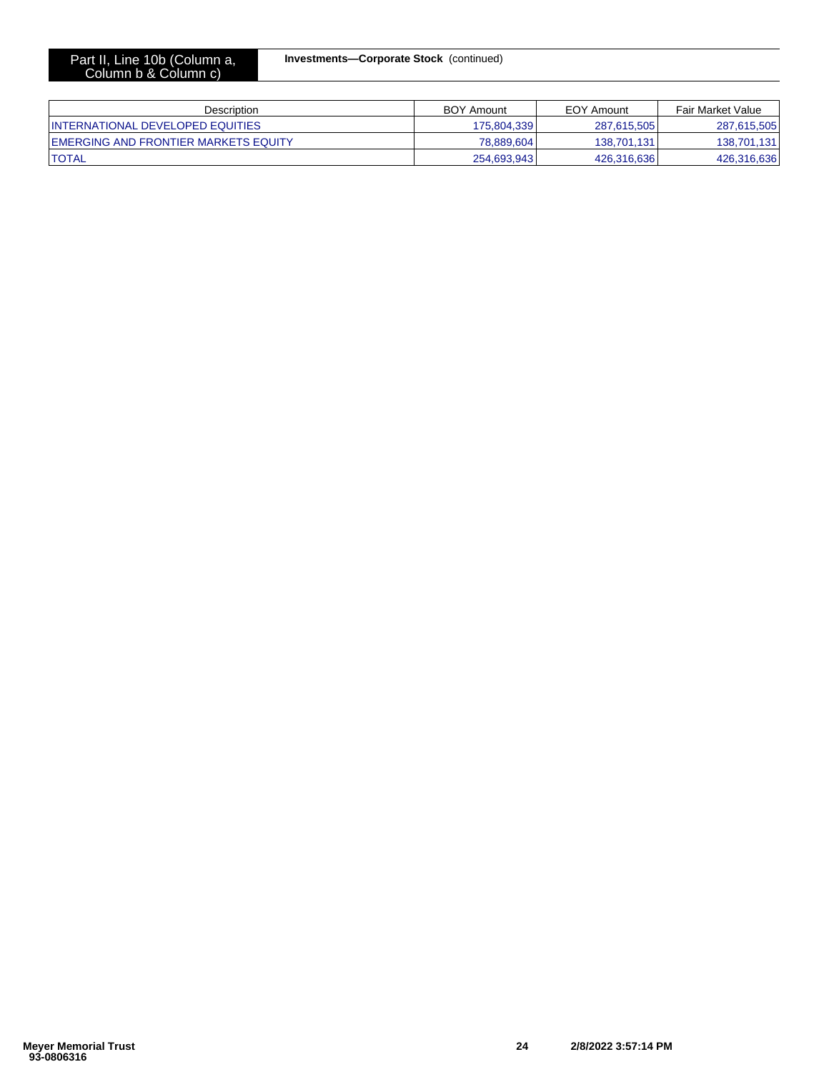Part II, Line 10b (Column a, Column b & Column c)

**Investments—Corporate Stock** (continued)

| Description | BOY Amount | EOY Amount | Fair Market Value |
|---|---|---|---|
| INTERNATIONAL DEVELOPED EQUITIES | 175,804,339 | 287,615,505 | 287,615,505 |
| EMERGING AND FRONTIER MARKETS EQUITY | 78,889,604 | 138,701,131 | 138,701,131 |
| TOTAL | 254,693,943 | 426,316,636 | 426,316,636 |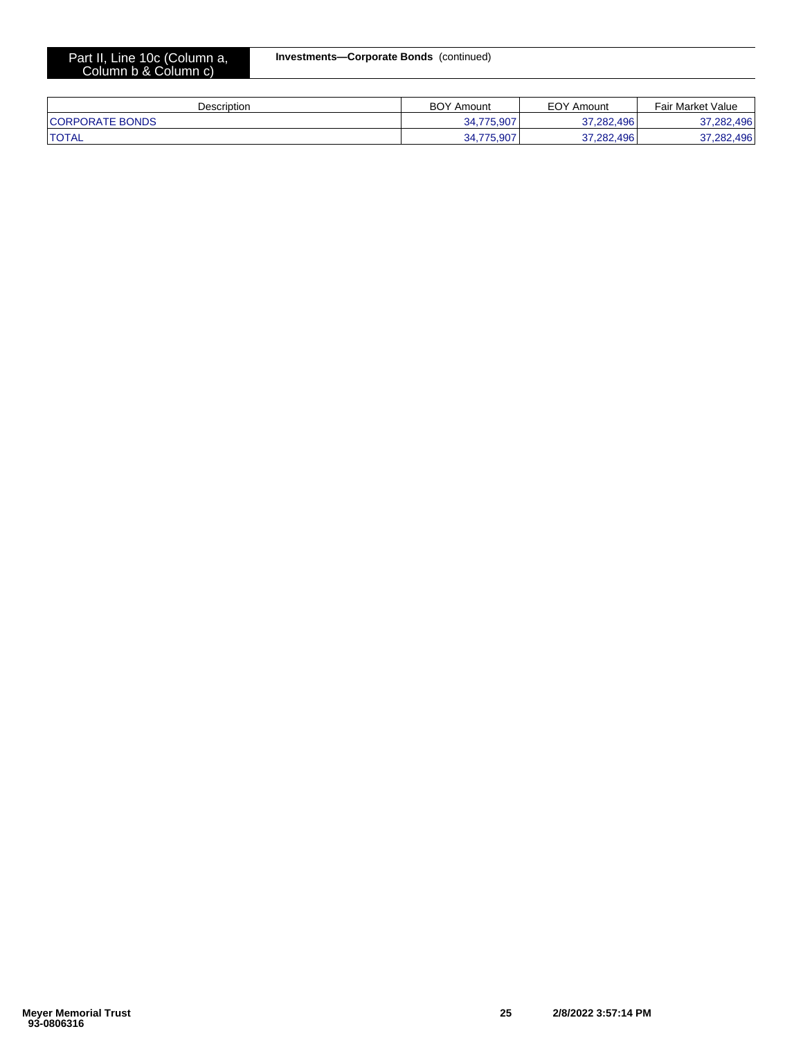**Part II, Line 10c (Column a, Column b & Column c)**

**Investments—Corporate Bonds** (continued)

| Description | BOY Amount | EOY Amount | Fair Market Value |
|---|---|---|---|
| CORPORATE BONDS | 34,775,907 | 37,282,496 | 37,282,496 |
| TOTAL | 34,775,907 | 37,282,496 | 37,282,496 |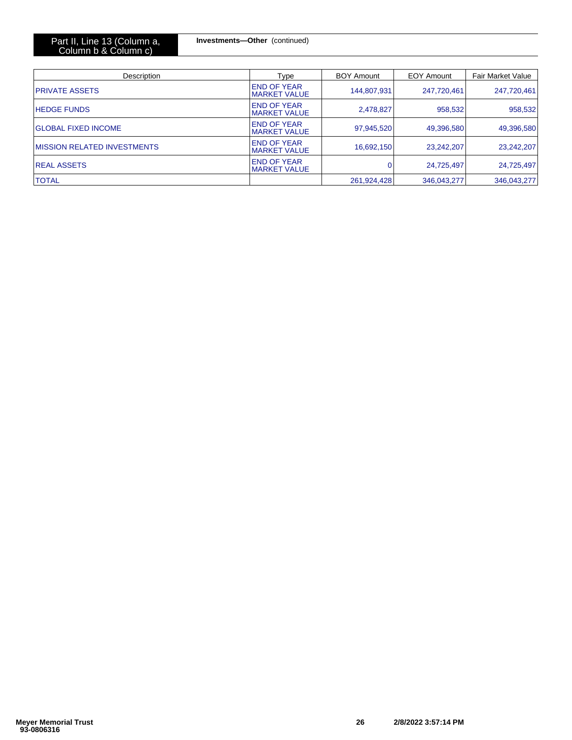Part II, Line 13 (Column a, Column b & Column c)

**Investments—Other** (continued)

| Description | Type | BOY Amount | EOY Amount | Fair Market Value |
|---|---|---|---|---|
| PRIVATE ASSETS | END OF YEAR MARKET VALUE | 144,807,931 | 247,720,461 | 247,720,461 |
| HEDGE FUNDS | END OF YEAR MARKET VALUE | 2,478,827 | 958,532 | 958,532 |
| GLOBAL FIXED INCOME | END OF YEAR MARKET VALUE | 97,945,520 | 49,396,580 | 49,396,580 |
| MISSION RELATED INVESTMENTS | END OF YEAR MARKET VALUE | 16,692,150 | 23,242,207 | 23,242,207 |
| REAL ASSETS | END OF YEAR MARKET VALUE | 0 | 24,725,497 | 24,725,497 |
| TOTAL | | 261,924,428 | 346,043,277 | 346,043,277 |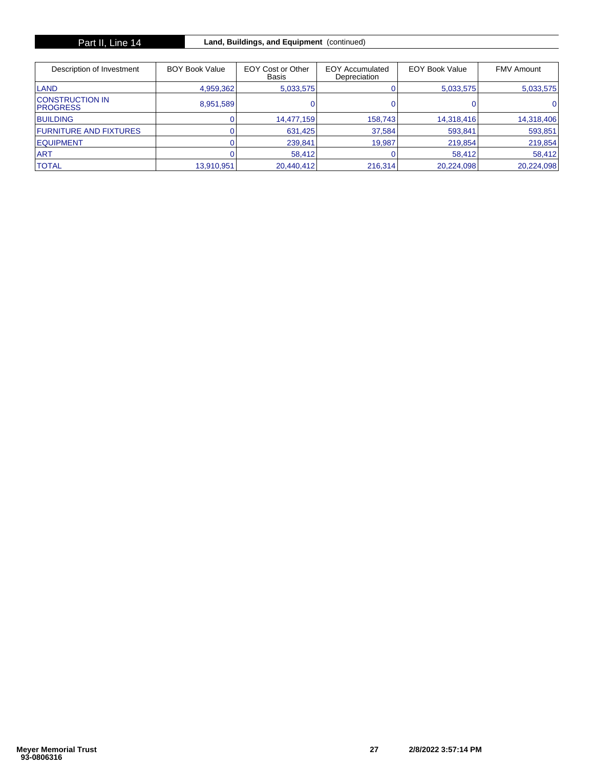## Part II, Line 14 — Land, Buildings, and Equipment (continued)

| Description of Investment | BOY Book Value | EOY Cost or Other Basis | EOY Accumulated Depreciation | EOY Book Value | FMV Amount |
|---|---|---|---|---|---|
| LAND | 4,959,362 | 5,033,575 | 0 | 5,033,575 | 5,033,575 |
| CONSTRUCTION IN PROGRESS | 8,951,589 | 0 | 0 | 0 | 0 |
| BUILDING | 0 | 14,477,159 | 158,743 | 14,318,416 | 14,318,406 |
| FURNITURE AND FIXTURES | 0 | 631,425 | 37,584 | 593,841 | 593,851 |
| EQUIPMENT | 0 | 239,841 | 19,987 | 219,854 | 219,854 |
| ART | 0 | 58,412 | 0 | 58,412 | 58,412 |
| TOTAL | 13,910,951 | 20,440,412 | 216,314 | 20,224,098 | 20,224,098 |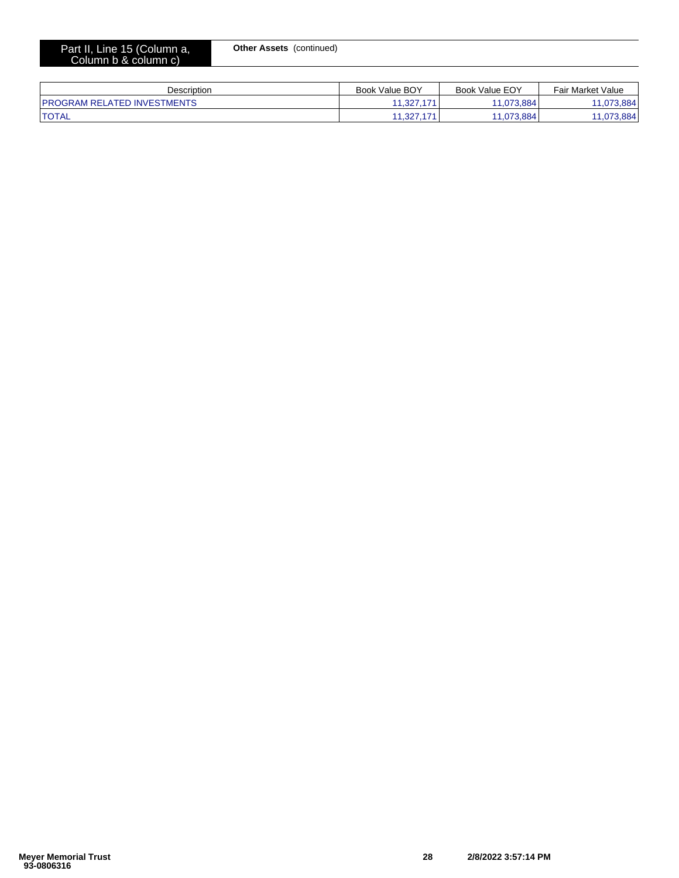**Part II, Line 15 (Column a, Column b & column c)** — **Other Assets** (continued)

| Description | Book Value BOY | Book Value EOY | Fair Market Value |
|---|---|---|---|
| PROGRAM RELATED INVESTMENTS | 11,327,171 | 11,073,884 | 11,073,884 |
| TOTAL | 11,327,171 | 11,073,884 | 11,073,884 |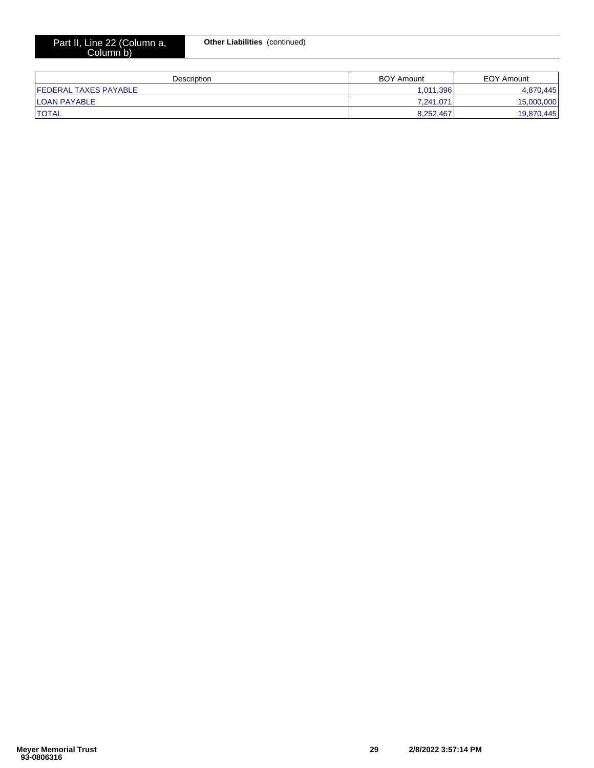**Part II, Line 22 (Column a, Column b)** — **Other Liabilities** (continued)

| Description | BOY Amount | EOY Amount |
|---|---|---|
| FEDERAL TAXES PAYABLE | 1,011,396 | 4,870,445 |
| LOAN PAYABLE | 7,241,071 | 15,000,000 |
| TOTAL | 8,252,467 | 19,870,445 |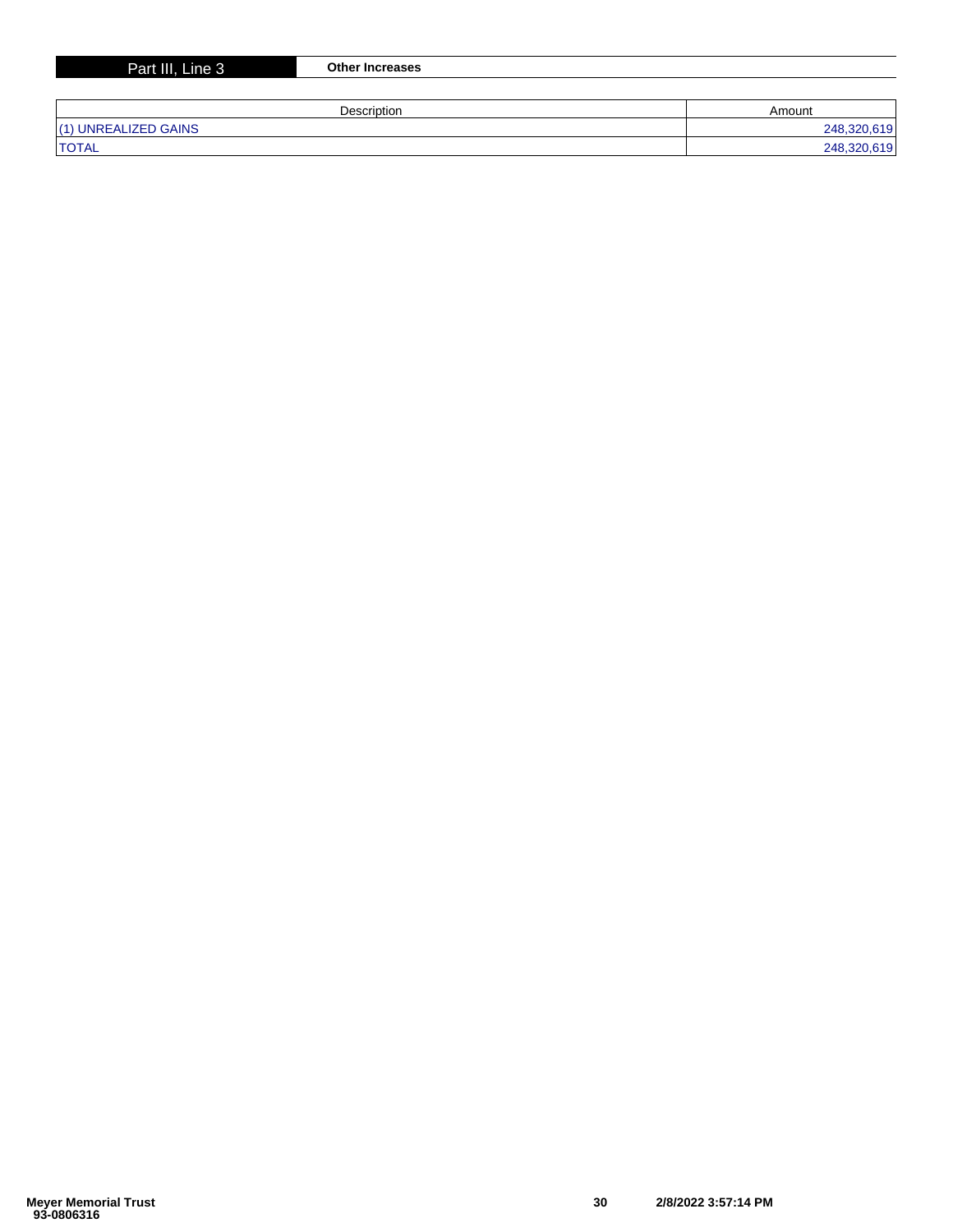## Part III, Line 3 — Other Increases

| Description | Amount |
|---|---|
| (1) UNREALIZED GAINS | 248,320,619 |
| TOTAL | 248,320,619 |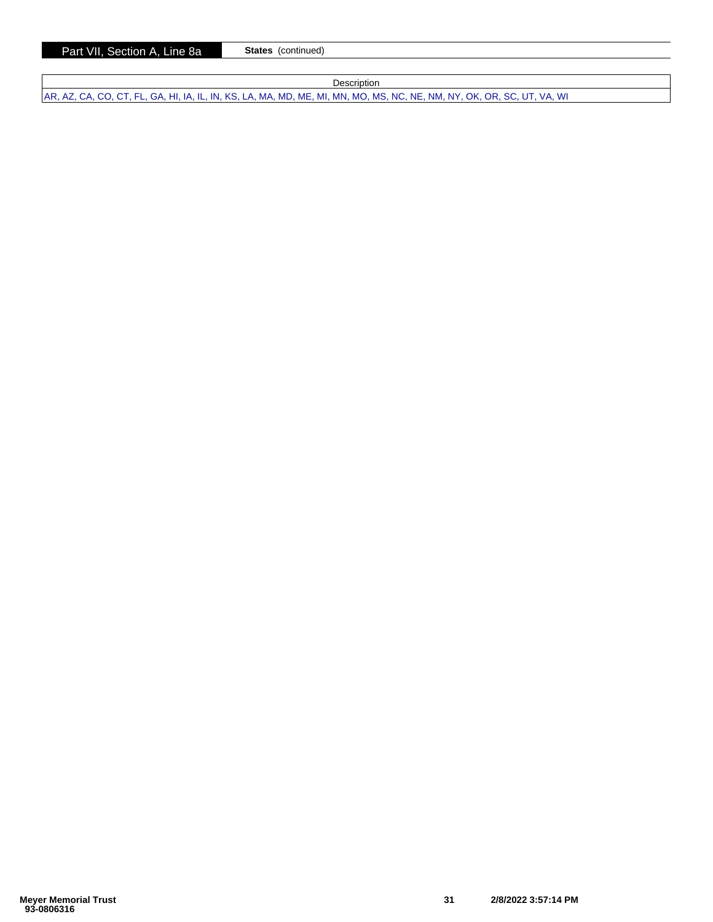**Part VII, Section A, Line 8a** **States** (continued)

| Description |
|---|
| AR, AZ, CA, CO, CT, FL, GA, HI, IA, IL, IN, KS, LA, MA, MD, ME, MI, MN, MO, MS, NC, NE, NM, NY, OK, OR, SC, UT, VA, WI |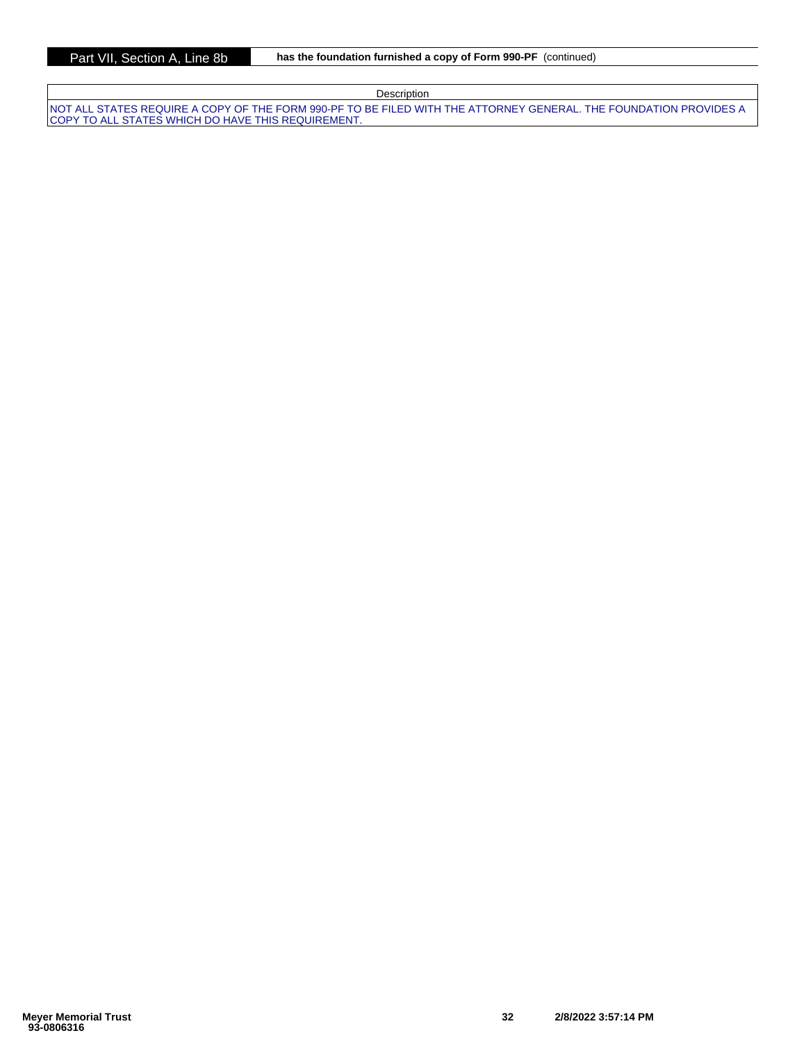**Part VII, Section A, Line 8b** **has the foundation furnished a copy of Form 990-PF** (continued)

| Description |
|---|
| NOT ALL STATES REQUIRE A COPY OF THE FORM 990-PF TO BE FILED WITH THE ATTORNEY GENERAL. THE FOUNDATION PROVIDES A COPY TO ALL STATES WHICH DO HAVE THIS REQUIREMENT. |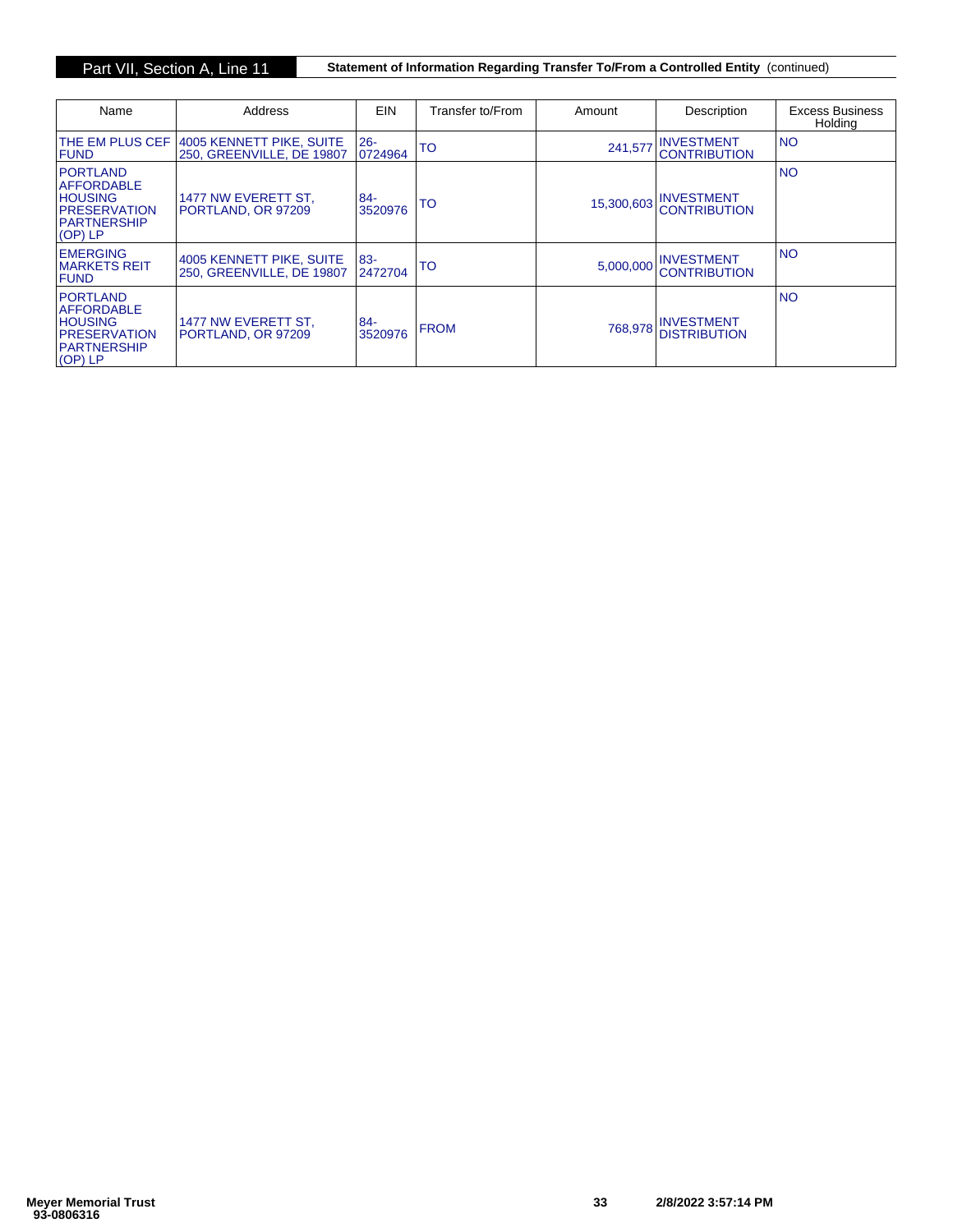## Part VII, Section A, Line 11 — Statement of Information Regarding Transfer To/From a Controlled Entity (continued)

| Name | Address | EIN | Transfer to/From | Amount | Description | Excess Business Holding |
|---|---|---|---|---|---|---|
| THE EM PLUS CEF FUND | 4005 KENNETT PIKE, SUITE 250, GREENVILLE, DE 19807 | 26-0724964 | TO | 241,577 | INVESTMENT CONTRIBUTION | NO |
| PORTLAND AFFORDABLE HOUSING PRESERVATION PARTNERSHIP (OP) LP | 1477 NW EVERETT ST, PORTLAND, OR 97209 | 84-3520976 | TO | 15,300,603 | INVESTMENT CONTRIBUTION | NO |
| EMERGING MARKETS REIT FUND | 4005 KENNETT PIKE, SUITE 250, GREENVILLE, DE 19807 | 83-2472704 | TO | 5,000,000 | INVESTMENT CONTRIBUTION | NO |
| PORTLAND AFFORDABLE HOUSING PRESERVATION PARTNERSHIP (OP) LP | 1477 NW EVERETT ST, PORTLAND, OR 97209 | 84-3520976 | FROM | 768,978 | INVESTMENT DISTRIBUTION | NO |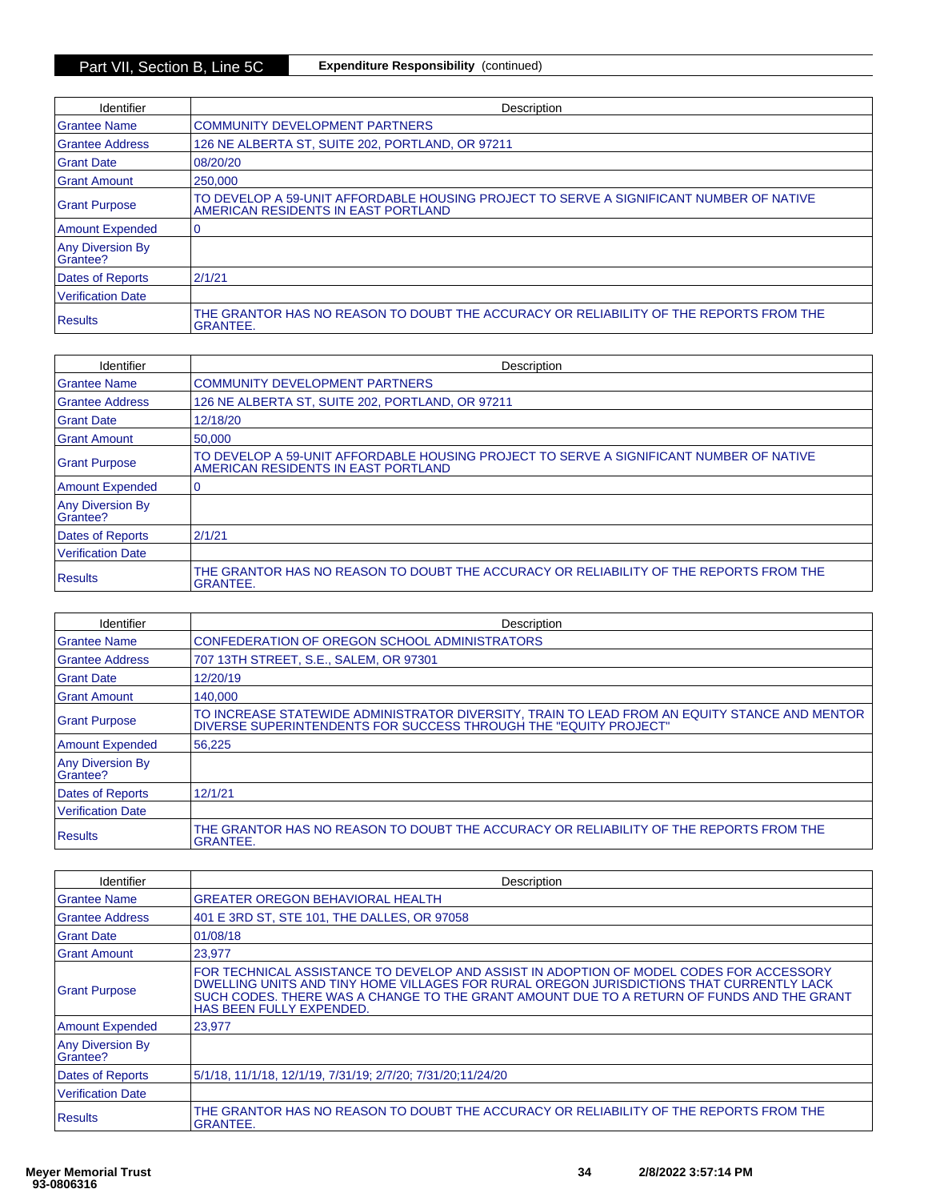**Part VII, Section B, Line 5C** **Expenditure Responsibility** (continued)

| Identifier | Description |
|---|---|
| Grantee Name | COMMUNITY DEVELOPMENT PARTNERS |
| Grantee Address | 126 NE ALBERTA ST, SUITE 202, PORTLAND, OR 97211 |
| Grant Date | 08/20/20 |
| Grant Amount | 250,000 |
| Grant Purpose | TO DEVELOP A 59-UNIT AFFORDABLE HOUSING PROJECT TO SERVE A SIGNIFICANT NUMBER OF NATIVE AMERICAN RESIDENTS IN EAST PORTLAND |
| Amount Expended | 0 |
| Any Diversion By Grantee? | |
| Dates of Reports | 2/1/21 |
| Verification Date | |
| Results | THE GRANTOR HAS NO REASON TO DOUBT THE ACCURACY OR RELIABILITY OF THE REPORTS FROM THE GRANTEE. |

| Identifier | Description |
|---|---|
| Grantee Name | COMMUNITY DEVELOPMENT PARTNERS |
| Grantee Address | 126 NE ALBERTA ST, SUITE 202, PORTLAND, OR 97211 |
| Grant Date | 12/18/20 |
| Grant Amount | 50,000 |
| Grant Purpose | TO DEVELOP A 59-UNIT AFFORDABLE HOUSING PROJECT TO SERVE A SIGNIFICANT NUMBER OF NATIVE AMERICAN RESIDENTS IN EAST PORTLAND |
| Amount Expended | 0 |
| Any Diversion By Grantee? | |
| Dates of Reports | 2/1/21 |
| Verification Date | |
| Results | THE GRANTOR HAS NO REASON TO DOUBT THE ACCURACY OR RELIABILITY OF THE REPORTS FROM THE GRANTEE. |

| Identifier | Description |
|---|---|
| Grantee Name | CONFEDERATION OF OREGON SCHOOL ADMINISTRATORS |
| Grantee Address | 707 13TH STREET, S.E., SALEM, OR 97301 |
| Grant Date | 12/20/19 |
| Grant Amount | 140,000 |
| Grant Purpose | TO INCREASE STATEWIDE ADMINISTRATOR DIVERSITY, TRAIN TO LEAD FROM AN EQUITY STANCE AND MENTOR DIVERSE SUPERINTENDENTS FOR SUCCESS THROUGH THE "EQUITY PROJECT" |
| Amount Expended | 56,225 |
| Any Diversion By Grantee? | |
| Dates of Reports | 12/1/21 |
| Verification Date | |
| Results | THE GRANTOR HAS NO REASON TO DOUBT THE ACCURACY OR RELIABILITY OF THE REPORTS FROM THE GRANTEE. |

| Identifier | Description |
|---|---|
| Grantee Name | GREATER OREGON BEHAVIORAL HEALTH |
| Grantee Address | 401 E 3RD ST, STE 101, THE DALLES, OR 97058 |
| Grant Date | 01/08/18 |
| Grant Amount | 23,977 |
| Grant Purpose | FOR TECHNICAL ASSISTANCE TO DEVELOP AND ASSIST IN ADOPTION OF MODEL CODES FOR ACCESSORY DWELLING UNITS AND TINY HOME VILLAGES FOR RURAL OREGON JURISDICTIONS THAT CURRENTLY LACK SUCH CODES. THERE WAS A CHANGE TO THE GRANT AMOUNT DUE TO A RETURN OF FUNDS AND THE GRANT HAS BEEN FULLY EXPENDED. |
| Amount Expended | 23,977 |
| Any Diversion By Grantee? | |
| Dates of Reports | 5/1/18, 11/1/18, 12/1/19, 7/31/19; 2/7/20; 7/31/20;11/24/20 |
| Verification Date | |
| Results | THE GRANTOR HAS NO REASON TO DOUBT THE ACCURACY OR RELIABILITY OF THE REPORTS FROM THE GRANTEE. |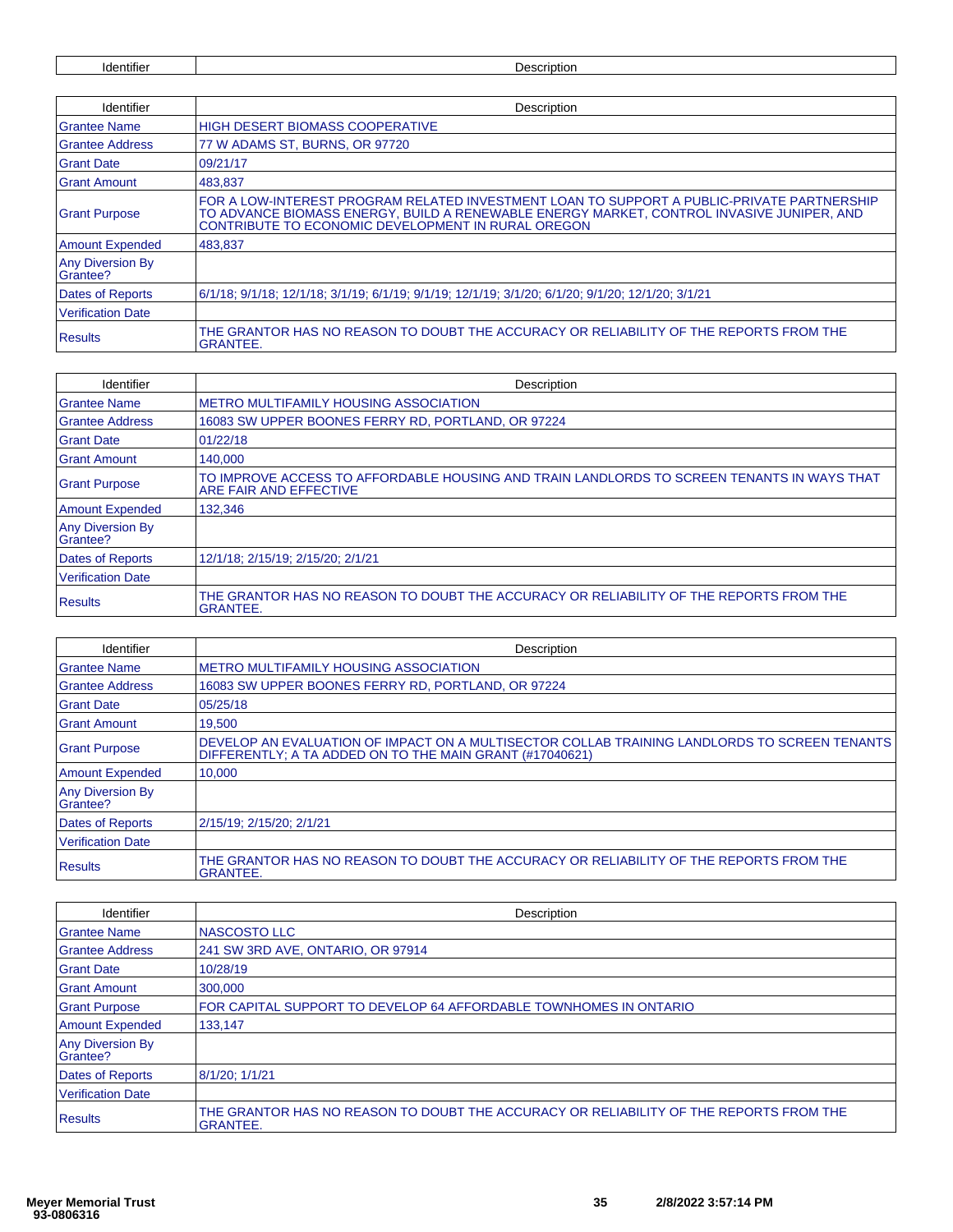| Identifier | Description |
|---|---|

| Identifier | Description |
|---|---|
| Grantee Name | HIGH DESERT BIOMASS COOPERATIVE |
| Grantee Address | 77 W ADAMS ST, BURNS, OR 97720 |
| Grant Date | 09/21/17 |
| Grant Amount | 483,837 |
| Grant Purpose | FOR A LOW-INTEREST PROGRAM RELATED INVESTMENT LOAN TO SUPPORT A PUBLIC-PRIVATE PARTNERSHIP TO ADVANCE BIOMASS ENERGY, BUILD A RENEWABLE ENERGY MARKET, CONTROL INVASIVE JUNIPER, AND CONTRIBUTE TO ECONOMIC DEVELOPMENT IN RURAL OREGON |
| Amount Expended | 483,837 |
| Any Diversion By Grantee? | |
| Dates of Reports | 6/1/18; 9/1/18; 12/1/18; 3/1/19; 6/1/19; 9/1/19; 12/1/19; 3/1/20; 6/1/20; 9/1/20; 12/1/20; 3/1/21 |
| Verification Date | |
| Results | THE GRANTOR HAS NO REASON TO DOUBT THE ACCURACY OR RELIABILITY OF THE REPORTS FROM THE GRANTEE. |

| Identifier | Description |
|---|---|
| Grantee Name | METRO MULTIFAMILY HOUSING ASSOCIATION |
| Grantee Address | 16083 SW UPPER BOONES FERRY RD, PORTLAND, OR 97224 |
| Grant Date | 01/22/18 |
| Grant Amount | 140,000 |
| Grant Purpose | TO IMPROVE ACCESS TO AFFORDABLE HOUSING AND TRAIN LANDLORDS TO SCREEN TENANTS IN WAYS THAT ARE FAIR AND EFFECTIVE |
| Amount Expended | 132,346 |
| Any Diversion By Grantee? | |
| Dates of Reports | 12/1/18; 2/15/19; 2/15/20; 2/1/21 |
| Verification Date | |
| Results | THE GRANTOR HAS NO REASON TO DOUBT THE ACCURACY OR RELIABILITY OF THE REPORTS FROM THE GRANTEE. |

| Identifier | Description |
|---|---|
| Grantee Name | METRO MULTIFAMILY HOUSING ASSOCIATION |
| Grantee Address | 16083 SW UPPER BOONES FERRY RD, PORTLAND, OR 97224 |
| Grant Date | 05/25/18 |
| Grant Amount | 19,500 |
| Grant Purpose | DEVELOP AN EVALUATION OF IMPACT ON A MULTISECTOR COLLAB TRAINING LANDLORDS TO SCREEN TENANTS DIFFERENTLY; A TA ADDED ON TO THE MAIN GRANT (#17040621) |
| Amount Expended | 10,000 |
| Any Diversion By Grantee? | |
| Dates of Reports | 2/15/19; 2/15/20; 2/1/21 |
| Verification Date | |
| Results | THE GRANTOR HAS NO REASON TO DOUBT THE ACCURACY OR RELIABILITY OF THE REPORTS FROM THE GRANTEE. |

| Identifier | Description |
|---|---|
| Grantee Name | NASCOSTO LLC |
| Grantee Address | 241 SW 3RD AVE, ONTARIO, OR 97914 |
| Grant Date | 10/28/19 |
| Grant Amount | 300,000 |
| Grant Purpose | FOR CAPITAL SUPPORT TO DEVELOP 64 AFFORDABLE TOWNHOMES IN ONTARIO |
| Amount Expended | 133,147 |
| Any Diversion By Grantee? | |
| Dates of Reports | 8/1/20; 1/1/21 |
| Verification Date | |
| Results | THE GRANTOR HAS NO REASON TO DOUBT THE ACCURACY OR RELIABILITY OF THE REPORTS FROM THE GRANTEE. |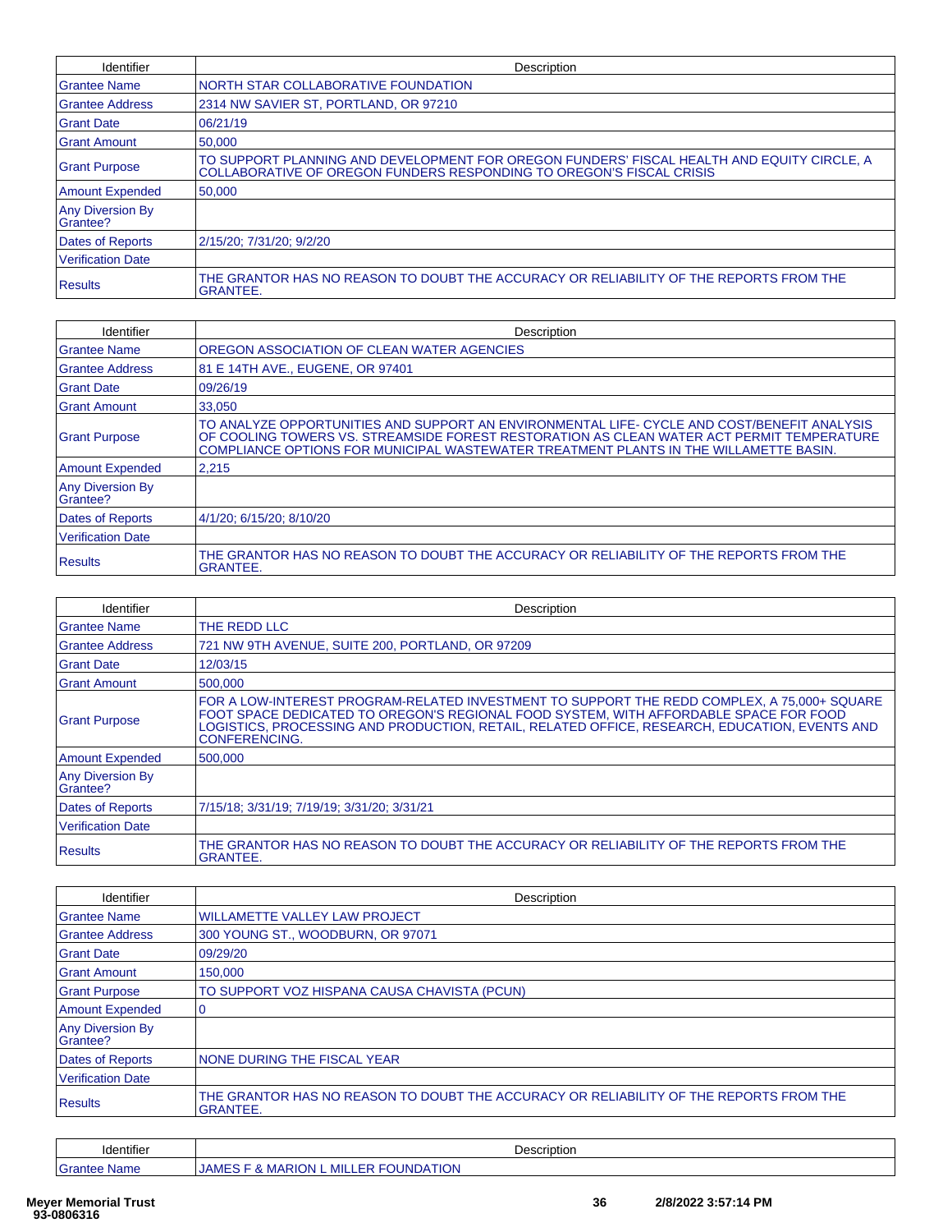| Identifier | Description |
| --- | --- |
| Grantee Name | NORTH STAR COLLABORATIVE FOUNDATION |
| Grantee Address | 2314 NW SAVIER ST, PORTLAND, OR 97210 |
| Grant Date | 06/21/19 |
| Grant Amount | 50,000 |
| Grant Purpose | TO SUPPORT PLANNING AND DEVELOPMENT FOR OREGON FUNDERS' FISCAL HEALTH AND EQUITY CIRCLE, A COLLABORATIVE OF OREGON FUNDERS RESPONDING TO OREGON'S FISCAL CRISIS |
| Amount Expended | 50,000 |
| Any Diversion By Grantee? | |
| Dates of Reports | 2/15/20; 7/31/20; 9/2/20 |
| Verification Date | |
| Results | THE GRANTOR HAS NO REASON TO DOUBT THE ACCURACY OR RELIABILITY OF THE REPORTS FROM THE GRANTEE. |

| Identifier | Description |
| --- | --- |
| Grantee Name | OREGON ASSOCIATION OF CLEAN WATER AGENCIES |
| Grantee Address | 81 E 14TH AVE., EUGENE, OR 97401 |
| Grant Date | 09/26/19 |
| Grant Amount | 33,050 |
| Grant Purpose | TO ANALYZE OPPORTUNITIES AND SUPPORT AN ENVIRONMENTAL LIFE- CYCLE AND COST/BENEFIT ANALYSIS OF COOLING TOWERS VS. STREAMSIDE FOREST RESTORATION AS CLEAN WATER ACT PERMIT TEMPERATURE COMPLIANCE OPTIONS FOR MUNICIPAL WASTEWATER TREATMENT PLANTS IN THE WILLAMETTE BASIN. |
| Amount Expended | 2,215 |
| Any Diversion By Grantee? | |
| Dates of Reports | 4/1/20; 6/15/20; 8/10/20 |
| Verification Date | |
| Results | THE GRANTOR HAS NO REASON TO DOUBT THE ACCURACY OR RELIABILITY OF THE REPORTS FROM THE GRANTEE. |

| Identifier | Description |
| --- | --- |
| Grantee Name | THE REDD LLC |
| Grantee Address | 721 NW 9TH AVENUE, SUITE 200, PORTLAND, OR 97209 |
| Grant Date | 12/03/15 |
| Grant Amount | 500,000 |
| Grant Purpose | FOR A LOW-INTEREST PROGRAM-RELATED INVESTMENT TO SUPPORT THE REDD COMPLEX, A 75,000+ SQUARE FOOT SPACE DEDICATED TO OREGON'S REGIONAL FOOD SYSTEM, WITH AFFORDABLE SPACE FOR FOOD LOGISTICS, PROCESSING AND PRODUCTION, RETAIL, RELATED OFFICE, RESEARCH, EDUCATION, EVENTS AND CONFERENCING. |
| Amount Expended | 500,000 |
| Any Diversion By Grantee? | |
| Dates of Reports | 7/15/18; 3/31/19; 7/19/19; 3/31/20; 3/31/21 |
| Verification Date | |
| Results | THE GRANTOR HAS NO REASON TO DOUBT THE ACCURACY OR RELIABILITY OF THE REPORTS FROM THE GRANTEE. |

| Identifier | Description |
| --- | --- |
| Grantee Name | WILLAMETTE VALLEY LAW PROJECT |
| Grantee Address | 300 YOUNG ST., WOODBURN, OR 97071 |
| Grant Date | 09/29/20 |
| Grant Amount | 150,000 |
| Grant Purpose | TO SUPPORT VOZ HISPANA CAUSA CHAVISTA (PCUN) |
| Amount Expended | 0 |
| Any Diversion By Grantee? | |
| Dates of Reports | NONE DURING THE FISCAL YEAR |
| Verification Date | |
| Results | THE GRANTOR HAS NO REASON TO DOUBT THE ACCURACY OR RELIABILITY OF THE REPORTS FROM THE GRANTEE. |

| Identifier | Description |
| --- | --- |
| Grantee Name | JAMES F & MARION L MILLER FOUNDATION |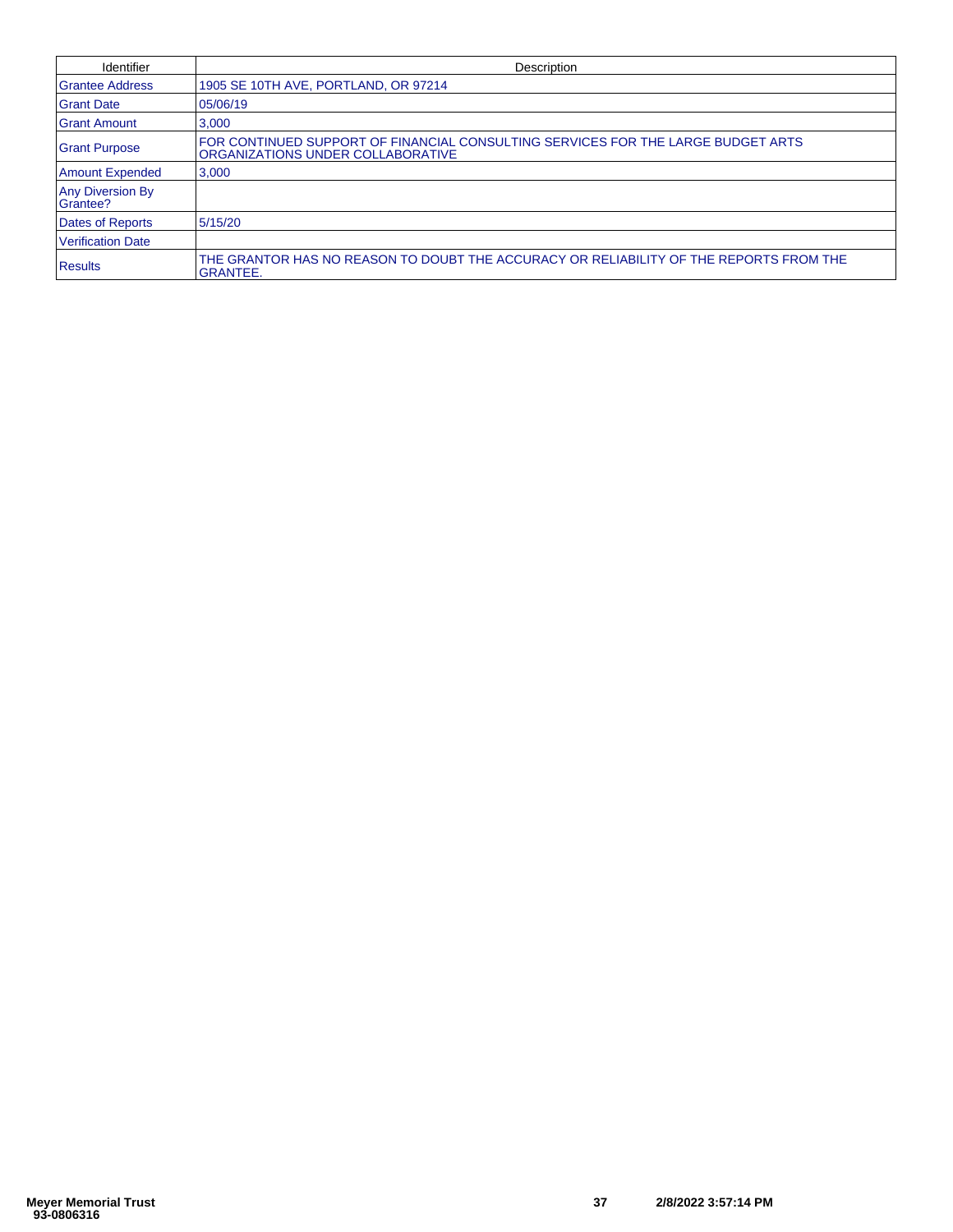| Identifier | Description |
| --- | --- |
| Grantee Address | 1905 SE 10TH AVE, PORTLAND, OR 97214 |
| Grant Date | 05/06/19 |
| Grant Amount | 3,000 |
| Grant Purpose | FOR CONTINUED SUPPORT OF FINANCIAL CONSULTING SERVICES FOR THE LARGE BUDGET ARTS ORGANIZATIONS UNDER COLLABORATIVE |
| Amount Expended | 3,000 |
| Any Diversion By Grantee? | |
| Dates of Reports | 5/15/20 |
| Verification Date | |
| Results | THE GRANTOR HAS NO REASON TO DOUBT THE ACCURACY OR RELIABILITY OF THE REPORTS FROM THE GRANTEE. |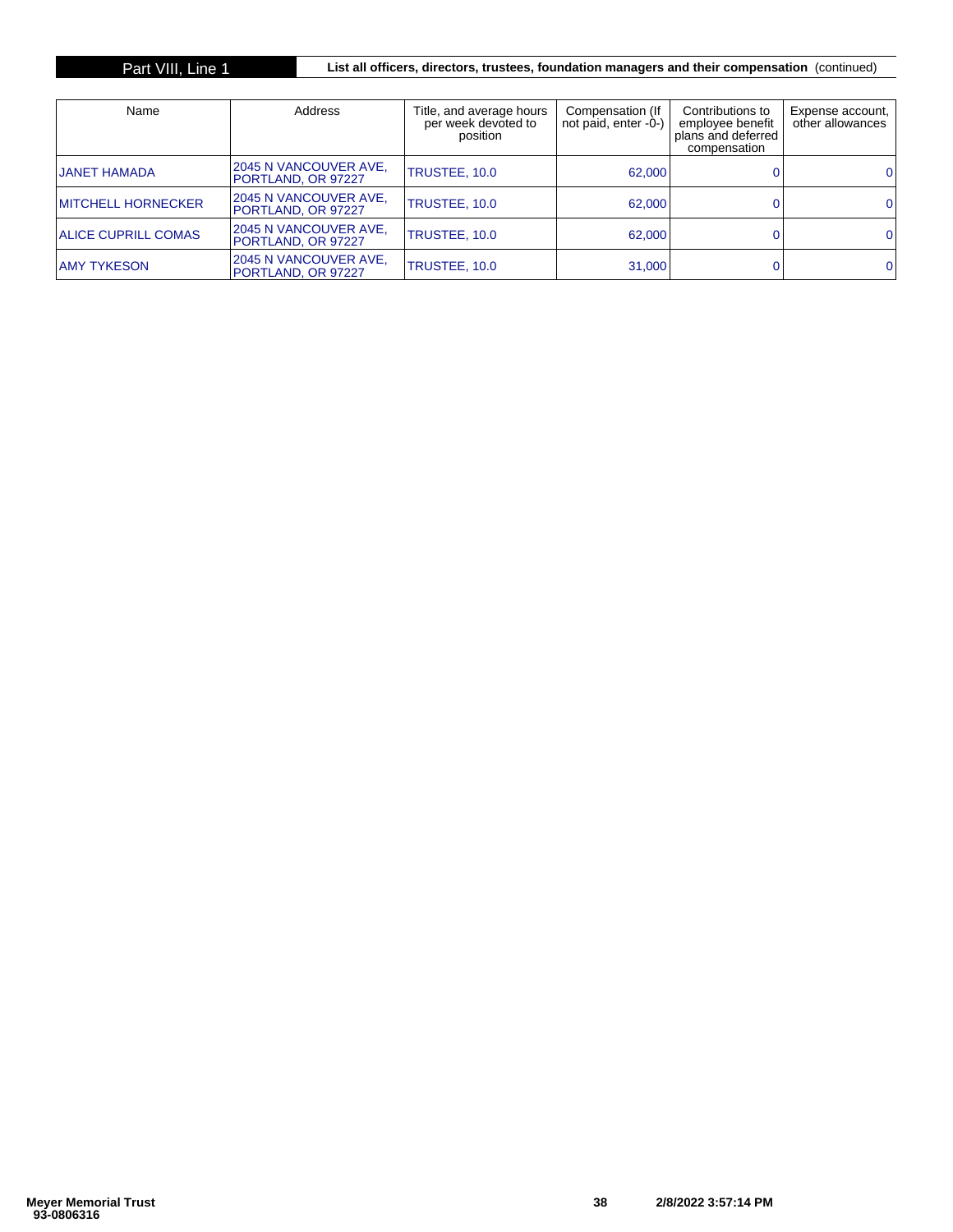**Part VIII, Line 1** — **List all officers, directors, trustees, foundation managers and their compensation** (continued)

| Name | Address | Title, and average hours per week devoted to position | Compensation (If not paid, enter -0-) | Contributions to employee benefit plans and deferred compensation | Expense account, other allowances |
|---|---|---|---|---|---|
| JANET HAMADA | 2045 N VANCOUVER AVE, PORTLAND, OR 97227 | TRUSTEE, 10.0 | 62,000 | 0 | 0 |
| MITCHELL HORNECKER | 2045 N VANCOUVER AVE, PORTLAND, OR 97227 | TRUSTEE, 10.0 | 62,000 | 0 | 0 |
| ALICE CUPRILL COMAS | 2045 N VANCOUVER AVE, PORTLAND, OR 97227 | TRUSTEE, 10.0 | 62,000 | 0 | 0 |
| AMY TYKESON | 2045 N VANCOUVER AVE, PORTLAND, OR 97227 | TRUSTEE, 10.0 | 31,000 | 0 | 0 |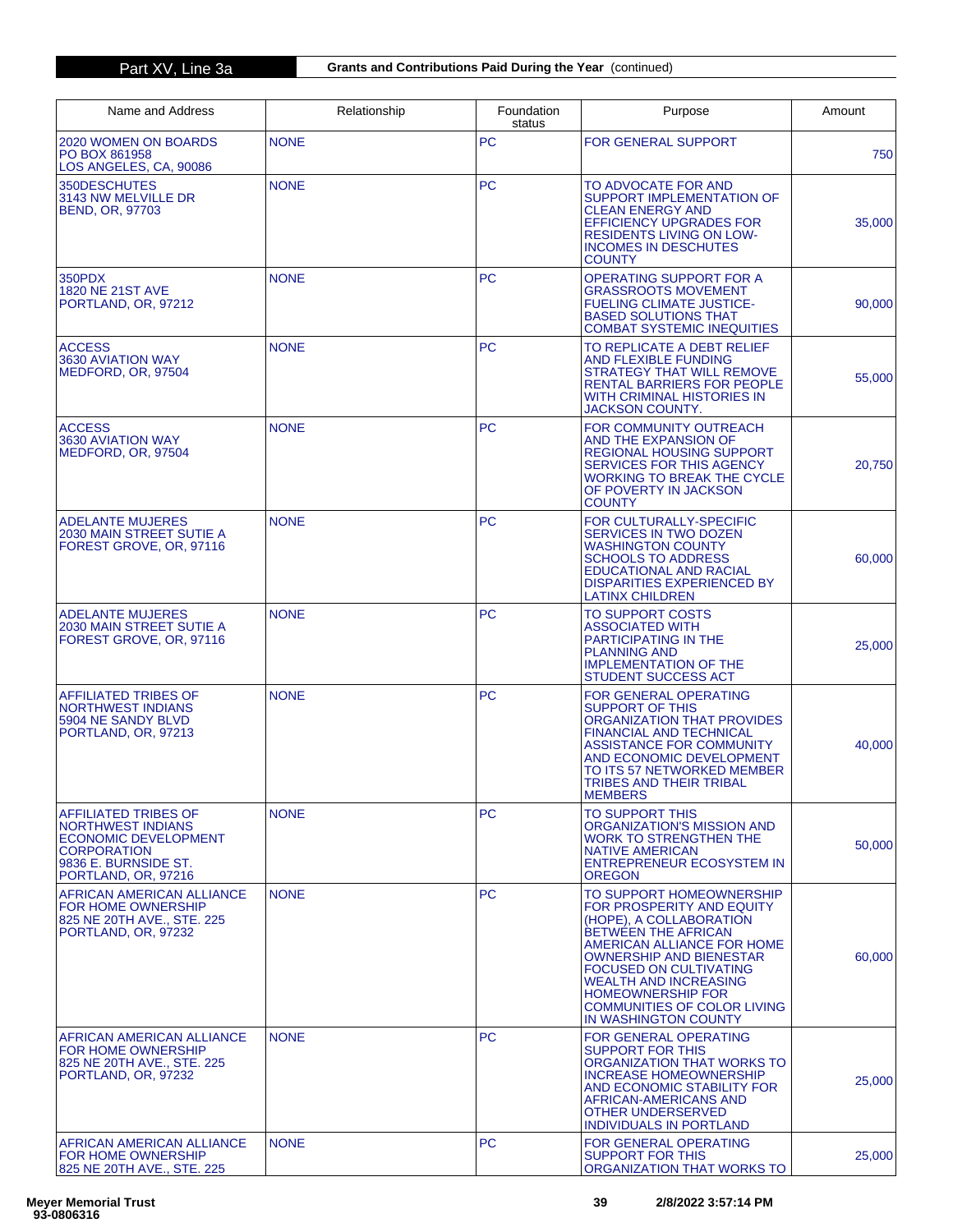## Part XV, Line 3a — Grants and Contributions Paid During the Year (continued)

| Name and Address | Relationship | Foundation status | Purpose | Amount |
|---|---|---|---|---|
| 2020 WOMEN ON BOARDS<br>PO BOX 861958<br>LOS ANGELES, CA, 90086 | NONE | PC | FOR GENERAL SUPPORT | 750 |
| 350DESCHUTES<br>3143 NW MELVILLE DR<br>BEND, OR, 97703 | NONE | PC | TO ADVOCATE FOR AND SUPPORT IMPLEMENTATION OF CLEAN ENERGY AND EFFICIENCY UPGRADES FOR RESIDENTS LIVING ON LOW-INCOMES IN DESCHUTES COUNTY | 35,000 |
| 350PDX<br>1820 NE 21ST AVE<br>PORTLAND, OR, 97212 | NONE | PC | OPERATING SUPPORT FOR A GRASSROOTS MOVEMENT FUELING CLIMATE JUSTICE-BASED SOLUTIONS THAT COMBAT SYSTEMIC INEQUITIES | 90,000 |
| ACCESS<br>3630 AVIATION WAY<br>MEDFORD, OR, 97504 | NONE | PC | TO REPLICATE A DEBT RELIEF AND FLEXIBLE FUNDING STRATEGY THAT WILL REMOVE RENTAL BARRIERS FOR PEOPLE WITH CRIMINAL HISTORIES IN JACKSON COUNTY. | 55,000 |
| ACCESS<br>3630 AVIATION WAY<br>MEDFORD, OR, 97504 | NONE | PC | FOR COMMUNITY OUTREACH AND THE EXPANSION OF REGIONAL HOUSING SUPPORT SERVICES FOR THIS AGENCY WORKING TO BREAK THE CYCLE OF POVERTY IN JACKSON COUNTY | 20,750 |
| ADELANTE MUJERES<br>2030 MAIN STREET SUTIE A<br>FOREST GROVE, OR, 97116 | NONE | PC | FOR CULTURALLY-SPECIFIC SERVICES IN TWO DOZEN WASHINGTON COUNTY SCHOOLS TO ADDRESS EDUCATIONAL AND RACIAL DISPARITIES EXPERIENCED BY LATINX CHILDREN | 60,000 |
| ADELANTE MUJERES<br>2030 MAIN STREET SUTIE A<br>FOREST GROVE, OR, 97116 | NONE | PC | TO SUPPORT COSTS ASSOCIATED WITH PARTICIPATING IN THE PLANNING AND IMPLEMENTATION OF THE STUDENT SUCCESS ACT | 25,000 |
| AFFILIATED TRIBES OF NORTHWEST INDIANS<br>5904 NE SANDY BLVD<br>PORTLAND, OR, 97213 | NONE | PC | FOR GENERAL OPERATING SUPPORT OF THIS ORGANIZATION THAT PROVIDES FINANCIAL AND TECHNICAL ASSISTANCE FOR COMMUNITY AND ECONOMIC DEVELOPMENT TO ITS 57 NETWORKED MEMBER TRIBES AND THEIR TRIBAL MEMBERS | 40,000 |
| AFFILIATED TRIBES OF NORTHWEST INDIANS ECONOMIC DEVELOPMENT CORPORATION<br>9836 E. BURNSIDE ST.<br>PORTLAND, OR, 97216 | NONE | PC | TO SUPPORT THIS ORGANIZATION'S MISSION AND WORK TO STRENGTHEN THE NATIVE AMERICAN ENTREPRENEUR ECOSYSTEM IN OREGON | 50,000 |
| AFRICAN AMERICAN ALLIANCE FOR HOME OWNERSHIP<br>825 NE 20TH AVE., STE. 225<br>PORTLAND, OR, 97232 | NONE | PC | TO SUPPORT HOMEOWNERSHIP FOR PROSPERITY AND EQUITY (HOPE), A COLLABORATION BETWEEN THE AFRICAN AMERICAN ALLIANCE FOR HOME OWNERSHIP AND BIENESTAR FOCUSED ON CULTIVATING WEALTH AND INCREASING HOMEOWNERSHIP FOR COMMUNITIES OF COLOR LIVING IN WASHINGTON COUNTY | 60,000 |
| AFRICAN AMERICAN ALLIANCE FOR HOME OWNERSHIP<br>825 NE 20TH AVE., STE. 225<br>PORTLAND, OR, 97232 | NONE | PC | FOR GENERAL OPERATING SUPPORT FOR THIS ORGANIZATION THAT WORKS TO INCREASE HOMEOWNERSHIP AND ECONOMIC STABILITY FOR AFRICAN-AMERICANS AND OTHER UNDERSERVED INDIVIDUALS IN PORTLAND | 25,000 |
| AFRICAN AMERICAN ALLIANCE FOR HOME OWNERSHIP<br>825 NE 20TH AVE., STE. 225 | NONE | PC | FOR GENERAL OPERATING SUPPORT FOR THIS ORGANIZATION THAT WORKS TO | 25,000 |

Meyer Memorial Trust
93-0806316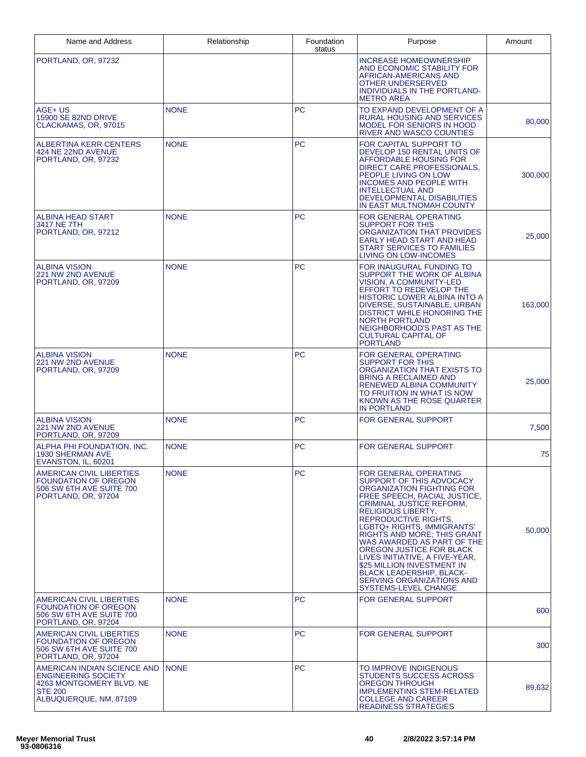| Name and Address | Relationship | Foundation status | Purpose | Amount |
|---|---|---|---|---|
| PORTLAND, OR, 97232 | | | INCREASE HOMEOWNERSHIP AND ECONOMIC STABILITY FOR AFRICAN-AMERICANS AND OTHER UNDERSERVED INDIVIDUALS IN THE PORTLAND-METRO AREA | |
| AGE+ US<br>15900 SE 82ND DRIVE<br>CLACKAMAS, OR, 97015 | NONE | PC | TO EXPAND DEVELOPMENT OF A RURAL HOUSING AND SERVICES MODEL FOR SENIORS IN HOOD RIVER AND WASCO COUNTIES | 80,000 |
| ALBERTINA KERR CENTERS<br>424 NE 22ND AVENUE<br>PORTLAND, OR, 97232 | NONE | PC | FOR CAPITAL SUPPORT TO DEVELOP 150 RENTAL UNITS OF AFFORDABLE HOUSING FOR DIRECT CARE PROFESSIONALS, PEOPLE LIVING ON LOW INCOMES AND PEOPLE WITH INTELLECTUAL AND DEVELOPMENTAL DISABILITIES IN EAST MULTNOMAH COUNTY | 300,000 |
| ALBINA HEAD START<br>3417 NE 7TH<br>PORTLAND, OR, 97212 | NONE | PC | FOR GENERAL OPERATING SUPPORT FOR THIS ORGANIZATION THAT PROVIDES EARLY HEAD START AND HEAD START SERVICES TO FAMILIES LIVING ON LOW-INCOMES | 25,000 |
| ALBINA VISION<br>221 NW 2ND AVENUE<br>PORTLAND, OR, 97209 | NONE | PC | FOR INAUGURAL FUNDING TO SUPPORT THE WORK OF ALBINA VISION, A COMMUNITY-LED EFFORT TO REDEVELOP THE HISTORIC LOWER ALBINA INTO A DIVERSE, SUSTAINABLE, URBAN DISTRICT WHILE HONORING THE NORTH PORTLAND NEIGHBORHOOD'S PAST AS THE CULTURAL CAPITAL OF PORTLAND | 163,000 |
| ALBINA VISION<br>221 NW 2ND AVENUE<br>PORTLAND, OR, 97209 | NONE | PC | FOR GENERAL OPERATING SUPPORT FOR THIS ORGANIZATION THAT EXISTS TO BRING A RECLAIMED AND RENEWED ALBINA COMMUNITY TO FRUITION IN WHAT IS NOW KNOWN AS THE ROSE QUARTER IN PORTLAND | 25,000 |
| ALBINA VISION<br>221 NW 2ND AVENUE<br>PORTLAND, OR, 97209 | NONE | PC | FOR GENERAL SUPPORT | 7,500 |
| ALPHA PHI FOUNDATION, INC.<br>1930 SHERMAN AVE<br>EVANSTON, IL, 60201 | NONE | PC | FOR GENERAL SUPPORT | 75 |
| AMERICAN CIVIL LIBERTIES FOUNDATION OF OREGON<br>506 SW 6TH AVE SUITE 700<br>PORTLAND, OR, 97204 | NONE | PC | FOR GENERAL OPERATING SUPPORT OF THIS ADVOCACY ORGANIZATION FIGHTING FOR FREE SPEECH, RACIAL JUSTICE, CRIMINAL JUSTICE REFORM, RELIGIOUS LIBERTY, REPRODUCTIVE RIGHTS, LGBTQ+ RIGHTS, IMMIGRANTS' RIGHTS AND MORE; THIS GRANT WAS AWARDED AS PART OF THE OREGON JUSTICE FOR BLACK LIVES INITIATIVE, A FIVE-YEAR, $25 MILLION INVESTMENT IN BLACK LEADERSHIP, BLACK-SERVING ORGANIZATIONS AND SYSTEMS-LEVEL CHANGE | 50,000 |
| AMERICAN CIVIL LIBERTIES FOUNDATION OF OREGON<br>506 SW 6TH AVE SUITE 700<br>PORTLAND, OR, 97204 | NONE | PC | FOR GENERAL SUPPORT | 600 |
| AMERICAN CIVIL LIBERTIES FOUNDATION OF OREGON<br>506 SW 6TH AVE SUITE 700<br>PORTLAND, OR, 97204 | NONE | PC | FOR GENERAL SUPPORT | 300 |
| AMERICAN INDIAN SCIENCE AND ENGINEERING SOCIETY<br>4263 MONTGOMERY BLVD. NE<br>STE 200<br>ALBUQUERQUE, NM, 87109 | NONE | PC | TO IMPROVE INDIGENOUS STUDENTS SUCCESS ACROSS OREGON THROUGH IMPLEMENTING STEM-RELATED COLLEGE AND CAREER READINESS STRATEGIES | 89,632 |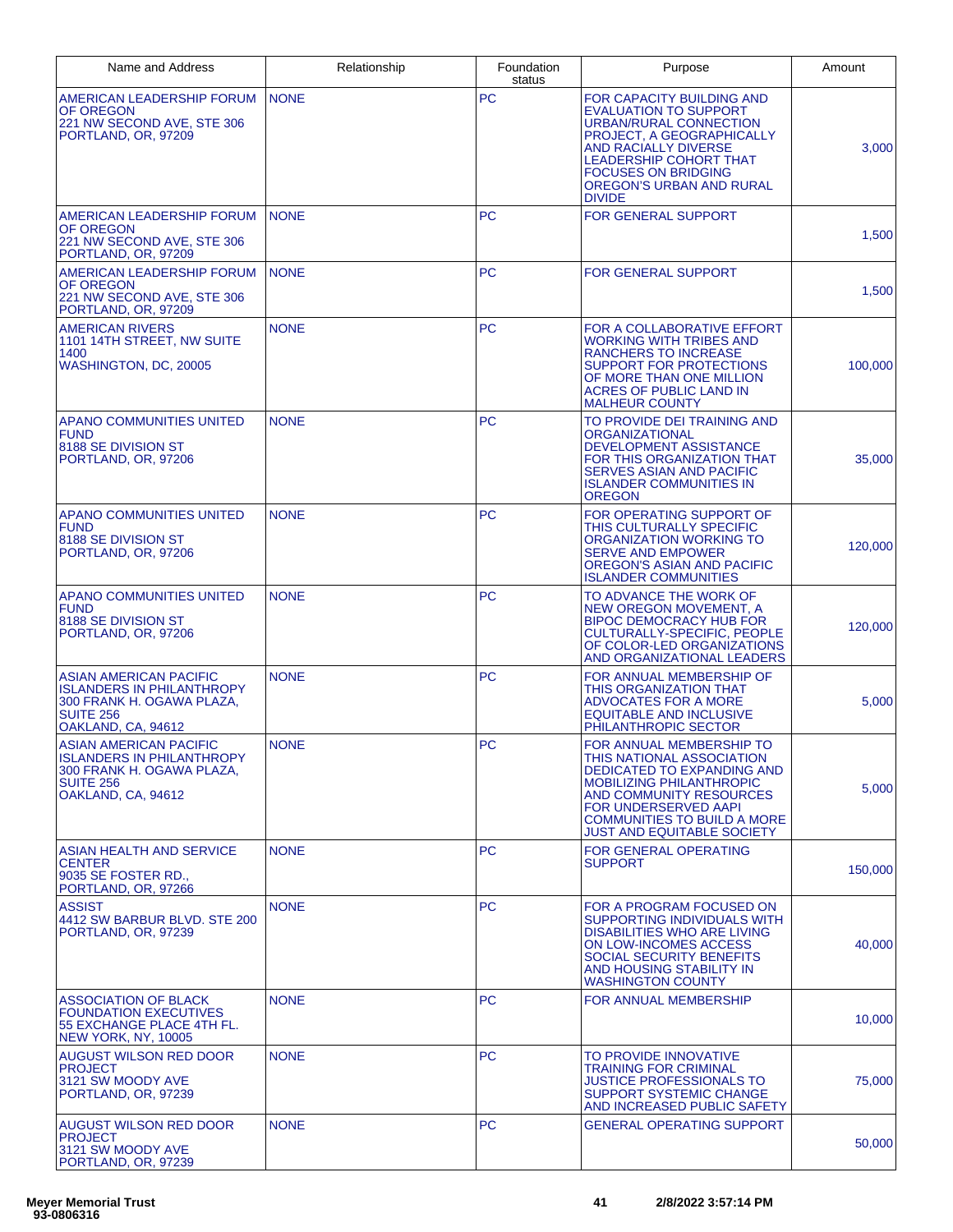| Name and Address | Relationship | Foundation status | Purpose | Amount |
|---|---|---|---|---|
| AMERICAN LEADERSHIP FORUM OF OREGON 221 NW SECOND AVE, STE 306 PORTLAND, OR, 97209 | NONE | PC | FOR CAPACITY BUILDING AND EVALUATION TO SUPPORT URBAN/RURAL CONNECTION PROJECT, A GEOGRAPHICALLY AND RACIALLY DIVERSE LEADERSHIP COHORT THAT FOCUSES ON BRIDGING OREGON'S URBAN AND RURAL DIVIDE | 3,000 |
| AMERICAN LEADERSHIP FORUM OF OREGON 221 NW SECOND AVE, STE 306 PORTLAND, OR, 97209 | NONE | PC | FOR GENERAL SUPPORT | 1,500 |
| AMERICAN LEADERSHIP FORUM OF OREGON 221 NW SECOND AVE, STE 306 PORTLAND, OR, 97209 | NONE | PC | FOR GENERAL SUPPORT | 1,500 |
| AMERICAN RIVERS 1101 14TH STREET, NW SUITE 1400 WASHINGTON, DC, 20005 | NONE | PC | FOR A COLLABORATIVE EFFORT WORKING WITH TRIBES AND RANCHERS TO INCREASE SUPPORT FOR PROTECTIONS OF MORE THAN ONE MILLION ACRES OF PUBLIC LAND IN MALHEUR COUNTY | 100,000 |
| APANO COMMUNITIES UNITED FUND 8188 SE DIVISION ST PORTLAND, OR, 97206 | NONE | PC | TO PROVIDE DEI TRAINING AND ORGANIZATIONAL DEVELOPMENT ASSISTANCE FOR THIS ORGANIZATION THAT SERVES ASIAN AND PACIFIC ISLANDER COMMUNITIES IN OREGON | 35,000 |
| APANO COMMUNITIES UNITED FUND 8188 SE DIVISION ST PORTLAND, OR, 97206 | NONE | PC | FOR OPERATING SUPPORT OF THIS CULTURALLY SPECIFIC ORGANIZATION WORKING TO SERVE AND EMPOWER OREGON'S ASIAN AND PACIFIC ISLANDER COMMUNITIES | 120,000 |
| APANO COMMUNITIES UNITED FUND 8188 SE DIVISION ST PORTLAND, OR, 97206 | NONE | PC | TO ADVANCE THE WORK OF NEW OREGON MOVEMENT, A BIPOC DEMOCRACY HUB FOR CULTURALLY-SPECIFIC, PEOPLE OF COLOR-LED ORGANIZATIONS AND ORGANIZATIONAL LEADERS | 120,000 |
| ASIAN AMERICAN PACIFIC ISLANDERS IN PHILANTHROPY 300 FRANK H. OGAWA PLAZA, SUITE 256 OAKLAND, CA, 94612 | NONE | PC | FOR ANNUAL MEMBERSHIP OF THIS ORGANIZATION THAT ADVOCATES FOR A MORE EQUITABLE AND INCLUSIVE PHILANTHROPIC SECTOR | 5,000 |
| ASIAN AMERICAN PACIFIC ISLANDERS IN PHILANTHROPY 300 FRANK H. OGAWA PLAZA, SUITE 256 OAKLAND, CA, 94612 | NONE | PC | FOR ANNUAL MEMBERSHIP TO THIS NATIONAL ASSOCIATION DEDICATED TO EXPANDING AND MOBILIZING PHILANTHROPIC AND COMMUNITY RESOURCES FOR UNDERSERVED AAPI COMMUNITIES TO BUILD A MORE JUST AND EQUITABLE SOCIETY | 5,000 |
| ASIAN HEALTH AND SERVICE CENTER 9035 SE FOSTER RD., PORTLAND, OR, 97266 | NONE | PC | FOR GENERAL OPERATING SUPPORT | 150,000 |
| ASSIST 4412 SW BARBUR BLVD. STE 200 PORTLAND, OR, 97239 | NONE | PC | FOR A PROGRAM FOCUSED ON SUPPORTING INDIVIDUALS WITH DISABILITIES WHO ARE LIVING ON LOW-INCOMES ACCESS SOCIAL SECURITY BENEFITS AND HOUSING STABILITY IN WASHINGTON COUNTY | 40,000 |
| ASSOCIATION OF BLACK FOUNDATION EXECUTIVES 55 EXCHANGE PLACE 4TH FL. NEW YORK, NY, 10005 | NONE | PC | FOR ANNUAL MEMBERSHIP | 10,000 |
| AUGUST WILSON RED DOOR PROJECT 3121 SW MOODY AVE PORTLAND, OR, 97239 | NONE | PC | TO PROVIDE INNOVATIVE TRAINING FOR CRIMINAL JUSTICE PROFESSIONALS TO SUPPORT SYSTEMIC CHANGE AND INCREASED PUBLIC SAFETY | 75,000 |
| AUGUST WILSON RED DOOR PROJECT 3121 SW MOODY AVE PORTLAND, OR, 97239 | NONE | PC | GENERAL OPERATING SUPPORT | 50,000 |

Meyer Memorial Trust
93-0806316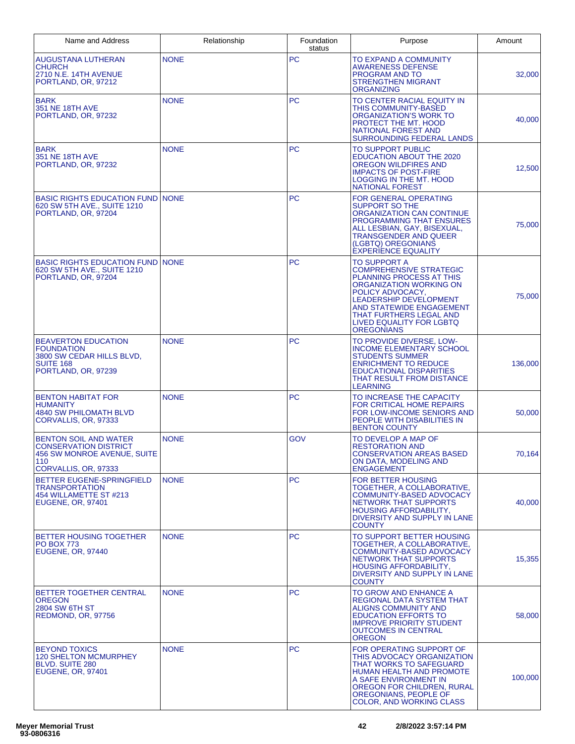| Name and Address | Relationship | Foundation status | Purpose | Amount |
|---|---|---|---|---|
| AUGUSTANA LUTHERAN CHURCH<br>2710 N.E. 14TH AVENUE<br>PORTLAND, OR, 97212 | NONE | PC | TO EXPAND A COMMUNITY AWARENESS DEFENSE PROGRAM AND TO STRENGTHEN MIGRANT ORGANIZING | 32,000 |
| BARK<br>351 NE 18TH AVE<br>PORTLAND, OR, 97232 | NONE | PC | TO CENTER RACIAL EQUITY IN THIS COMMUNITY-BASED ORGANIZATION'S WORK TO PROTECT THE MT. HOOD NATIONAL FOREST AND SURROUNDING FEDERAL LANDS | 40,000 |
| BARK<br>351 NE 18TH AVE<br>PORTLAND, OR, 97232 | NONE | PC | TO SUPPORT PUBLIC EDUCATION ABOUT THE 2020 OREGON WILDFIRES AND IMPACTS OF POST-FIRE LOGGING IN THE MT. HOOD NATIONAL FOREST | 12,500 |
| BASIC RIGHTS EDUCATION FUND<br>620 SW 5TH AVE., SUITE 1210<br>PORTLAND, OR, 97204 | NONE | PC | FOR GENERAL OPERATING SUPPORT SO THE ORGANIZATION CAN CONTINUE PROGRAMMING THAT ENSURES ALL LESBIAN, GAY, BISEXUAL, TRANSGENDER AND QUEER (LGBTQ) OREGONIANS EXPERIENCE EQUALITY | 75,000 |
| BASIC RIGHTS EDUCATION FUND<br>620 SW 5TH AVE., SUITE 1210<br>PORTLAND, OR, 97204 | NONE | PC | TO SUPPORT A COMPREHENSIVE STRATEGIC PLANNING PROCESS AT THIS ORGANIZATION WORKING ON POLICY ADVOCACY, LEADERSHIP DEVELOPMENT AND STATEWIDE ENGAGEMENT THAT FURTHERS LEGAL AND LIVED EQUALITY FOR LGBTQ OREGONIANS | 75,000 |
| BEAVERTON EDUCATION FOUNDATION<br>3800 SW CEDAR HILLS BLVD, SUITE 168<br>PORTLAND, OR, 97239 | NONE | PC | TO PROVIDE DIVERSE, LOW-INCOME ELEMENTARY SCHOOL STUDENTS SUMMER ENRICHMENT TO REDUCE EDUCATIONAL DISPARITIES THAT RESULT FROM DISTANCE LEARNING | 136,000 |
| BENTON HABITAT FOR HUMANITY<br>4840 SW PHILOMATH BLVD<br>CORVALLIS, OR, 97333 | NONE | PC | TO INCREASE THE CAPACITY FOR CRITICAL HOME REPAIRS FOR LOW-INCOME SENIORS AND PEOPLE WITH DISABILITIES IN BENTON COUNTY | 50,000 |
| BENTON SOIL AND WATER CONSERVATION DISTRICT<br>456 SW MONROE AVENUE, SUITE 110<br>CORVALLIS, OR, 97333 | NONE | GOV | TO DEVELOP A MAP OF RESTORATION AND CONSERVATION AREAS BASED ON DATA, MODELING AND ENGAGEMENT | 70,164 |
| BETTER EUGENE-SPRINGFIELD TRANSPORTATION<br>454 WILLAMETTE ST #213<br>EUGENE, OR, 97401 | NONE | PC | FOR BETTER HOUSING TOGETHER, A COLLABORATIVE, COMMUNITY-BASED ADVOCACY NETWORK THAT SUPPORTS HOUSING AFFORDABILITY, DIVERSITY AND SUPPLY IN LANE COUNTY | 40,000 |
| BETTER HOUSING TOGETHER<br>PO BOX 773<br>EUGENE, OR, 97440 | NONE | PC | TO SUPPORT BETTER HOUSING TOGETHER, A COLLABORATIVE, COMMUNITY-BASED ADVOCACY NETWORK THAT SUPPORTS HOUSING AFFORDABILITY, DIVERSITY AND SUPPLY IN LANE COUNTY | 15,355 |
| BETTER TOGETHER CENTRAL OREGON<br>2804 SW 6TH ST<br>REDMOND, OR, 97756 | NONE | PC | TO GROW AND ENHANCE A REGIONAL DATA SYSTEM THAT ALIGNS COMMUNITY AND EDUCATION EFFORTS TO IMPROVE PRIORITY STUDENT OUTCOMES IN CENTRAL OREGON | 58,000 |
| BEYOND TOXICS<br>120 SHELTON MCMURPHEY BLVD. SUITE 280<br>EUGENE, OR, 97401 | NONE | PC | FOR OPERATING SUPPORT OF THIS ADVOCACY ORGANIZATION THAT WORKS TO SAFEGUARD HUMAN HEALTH AND PROMOTE A SAFE ENVIRONMENT IN OREGON FOR CHILDREN, RURAL OREGONIANS, PEOPLE OF COLOR, AND WORKING CLASS | 100,000 |

**Meyer Memorial Trust**
**93-0806316**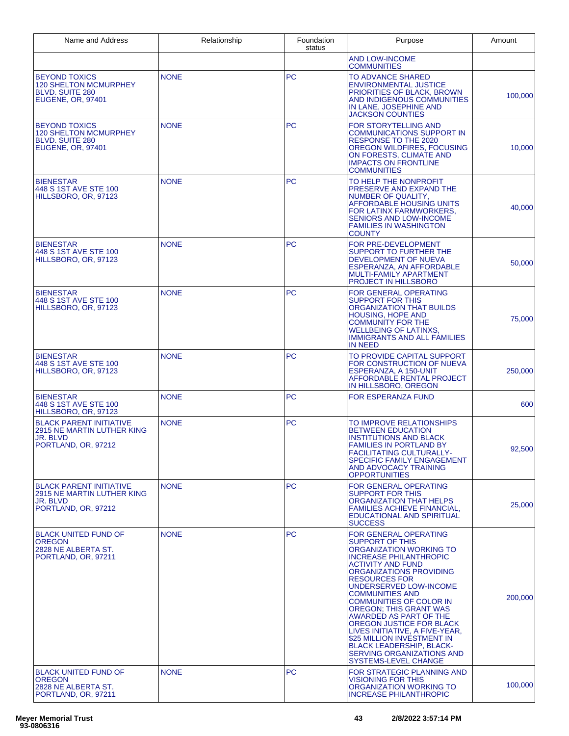| Name and Address | Relationship | Foundation status | Purpose | Amount |
|---|---|---|---|---|
| | | | AND LOW-INCOME COMMUNITIES | |
| BEYOND TOXICS 120 SHELTON MCMURPHEY BLVD. SUITE 280 EUGENE, OR, 97401 | NONE | PC | TO ADVANCE SHARED ENVIRONMENTAL JUSTICE PRIORITIES OF BLACK, BROWN AND INDIGENOUS COMMUNITIES IN LANE, JOSEPHINE AND JACKSON COUNTIES | 100,000 |
| BEYOND TOXICS 120 SHELTON MCMURPHEY BLVD. SUITE 280 EUGENE, OR, 97401 | NONE | PC | FOR STORYTELLING AND COMMUNICATIONS SUPPORT IN RESPONSE TO THE 2020 OREGON WILDFIRES, FOCUSING ON FORESTS, CLIMATE AND IMPACTS ON FRONTLINE COMMUNITIES | 10,000 |
| BIENESTAR 448 S 1ST AVE STE 100 HILLSBORO, OR, 97123 | NONE | PC | TO HELP THE NONPROFIT PRESERVE AND EXPAND THE NUMBER OF QUALITY, AFFORDABLE HOUSING UNITS FOR LATINX FARMWORKERS, SENIORS AND LOW-INCOME FAMILIES IN WASHINGTON COUNTY | 40,000 |
| BIENESTAR 448 S 1ST AVE STE 100 HILLSBORO, OR, 97123 | NONE | PC | FOR PRE-DEVELOPMENT SUPPORT TO FURTHER THE DEVELOPMENT OF NUEVA ESPERANZA, AN AFFORDABLE MULTI-FAMILY APARTMENT PROJECT IN HILLSBORO | 50,000 |
| BIENESTAR 448 S 1ST AVE STE 100 HILLSBORO, OR, 97123 | NONE | PC | FOR GENERAL OPERATING SUPPORT FOR THIS ORGANIZATION THAT BUILDS HOUSING, HOPE AND COMMUNITY FOR THE WELLBEING OF LATINXS, IMMIGRANTS AND ALL FAMILIES IN NEED | 75,000 |
| BIENESTAR 448 S 1ST AVE STE 100 HILLSBORO, OR, 97123 | NONE | PC | TO PROVIDE CAPITAL SUPPORT FOR CONSTRUCTION OF NUEVA ESPERANZA, A 150-UNIT AFFORDABLE RENTAL PROJECT IN HILLSBORO, OREGON | 250,000 |
| BIENESTAR 448 S 1ST AVE STE 100 HILLSBORO, OR, 97123 | NONE | PC | FOR ESPERANZA FUND | 600 |
| BLACK PARENT INITIATIVE 2915 NE MARTIN LUTHER KING JR. BLVD PORTLAND, OR, 97212 | NONE | PC | TO IMPROVE RELATIONSHIPS BETWEEN EDUCATION INSTITUTIONS AND BLACK FAMILIES IN PORTLAND BY FACILITATING CULTURALLY-SPECIFIC FAMILY ENGAGEMENT AND ADVOCACY TRAINING OPPORTUNITIES | 92,500 |
| BLACK PARENT INITIATIVE 2915 NE MARTIN LUTHER KING JR. BLVD PORTLAND, OR, 97212 | NONE | PC | FOR GENERAL OPERATING SUPPORT FOR THIS ORGANIZATION THAT HELPS FAMILIES ACHIEVE FINANCIAL, EDUCATIONAL AND SPIRITUAL SUCCESS | 25,000 |
| BLACK UNITED FUND OF OREGON 2828 NE ALBERTA ST. PORTLAND, OR, 97211 | NONE | PC | FOR GENERAL OPERATING SUPPORT OF THIS ORGANIZATION WORKING TO INCREASE PHILANTHROPIC ACTIVITY AND FUND ORGANIZATIONS PROVIDING RESOURCES FOR UNDERSERVED LOW-INCOME COMMUNITIES AND COMMUNITIES OF COLOR IN OREGON; THIS GRANT WAS AWARDED AS PART OF THE OREGON JUSTICE FOR BLACK LIVES INITIATIVE, A FIVE-YEAR, $25 MILLION INVESTMENT IN BLACK LEADERSHIP, BLACK-SERVING ORGANIZATIONS AND SYSTEMS-LEVEL CHANGE | 200,000 |
| BLACK UNITED FUND OF OREGON 2828 NE ALBERTA ST. PORTLAND, OR, 97211 | NONE | PC | FOR STRATEGIC PLANNING AND VISIONING FOR THIS ORGANIZATION WORKING TO INCREASE PHILANTHROPIC | 100,000 |

Meyer Memorial Trust
93-0806316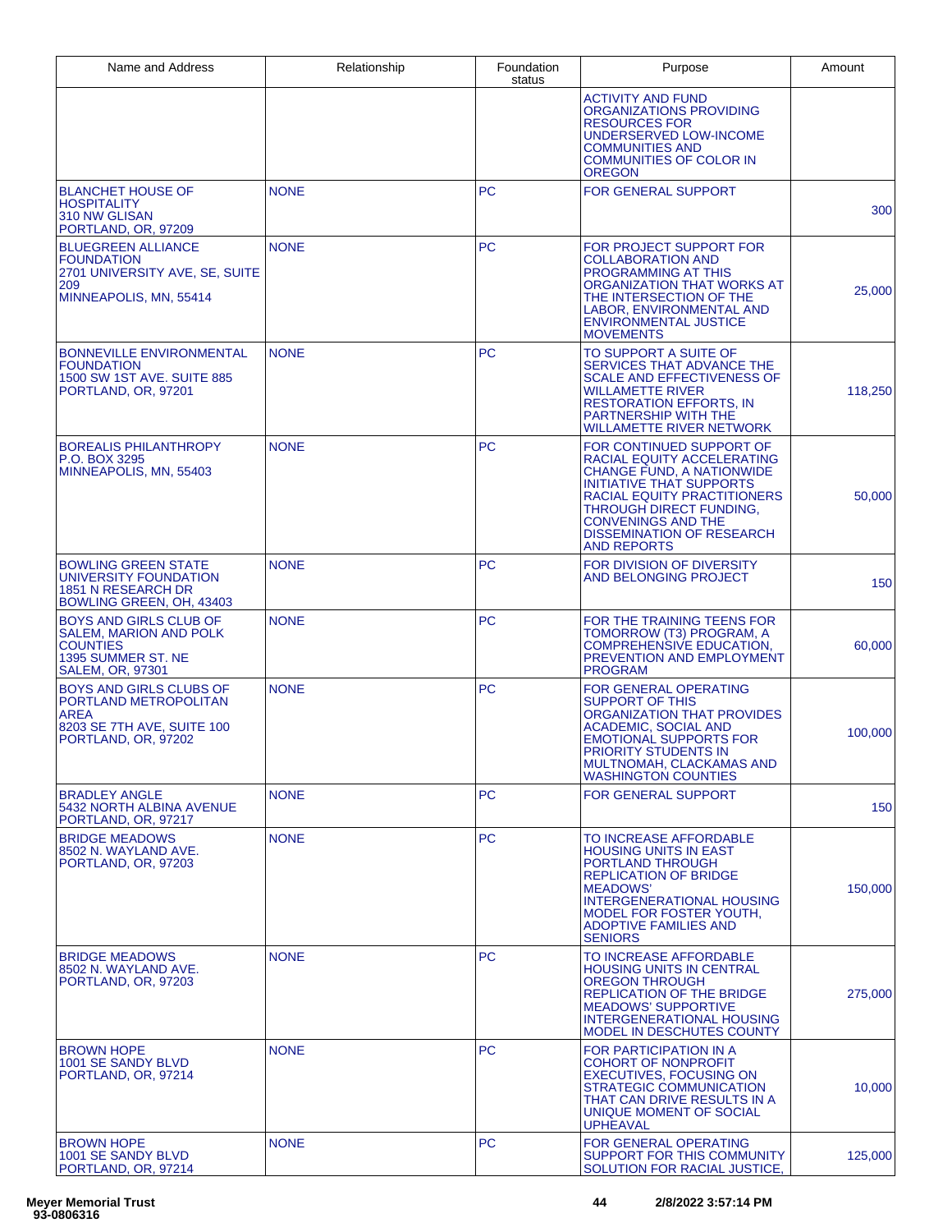| Name and Address | Relationship | Foundation status | Purpose | Amount |
|---|---|---|---|---|
| | | | ACTIVITY AND FUND ORGANIZATIONS PROVIDING RESOURCES FOR UNDERSERVED LOW-INCOME COMMUNITIES AND COMMUNITIES OF COLOR IN OREGON | |
| BLANCHET HOUSE OF HOSPITALITY<br>310 NW GLISAN<br>PORTLAND, OR, 97209 | NONE | PC | FOR GENERAL SUPPORT | 300 |
| BLUEGREEN ALLIANCE FOUNDATION<br>2701 UNIVERSITY AVE, SE, SUITE 209<br>MINNEAPOLIS, MN, 55414 | NONE | PC | FOR PROJECT SUPPORT FOR COLLABORATION AND PROGRAMMING AT THIS ORGANIZATION THAT WORKS AT THE INTERSECTION OF THE LABOR, ENVIRONMENTAL AND ENVIRONMENTAL JUSTICE MOVEMENTS | 25,000 |
| BONNEVILLE ENVIRONMENTAL FOUNDATION<br>1500 SW 1ST AVE. SUITE 885<br>PORTLAND, OR, 97201 | NONE | PC | TO SUPPORT A SUITE OF SERVICES THAT ADVANCE THE SCALE AND EFFECTIVENESS OF WILLAMETTE RIVER RESTORATION EFFORTS, IN PARTNERSHIP WITH THE WILLAMETTE RIVER NETWORK | 118,250 |
| BOREALIS PHILANTHROPY<br>P.O. BOX 3295<br>MINNEAPOLIS, MN, 55403 | NONE | PC | FOR CONTINUED SUPPORT OF RACIAL EQUITY ACCELERATING CHANGE FUND, A NATIONWIDE INITIATIVE THAT SUPPORTS RACIAL EQUITY PRACTITIONERS THROUGH DIRECT FUNDING, CONVENINGS AND THE DISSEMINATION OF RESEARCH AND REPORTS | 50,000 |
| BOWLING GREEN STATE UNIVERSITY FOUNDATION<br>1851 N RESEARCH DR<br>BOWLING GREEN, OH, 43403 | NONE | PC | FOR DIVISION OF DIVERSITY AND BELONGING PROJECT | 150 |
| BOYS AND GIRLS CLUB OF SALEM, MARION AND POLK COUNTIES<br>1395 SUMMER ST. NE<br>SALEM, OR, 97301 | NONE | PC | FOR THE TRAINING TEENS FOR TOMORROW (T3) PROGRAM, A COMPREHENSIVE EDUCATION, PREVENTION AND EMPLOYMENT PROGRAM | 60,000 |
| BOYS AND GIRLS CLUBS OF PORTLAND METROPOLITAN AREA<br>8203 SE 7TH AVE, SUITE 100<br>PORTLAND, OR, 97202 | NONE | PC | FOR GENERAL OPERATING SUPPORT OF THIS ORGANIZATION THAT PROVIDES ACADEMIC, SOCIAL AND EMOTIONAL SUPPORTS FOR PRIORITY STUDENTS IN MULTNOMAH, CLACKAMAS AND WASHINGTON COUNTIES | 100,000 |
| BRADLEY ANGLE<br>5432 NORTH ALBINA AVENUE<br>PORTLAND, OR, 97217 | NONE | PC | FOR GENERAL SUPPORT | 150 |
| BRIDGE MEADOWS<br>8502 N. WAYLAND AVE.<br>PORTLAND, OR, 97203 | NONE | PC | TO INCREASE AFFORDABLE HOUSING UNITS IN EAST PORTLAND THROUGH REPLICATION OF BRIDGE MEADOWS' INTERGENERATIONAL HOUSING MODEL FOR FOSTER YOUTH, ADOPTIVE FAMILIES AND SENIORS | 150,000 |
| BRIDGE MEADOWS<br>8502 N. WAYLAND AVE.<br>PORTLAND, OR, 97203 | NONE | PC | TO INCREASE AFFORDABLE HOUSING UNITS IN CENTRAL OREGON THROUGH REPLICATION OF THE BRIDGE MEADOWS' SUPPORTIVE INTERGENERATIONAL HOUSING MODEL IN DESCHUTES COUNTY | 275,000 |
| BROWN HOPE<br>1001 SE SANDY BLVD<br>PORTLAND, OR, 97214 | NONE | PC | FOR PARTICIPATION IN A COHORT OF NONPROFIT EXECUTIVES, FOCUSING ON STRATEGIC COMMUNICATION THAT CAN DRIVE RESULTS IN A UNIQUE MOMENT OF SOCIAL UPHEAVAL | 10,000 |
| BROWN HOPE<br>1001 SE SANDY BLVD<br>PORTLAND, OR, 97214 | NONE | PC | FOR GENERAL OPERATING SUPPORT FOR THIS COMMUNITY SOLUTION FOR RACIAL JUSTICE, | 125,000 |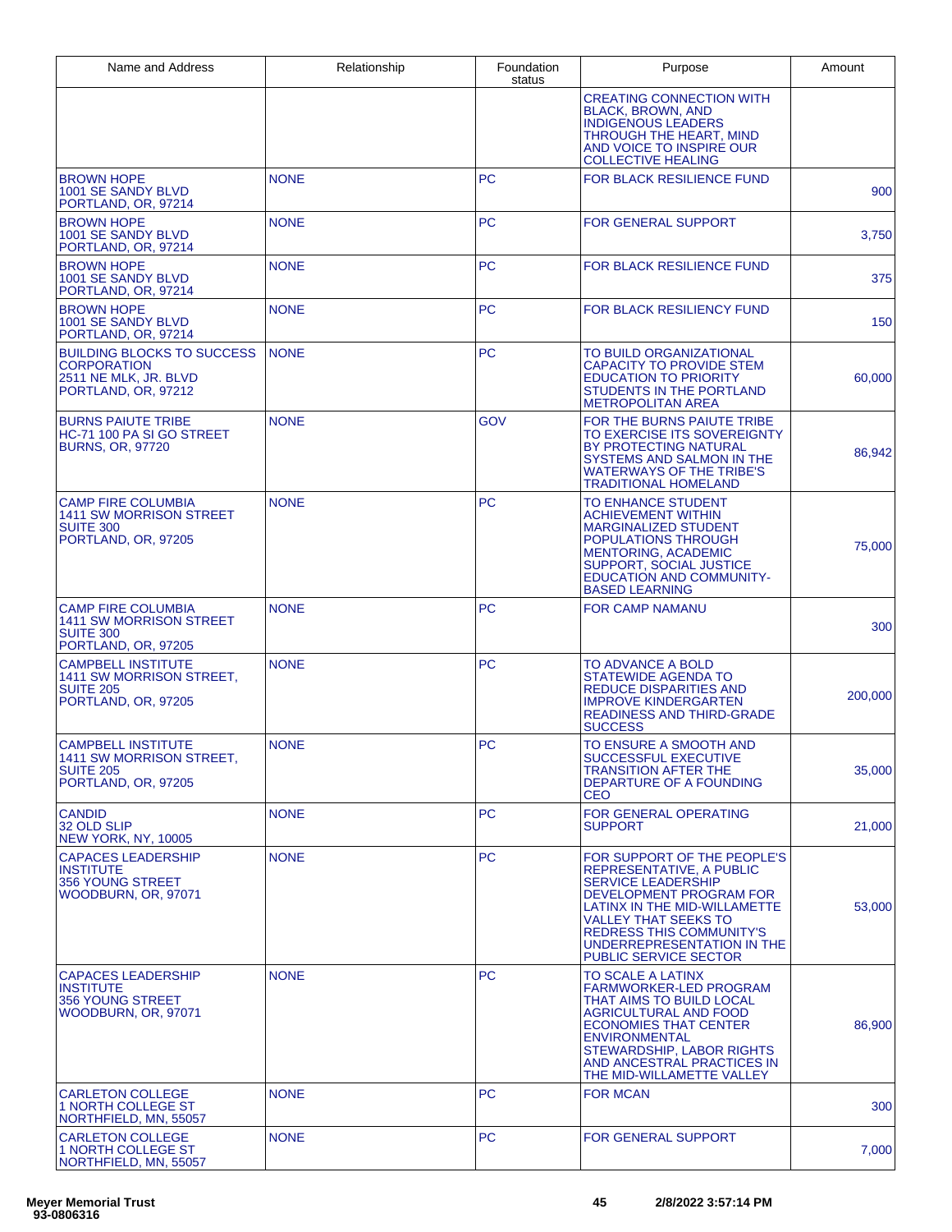| Name and Address | Relationship | Foundation status | Purpose | Amount |
|---|---|---|---|---|
| | | | CREATING CONNECTION WITH BLACK, BROWN, AND INDIGENOUS LEADERS THROUGH THE HEART, MIND AND VOICE TO INSPIRE OUR COLLECTIVE HEALING | |
| BROWN HOPE<br>1001 SE SANDY BLVD<br>PORTLAND, OR, 97214 | NONE | PC | FOR BLACK RESILIENCE FUND | 900 |
| BROWN HOPE<br>1001 SE SANDY BLVD<br>PORTLAND, OR, 97214 | NONE | PC | FOR GENERAL SUPPORT | 3,750 |
| BROWN HOPE<br>1001 SE SANDY BLVD<br>PORTLAND, OR, 97214 | NONE | PC | FOR BLACK RESILIENCE FUND | 375 |
| BROWN HOPE<br>1001 SE SANDY BLVD<br>PORTLAND, OR, 97214 | NONE | PC | FOR BLACK RESILIENCY FUND | 150 |
| BUILDING BLOCKS TO SUCCESS CORPORATION<br>2511 NE MLK, JR. BLVD<br>PORTLAND, OR, 97212 | NONE | PC | TO BUILD ORGANIZATIONAL CAPACITY TO PROVIDE STEM EDUCATION TO PRIORITY STUDENTS IN THE PORTLAND METROPOLITAN AREA | 60,000 |
| BURNS PAIUTE TRIBE<br>HC-71 100 PA SI GO STREET<br>BURNS, OR, 97720 | NONE | GOV | FOR THE BURNS PAIUTE TRIBE TO EXERCISE ITS SOVEREIGNTY BY PROTECTING NATURAL SYSTEMS AND SALMON IN THE WATERWAYS OF THE TRIBE'S TRADITIONAL HOMELAND | 86,942 |
| CAMP FIRE COLUMBIA<br>1411 SW MORRISON STREET<br>SUITE 300<br>PORTLAND, OR, 97205 | NONE | PC | TO ENHANCE STUDENT ACHIEVEMENT WITHIN MARGINALIZED STUDENT POPULATIONS THROUGH MENTORING, ACADEMIC SUPPORT, SOCIAL JUSTICE EDUCATION AND COMMUNITY-BASED LEARNING | 75,000 |
| CAMP FIRE COLUMBIA<br>1411 SW MORRISON STREET<br>SUITE 300<br>PORTLAND, OR, 97205 | NONE | PC | FOR CAMP NAMANU | 300 |
| CAMPBELL INSTITUTE<br>1411 SW MORRISON STREET,<br>SUITE 205<br>PORTLAND, OR, 97205 | NONE | PC | TO ADVANCE A BOLD STATEWIDE AGENDA TO REDUCE DISPARITIES AND IMPROVE KINDERGARTEN READINESS AND THIRD-GRADE SUCCESS | 200,000 |
| CAMPBELL INSTITUTE<br>1411 SW MORRISON STREET,<br>SUITE 205<br>PORTLAND, OR, 97205 | NONE | PC | TO ENSURE A SMOOTH AND SUCCESSFUL EXECUTIVE TRANSITION AFTER THE DEPARTURE OF A FOUNDING CEO | 35,000 |
| CANDID<br>32 OLD SLIP<br>NEW YORK, NY, 10005 | NONE | PC | FOR GENERAL OPERATING SUPPORT | 21,000 |
| CAPACES LEADERSHIP INSTITUTE<br>356 YOUNG STREET<br>WOODBURN, OR, 97071 | NONE | PC | FOR SUPPORT OF THE PEOPLE'S REPRESENTATIVE, A PUBLIC SERVICE LEADERSHIP DEVELOPMENT PROGRAM FOR LATINX IN THE MID-WILLAMETTE VALLEY THAT SEEKS TO REDRESS THIS COMMUNITY'S UNDERREPRESENTATION IN THE PUBLIC SERVICE SECTOR | 53,000 |
| CAPACES LEADERSHIP INSTITUTE<br>356 YOUNG STREET<br>WOODBURN, OR, 97071 | NONE | PC | TO SCALE A LATINX FARMWORKER-LED PROGRAM THAT AIMS TO BUILD LOCAL AGRICULTURAL AND FOOD ECONOMIES THAT CENTER ENVIRONMENTAL STEWARDSHIP, LABOR RIGHTS AND ANCESTRAL PRACTICES IN THE MID-WILLAMETTE VALLEY | 86,900 |
| CARLETON COLLEGE<br>1 NORTH COLLEGE ST<br>NORTHFIELD, MN, 55057 | NONE | PC | FOR MCAN | 300 |
| CARLETON COLLEGE<br>1 NORTH COLLEGE ST<br>NORTHFIELD, MN, 55057 | NONE | PC | FOR GENERAL SUPPORT | 7,000 |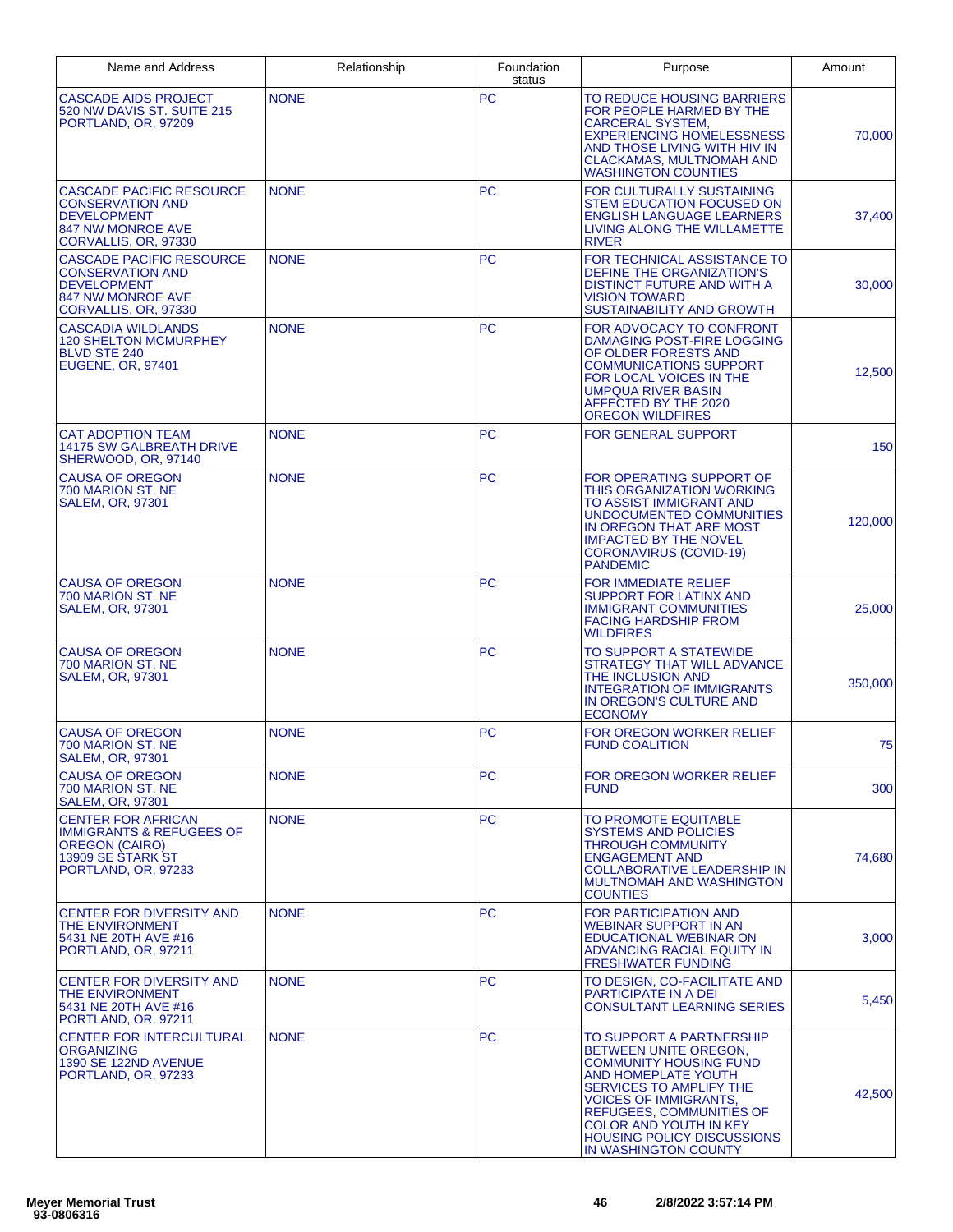| Name and Address | Relationship | Foundation status | Purpose | Amount |
|---|---|---|---|---|
| CASCADE AIDS PROJECT 520 NW DAVIS ST. SUITE 215 PORTLAND, OR, 97209 | NONE | PC | TO REDUCE HOUSING BARRIERS FOR PEOPLE HARMED BY THE CARCERAL SYSTEM, EXPERIENCING HOMELESSNESS AND THOSE LIVING WITH HIV IN CLACKAMAS, MULTNOMAH AND WASHINGTON COUNTIES | 70,000 |
| CASCADE PACIFIC RESOURCE CONSERVATION AND DEVELOPMENT 847 NW MONROE AVE CORVALLIS, OR, 97330 | NONE | PC | FOR CULTURALLY SUSTAINING STEM EDUCATION FOCUSED ON ENGLISH LANGUAGE LEARNERS LIVING ALONG THE WILLAMETTE RIVER | 37,400 |
| CASCADE PACIFIC RESOURCE CONSERVATION AND DEVELOPMENT 847 NW MONROE AVE CORVALLIS, OR, 97330 | NONE | PC | FOR TECHNICAL ASSISTANCE TO DEFINE THE ORGANIZATION'S DISTINCT FUTURE AND WITH A VISION TOWARD SUSTAINABILITY AND GROWTH | 30,000 |
| CASCADIA WILDLANDS 120 SHELTON MCMURPHEY BLVD STE 240 EUGENE, OR, 97401 | NONE | PC | FOR ADVOCACY TO CONFRONT DAMAGING POST-FIRE LOGGING OF OLDER FORESTS AND COMMUNICATIONS SUPPORT FOR LOCAL VOICES IN THE UMPQUA RIVER BASIN AFFECTED BY THE 2020 OREGON WILDFIRES | 12,500 |
| CAT ADOPTION TEAM 14175 SW GALBREATH DRIVE SHERWOOD, OR, 97140 | NONE | PC | FOR GENERAL SUPPORT | 150 |
| CAUSA OF OREGON 700 MARION ST. NE SALEM, OR, 97301 | NONE | PC | FOR OPERATING SUPPORT OF THIS ORGANIZATION WORKING TO ASSIST IMMIGRANT AND UNDOCUMENTED COMMUNITIES IN OREGON THAT ARE MOST IMPACTED BY THE NOVEL CORONAVIRUS (COVID-19) PANDEMIC | 120,000 |
| CAUSA OF OREGON 700 MARION ST. NE SALEM, OR, 97301 | NONE | PC | FOR IMMEDIATE RELIEF SUPPORT FOR LATINX AND IMMIGRANT COMMUNITIES FACING HARDSHIP FROM WILDFIRES | 25,000 |
| CAUSA OF OREGON 700 MARION ST. NE SALEM, OR, 97301 | NONE | PC | TO SUPPORT A STATEWIDE STRATEGY THAT WILL ADVANCE THE INCLUSION AND INTEGRATION OF IMMIGRANTS IN OREGON'S CULTURE AND ECONOMY | 350,000 |
| CAUSA OF OREGON 700 MARION ST. NE SALEM, OR, 97301 | NONE | PC | FOR OREGON WORKER RELIEF FUND COALITION | 75 |
| CAUSA OF OREGON 700 MARION ST. NE SALEM, OR, 97301 | NONE | PC | FOR OREGON WORKER RELIEF FUND | 300 |
| CENTER FOR AFRICAN IMMIGRANTS & REFUGEES OF OREGON (CAIRO) 13909 SE STARK ST PORTLAND, OR, 97233 | NONE | PC | TO PROMOTE EQUITABLE SYSTEMS AND POLICIES THROUGH COMMUNITY ENGAGEMENT AND COLLABORATIVE LEADERSHIP IN MULTNOMAH AND WASHINGTON COUNTIES | 74,680 |
| CENTER FOR DIVERSITY AND THE ENVIRONMENT 5431 NE 20TH AVE #16 PORTLAND, OR, 97211 | NONE | PC | FOR PARTICIPATION AND WEBINAR SUPPORT IN AN EDUCATIONAL WEBINAR ON ADVANCING RACIAL EQUITY IN FRESHWATER FUNDING | 3,000 |
| CENTER FOR DIVERSITY AND THE ENVIRONMENT 5431 NE 20TH AVE #16 PORTLAND, OR, 97211 | NONE | PC | TO DESIGN, CO-FACILITATE AND PARTICIPATE IN A DEI CONSULTANT LEARNING SERIES | 5,450 |
| CENTER FOR INTERCULTURAL ORGANIZING 1390 SE 122ND AVENUE PORTLAND, OR, 97233 | NONE | PC | TO SUPPORT A PARTNERSHIP BETWEEN UNITE OREGON, COMMUNITY HOUSING FUND AND HOMEPLATE YOUTH SERVICES TO AMPLIFY THE VOICES OF IMMIGRANTS, REFUGEES, COMMUNITIES OF COLOR AND YOUTH IN KEY HOUSING POLICY DISCUSSIONS IN WASHINGTON COUNTY | 42,500 |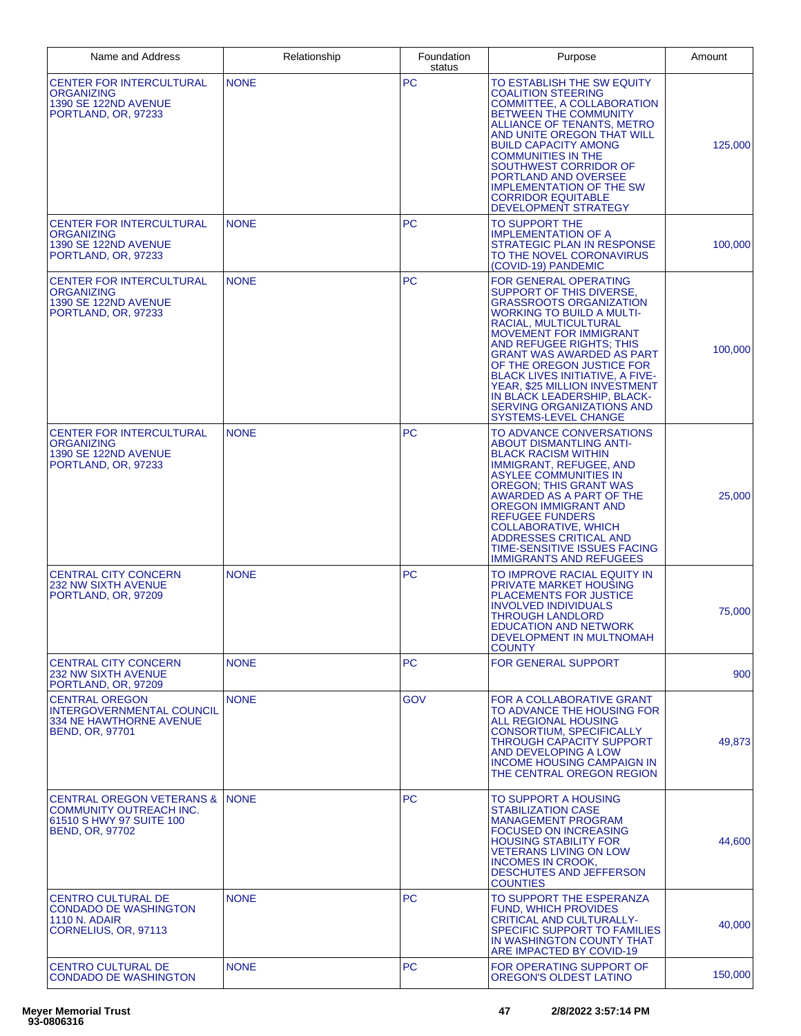| Name and Address | Relationship | Foundation status | Purpose | Amount |
|---|---|---|---|---|
| CENTER FOR INTERCULTURAL ORGANIZING<br>1390 SE 122ND AVENUE<br>PORTLAND, OR, 97233 | NONE | PC | TO ESTABLISH THE SW EQUITY COALITION STEERING COMMITTEE, A COLLABORATION BETWEEN THE COMMUNITY ALLIANCE OF TENANTS, METRO AND UNITE OREGON THAT WILL BUILD CAPACITY AMONG COMMUNITIES IN THE SOUTHWEST CORRIDOR OF PORTLAND AND OVERSEE IMPLEMENTATION OF THE SW CORRIDOR EQUITABLE DEVELOPMENT STRATEGY | 125,000 |
| CENTER FOR INTERCULTURAL ORGANIZING<br>1390 SE 122ND AVENUE<br>PORTLAND, OR, 97233 | NONE | PC | TO SUPPORT THE IMPLEMENTATION OF A STRATEGIC PLAN IN RESPONSE TO THE NOVEL CORONAVIRUS (COVID-19) PANDEMIC | 100,000 |
| CENTER FOR INTERCULTURAL ORGANIZING<br>1390 SE 122ND AVENUE<br>PORTLAND, OR, 97233 | NONE | PC | FOR GENERAL OPERATING SUPPORT OF THIS DIVERSE, GRASSROOTS ORGANIZATION WORKING TO BUILD A MULTI-RACIAL, MULTICULTURAL MOVEMENT FOR IMMIGRANT AND REFUGEE RIGHTS; THIS GRANT WAS AWARDED AS PART OF THE OREGON JUSTICE FOR BLACK LIVES INITIATIVE, A FIVE-YEAR, $25 MILLION INVESTMENT IN BLACK LEADERSHIP, BLACK-SERVING ORGANIZATIONS AND SYSTEMS-LEVEL CHANGE | 100,000 |
| CENTER FOR INTERCULTURAL ORGANIZING<br>1390 SE 122ND AVENUE<br>PORTLAND, OR, 97233 | NONE | PC | TO ADVANCE CONVERSATIONS ABOUT DISMANTLING ANTI-BLACK RACISM WITHIN IMMIGRANT, REFUGEE, AND ASYLEE COMMUNITIES IN OREGON; THIS GRANT WAS AWARDED AS A PART OF THE OREGON IMMIGRANT AND REFUGEE FUNDERS COLLABORATIVE, WHICH ADDRESSES CRITICAL AND TIME-SENSITIVE ISSUES FACING IMMIGRANTS AND REFUGEES | 25,000 |
| CENTRAL CITY CONCERN<br>232 NW SIXTH AVENUE<br>PORTLAND, OR, 97209 | NONE | PC | TO IMPROVE RACIAL EQUITY IN PRIVATE MARKET HOUSING PLACEMENTS FOR JUSTICE INVOLVED INDIVIDUALS THROUGH LANDLORD EDUCATION AND NETWORK DEVELOPMENT IN MULTNOMAH COUNTY | 75,000 |
| CENTRAL CITY CONCERN<br>232 NW SIXTH AVENUE<br>PORTLAND, OR, 97209 | NONE | PC | FOR GENERAL SUPPORT | 900 |
| CENTRAL OREGON INTERGOVERNMENTAL COUNCIL<br>334 NE HAWTHORNE AVENUE<br>BEND, OR, 97701 | NONE | GOV | FOR A COLLABORATIVE GRANT TO ADVANCE THE HOUSING FOR ALL REGIONAL HOUSING CONSORTIUM, SPECIFICALLY THROUGH CAPACITY SUPPORT AND DEVELOPING A LOW INCOME HOUSING CAMPAIGN IN THE CENTRAL OREGON REGION | 49,873 |
| CENTRAL OREGON VETERANS & COMMUNITY OUTREACH INC.<br>61510 S HWY 97 SUITE 100<br>BEND, OR, 97702 | NONE | PC | TO SUPPORT A HOUSING STABILIZATION CASE MANAGEMENT PROGRAM FOCUSED ON INCREASING HOUSING STABILITY FOR VETERANS LIVING ON LOW INCOMES IN CROOK, DESCHUTES AND JEFFERSON COUNTIES | 44,600 |
| CENTRO CULTURAL DE CONDADO DE WASHINGTON<br>1110 N. ADAIR<br>CORNELIUS, OR, 97113 | NONE | PC | TO SUPPORT THE ESPERANZA FUND, WHICH PROVIDES CRITICAL AND CULTURALLY-SPECIFIC SUPPORT TO FAMILIES IN WASHINGTON COUNTY THAT ARE IMPACTED BY COVID-19 | 40,000 |
| CENTRO CULTURAL DE CONDADO DE WASHINGTON | NONE | PC | FOR OPERATING SUPPORT OF OREGON'S OLDEST LATINO | 150,000 |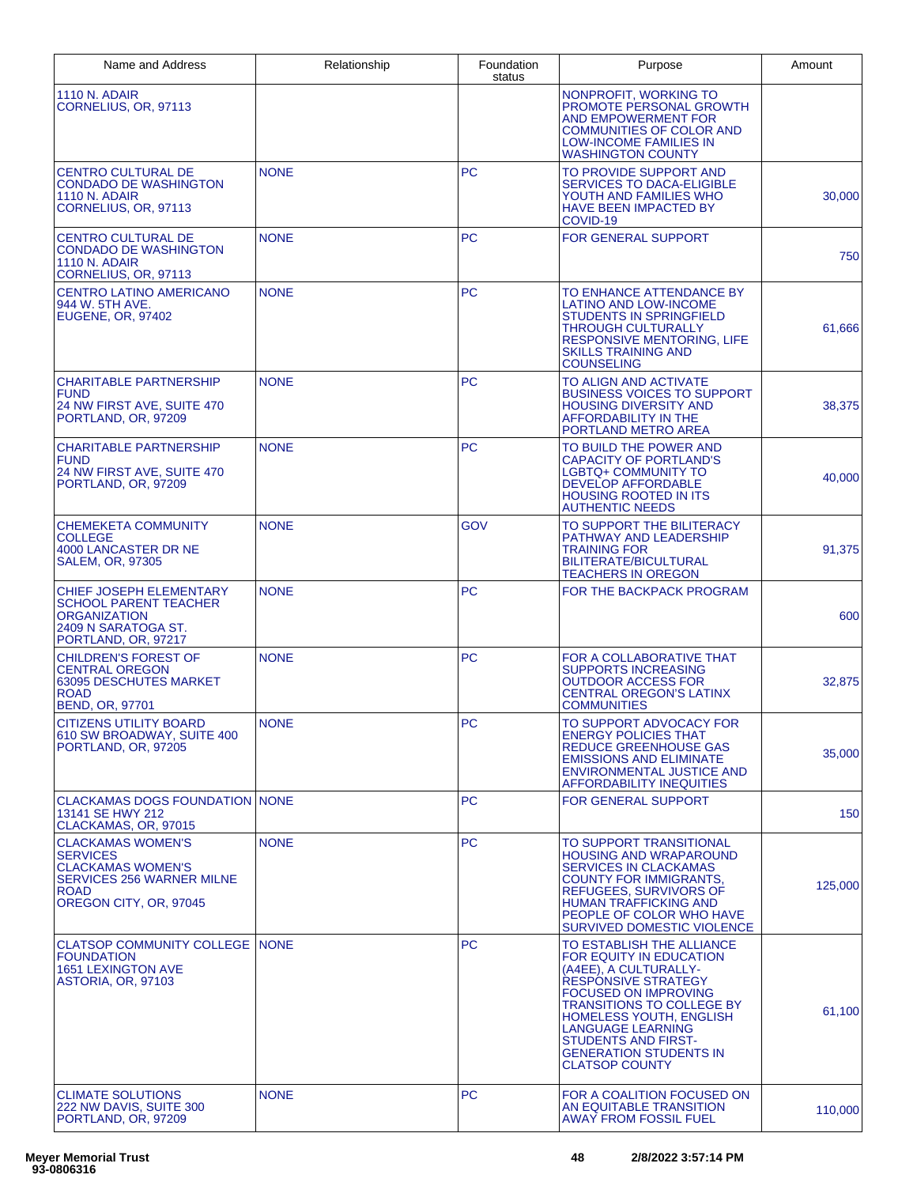| Name and Address | Relationship | Foundation status | Purpose | Amount |
|---|---|---|---|---|
| 1110 N. ADAIR<br>CORNELIUS, OR, 97113 | | | NONPROFIT, WORKING TO PROMOTE PERSONAL GROWTH AND EMPOWERMENT FOR COMMUNITIES OF COLOR AND LOW-INCOME FAMILIES IN WASHINGTON COUNTY | |
| CENTRO CULTURAL DE CONDADO DE WASHINGTON<br>1110 N. ADAIR<br>CORNELIUS, OR, 97113 | NONE | PC | TO PROVIDE SUPPORT AND SERVICES TO DACA-ELIGIBLE YOUTH AND FAMILIES WHO HAVE BEEN IMPACTED BY COVID-19 | 30,000 |
| CENTRO CULTURAL DE CONDADO DE WASHINGTON<br>1110 N. ADAIR<br>CORNELIUS, OR, 97113 | NONE | PC | FOR GENERAL SUPPORT | 750 |
| CENTRO LATINO AMERICANO<br>944 W. 5TH AVE.<br>EUGENE, OR, 97402 | NONE | PC | TO ENHANCE ATTENDANCE BY LATINO AND LOW-INCOME STUDENTS IN SPRINGFIELD THROUGH CULTURALLY RESPONSIVE MENTORING, LIFE SKILLS TRAINING AND COUNSELING | 61,666 |
| CHARITABLE PARTNERSHIP FUND<br>24 NW FIRST AVE, SUITE 470<br>PORTLAND, OR, 97209 | NONE | PC | TO ALIGN AND ACTIVATE BUSINESS VOICES TO SUPPORT HOUSING DIVERSITY AND AFFORDABILITY IN THE PORTLAND METRO AREA | 38,375 |
| CHARITABLE PARTNERSHIP FUND<br>24 NW FIRST AVE, SUITE 470<br>PORTLAND, OR, 97209 | NONE | PC | TO BUILD THE POWER AND CAPACITY OF PORTLAND'S LGBTQ+ COMMUNITY TO DEVELOP AFFORDABLE HOUSING ROOTED IN ITS AUTHENTIC NEEDS | 40,000 |
| CHEMEKETA COMMUNITY COLLEGE<br>4000 LANCASTER DR NE<br>SALEM, OR, 97305 | NONE | GOV | TO SUPPORT THE BILITERACY PATHWAY AND LEADERSHIP TRAINING FOR BILITERATE/BICULTURAL TEACHERS IN OREGON | 91,375 |
| CHIEF JOSEPH ELEMENTARY SCHOOL PARENT TEACHER ORGANIZATION<br>2409 N SARATOGA ST.<br>PORTLAND, OR, 97217 | NONE | PC | FOR THE BACKPACK PROGRAM | 600 |
| CHILDREN'S FOREST OF CENTRAL OREGON<br>63095 DESCHUTES MARKET ROAD<br>BEND, OR, 97701 | NONE | PC | FOR A COLLABORATIVE THAT SUPPORTS INCREASING OUTDOOR ACCESS FOR CENTRAL OREGON'S LATINX COMMUNITIES | 32,875 |
| CITIZENS UTILITY BOARD<br>610 SW BROADWAY, SUITE 400<br>PORTLAND, OR, 97205 | NONE | PC | TO SUPPORT ADVOCACY FOR ENERGY POLICIES THAT REDUCE GREENHOUSE GAS EMISSIONS AND ELIMINATE ENVIRONMENTAL JUSTICE AND AFFORDABILITY INEQUITIES | 35,000 |
| CLACKAMAS DOGS FOUNDATION<br>13141 SE HWY 212<br>CLACKAMAS, OR, 97015 | NONE | PC | FOR GENERAL SUPPORT | 150 |
| CLACKAMAS WOMEN'S SERVICES<br>CLACKAMAS WOMEN'S SERVICES 256 WARNER MILNE ROAD<br>OREGON CITY, OR, 97045 | NONE | PC | TO SUPPORT TRANSITIONAL HOUSING AND WRAPAROUND SERVICES IN CLACKAMAS COUNTY FOR IMMIGRANTS, REFUGEES, SURVIVORS OF HUMAN TRAFFICKING AND PEOPLE OF COLOR WHO HAVE SURVIVED DOMESTIC VIOLENCE | 125,000 |
| CLATSOP COMMUNITY COLLEGE FOUNDATION<br>1651 LEXINGTON AVE<br>ASTORIA, OR, 97103 | NONE | PC | TO ESTABLISH THE ALLIANCE FOR EQUITY IN EDUCATION (A4EE), A CULTURALLY-RESPONSIVE STRATEGY FOCUSED ON IMPROVING TRANSITIONS TO COLLEGE BY HOMELESS YOUTH, ENGLISH LANGUAGE LEARNING STUDENTS AND FIRST-GENERATION STUDENTS IN CLATSOP COUNTY | 61,100 |
| CLIMATE SOLUTIONS<br>222 NW DAVIS, SUITE 300<br>PORTLAND, OR, 97209 | NONE | PC | FOR A COALITION FOCUSED ON AN EQUITABLE TRANSITION AWAY FROM FOSSIL FUEL | 110,000 |

Meyer Memorial Trust
93-0806316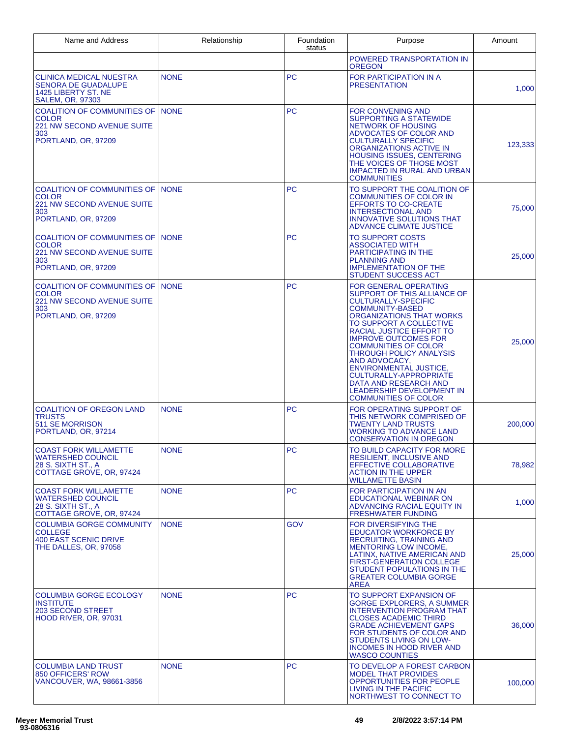| Name and Address | Relationship | Foundation status | Purpose | Amount |
|---|---|---|---|---|
| | | | POWERED TRANSPORTATION IN OREGON | |
| CLINICA MEDICAL NUESTRA SENORA DE GUADALUPE<br>1425 LIBERTY ST. NE<br>SALEM, OR, 97303 | NONE | PC | FOR PARTICIPATION IN A PRESENTATION | 1,000 |
| COALITION OF COMMUNITIES OF COLOR<br>221 NW SECOND AVENUE SUITE 303<br>PORTLAND, OR, 97209 | NONE | PC | FOR CONVENING AND SUPPORTING A STATEWIDE NETWORK OF HOUSING ADVOCATES OF COLOR AND CULTURALLY SPECIFIC ORGANIZATIONS ACTIVE IN HOUSING ISSUES, CENTERING THE VOICES OF THOSE MOST IMPACTED IN RURAL AND URBAN COMMUNITIES | 123,333 |
| COALITION OF COMMUNITIES OF COLOR<br>221 NW SECOND AVENUE SUITE 303<br>PORTLAND, OR, 97209 | NONE | PC | TO SUPPORT THE COALITION OF COMMUNITIES OF COLOR IN EFFORTS TO CO-CREATE INTERSECTIONAL AND INNOVATIVE SOLUTIONS THAT ADVANCE CLIMATE JUSTICE | 75,000 |
| COALITION OF COMMUNITIES OF COLOR<br>221 NW SECOND AVENUE SUITE 303<br>PORTLAND, OR, 97209 | NONE | PC | TO SUPPORT COSTS ASSOCIATED WITH PARTICIPATING IN THE PLANNING AND IMPLEMENTATION OF THE STUDENT SUCCESS ACT | 25,000 |
| COALITION OF COMMUNITIES OF COLOR<br>221 NW SECOND AVENUE SUITE 303<br>PORTLAND, OR, 97209 | NONE | PC | FOR GENERAL OPERATING SUPPORT OF THIS ALLIANCE OF CULTURALLY-SPECIFIC COMMUNITY-BASED ORGANIZATIONS THAT WORKS TO SUPPORT A COLLECTIVE RACIAL JUSTICE EFFORT TO IMPROVE OUTCOMES FOR COMMUNITIES OF COLOR THROUGH POLICY ANALYSIS AND ADVOCACY, ENVIRONMENTAL JUSTICE, CULTURALLY-APPROPRIATE DATA AND RESEARCH AND LEADERSHIP DEVELOPMENT IN COMMUNITIES OF COLOR | 25,000 |
| COALITION OF OREGON LAND TRUSTS<br>511 SE MORRISON<br>PORTLAND, OR, 97214 | NONE | PC | FOR OPERATING SUPPORT OF THIS NETWORK COMPRISED OF TWENTY LAND TRUSTS WORKING TO ADVANCE LAND CONSERVATION IN OREGON | 200,000 |
| COAST FORK WILLAMETTE WATERSHED COUNCIL<br>28 S. SIXTH ST., A<br>COTTAGE GROVE, OR, 97424 | NONE | PC | TO BUILD CAPACITY FOR MORE RESILIENT, INCLUSIVE AND EFFECTIVE COLLABORATIVE ACTION IN THE UPPER WILLAMETTE BASIN | 78,982 |
| COAST FORK WILLAMETTE WATERSHED COUNCIL<br>28 S. SIXTH ST., A<br>COTTAGE GROVE, OR, 97424 | NONE | PC | FOR PARTICIPATION IN AN EDUCATIONAL WEBINAR ON ADVANCING RACIAL EQUITY IN FRESHWATER FUNDING | 1,000 |
| COLUMBIA GORGE COMMUNITY COLLEGE<br>400 EAST SCENIC DRIVE<br>THE DALLES, OR, 97058 | NONE | GOV | FOR DIVERSIFYING THE EDUCATOR WORKFORCE BY RECRUITING, TRAINING AND MENTORING LOW INCOME, LATINX, NATIVE AMERICAN AND FIRST-GENERATION COLLEGE STUDENT POPULATIONS IN THE GREATER COLUMBIA GORGE AREA | 25,000 |
| COLUMBIA GORGE ECOLOGY INSTITUTE<br>203 SECOND STREET<br>HOOD RIVER, OR, 97031 | NONE | PC | TO SUPPORT EXPANSION OF GORGE EXPLORERS, A SUMMER INTERVENTION PROGRAM THAT CLOSES ACADEMIC THIRD GRADE ACHIEVEMENT GAPS FOR STUDENTS OF COLOR AND STUDENTS LIVING ON LOW-INCOMES IN HOOD RIVER AND WASCO COUNTIES | 36,000 |
| COLUMBIA LAND TRUST<br>850 OFFICERS' ROW<br>VANCOUVER, WA, 98661-3856 | NONE | PC | TO DEVELOP A FOREST CARBON MODEL THAT PROVIDES OPPORTUNITIES FOR PEOPLE LIVING IN THE PACIFIC NORTHWEST TO CONNECT TO | 100,000 |

Meyer Memorial Trust
93-0806316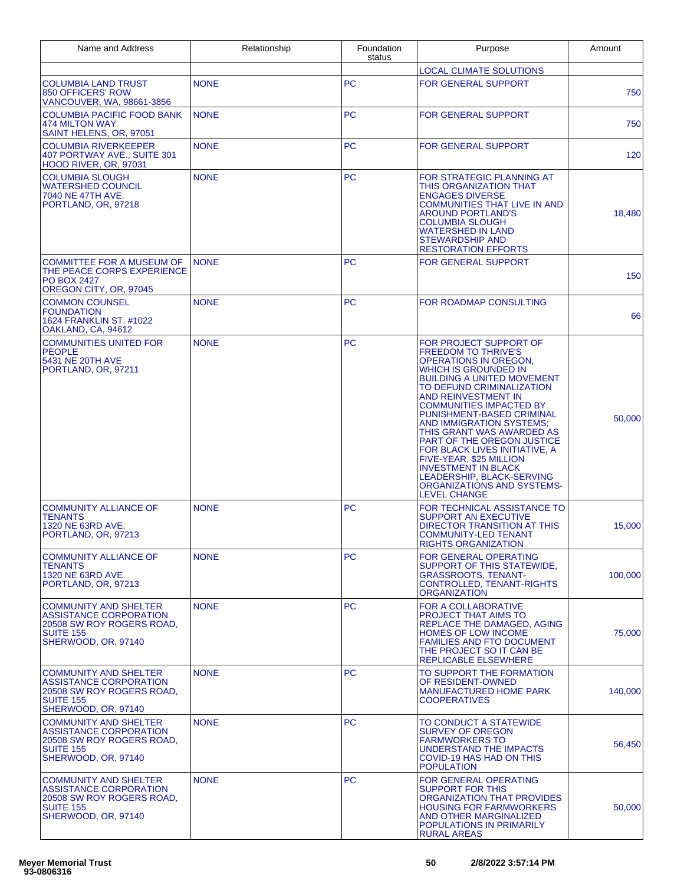| Name and Address | Relationship | Foundation status | Purpose | Amount |
| --- | --- | --- | --- | --- |
| | | | LOCAL CLIMATE SOLUTIONS | |
| COLUMBIA LAND TRUST 850 OFFICERS' ROW VANCOUVER, WA, 98661-3856 | NONE | PC | FOR GENERAL SUPPORT | 750 |
| COLUMBIA PACIFIC FOOD BANK 474 MILTON WAY SAINT HELENS, OR, 97051 | NONE | PC | FOR GENERAL SUPPORT | 750 |
| COLUMBIA RIVERKEEPER 407 PORTWAY AVE., SUITE 301 HOOD RIVER, OR, 97031 | NONE | PC | FOR GENERAL SUPPORT | 120 |
| COLUMBIA SLOUGH WATERSHED COUNCIL 7040 NE 47TH AVE. PORTLAND, OR, 97218 | NONE | PC | FOR STRATEGIC PLANNING AT THIS ORGANIZATION THAT ENGAGES DIVERSE COMMUNITIES THAT LIVE IN AND AROUND PORTLAND'S COLUMBIA SLOUGH WATERSHED IN LAND STEWARDSHIP AND RESTORATION EFFORTS | 18,480 |
| COMMITTEE FOR A MUSEUM OF THE PEACE CORPS EXPERIENCE PO BOX 2427 OREGON CITY, OR, 97045 | NONE | PC | FOR GENERAL SUPPORT | 150 |
| COMMON COUNSEL FOUNDATION 1624 FRANKLIN ST. #1022 OAKLAND, CA, 94612 | NONE | PC | FOR ROADMAP CONSULTING | 66 |
| COMMUNITIES UNITED FOR PEOPLE 5431 NE 20TH AVE PORTLAND, OR, 97211 | NONE | PC | FOR PROJECT SUPPORT OF FREEDOM TO THRIVE'S OPERATIONS IN OREGON, WHICH IS GROUNDED IN BUILDING A UNITED MOVEMENT TO DEFUND CRIMINALIZATION AND REINVESTMENT IN COMMUNITIES IMPACTED BY PUNISHMENT-BASED CRIMINAL AND IMMIGRATION SYSTEMS; THIS GRANT WAS AWARDED AS PART OF THE OREGON JUSTICE FOR BLACK LIVES INITIATIVE, A FIVE-YEAR, $25 MILLION INVESTMENT IN BLACK LEADERSHIP, BLACK-SERVING ORGANIZATIONS AND SYSTEMS-LEVEL CHANGE | 50,000 |
| COMMUNITY ALLIANCE OF TENANTS 1320 NE 63RD AVE. PORTLAND, OR, 97213 | NONE | PC | FOR TECHNICAL ASSISTANCE TO SUPPORT AN EXECUTIVE DIRECTOR TRANSITION AT THIS COMMUNITY-LED TENANT RIGHTS ORGANIZATION | 15,000 |
| COMMUNITY ALLIANCE OF TENANTS 1320 NE 63RD AVE. PORTLAND, OR, 97213 | NONE | PC | FOR GENERAL OPERATING SUPPORT OF THIS STATEWIDE, GRASSROOTS, TENANT-CONTROLLED, TENANT-RIGHTS ORGANIZATION | 100,000 |
| COMMUNITY AND SHELTER ASSISTANCE CORPORATION 20508 SW ROY ROGERS ROAD, SUITE 155 SHERWOOD, OR, 97140 | NONE | PC | FOR A COLLABORATIVE PROJECT THAT AIMS TO REPLACE THE DAMAGED, AGING HOMES OF LOW INCOME FAMILIES AND FTO DOCUMENT THE PROJECT SO IT CAN BE REPLICABLE ELSEWHERE | 75,000 |
| COMMUNITY AND SHELTER ASSISTANCE CORPORATION 20508 SW ROY ROGERS ROAD, SUITE 155 SHERWOOD, OR, 97140 | NONE | PC | TO SUPPORT THE FORMATION OF RESIDENT-OWNED MANUFACTURED HOME PARK COOPERATIVES | 140,000 |
| COMMUNITY AND SHELTER ASSISTANCE CORPORATION 20508 SW ROY ROGERS ROAD, SUITE 155 SHERWOOD, OR, 97140 | NONE | PC | TO CONDUCT A STATEWIDE SURVEY OF OREGON FARMWORKERS TO UNDERSTAND THE IMPACTS COVID-19 HAS HAD ON THIS POPULATION | 56,450 |
| COMMUNITY AND SHELTER ASSISTANCE CORPORATION 20508 SW ROY ROGERS ROAD, SUITE 155 SHERWOOD, OR, 97140 | NONE | PC | FOR GENERAL OPERATING SUPPORT FOR THIS ORGANIZATION THAT PROVIDES HOUSING FOR FARMWORKERS AND OTHER MARGINALIZED POPULATIONS IN PRIMARILY RURAL AREAS | 50,000 |

**Meyer Memorial Trust**
**93-0806316**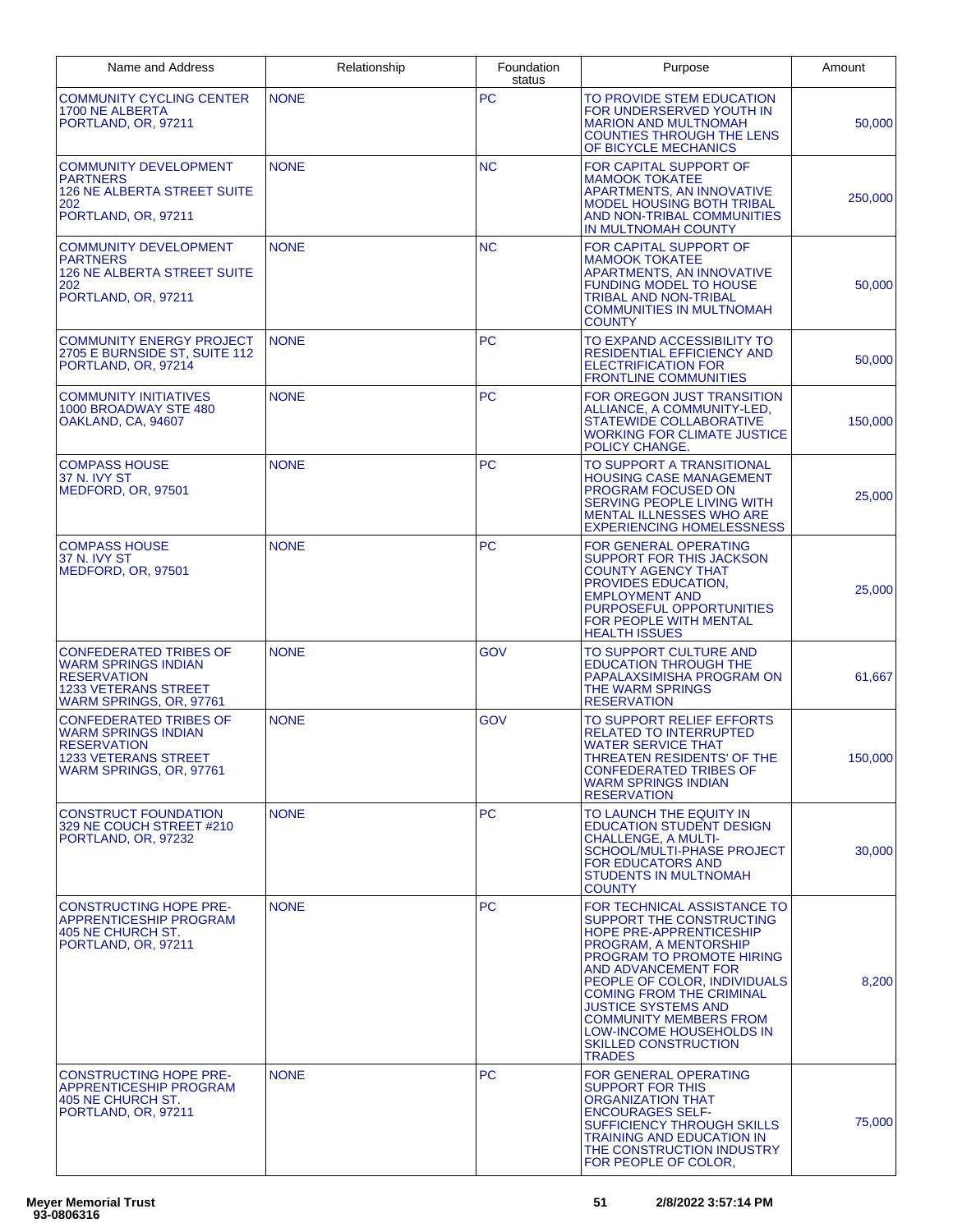| Name and Address | Relationship | Foundation status | Purpose | Amount |
| --- | --- | --- | --- | --- |
| COMMUNITY CYCLING CENTER 1700 NE ALBERTA PORTLAND, OR, 97211 | NONE | PC | TO PROVIDE STEM EDUCATION FOR UNDERSERVED YOUTH IN MARION AND MULTNOMAH COUNTIES THROUGH THE LENS OF BICYCLE MECHANICS | 50,000 |
| COMMUNITY DEVELOPMENT PARTNERS 126 NE ALBERTA STREET SUITE 202 PORTLAND, OR, 97211 | NONE | NC | FOR CAPITAL SUPPORT OF MAMOOK TOKATEE APARTMENTS, AN INNOVATIVE MODEL HOUSING BOTH TRIBAL AND NON-TRIBAL COMMUNITIES IN MULTNOMAH COUNTY | 250,000 |
| COMMUNITY DEVELOPMENT PARTNERS 126 NE ALBERTA STREET SUITE 202 PORTLAND, OR, 97211 | NONE | NC | FOR CAPITAL SUPPORT OF MAMOOK TOKATEE APARTMENTS, AN INNOVATIVE FUNDING MODEL TO HOUSE TRIBAL AND NON-TRIBAL COMMUNITIES IN MULTNOMAH COUNTY | 50,000 |
| COMMUNITY ENERGY PROJECT 2705 E BURNSIDE ST, SUITE 112 PORTLAND, OR, 97214 | NONE | PC | TO EXPAND ACCESSIBILITY TO RESIDENTIAL EFFICIENCY AND ELECTRIFICATION FOR FRONTLINE COMMUNITIES | 50,000 |
| COMMUNITY INITIATIVES 1000 BROADWAY STE 480 OAKLAND, CA, 94607 | NONE | PC | FOR OREGON JUST TRANSITION ALLIANCE, A COMMUNITY-LED, STATEWIDE COLLABORATIVE WORKING FOR CLIMATE JUSTICE POLICY CHANGE. | 150,000 |
| COMPASS HOUSE 37 N. IVY ST MEDFORD, OR, 97501 | NONE | PC | TO SUPPORT A TRANSITIONAL HOUSING CASE MANAGEMENT PROGRAM FOCUSED ON SERVING PEOPLE LIVING WITH MENTAL ILLNESSES WHO ARE EXPERIENCING HOMELESSNESS | 25,000 |
| COMPASS HOUSE 37 N. IVY ST MEDFORD, OR, 97501 | NONE | PC | FOR GENERAL OPERATING SUPPORT FOR THIS JACKSON COUNTY AGENCY THAT PROVIDES EDUCATION, EMPLOYMENT AND PURPOSEFUL OPPORTUNITIES FOR PEOPLE WITH MENTAL HEALTH ISSUES | 25,000 |
| CONFEDERATED TRIBES OF WARM SPRINGS INDIAN RESERVATION 1233 VETERANS STREET WARM SPRINGS, OR, 97761 | NONE | GOV | TO SUPPORT CULTURE AND EDUCATION THROUGH THE PAPALAXSIMISHA PROGRAM ON THE WARM SPRINGS RESERVATION | 61,667 |
| CONFEDERATED TRIBES OF WARM SPRINGS INDIAN RESERVATION 1233 VETERANS STREET WARM SPRINGS, OR, 97761 | NONE | GOV | TO SUPPORT RELIEF EFFORTS RELATED TO INTERRUPTED WATER SERVICE THAT THREATEN RESIDENTS' OF THE CONFEDERATED TRIBES OF WARM SPRINGS INDIAN RESERVATION | 150,000 |
| CONSTRUCT FOUNDATION 329 NE COUCH STREET #210 PORTLAND, OR, 97232 | NONE | PC | TO LAUNCH THE EQUITY IN EDUCATION STUDENT DESIGN CHALLENGE, A MULTI-SCHOOL/MULTI-PHASE PROJECT FOR EDUCATORS AND STUDENTS IN MULTNOMAH COUNTY | 30,000 |
| CONSTRUCTING HOPE PRE-APPRENTICESHIP PROGRAM 405 NE CHURCH ST. PORTLAND, OR, 97211 | NONE | PC | FOR TECHNICAL ASSISTANCE TO SUPPORT THE CONSTRUCTING HOPE PRE-APPRENTICESHIP PROGRAM, A MENTORSHIP PROGRAM TO PROMOTE HIRING AND ADVANCEMENT FOR PEOPLE OF COLOR, INDIVIDUALS COMING FROM THE CRIMINAL JUSTICE SYSTEMS AND COMMUNITY MEMBERS FROM LOW-INCOME HOUSEHOLDS IN SKILLED CONSTRUCTION TRADES | 8,200 |
| CONSTRUCTING HOPE PRE-APPRENTICESHIP PROGRAM 405 NE CHURCH ST. PORTLAND, OR, 97211 | NONE | PC | FOR GENERAL OPERATING SUPPORT FOR THIS ORGANIZATION THAT ENCOURAGES SELF-SUFFICIENCY THROUGH SKILLS TRAINING AND EDUCATION IN THE CONSTRUCTION INDUSTRY FOR PEOPLE OF COLOR, | 75,000 |

Meyer Memorial Trust
93-0806316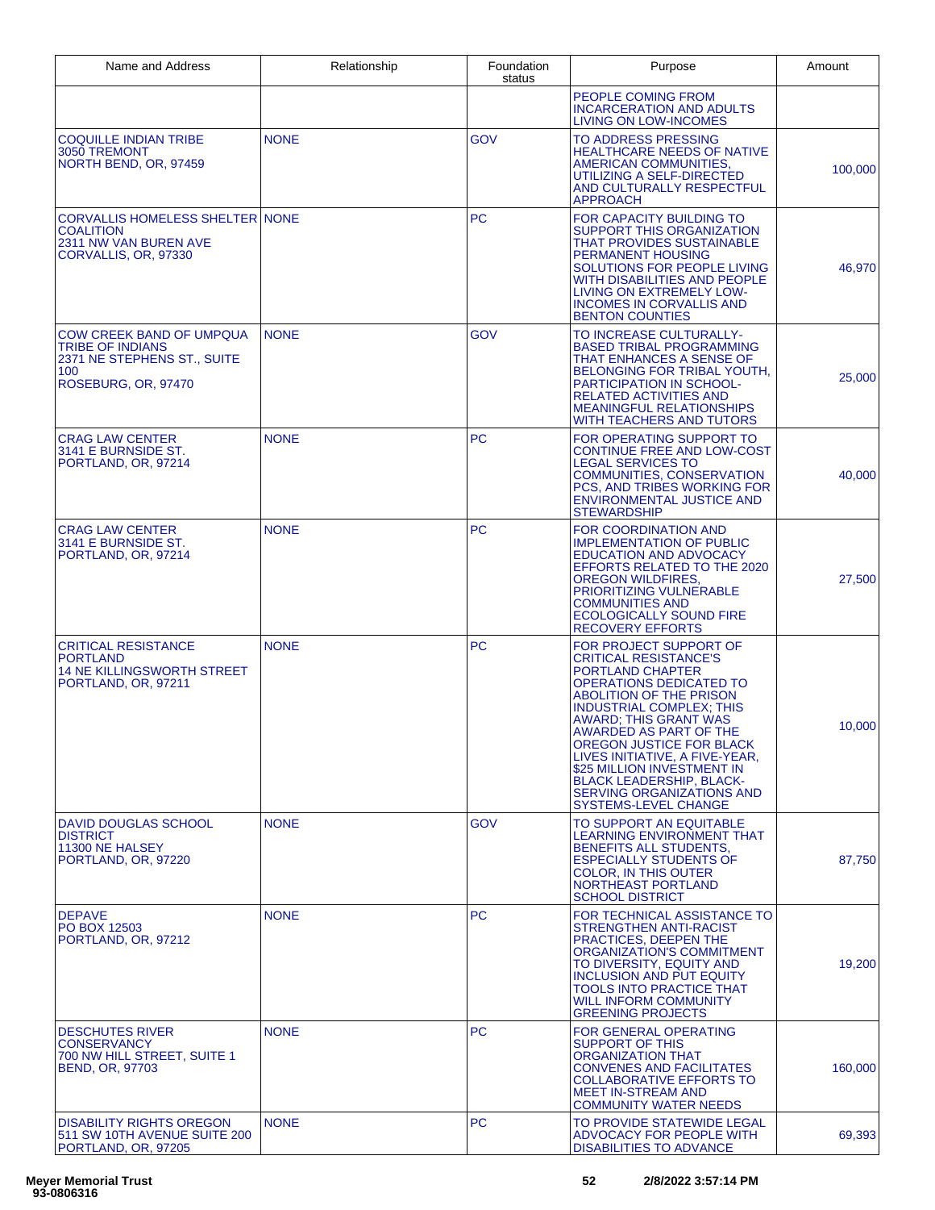| Name and Address | Relationship | Foundation status | Purpose | Amount |
|---|---|---|---|---|
| | | | PEOPLE COMING FROM INCARCERATION AND ADULTS LIVING ON LOW-INCOMES | |
| COQUILLE INDIAN TRIBE 3050 TREMONT NORTH BEND, OR, 97459 | NONE | GOV | TO ADDRESS PRESSING HEALTHCARE NEEDS OF NATIVE AMERICAN COMMUNITIES, UTILIZING A SELF-DIRECTED AND CULTURALLY RESPECTFUL APPROACH | 100,000 |
| CORVALLIS HOMELESS SHELTER COALITION 2311 NW VAN BUREN AVE CORVALLIS, OR, 97330 | NONE | PC | FOR CAPACITY BUILDING TO SUPPORT THIS ORGANIZATION THAT PROVIDES SUSTAINABLE PERMANENT HOUSING SOLUTIONS FOR PEOPLE LIVING WITH DISABILITIES AND PEOPLE LIVING ON EXTREMELY LOW-INCOMES IN CORVALLIS AND BENTON COUNTIES | 46,970 |
| COW CREEK BAND OF UMPQUA TRIBE OF INDIANS 2371 NE STEPHENS ST., SUITE 100 ROSEBURG, OR, 97470 | NONE | GOV | TO INCREASE CULTURALLY-BASED TRIBAL PROGRAMMING THAT ENHANCES A SENSE OF BELONGING FOR TRIBAL YOUTH, PARTICIPATION IN SCHOOL-RELATED ACTIVITIES AND MEANINGFUL RELATIONSHIPS WITH TEACHERS AND TUTORS | 25,000 |
| CRAG LAW CENTER 3141 E BURNSIDE ST. PORTLAND, OR, 97214 | NONE | PC | FOR OPERATING SUPPORT TO CONTINUE FREE AND LOW-COST LEGAL SERVICES TO COMMUNITIES, CONSERVATION PCS, AND TRIBES WORKING FOR ENVIRONMENTAL JUSTICE AND STEWARDSHIP | 40,000 |
| CRAG LAW CENTER 3141 E BURNSIDE ST. PORTLAND, OR, 97214 | NONE | PC | FOR COORDINATION AND IMPLEMENTATION OF PUBLIC EDUCATION AND ADVOCACY EFFORTS RELATED TO THE 2020 OREGON WILDFIRES, PRIORITIZING VULNERABLE COMMUNITIES AND ECOLOGICALLY SOUND FIRE RECOVERY EFFORTS | 27,500 |
| CRITICAL RESISTANCE PORTLAND 14 NE KILLINGSWORTH STREET PORTLAND, OR, 97211 | NONE | PC | FOR PROJECT SUPPORT OF CRITICAL RESISTANCE'S PORTLAND CHAPTER OPERATIONS DEDICATED TO ABOLITION OF THE PRISON INDUSTRIAL COMPLEX; THIS AWARD; THIS GRANT WAS AWARDED AS PART OF THE OREGON JUSTICE FOR BLACK LIVES INITIATIVE, A FIVE-YEAR, $25 MILLION INVESTMENT IN BLACK LEADERSHIP, BLACK-SERVING ORGANIZATIONS AND SYSTEMS-LEVEL CHANGE | 10,000 |
| DAVID DOUGLAS SCHOOL DISTRICT 11300 NE HALSEY PORTLAND, OR, 97220 | NONE | GOV | TO SUPPORT AN EQUITABLE LEARNING ENVIRONMENT THAT BENEFITS ALL STUDENTS, ESPECIALLY STUDENTS OF COLOR, IN THIS OUTER NORTHEAST PORTLAND SCHOOL DISTRICT | 87,750 |
| DEPAVE PO BOX 12503 PORTLAND, OR, 97212 | NONE | PC | FOR TECHNICAL ASSISTANCE TO STRENGTHEN ANTI-RACIST PRACTICES, DEEPEN THE ORGANIZATION'S COMMITMENT TO DIVERSITY, EQUITY AND INCLUSION AND PUT EQUITY TOOLS INTO PRACTICE THAT WILL INFORM COMMUNITY GREENING PROJECTS | 19,200 |
| DESCHUTES RIVER CONSERVANCY 700 NW HILL STREET, SUITE 1 BEND, OR, 97703 | NONE | PC | FOR GENERAL OPERATING SUPPORT OF THIS ORGANIZATION THAT CONVENES AND FACILITATES COLLABORATIVE EFFORTS TO MEET IN-STREAM AND COMMUNITY WATER NEEDS | 160,000 |
| DISABILITY RIGHTS OREGON 511 SW 10TH AVENUE SUITE 200 PORTLAND, OR, 97205 | NONE | PC | TO PROVIDE STATEWIDE LEGAL ADVOCACY FOR PEOPLE WITH DISABILITIES TO ADVANCE | 69,393 |

**Meyer Memorial Trust**
**93-0806316**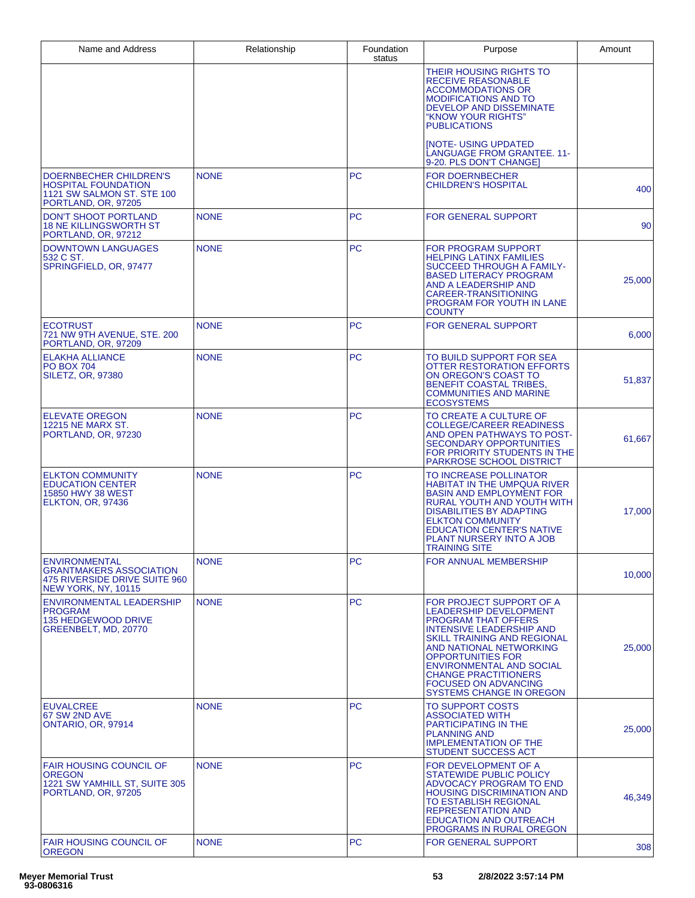| Name and Address | Relationship | Foundation status | Purpose | Amount |
| --- | --- | --- | --- | --- |
| | | | THEIR HOUSING RIGHTS TO RECEIVE REASONABLE ACCOMMODATIONS OR MODIFICATIONS AND TO DEVELOP AND DISSEMINATE "KNOW YOUR RIGHTS" PUBLICATIONS<br><br>[NOTE- USING UPDATED LANGUAGE FROM GRANTEE. 11-9-20. PLS DON'T CHANGE] | |
| DOERNBECHER CHILDREN'S HOSPITAL FOUNDATION<br>1121 SW SALMON ST. STE 100<br>PORTLAND, OR, 97205 | NONE | PC | FOR DOERNBECHER CHILDREN'S HOSPITAL | 400 |
| DON'T SHOOT PORTLAND<br>18 NE KILLINGSWORTH ST<br>PORTLAND, OR, 97212 | NONE | PC | FOR GENERAL SUPPORT | 90 |
| DOWNTOWN LANGUAGES<br>532 C ST.<br>SPRINGFIELD, OR, 97477 | NONE | PC | FOR PROGRAM SUPPORT HELPING LATINX FAMILIES SUCCEED THROUGH A FAMILY-BASED LITERACY PROGRAM AND A LEADERSHIP AND CAREER-TRANSITIONING PROGRAM FOR YOUTH IN LANE COUNTY | 25,000 |
| ECOTRUST<br>721 NW 9TH AVENUE, STE. 200<br>PORTLAND, OR, 97209 | NONE | PC | FOR GENERAL SUPPORT | 6,000 |
| ELAKHA ALLIANCE<br>PO BOX 704<br>SILETZ, OR, 97380 | NONE | PC | TO BUILD SUPPORT FOR SEA OTTER RESTORATION EFFORTS ON OREGON'S COAST TO BENEFIT COASTAL TRIBES, COMMUNITIES AND MARINE ECOSYSTEMS | 51,837 |
| ELEVATE OREGON<br>12215 NE MARX ST.<br>PORTLAND, OR, 97230 | NONE | PC | TO CREATE A CULTURE OF COLLEGE/CAREER READINESS AND OPEN PATHWAYS TO POST-SECONDARY OPPORTUNITIES FOR PRIORITY STUDENTS IN THE PARKROSE SCHOOL DISTRICT | 61,667 |
| ELKTON COMMUNITY EDUCATION CENTER<br>15850 HWY 38 WEST<br>ELKTON, OR, 97436 | NONE | PC | TO INCREASE POLLINATOR HABITAT IN THE UMPQUA RIVER BASIN AND EMPLOYMENT FOR RURAL YOUTH AND YOUTH WITH DISABILITIES BY ADAPTING ELKTON COMMUNITY EDUCATION CENTER'S NATIVE PLANT NURSERY INTO A JOB TRAINING SITE | 17,000 |
| ENVIRONMENTAL GRANTMAKERS ASSOCIATION<br>475 RIVERSIDE DRIVE SUITE 960<br>NEW YORK, NY, 10115 | NONE | PC | FOR ANNUAL MEMBERSHIP | 10,000 |
| ENVIRONMENTAL LEADERSHIP PROGRAM<br>135 HEDGEWOOD DRIVE<br>GREENBELT, MD, 20770 | NONE | PC | FOR PROJECT SUPPORT OF A LEADERSHIP DEVELOPMENT PROGRAM THAT OFFERS INTENSIVE LEADERSHIP AND SKILL TRAINING AND REGIONAL AND NATIONAL NETWORKING OPPORTUNITIES FOR ENVIRONMENTAL AND SOCIAL CHANGE PRACTITIONERS FOCUSED ON ADVANCING SYSTEMS CHANGE IN OREGON | 25,000 |
| EUVALCREE<br>67 SW 2ND AVE<br>ONTARIO, OR, 97914 | NONE | PC | TO SUPPORT COSTS ASSOCIATED WITH PARTICIPATING IN THE PLANNING AND IMPLEMENTATION OF THE STUDENT SUCCESS ACT | 25,000 |
| FAIR HOUSING COUNCIL OF OREGON<br>1221 SW YAMHILL ST, SUITE 305<br>PORTLAND, OR, 97205 | NONE | PC | FOR DEVELOPMENT OF A STATEWIDE PUBLIC POLICY ADVOCACY PROGRAM TO END HOUSING DISCRIMINATION AND TO ESTABLISH REGIONAL REPRESENTATION AND EDUCATION AND OUTREACH PROGRAMS IN RURAL OREGON | 46,349 |
| FAIR HOUSING COUNCIL OF OREGON | NONE | PC | FOR GENERAL SUPPORT | 308 |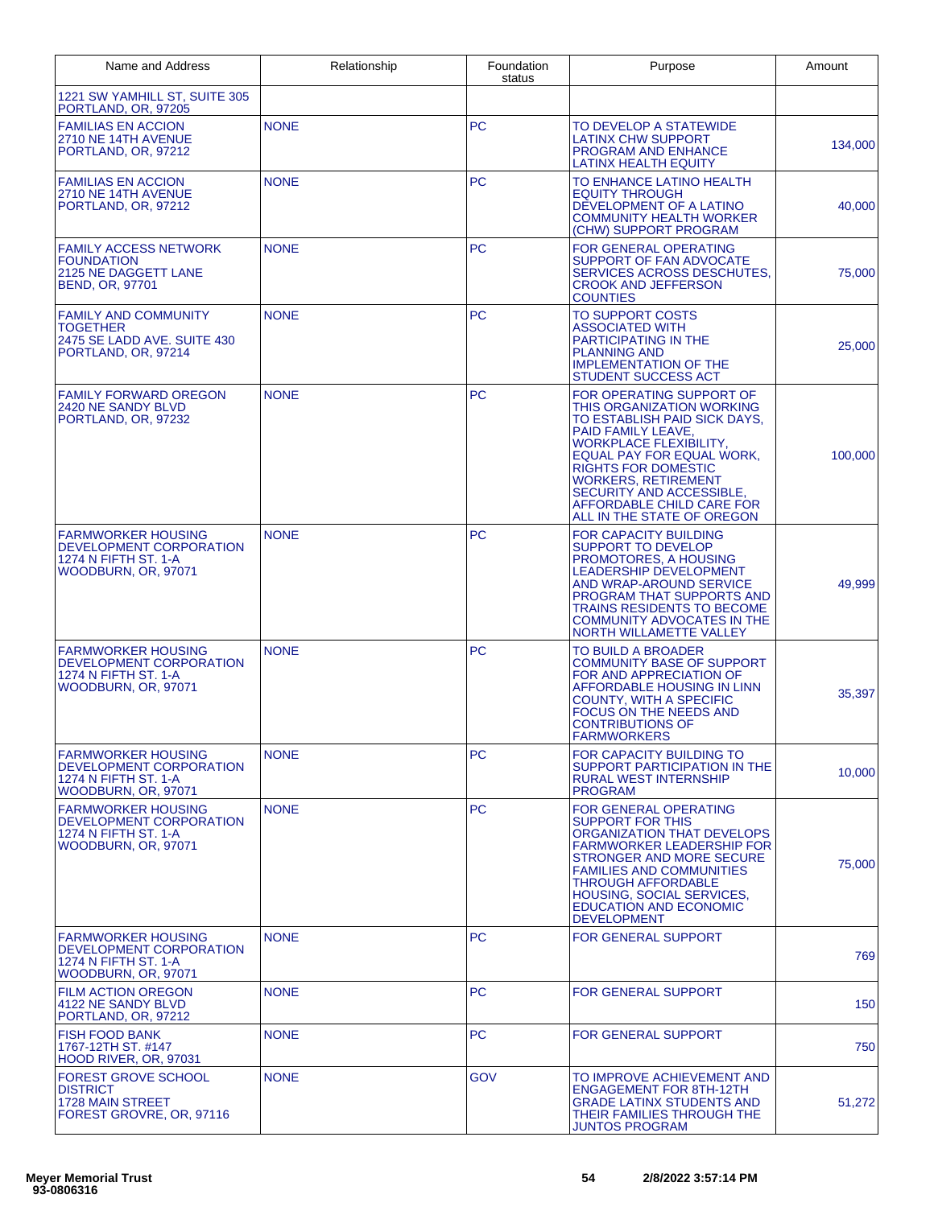| Name and Address | Relationship | Foundation status | Purpose | Amount |
| --- | --- | --- | --- | --- |
| 1221 SW YAMHILL ST, SUITE 305 PORTLAND, OR, 97205 | | | | |
| FAMILIAS EN ACCION 2710 NE 14TH AVENUE PORTLAND, OR, 97212 | NONE | PC | TO DEVELOP A STATEWIDE LATINX CHW SUPPORT PROGRAM AND ENHANCE LATINX HEALTH EQUITY | 134,000 |
| FAMILIAS EN ACCION 2710 NE 14TH AVENUE PORTLAND, OR, 97212 | NONE | PC | TO ENHANCE LATINO HEALTH EQUITY THROUGH DEVELOPMENT OF A LATINO COMMUNITY HEALTH WORKER (CHW) SUPPORT PROGRAM | 40,000 |
| FAMILY ACCESS NETWORK FOUNDATION 2125 NE DAGGETT LANE BEND, OR, 97701 | NONE | PC | FOR GENERAL OPERATING SUPPORT OF FAN ADVOCATE SERVICES ACROSS DESCHUTES, CROOK AND JEFFERSON COUNTIES | 75,000 |
| FAMILY AND COMMUNITY TOGETHER 2475 SE LADD AVE. SUITE 430 PORTLAND, OR, 97214 | NONE | PC | TO SUPPORT COSTS ASSOCIATED WITH PARTICIPATING IN THE PLANNING AND IMPLEMENTATION OF THE STUDENT SUCCESS ACT | 25,000 |
| FAMILY FORWARD OREGON 2420 NE SANDY BLVD PORTLAND, OR, 97232 | NONE | PC | FOR OPERATING SUPPORT OF THIS ORGANIZATION WORKING TO ESTABLISH PAID SICK DAYS, PAID FAMILY LEAVE, WORKPLACE FLEXIBILITY, EQUAL PAY FOR EQUAL WORK, RIGHTS FOR DOMESTIC WORKERS, RETIREMENT SECURITY AND ACCESSIBLE, AFFORDABLE CHILD CARE FOR ALL IN THE STATE OF OREGON | 100,000 |
| FARMWORKER HOUSING DEVELOPMENT CORPORATION 1274 N FIFTH ST. 1-A WOODBURN, OR, 97071 | NONE | PC | FOR CAPACITY BUILDING SUPPORT TO DEVELOP PROMOTORES, A HOUSING LEADERSHIP DEVELOPMENT AND WRAP-AROUND SERVICE PROGRAM THAT SUPPORTS AND TRAINS RESIDENTS TO BECOME COMMUNITY ADVOCATES IN THE NORTH WILLAMETTE VALLEY | 49,999 |
| FARMWORKER HOUSING DEVELOPMENT CORPORATION 1274 N FIFTH ST. 1-A WOODBURN, OR, 97071 | NONE | PC | TO BUILD A BROADER COMMUNITY BASE OF SUPPORT FOR AND APPRECIATION OF AFFORDABLE HOUSING IN LINN COUNTY, WITH A SPECIFIC FOCUS ON THE NEEDS AND CONTRIBUTIONS OF FARMWORKERS | 35,397 |
| FARMWORKER HOUSING DEVELOPMENT CORPORATION 1274 N FIFTH ST. 1-A WOODBURN, OR, 97071 | NONE | PC | FOR CAPACITY BUILDING TO SUPPORT PARTICIPATION IN THE RURAL WEST INTERNSHIP PROGRAM | 10,000 |
| FARMWORKER HOUSING DEVELOPMENT CORPORATION 1274 N FIFTH ST. 1-A WOODBURN, OR, 97071 | NONE | PC | FOR GENERAL OPERATING SUPPORT FOR THIS ORGANIZATION THAT DEVELOPS FARMWORKER LEADERSHIP FOR STRONGER AND MORE SECURE FAMILIES AND COMMUNITIES THROUGH AFFORDABLE HOUSING, SOCIAL SERVICES, EDUCATION AND ECONOMIC DEVELOPMENT | 75,000 |
| FARMWORKER HOUSING DEVELOPMENT CORPORATION 1274 N FIFTH ST. 1-A WOODBURN, OR, 97071 | NONE | PC | FOR GENERAL SUPPORT | 769 |
| FILM ACTION OREGON 4122 NE SANDY BLVD PORTLAND, OR, 97212 | NONE | PC | FOR GENERAL SUPPORT | 150 |
| FISH FOOD BANK 1767-12TH ST. #147 HOOD RIVER, OR, 97031 | NONE | PC | FOR GENERAL SUPPORT | 750 |
| FOREST GROVE SCHOOL DISTRICT 1728 MAIN STREET FOREST GROVRE, OR, 97116 | NONE | GOV | TO IMPROVE ACHIEVEMENT AND ENGAGEMENT FOR 8TH-12TH GRADE LATINX STUDENTS AND THEIR FAMILIES THROUGH THE JUNTOS PROGRAM | 51,272 |

Meyer Memorial Trust
93-0806316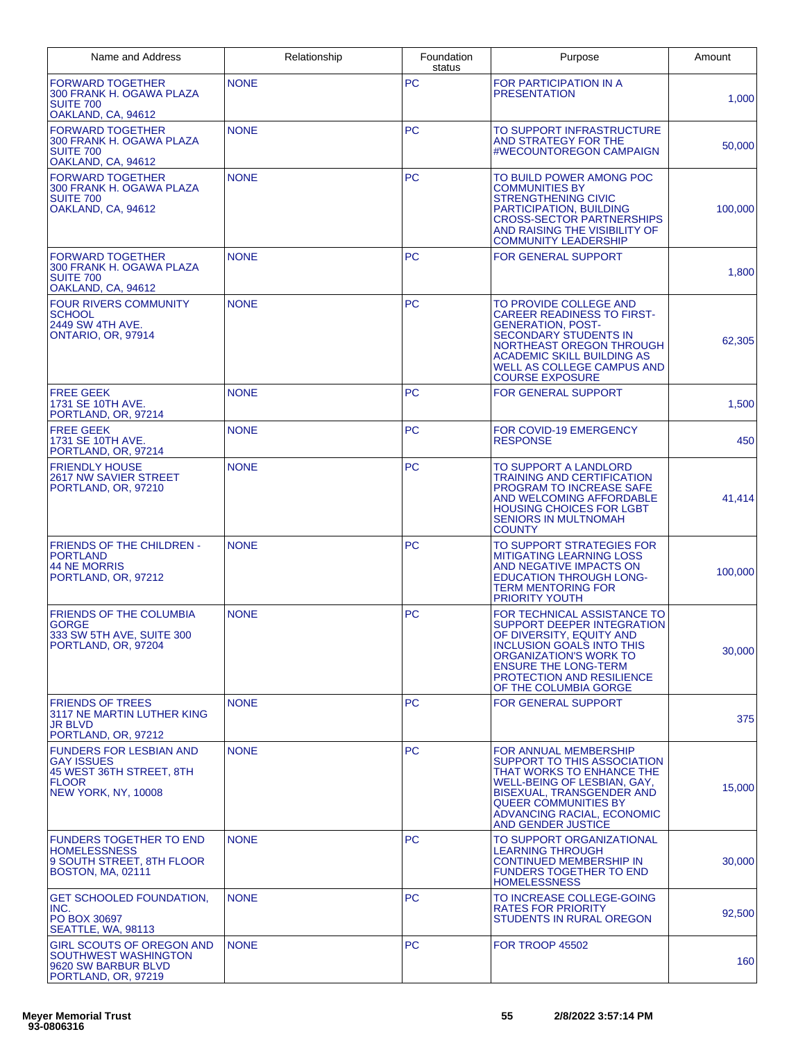| Name and Address | Relationship | Foundation status | Purpose | Amount |
|---|---|---|---|---|
| FORWARD TOGETHER<br>300 FRANK H. OGAWA PLAZA<br>SUITE 700<br>OAKLAND, CA, 94612 | NONE | PC | FOR PARTICIPATION IN A PRESENTATION | 1,000 |
| FORWARD TOGETHER<br>300 FRANK H. OGAWA PLAZA<br>SUITE 700<br>OAKLAND, CA, 94612 | NONE | PC | TO SUPPORT INFRASTRUCTURE AND STRATEGY FOR THE #WECOUNTOREGON CAMPAIGN | 50,000 |
| FORWARD TOGETHER<br>300 FRANK H. OGAWA PLAZA<br>SUITE 700<br>OAKLAND, CA, 94612 | NONE | PC | TO BUILD POWER AMONG POC COMMUNITIES BY STRENGTHENING CIVIC PARTICIPATION, BUILDING CROSS-SECTOR PARTNERSHIPS AND RAISING THE VISIBILITY OF COMMUNITY LEADERSHIP | 100,000 |
| FORWARD TOGETHER<br>300 FRANK H. OGAWA PLAZA<br>SUITE 700<br>OAKLAND, CA, 94612 | NONE | PC | FOR GENERAL SUPPORT | 1,800 |
| FOUR RIVERS COMMUNITY SCHOOL<br>2449 SW 4TH AVE.<br>ONTARIO, OR, 97914 | NONE | PC | TO PROVIDE COLLEGE AND CAREER READINESS TO FIRST-GENERATION, POST-SECONDARY STUDENTS IN NORTHEAST OREGON THROUGH ACADEMIC SKILL BUILDING AS WELL AS COLLEGE CAMPUS AND COURSE EXPOSURE | 62,305 |
| FREE GEEK<br>1731 SE 10TH AVE.<br>PORTLAND, OR, 97214 | NONE | PC | FOR GENERAL SUPPORT | 1,500 |
| FREE GEEK<br>1731 SE 10TH AVE.<br>PORTLAND, OR, 97214 | NONE | PC | FOR COVID-19 EMERGENCY RESPONSE | 450 |
| FRIENDLY HOUSE<br>2617 NW SAVIER STREET<br>PORTLAND, OR, 97210 | NONE | PC | TO SUPPORT A LANDLORD TRAINING AND CERTIFICATION PROGRAM TO INCREASE SAFE AND WELCOMING AFFORDABLE HOUSING CHOICES FOR LGBT SENIORS IN MULTNOMAH COUNTY | 41,414 |
| FRIENDS OF THE CHILDREN - PORTLAND<br>44 NE MORRIS<br>PORTLAND, OR, 97212 | NONE | PC | TO SUPPORT STRATEGIES FOR MITIGATING LEARNING LOSS AND NEGATIVE IMPACTS ON EDUCATION THROUGH LONG-TERM MENTORING FOR PRIORITY YOUTH | 100,000 |
| FRIENDS OF THE COLUMBIA GORGE<br>333 SW 5TH AVE, SUITE 300<br>PORTLAND, OR, 97204 | NONE | PC | FOR TECHNICAL ASSISTANCE TO SUPPORT DEEPER INTEGRATION OF DIVERSITY, EQUITY AND INCLUSION GOALS INTO THIS ORGANIZATION'S WORK TO ENSURE THE LONG-TERM PROTECTION AND RESILIENCE OF THE COLUMBIA GORGE | 30,000 |
| FRIENDS OF TREES<br>3117 NE MARTIN LUTHER KING JR BLVD<br>PORTLAND, OR, 97212 | NONE | PC | FOR GENERAL SUPPORT | 375 |
| FUNDERS FOR LESBIAN AND GAY ISSUES<br>45 WEST 36TH STREET, 8TH FLOOR<br>NEW YORK, NY, 10008 | NONE | PC | FOR ANNUAL MEMBERSHIP SUPPORT TO THIS ASSOCIATION THAT WORKS TO ENHANCE THE WELL-BEING OF LESBIAN, GAY, BISEXUAL, TRANSGENDER AND QUEER COMMUNITIES BY ADVANCING RACIAL, ECONOMIC AND GENDER JUSTICE | 15,000 |
| FUNDERS TOGETHER TO END HOMELESSNESS<br>9 SOUTH STREET, 8TH FLOOR<br>BOSTON, MA, 02111 | NONE | PC | TO SUPPORT ORGANIZATIONAL LEARNING THROUGH CONTINUED MEMBERSHIP IN FUNDERS TOGETHER TO END HOMELESSNESS | 30,000 |
| GET SCHOOLED FOUNDATION, INC.<br>PO BOX 30697<br>SEATTLE, WA, 98113 | NONE | PC | TO INCREASE COLLEGE-GOING RATES FOR PRIORITY STUDENTS IN RURAL OREGON | 92,500 |
| GIRL SCOUTS OF OREGON AND SOUTHWEST WASHINGTON<br>9620 SW BARBUR BLVD<br>PORTLAND, OR, 97219 | NONE | PC | FOR TROOP 45502 | 160 |

Meyer Memorial Trust
93-0806316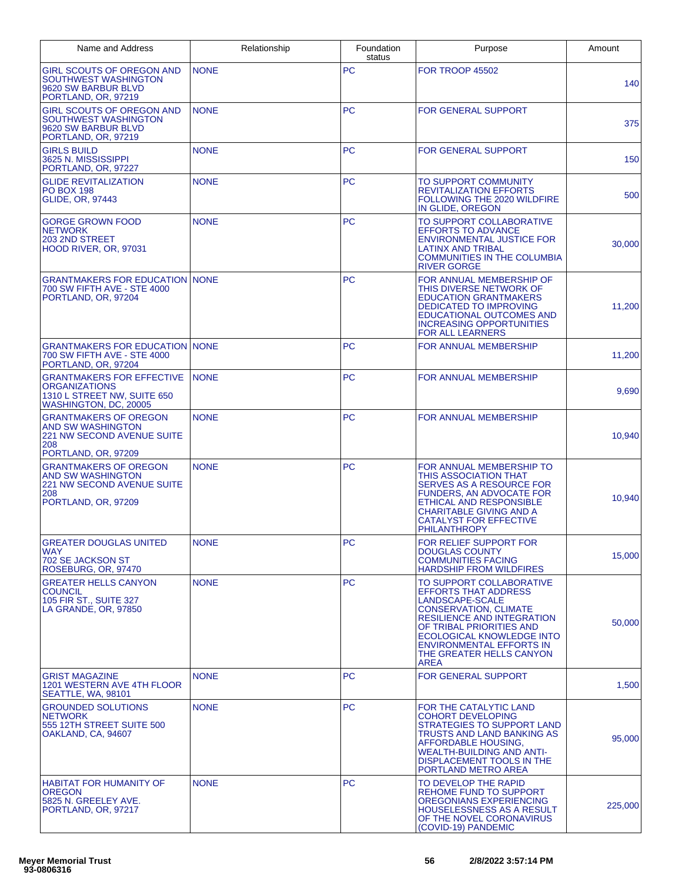| Name and Address | Relationship | Foundation status | Purpose | Amount |
|---|---|---|---|---|
| GIRL SCOUTS OF OREGON AND SOUTHWEST WASHINGTON 9620 SW BARBUR BLVD PORTLAND, OR, 97219 | NONE | PC | FOR TROOP 45502 | 140 |
| GIRL SCOUTS OF OREGON AND SOUTHWEST WASHINGTON 9620 SW BARBUR BLVD PORTLAND, OR, 97219 | NONE | PC | FOR GENERAL SUPPORT | 375 |
| GIRLS BUILD 3625 N. MISSISSIPPI PORTLAND, OR, 97227 | NONE | PC | FOR GENERAL SUPPORT | 150 |
| GLIDE REVITALIZATION PO BOX 198 GLIDE, OR, 97443 | NONE | PC | TO SUPPORT COMMUNITY REVITALIZATION EFFORTS FOLLOWING THE 2020 WILDFIRE IN GLIDE, OREGON | 500 |
| GORGE GROWN FOOD NETWORK 203 2ND STREET HOOD RIVER, OR, 97031 | NONE | PC | TO SUPPORT COLLABORATIVE EFFORTS TO ADVANCE ENVIRONMENTAL JUSTICE FOR LATINX AND TRIBAL COMMUNITIES IN THE COLUMBIA RIVER GORGE | 30,000 |
| GRANTMAKERS FOR EDUCATION 700 SW FIFTH AVE - STE 4000 PORTLAND, OR, 97204 | NONE | PC | FOR ANNUAL MEMBERSHIP OF THIS DIVERSE NETWORK OF EDUCATION GRANTMAKERS DEDICATED TO IMPROVING EDUCATIONAL OUTCOMES AND INCREASING OPPORTUNITIES FOR ALL LEARNERS | 11,200 |
| GRANTMAKERS FOR EDUCATION 700 SW FIFTH AVE - STE 4000 PORTLAND, OR, 97204 | NONE | PC | FOR ANNUAL MEMBERSHIP | 11,200 |
| GRANTMAKERS FOR EFFECTIVE ORGANIZATIONS 1310 L STREET NW, SUITE 650 WASHINGTON, DC, 20005 | NONE | PC | FOR ANNUAL MEMBERSHIP | 9,690 |
| GRANTMAKERS OF OREGON AND SW WASHINGTON 221 NW SECOND AVENUE SUITE 208 PORTLAND, OR, 97209 | NONE | PC | FOR ANNUAL MEMBERSHIP | 10,940 |
| GRANTMAKERS OF OREGON AND SW WASHINGTON 221 NW SECOND AVENUE SUITE 208 PORTLAND, OR, 97209 | NONE | PC | FOR ANNUAL MEMBERSHIP TO THIS ASSOCIATION THAT SERVES AS A RESOURCE FOR FUNDERS, AN ADVOCATE FOR ETHICAL AND RESPONSIBLE CHARITABLE GIVING AND A CATALYST FOR EFFECTIVE PHILANTHROPY | 10,940 |
| GREATER DOUGLAS UNITED WAY 702 SE JACKSON ST ROSEBURG, OR, 97470 | NONE | PC | FOR RELIEF SUPPORT FOR DOUGLAS COUNTY COMMUNITIES FACING HARDSHIP FROM WILDFIRES | 15,000 |
| GREATER HELLS CANYON COUNCIL 105 FIR ST., SUITE 327 LA GRANDE, OR, 97850 | NONE | PC | TO SUPPORT COLLABORATIVE EFFORTS THAT ADDRESS LANDSCAPE-SCALE CONSERVATION, CLIMATE RESILIENCE AND INTEGRATION OF TRIBAL PRIORITIES AND ECOLOGICAL KNOWLEDGE INTO ENVIRONMENTAL EFFORTS IN THE GREATER HELLS CANYON AREA | 50,000 |
| GRIST MAGAZINE 1201 WESTERN AVE 4TH FLOOR SEATTLE, WA, 98101 | NONE | PC | FOR GENERAL SUPPORT | 1,500 |
| GROUNDED SOLUTIONS NETWORK 555 12TH STREET SUITE 500 OAKLAND, CA, 94607 | NONE | PC | FOR THE CATALYTIC LAND COHORT DEVELOPING STRATEGIES TO SUPPORT LAND TRUSTS AND LAND BANKING AS AFFORDABLE HOUSING, WEALTH-BUILDING AND ANTI-DISPLACEMENT TOOLS IN THE PORTLAND METRO AREA | 95,000 |
| HABITAT FOR HUMANITY OF OREGON 5825 N. GREELEY AVE. PORTLAND, OR, 97217 | NONE | PC | TO DEVELOP THE RAPID REHOME FUND TO SUPPORT OREGONIANS EXPERIENCING HOUSELESSNESS AS A RESULT OF THE NOVEL CORONAVIRUS (COVID-19) PANDEMIC | 225,000 |

Meyer Memorial Trust
93-0806316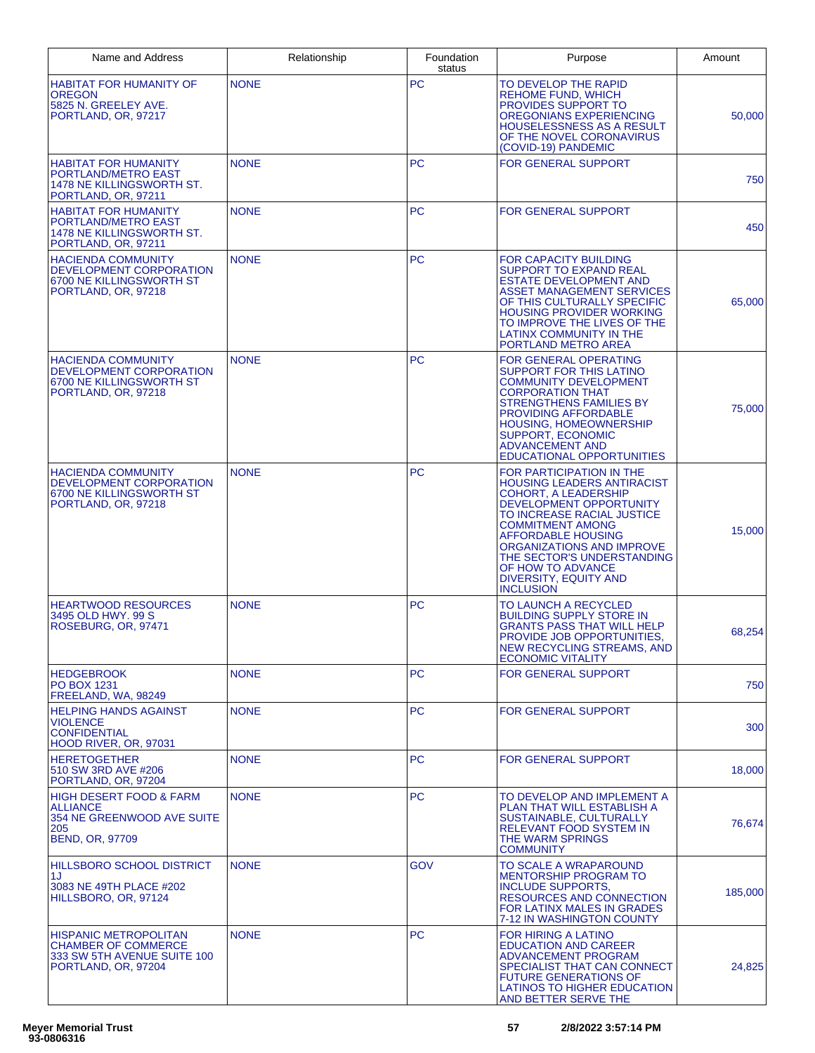| Name and Address | Relationship | Foundation status | Purpose | Amount |
|---|---|---|---|---|
| HABITAT FOR HUMANITY OF OREGON<br>5825 N. GREELEY AVE.<br>PORTLAND, OR, 97217 | NONE | PC | TO DEVELOP THE RAPID REHOME FUND, WHICH PROVIDES SUPPORT TO OREGONIANS EXPERIENCING HOUSELESSNESS AS A RESULT OF THE NOVEL CORONAVIRUS (COVID-19) PANDEMIC | 50,000 |
| HABITAT FOR HUMANITY PORTLAND/METRO EAST<br>1478 NE KILLINGSWORTH ST.<br>PORTLAND, OR, 97211 | NONE | PC | FOR GENERAL SUPPORT | 750 |
| HABITAT FOR HUMANITY PORTLAND/METRO EAST<br>1478 NE KILLINGSWORTH ST.<br>PORTLAND, OR, 97211 | NONE | PC | FOR GENERAL SUPPORT | 450 |
| HACIENDA COMMUNITY DEVELOPMENT CORPORATION<br>6700 NE KILLINGSWORTH ST<br>PORTLAND, OR, 97218 | NONE | PC | FOR CAPACITY BUILDING SUPPORT TO EXPAND REAL ESTATE DEVELOPMENT AND ASSET MANAGEMENT SERVICES OF THIS CULTURALLY SPECIFIC HOUSING PROVIDER WORKING TO IMPROVE THE LIVES OF THE LATINX COMMUNITY IN THE PORTLAND METRO AREA | 65,000 |
| HACIENDA COMMUNITY DEVELOPMENT CORPORATION<br>6700 NE KILLINGSWORTH ST<br>PORTLAND, OR, 97218 | NONE | PC | FOR GENERAL OPERATING SUPPORT FOR THIS LATINO COMMUNITY DEVELOPMENT CORPORATION THAT STRENGTHENS FAMILIES BY PROVIDING AFFORDABLE HOUSING, HOMEOWNERSHIP SUPPORT, ECONOMIC ADVANCEMENT AND EDUCATIONAL OPPORTUNITIES | 75,000 |
| HACIENDA COMMUNITY DEVELOPMENT CORPORATION<br>6700 NE KILLINGSWORTH ST<br>PORTLAND, OR, 97218 | NONE | PC | FOR PARTICIPATION IN THE HOUSING LEADERS ANTIRACIST COHORT, A LEADERSHIP DEVELOPMENT OPPORTUNITY TO INCREASE RACIAL JUSTICE COMMITMENT AMONG AFFORDABLE HOUSING ORGANIZATIONS AND IMPROVE THE SECTOR'S UNDERSTANDING OF HOW TO ADVANCE DIVERSITY, EQUITY AND INCLUSION | 15,000 |
| HEARTWOOD RESOURCES<br>3495 OLD HWY. 99 S<br>ROSEBURG, OR, 97471 | NONE | PC | TO LAUNCH A RECYCLED BUILDING SUPPLY STORE IN GRANTS PASS THAT WILL HELP PROVIDE JOB OPPORTUNITIES, NEW RECYCLING STREAMS, AND ECONOMIC VITALITY | 68,254 |
| HEDGEBROOK<br>PO BOX 1231<br>FREELAND, WA, 98249 | NONE | PC | FOR GENERAL SUPPORT | 750 |
| HELPING HANDS AGAINST VIOLENCE<br>CONFIDENTIAL<br>HOOD RIVER, OR, 97031 | NONE | PC | FOR GENERAL SUPPORT | 300 |
| HERETOGETHER<br>510 SW 3RD AVE #206<br>PORTLAND, OR, 97204 | NONE | PC | FOR GENERAL SUPPORT | 18,000 |
| HIGH DESERT FOOD & FARM ALLIANCE<br>354 NE GREENWOOD AVE SUITE 205<br>BEND, OR, 97709 | NONE | PC | TO DEVELOP AND IMPLEMENT A PLAN THAT WILL ESTABLISH A SUSTAINABLE, CULTURALLY RELEVANT FOOD SYSTEM IN THE WARM SPRINGS COMMUNITY | 76,674 |
| HILLSBORO SCHOOL DISTRICT 1J<br>3083 NE 49TH PLACE #202<br>HILLSBORO, OR, 97124 | NONE | GOV | TO SCALE A WRAPAROUND MENTORSHIP PROGRAM TO INCLUDE SUPPORTS, RESOURCES AND CONNECTION FOR LATINX MALES IN GRADES 7-12 IN WASHINGTON COUNTY | 185,000 |
| HISPANIC METROPOLITAN CHAMBER OF COMMERCE<br>333 SW 5TH AVENUE SUITE 100<br>PORTLAND, OR, 97204 | NONE | PC | FOR HIRING A LATINO EDUCATION AND CAREER ADVANCEMENT PROGRAM SPECIALIST THAT CAN CONNECT FUTURE GENERATIONS OF LATINOS TO HIGHER EDUCATION AND BETTER SERVE THE | 24,825 |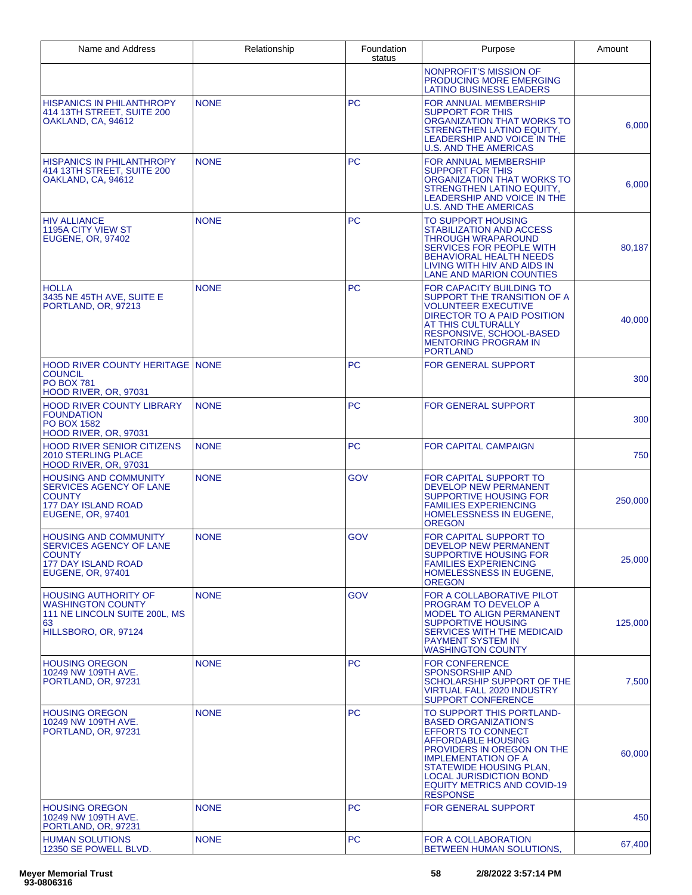| Name and Address | Relationship | Foundation status | Purpose | Amount |
|---|---|---|---|---|
| | | | NONPROFIT'S MISSION OF PRODUCING MORE EMERGING LATINO BUSINESS LEADERS | |
| HISPANICS IN PHILANTHROPY 414 13TH STREET, SUITE 200 OAKLAND, CA, 94612 | NONE | PC | FOR ANNUAL MEMBERSHIP SUPPORT FOR THIS ORGANIZATION THAT WORKS TO STRENGTHEN LATINO EQUITY, LEADERSHIP AND VOICE IN THE U.S. AND THE AMERICAS | 6,000 |
| HISPANICS IN PHILANTHROPY 414 13TH STREET, SUITE 200 OAKLAND, CA, 94612 | NONE | PC | FOR ANNUAL MEMBERSHIP SUPPORT FOR THIS ORGANIZATION THAT WORKS TO STRENGTHEN LATINO EQUITY, LEADERSHIP AND VOICE IN THE U.S. AND THE AMERICAS | 6,000 |
| HIV ALLIANCE 1195A CITY VIEW ST EUGENE, OR, 97402 | NONE | PC | TO SUPPORT HOUSING STABILIZATION AND ACCESS THROUGH WRAPAROUND SERVICES FOR PEOPLE WITH BEHAVIORAL HEALTH NEEDS LIVING WITH HIV AND AIDS IN LANE AND MARION COUNTIES | 80,187 |
| HOLLA 3435 NE 45TH AVE, SUITE E PORTLAND, OR, 97213 | NONE | PC | FOR CAPACITY BUILDING TO SUPPORT THE TRANSITION OF A VOLUNTEER EXECUTIVE DIRECTOR TO A PAID POSITION AT THIS CULTURALLY RESPONSIVE, SCHOOL-BASED MENTORING PROGRAM IN PORTLAND | 40,000 |
| HOOD RIVER COUNTY HERITAGE COUNCIL PO BOX 781 HOOD RIVER, OR, 97031 | NONE | PC | FOR GENERAL SUPPORT | 300 |
| HOOD RIVER COUNTY LIBRARY FOUNDATION PO BOX 1582 HOOD RIVER, OR, 97031 | NONE | PC | FOR GENERAL SUPPORT | 300 |
| HOOD RIVER SENIOR CITIZENS 2010 STERLING PLACE HOOD RIVER, OR, 97031 | NONE | PC | FOR CAPITAL CAMPAIGN | 750 |
| HOUSING AND COMMUNITY SERVICES AGENCY OF LANE COUNTY 177 DAY ISLAND ROAD EUGENE, OR, 97401 | NONE | GOV | FOR CAPITAL SUPPORT TO DEVELOP NEW PERMANENT SUPPORTIVE HOUSING FOR FAMILIES EXPERIENCING HOMELESSNESS IN EUGENE, OREGON | 250,000 |
| HOUSING AND COMMUNITY SERVICES AGENCY OF LANE COUNTY 177 DAY ISLAND ROAD EUGENE, OR, 97401 | NONE | GOV | FOR CAPITAL SUPPORT TO DEVELOP NEW PERMANENT SUPPORTIVE HOUSING FOR FAMILIES EXPERIENCING HOMELESSNESS IN EUGENE, OREGON | 25,000 |
| HOUSING AUTHORITY OF WASHINGTON COUNTY 111 NE LINCOLN SUITE 200L, MS 63 HILLSBORO, OR, 97124 | NONE | GOV | FOR A COLLABORATIVE PILOT PROGRAM TO DEVELOP A MODEL TO ALIGN PERMANENT SUPPORTIVE HOUSING SERVICES WITH THE MEDICAID PAYMENT SYSTEM IN WASHINGTON COUNTY | 125,000 |
| HOUSING OREGON 10249 NW 109TH AVE. PORTLAND, OR, 97231 | NONE | PC | FOR CONFERENCE SPONSORSHIP AND SCHOLARSHIP SUPPORT OF THE VIRTUAL FALL 2020 INDUSTRY SUPPORT CONFERENCE | 7,500 |
| HOUSING OREGON 10249 NW 109TH AVE. PORTLAND, OR, 97231 | NONE | PC | TO SUPPORT THIS PORTLAND-BASED ORGANIZATION'S EFFORTS TO CONNECT AFFORDABLE HOUSING PROVIDERS IN OREGON ON THE IMPLEMENTATION OF A STATEWIDE HOUSING PLAN, LOCAL JURISDICTION BOND EQUITY METRICS AND COVID-19 RESPONSE | 60,000 |
| HOUSING OREGON 10249 NW 109TH AVE. PORTLAND, OR, 97231 | NONE | PC | FOR GENERAL SUPPORT | 450 |
| HUMAN SOLUTIONS 12350 SE POWELL BLVD. | NONE | PC | FOR A COLLABORATION BETWEEN HUMAN SOLUTIONS, | 67,400 |

Meyer Memorial Trust
93-0806316

2/8/2022 3:57:14 PM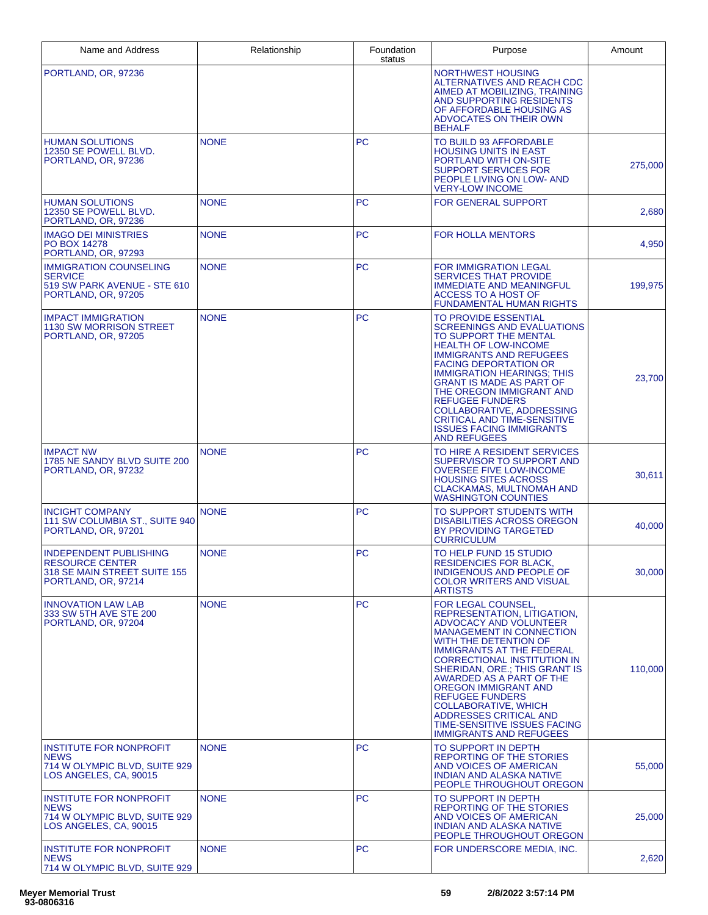| Name and Address | Relationship | Foundation status | Purpose | Amount |
|---|---|---|---|---|
| PORTLAND, OR, 97236 | | | NORTHWEST HOUSING ALTERNATIVES AND REACH CDC AIMED AT MOBILIZING, TRAINING AND SUPPORTING RESIDENTS OF AFFORDABLE HOUSING AS ADVOCATES ON THEIR OWN BEHALF | |
| HUMAN SOLUTIONS 12350 SE POWELL BLVD. PORTLAND, OR, 97236 | NONE | PC | TO BUILD 93 AFFORDABLE HOUSING UNITS IN EAST PORTLAND WITH ON-SITE SUPPORT SERVICES FOR PEOPLE LIVING ON LOW- AND VERY-LOW INCOME | 275,000 |
| HUMAN SOLUTIONS 12350 SE POWELL BLVD. PORTLAND, OR, 97236 | NONE | PC | FOR GENERAL SUPPORT | 2,680 |
| IMAGO DEI MINISTRIES PO BOX 14278 PORTLAND, OR, 97293 | NONE | PC | FOR HOLLA MENTORS | 4,950 |
| IMMIGRATION COUNSELING SERVICE 519 SW PARK AVENUE - STE 610 PORTLAND, OR, 97205 | NONE | PC | FOR IMMIGRATION LEGAL SERVICES THAT PROVIDE IMMEDIATE AND MEANINGFUL ACCESS TO A HOST OF FUNDAMENTAL HUMAN RIGHTS | 199,975 |
| IMPACT IMMIGRATION 1130 SW MORRISON STREET PORTLAND, OR, 97205 | NONE | PC | TO PROVIDE ESSENTIAL SCREENINGS AND EVALUATIONS TO SUPPORT THE MENTAL HEALTH OF LOW-INCOME IMMIGRANTS AND REFUGEES FACING DEPORTATION OR IMMIGRATION HEARINGS; THIS GRANT IS MADE AS PART OF THE OREGON IMMIGRANT AND REFUGEE FUNDERS COLLABORATIVE, ADDRESSING CRITICAL AND TIME-SENSITIVE ISSUES FACING IMMIGRANTS AND REFUGEES | 23,700 |
| IMPACT NW 1785 NE SANDY BLVD SUITE 200 PORTLAND, OR, 97232 | NONE | PC | TO HIRE A RESIDENT SERVICES SUPERVISOR TO SUPPORT AND OVERSEE FIVE LOW-INCOME HOUSING SITES ACROSS CLACKAMAS, MULTNOMAH AND WASHINGTON COUNTIES | 30,611 |
| INCIGHT COMPANY 111 SW COLUMBIA ST., SUITE 940 PORTLAND, OR, 97201 | NONE | PC | TO SUPPORT STUDENTS WITH DISABILITIES ACROSS OREGON BY PROVIDING TARGETED CURRICULUM | 40,000 |
| INDEPENDENT PUBLISHING RESOURCE CENTER 318 SE MAIN STREET SUITE 155 PORTLAND, OR, 97214 | NONE | PC | TO HELP FUND 15 STUDIO RESIDENCIES FOR BLACK, INDIGENOUS AND PEOPLE OF COLOR WRITERS AND VISUAL ARTISTS | 30,000 |
| INNOVATION LAW LAB 333 SW 5TH AVE STE 200 PORTLAND, OR, 97204 | NONE | PC | FOR LEGAL COUNSEL, REPRESENTATION, LITIGATION, ADVOCACY AND VOLUNTEER MANAGEMENT IN CONNECTION WITH THE DETENTION OF IMMIGRANTS AT THE FEDERAL CORRECTIONAL INSTITUTION IN SHERIDAN, ORE.; THIS GRANT IS AWARDED AS A PART OF THE OREGON IMMIGRANT AND REFUGEE FUNDERS COLLABORATIVE, WHICH ADDRESSES CRITICAL AND TIME-SENSITIVE ISSUES FACING IMMIGRANTS AND REFUGEES | 110,000 |
| INSTITUTE FOR NONPROFIT NEWS 714 W OLYMPIC BLVD, SUITE 929 LOS ANGELES, CA, 90015 | NONE | PC | TO SUPPORT IN DEPTH REPORTING OF THE STORIES AND VOICES OF AMERICAN INDIAN AND ALASKA NATIVE PEOPLE THROUGHOUT OREGON | 55,000 |
| INSTITUTE FOR NONPROFIT NEWS 714 W OLYMPIC BLVD, SUITE 929 LOS ANGELES, CA, 90015 | NONE | PC | TO SUPPORT IN DEPTH REPORTING OF THE STORIES AND VOICES OF AMERICAN INDIAN AND ALASKA NATIVE PEOPLE THROUGHOUT OREGON | 25,000 |
| INSTITUTE FOR NONPROFIT NEWS 714 W OLYMPIC BLVD, SUITE 929 | NONE | PC | FOR UNDERSCORE MEDIA, INC. | 2,620 |

**Meyer Memorial Trust**
**93-0806316**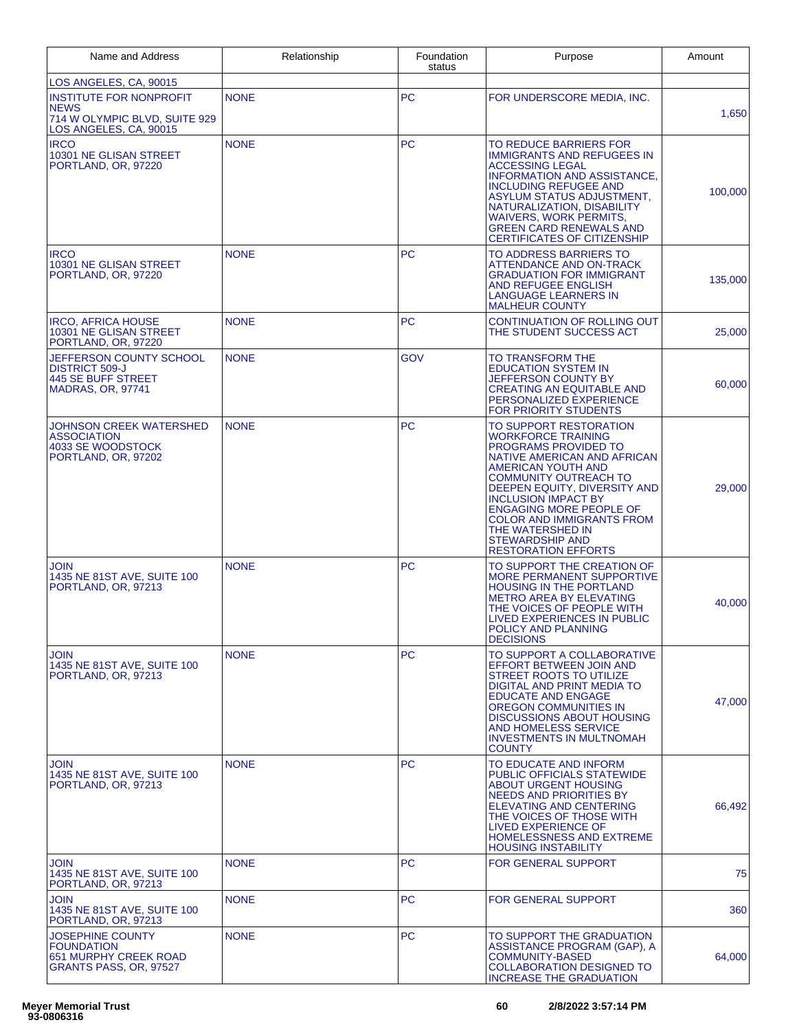| Name and Address | Relationship | Foundation status | Purpose | Amount |
|---|---|---|---|---|
| LOS ANGELES, CA, 90015 | | | | |
| INSTITUTE FOR NONPROFIT NEWS<br>714 W OLYMPIC BLVD, SUITE 929<br>LOS ANGELES, CA, 90015 | NONE | PC | FOR UNDERSCORE MEDIA, INC. | 1,650 |
| IRCO<br>10301 NE GLISAN STREET<br>PORTLAND, OR, 97220 | NONE | PC | TO REDUCE BARRIERS FOR IMMIGRANTS AND REFUGEES IN ACCESSING LEGAL INFORMATION AND ASSISTANCE, INCLUDING REFUGEE AND ASYLUM STATUS ADJUSTMENT, NATURALIZATION, DISABILITY WAIVERS, WORK PERMITS, GREEN CARD RENEWALS AND CERTIFICATES OF CITIZENSHIP | 100,000 |
| IRCO<br>10301 NE GLISAN STREET<br>PORTLAND, OR, 97220 | NONE | PC | TO ADDRESS BARRIERS TO ATTENDANCE AND ON-TRACK GRADUATION FOR IMMIGRANT AND REFUGEE ENGLISH LANGUAGE LEARNERS IN MALHEUR COUNTY | 135,000 |
| IRCO, AFRICA HOUSE<br>10301 NE GLISAN STREET<br>PORTLAND, OR, 97220 | NONE | PC | CONTINUATION OF ROLLING OUT THE STUDENT SUCCESS ACT | 25,000 |
| JEFFERSON COUNTY SCHOOL DISTRICT 509-J<br>445 SE BUFF STREET<br>MADRAS, OR, 97741 | NONE | GOV | TO TRANSFORM THE EDUCATION SYSTEM IN JEFFERSON COUNTY BY CREATING AN EQUITABLE AND PERSONALIZED EXPERIENCE FOR PRIORITY STUDENTS | 60,000 |
| JOHNSON CREEK WATERSHED ASSOCIATION<br>4033 SE WOODSTOCK<br>PORTLAND, OR, 97202 | NONE | PC | TO SUPPORT RESTORATION WORKFORCE TRAINING PROGRAMS PROVIDED TO NATIVE AMERICAN AND AFRICAN AMERICAN YOUTH AND COMMUNITY OUTREACH TO DEEPEN EQUITY, DIVERSITY AND INCLUSION IMPACT BY ENGAGING MORE PEOPLE OF COLOR AND IMMIGRANTS FROM THE WATERSHED IN STEWARDSHIP AND RESTORATION EFFORTS | 29,000 |
| JOIN<br>1435 NE 81ST AVE, SUITE 100<br>PORTLAND, OR, 97213 | NONE | PC | TO SUPPORT THE CREATION OF MORE PERMANENT SUPPORTIVE HOUSING IN THE PORTLAND METRO AREA BY ELEVATING THE VOICES OF PEOPLE WITH LIVED EXPERIENCES IN PUBLIC POLICY AND PLANNING DECISIONS | 40,000 |
| JOIN<br>1435 NE 81ST AVE, SUITE 100<br>PORTLAND, OR, 97213 | NONE | PC | TO SUPPORT A COLLABORATIVE EFFORT BETWEEN JOIN AND STREET ROOTS TO UTILIZE DIGITAL AND PRINT MEDIA TO EDUCATE AND ENGAGE OREGON COMMUNITIES IN DISCUSSIONS ABOUT HOUSING AND HOMELESS SERVICE INVESTMENTS IN MULTNOMAH COUNTY | 47,000 |
| JOIN<br>1435 NE 81ST AVE, SUITE 100<br>PORTLAND, OR, 97213 | NONE | PC | TO EDUCATE AND INFORM PUBLIC OFFICIALS STATEWIDE ABOUT URGENT HOUSING NEEDS AND PRIORITIES BY ELEVATING AND CENTERING THE VOICES OF THOSE WITH LIVED EXPERIENCE OF HOMELESSNESS AND EXTREME HOUSING INSTABILITY | 66,492 |
| JOIN<br>1435 NE 81ST AVE, SUITE 100<br>PORTLAND, OR, 97213 | NONE | PC | FOR GENERAL SUPPORT | 75 |
| JOIN<br>1435 NE 81ST AVE, SUITE 100<br>PORTLAND, OR, 97213 | NONE | PC | FOR GENERAL SUPPORT | 360 |
| JOSEPHINE COUNTY FOUNDATION<br>651 MURPHY CREEK ROAD<br>GRANTS PASS, OR, 97527 | NONE | PC | TO SUPPORT THE GRADUATION ASSISTANCE PROGRAM (GAP), A COMMUNITY-BASED COLLABORATION DESIGNED TO INCREASE THE GRADUATION | 64,000 |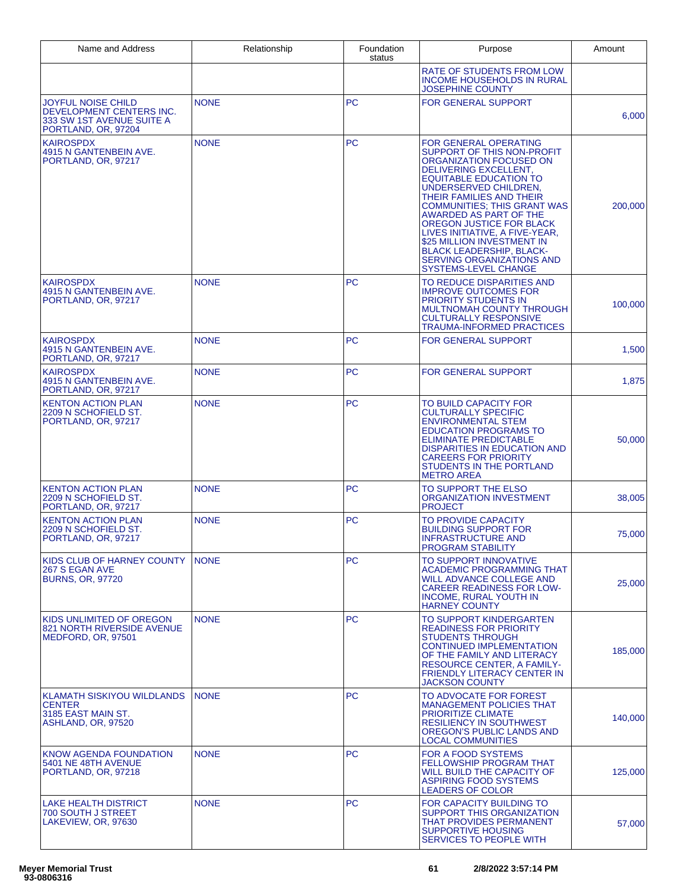| Name and Address | Relationship | Foundation status | Purpose | Amount |
|---|---|---|---|---|
| | | | RATE OF STUDENTS FROM LOW INCOME HOUSEHOLDS IN RURAL JOSEPHINE COUNTY | |
| JOYFUL NOISE CHILD DEVELOPMENT CENTERS INC. 333 SW 1ST AVENUE SUITE A PORTLAND, OR, 97204 | NONE | PC | FOR GENERAL SUPPORT | 6,000 |
| KAIROSPDX 4915 N GANTENBEIN AVE. PORTLAND, OR, 97217 | NONE | PC | FOR GENERAL OPERATING SUPPORT OF THIS NON-PROFIT ORGANIZATION FOCUSED ON DELIVERING EXCELLENT, EQUITABLE EDUCATION TO UNDERSERVED CHILDREN, THEIR FAMILIES AND THEIR COMMUNITIES; THIS GRANT WAS AWARDED AS PART OF THE OREGON JUSTICE FOR BLACK LIVES INITIATIVE, A FIVE-YEAR, $25 MILLION INVESTMENT IN BLACK LEADERSHIP, BLACK-SERVING ORGANIZATIONS AND SYSTEMS-LEVEL CHANGE | 200,000 |
| KAIROSPDX 4915 N GANTENBEIN AVE. PORTLAND, OR, 97217 | NONE | PC | TO REDUCE DISPARITIES AND IMPROVE OUTCOMES FOR PRIORITY STUDENTS IN MULTNOMAH COUNTY THROUGH CULTURALLY RESPONSIVE TRAUMA-INFORMED PRACTICES | 100,000 |
| KAIROSPDX 4915 N GANTENBEIN AVE. PORTLAND, OR, 97217 | NONE | PC | FOR GENERAL SUPPORT | 1,500 |
| KAIROSPDX 4915 N GANTENBEIN AVE. PORTLAND, OR, 97217 | NONE | PC | FOR GENERAL SUPPORT | 1,875 |
| KENTON ACTION PLAN 2209 N SCHOFIELD ST. PORTLAND, OR, 97217 | NONE | PC | TO BUILD CAPACITY FOR CULTURALLY SPECIFIC ENVIRONMENTAL STEM EDUCATION PROGRAMS TO ELIMINATE PREDICTABLE DISPARITIES IN EDUCATION AND CAREERS FOR PRIORITY STUDENTS IN THE PORTLAND METRO AREA | 50,000 |
| KENTON ACTION PLAN 2209 N SCHOFIELD ST. PORTLAND, OR, 97217 | NONE | PC | TO SUPPORT THE ELSO ORGANIZATION INVESTMENT PROJECT | 38,005 |
| KENTON ACTION PLAN 2209 N SCHOFIELD ST. PORTLAND, OR, 97217 | NONE | PC | TO PROVIDE CAPACITY BUILDING SUPPORT FOR INFRASTRUCTURE AND PROGRAM STABILITY | 75,000 |
| KIDS CLUB OF HARNEY COUNTY 267 S EGAN AVE BURNS, OR, 97720 | NONE | PC | TO SUPPORT INNOVATIVE ACADEMIC PROGRAMMING THAT WILL ADVANCE COLLEGE AND CAREER READINESS FOR LOW-INCOME, RURAL YOUTH IN HARNEY COUNTY | 25,000 |
| KIDS UNLIMITED OF OREGON 821 NORTH RIVERSIDE AVENUE MEDFORD, OR, 97501 | NONE | PC | TO SUPPORT KINDERGARTEN READINESS FOR PRIORITY STUDENTS THROUGH CONTINUED IMPLEMENTATION OF THE FAMILY AND LITERACY RESOURCE CENTER, A FAMILY-FRIENDLY LITERACY CENTER IN JACKSON COUNTY | 185,000 |
| KLAMATH SISKIYOU WILDLANDS CENTER 3185 EAST MAIN ST. ASHLAND, OR, 97520 | NONE | PC | TO ADVOCATE FOR FOREST MANAGEMENT POLICIES THAT PRIORITIZE CLIMATE RESILIENCY IN SOUTHWEST OREGON'S PUBLIC LANDS AND LOCAL COMMUNITIES | 140,000 |
| KNOW AGENDA FOUNDATION 5401 NE 48TH AVENUE PORTLAND, OR, 97218 | NONE | PC | FOR A FOOD SYSTEMS FELLOWSHIP PROGRAM THAT WILL BUILD THE CAPACITY OF ASPIRING FOOD SYSTEMS LEADERS OF COLOR | 125,000 |
| LAKE HEALTH DISTRICT 700 SOUTH J STREET LAKEVIEW, OR, 97630 | NONE | PC | FOR CAPACITY BUILDING TO SUPPORT THIS ORGANIZATION THAT PROVIDES PERMANENT SUPPORTIVE HOUSING SERVICES TO PEOPLE WITH | 57,000 |

Meyer Memorial Trust
93-0806316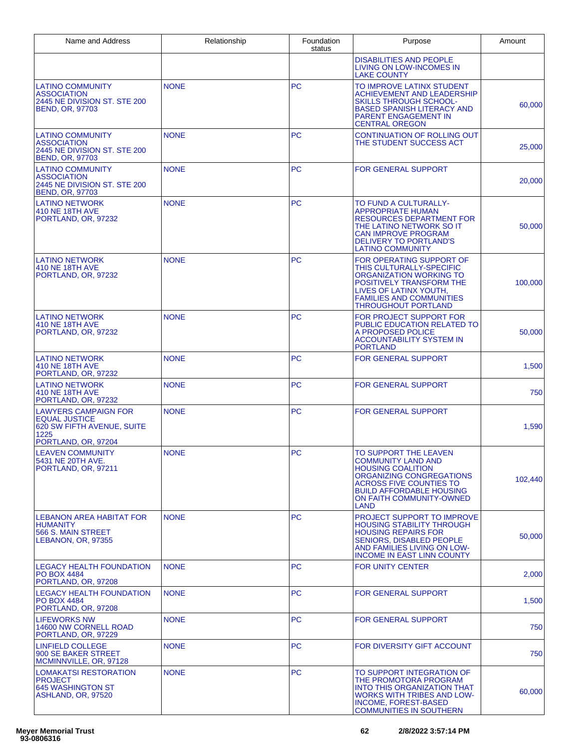| Name and Address | Relationship | Foundation status | Purpose | Amount |
|---|---|---|---|---|
| | | | DISABILITIES AND PEOPLE LIVING ON LOW-INCOMES IN LAKE COUNTY | |
| LATINO COMMUNITY ASSOCIATION 2445 NE DIVISION ST. STE 200 BEND, OR, 97703 | NONE | PC | TO IMPROVE LATINX STUDENT ACHIEVEMENT AND LEADERSHIP SKILLS THROUGH SCHOOL-BASED SPANISH LITERACY AND PARENT ENGAGEMENT IN CENTRAL OREGON | 60,000 |
| LATINO COMMUNITY ASSOCIATION 2445 NE DIVISION ST. STE 200 BEND, OR, 97703 | NONE | PC | CONTINUATION OF ROLLING OUT THE STUDENT SUCCESS ACT | 25,000 |
| LATINO COMMUNITY ASSOCIATION 2445 NE DIVISION ST. STE 200 BEND, OR, 97703 | NONE | PC | FOR GENERAL SUPPORT | 20,000 |
| LATINO NETWORK 410 NE 18TH AVE PORTLAND, OR, 97232 | NONE | PC | TO FUND A CULTURALLY-APPROPRIATE HUMAN RESOURCES DEPARTMENT FOR THE LATINO NETWORK SO IT CAN IMPROVE PROGRAM DELIVERY TO PORTLAND'S LATINO COMMUNITY | 50,000 |
| LATINO NETWORK 410 NE 18TH AVE PORTLAND, OR, 97232 | NONE | PC | FOR OPERATING SUPPORT OF THIS CULTURALLY-SPECIFIC ORGANIZATION WORKING TO POSITIVELY TRANSFORM THE LIVES OF LATINX YOUTH, FAMILIES AND COMMUNITIES THROUGHOUT PORTLAND | 100,000 |
| LATINO NETWORK 410 NE 18TH AVE PORTLAND, OR, 97232 | NONE | PC | FOR PROJECT SUPPORT FOR PUBLIC EDUCATION RELATED TO A PROPOSED POLICE ACCOUNTABILITY SYSTEM IN PORTLAND | 50,000 |
| LATINO NETWORK 410 NE 18TH AVE PORTLAND, OR, 97232 | NONE | PC | FOR GENERAL SUPPORT | 1,500 |
| LATINO NETWORK 410 NE 18TH AVE PORTLAND, OR, 97232 | NONE | PC | FOR GENERAL SUPPORT | 750 |
| LAWYERS CAMPAIGN FOR EQUAL JUSTICE 620 SW FIFTH AVENUE, SUITE 1225 PORTLAND, OR, 97204 | NONE | PC | FOR GENERAL SUPPORT | 1,590 |
| LEAVEN COMMUNITY 5431 NE 20TH AVE. PORTLAND, OR, 97211 | NONE | PC | TO SUPPORT THE LEAVEN COMMUNITY LAND AND HOUSING COALITION ORGANIZING CONGREGATIONS ACROSS FIVE COUNTIES TO BUILD AFFORDABLE HOUSING ON FAITH COMMUNITY-OWNED LAND | 102,440 |
| LEBANON AREA HABITAT FOR HUMANITY 566 S. MAIN STREET LEBANON, OR, 97355 | NONE | PC | PROJECT SUPPORT TO IMPROVE HOUSING STABILITY THROUGH HOUSING REPAIRS FOR SENIORS, DISABLED PEOPLE AND FAMILIES LIVING ON LOW-INCOME IN EAST LINN COUNTY | 50,000 |
| LEGACY HEALTH FOUNDATION PO BOX 4484 PORTLAND, OR, 97208 | NONE | PC | FOR UNITY CENTER | 2,000 |
| LEGACY HEALTH FOUNDATION PO BOX 4484 PORTLAND, OR, 97208 | NONE | PC | FOR GENERAL SUPPORT | 1,500 |
| LIFEWORKS NW 14600 NW CORNELL ROAD PORTLAND, OR, 97229 | NONE | PC | FOR GENERAL SUPPORT | 750 |
| LINFIELD COLLEGE 900 SE BAKER STREET MCMINNVILLE, OR, 97128 | NONE | PC | FOR DIVERSITY GIFT ACCOUNT | 750 |
| LOMAKATSI RESTORATION PROJECT 645 WASHINGTON ST ASHLAND, OR, 97520 | NONE | PC | TO SUPPORT INTEGRATION OF THE PROMOTORA PROGRAM INTO THIS ORGANIZATION THAT WORKS WITH TRIBES AND LOW-INCOME, FOREST-BASED COMMUNITIES IN SOUTHERN | 60,000 |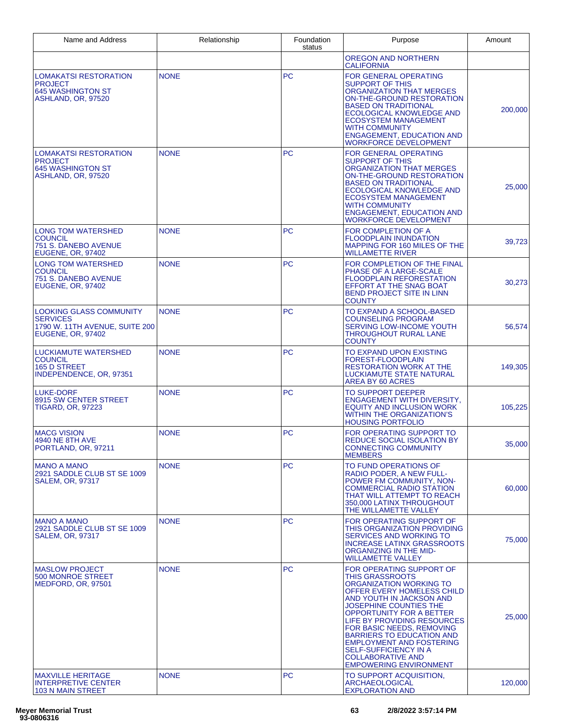| Name and Address | Relationship | Foundation status | Purpose | Amount |
|---|---|---|---|---|
| | | | OREGON AND NORTHERN CALIFORNIA | |
| LOMAKATSI RESTORATION PROJECT<br>645 WASHINGTON ST<br>ASHLAND, OR, 97520 | NONE | PC | FOR GENERAL OPERATING SUPPORT OF THIS ORGANIZATION THAT MERGES ON-THE-GROUND RESTORATION BASED ON TRADITIONAL ECOLOGICAL KNOWLEDGE AND ECOSYSTEM MANAGEMENT WITH COMMUNITY ENGAGEMENT, EDUCATION AND WORKFORCE DEVELOPMENT | 200,000 |
| LOMAKATSI RESTORATION PROJECT<br>645 WASHINGTON ST<br>ASHLAND, OR, 97520 | NONE | PC | FOR GENERAL OPERATING SUPPORT OF THIS ORGANIZATION THAT MERGES ON-THE-GROUND RESTORATION BASED ON TRADITIONAL ECOLOGICAL KNOWLEDGE AND ECOSYSTEM MANAGEMENT WITH COMMUNITY ENGAGEMENT, EDUCATION AND WORKFORCE DEVELOPMENT | 25,000 |
| LONG TOM WATERSHED COUNCIL<br>751 S. DANEBO AVENUE<br>EUGENE, OR, 97402 | NONE | PC | FOR COMPLETION OF A FLOODPLAIN INUNDATION MAPPING FOR 160 MILES OF THE WILLAMETTE RIVER | 39,723 |
| LONG TOM WATERSHED COUNCIL<br>751 S. DANEBO AVENUE<br>EUGENE, OR, 97402 | NONE | PC | FOR COMPLETION OF THE FINAL PHASE OF A LARGE-SCALE FLOODPLAIN REFORESTATION EFFORT AT THE SNAG BOAT BEND PROJECT SITE IN LINN COUNTY | 30,273 |
| LOOKING GLASS COMMUNITY SERVICES<br>1790 W. 11TH AVENUE, SUITE 200<br>EUGENE, OR, 97402 | NONE | PC | TO EXPAND A SCHOOL-BASED COUNSELING PROGRAM SERVING LOW-INCOME YOUTH THROUGHOUT RURAL LANE COUNTY | 56,574 |
| LUCKIAMUTE WATERSHED COUNCIL<br>165 D STREET<br>INDEPENDENCE, OR, 97351 | NONE | PC | TO EXPAND UPON EXISTING FOREST-FLOODPLAIN RESTORATION WORK AT THE LUCKIAMUTE STATE NATURAL AREA BY 60 ACRES | 149,305 |
| LUKE-DORF<br>8915 SW CENTER STREET<br>TIGARD, OR, 97223 | NONE | PC | TO SUPPORT DEEPER ENGAGEMENT WITH DIVERSITY, EQUITY AND INCLUSION WORK WITHIN THE ORGANIZATION'S HOUSING PORTFOLIO | 105,225 |
| MACG VISION<br>4940 NE 8TH AVE<br>PORTLAND, OR, 97211 | NONE | PC | FOR OPERATING SUPPORT TO REDUCE SOCIAL ISOLATION BY CONNECTING COMMUNITY MEMBERS | 35,000 |
| MANO A MANO<br>2921 SADDLE CLUB ST SE 1009<br>SALEM, OR, 97317 | NONE | PC | TO FUND OPERATIONS OF RADIO PODER, A NEW FULL-POWER FM COMMUNITY, NON-COMMERCIAL RADIO STATION THAT WILL ATTEMPT TO REACH 350,000 LATINX THROUGHOUT THE WILLAMETTE VALLEY | 60,000 |
| MANO A MANO<br>2921 SADDLE CLUB ST SE 1009<br>SALEM, OR, 97317 | NONE | PC | FOR OPERATING SUPPORT OF THIS ORGANIZATION PROVIDING SERVICES AND WORKING TO INCREASE LATINX GRASSROOTS ORGANIZING IN THE MID-WILLAMETTE VALLEY | 75,000 |
| MASLOW PROJECT<br>500 MONROE STREET<br>MEDFORD, OR, 97501 | NONE | PC | FOR OPERATING SUPPORT OF THIS GRASSROOTS ORGANIZATION WORKING TO OFFER EVERY HOMELESS CHILD AND YOUTH IN JACKSON AND JOSEPHINE COUNTIES THE OPPORTUNITY FOR A BETTER LIFE BY PROVIDING RESOURCES FOR BASIC NEEDS, REMOVING BARRIERS TO EDUCATION AND EMPLOYMENT AND FOSTERING SELF-SUFFICIENCY IN A COLLABORATIVE AND EMPOWERING ENVIRONMENT | 25,000 |
| MAXVILLE HERITAGE INTERPRETIVE CENTER<br>103 N MAIN STREET | NONE | PC | TO SUPPORT ACQUISITION, ARCHAEOLOGICAL EXPLORATION AND | 120,000 |

Meyer Memorial Trust
93-0806316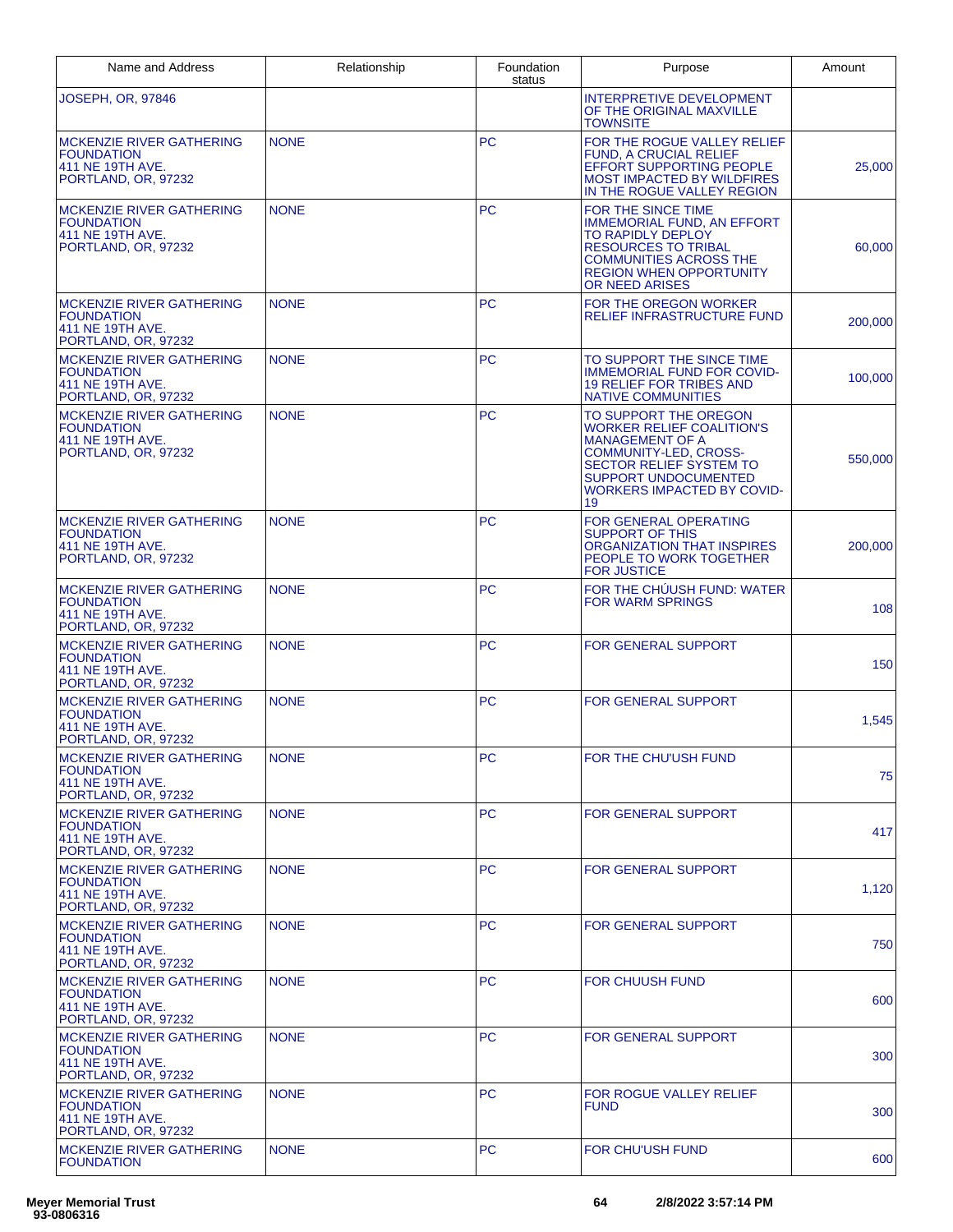| Name and Address | Relationship | Foundation status | Purpose | Amount |
| --- | --- | --- | --- | --- |
| JOSEPH, OR, 97846 | | | INTERPRETIVE DEVELOPMENT OF THE ORIGINAL MAXVILLE TOWNSITE | |
| MCKENZIE RIVER GATHERING FOUNDATION 411 NE 19TH AVE. PORTLAND, OR, 97232 | NONE | PC | FOR THE ROGUE VALLEY RELIEF FUND, A CRUCIAL RELIEF EFFORT SUPPORTING PEOPLE MOST IMPACTED BY WILDFIRES IN THE ROGUE VALLEY REGION | 25,000 |
| MCKENZIE RIVER GATHERING FOUNDATION 411 NE 19TH AVE. PORTLAND, OR, 97232 | NONE | PC | FOR THE SINCE TIME IMMEMORIAL FUND, AN EFFORT TO RAPIDLY DEPLOY RESOURCES TO TRIBAL COMMUNITIES ACROSS THE REGION WHEN OPPORTUNITY OR NEED ARISES | 60,000 |
| MCKENZIE RIVER GATHERING FOUNDATION 411 NE 19TH AVE. PORTLAND, OR, 97232 | NONE | PC | FOR THE OREGON WORKER RELIEF INFRASTRUCTURE FUND | 200,000 |
| MCKENZIE RIVER GATHERING FOUNDATION 411 NE 19TH AVE. PORTLAND, OR, 97232 | NONE | PC | TO SUPPORT THE SINCE TIME IMMEMORIAL FUND FOR COVID-19 RELIEF FOR TRIBES AND NATIVE COMMUNITIES | 100,000 |
| MCKENZIE RIVER GATHERING FOUNDATION 411 NE 19TH AVE. PORTLAND, OR, 97232 | NONE | PC | TO SUPPORT THE OREGON WORKER RELIEF COALITION'S MANAGEMENT OF A COMMUNITY-LED, CROSS-SECTOR RELIEF SYSTEM TO SUPPORT UNDOCUMENTED WORKERS IMPACTED BY COVID-19 | 550,000 |
| MCKENZIE RIVER GATHERING FOUNDATION 411 NE 19TH AVE. PORTLAND, OR, 97232 | NONE | PC | FOR GENERAL OPERATING SUPPORT OF THIS ORGANIZATION THAT INSPIRES PEOPLE TO WORK TOGETHER FOR JUSTICE | 200,000 |
| MCKENZIE RIVER GATHERING FOUNDATION 411 NE 19TH AVE. PORTLAND, OR, 97232 | NONE | PC | FOR THE CHÚUSH FUND: WATER FOR WARM SPRINGS | 108 |
| MCKENZIE RIVER GATHERING FOUNDATION 411 NE 19TH AVE. PORTLAND, OR, 97232 | NONE | PC | FOR GENERAL SUPPORT | 150 |
| MCKENZIE RIVER GATHERING FOUNDATION 411 NE 19TH AVE. PORTLAND, OR, 97232 | NONE | PC | FOR GENERAL SUPPORT | 1,545 |
| MCKENZIE RIVER GATHERING FOUNDATION 411 NE 19TH AVE. PORTLAND, OR, 97232 | NONE | PC | FOR THE CHU'USH FUND | 75 |
| MCKENZIE RIVER GATHERING FOUNDATION 411 NE 19TH AVE. PORTLAND, OR, 97232 | NONE | PC | FOR GENERAL SUPPORT | 417 |
| MCKENZIE RIVER GATHERING FOUNDATION 411 NE 19TH AVE. PORTLAND, OR, 97232 | NONE | PC | FOR GENERAL SUPPORT | 1,120 |
| MCKENZIE RIVER GATHERING FOUNDATION 411 NE 19TH AVE. PORTLAND, OR, 97232 | NONE | PC | FOR GENERAL SUPPORT | 750 |
| MCKENZIE RIVER GATHERING FOUNDATION 411 NE 19TH AVE. PORTLAND, OR, 97232 | NONE | PC | FOR CHUUSH FUND | 600 |
| MCKENZIE RIVER GATHERING FOUNDATION 411 NE 19TH AVE. PORTLAND, OR, 97232 | NONE | PC | FOR GENERAL SUPPORT | 300 |
| MCKENZIE RIVER GATHERING FOUNDATION 411 NE 19TH AVE. PORTLAND, OR, 97232 | NONE | PC | FOR ROGUE VALLEY RELIEF FUND | 300 |
| MCKENZIE RIVER GATHERING FOUNDATION | NONE | PC | FOR CHU'USH FUND | 600 |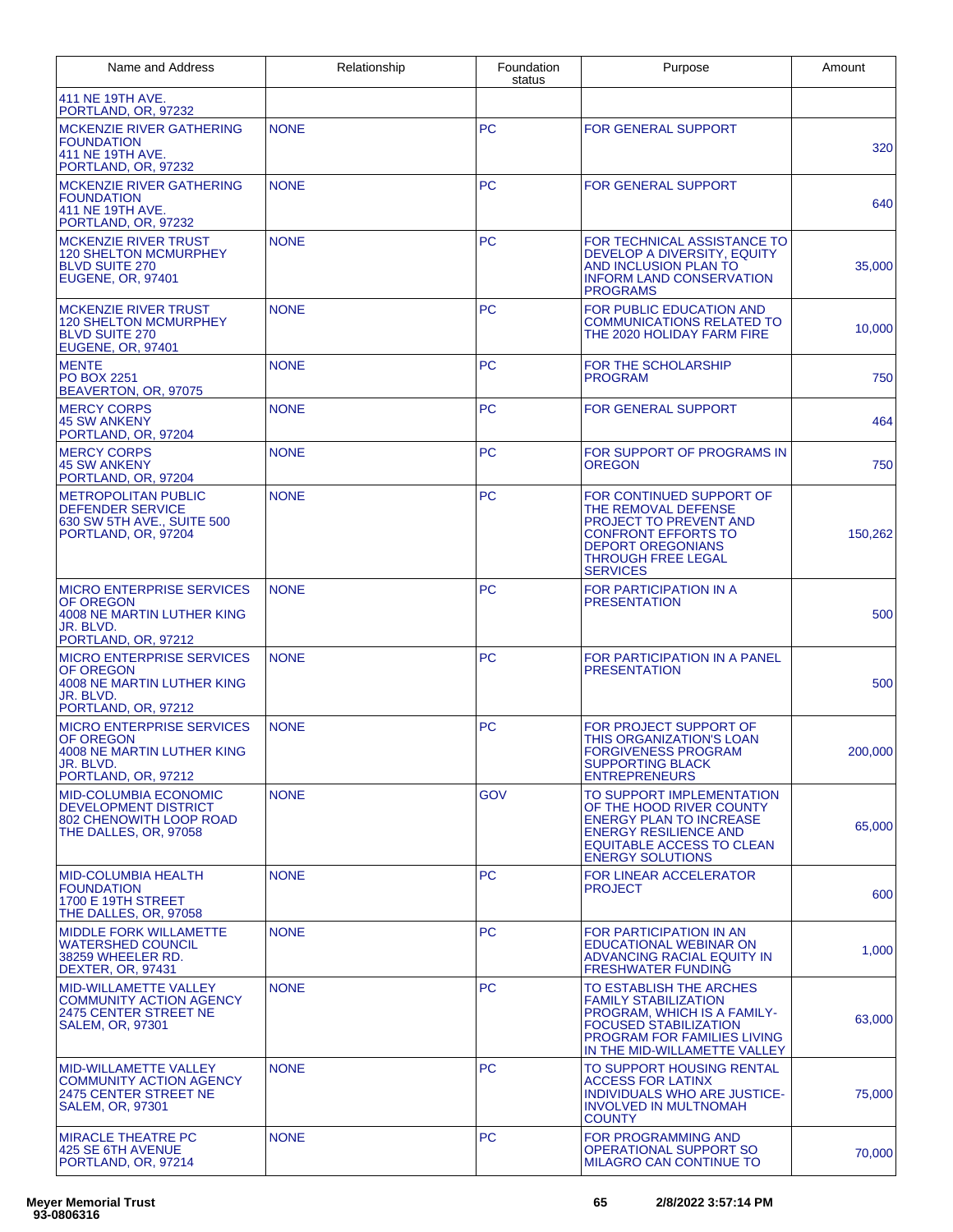| Name and Address | Relationship | Foundation status | Purpose | Amount |
|---|---|---|---|---|
| 411 NE 19TH AVE. PORTLAND, OR, 97232 | | | | |
| MCKENZIE RIVER GATHERING FOUNDATION 411 NE 19TH AVE. PORTLAND, OR, 97232 | NONE | PC | FOR GENERAL SUPPORT | 320 |
| MCKENZIE RIVER GATHERING FOUNDATION 411 NE 19TH AVE. PORTLAND, OR, 97232 | NONE | PC | FOR GENERAL SUPPORT | 640 |
| MCKENZIE RIVER TRUST 120 SHELTON MCMURPHEY BLVD SUITE 270 EUGENE, OR, 97401 | NONE | PC | FOR TECHNICAL ASSISTANCE TO DEVELOP A DIVERSITY, EQUITY AND INCLUSION PLAN TO INFORM LAND CONSERVATION PROGRAMS | 35,000 |
| MCKENZIE RIVER TRUST 120 SHELTON MCMURPHEY BLVD SUITE 270 EUGENE, OR, 97401 | NONE | PC | FOR PUBLIC EDUCATION AND COMMUNICATIONS RELATED TO THE 2020 HOLIDAY FARM FIRE | 10,000 |
| MENTE PO BOX 2251 BEAVERTON, OR, 97075 | NONE | PC | FOR THE SCHOLARSHIP PROGRAM | 750 |
| MERCY CORPS 45 SW ANKENY PORTLAND, OR, 97204 | NONE | PC | FOR GENERAL SUPPORT | 464 |
| MERCY CORPS 45 SW ANKENY PORTLAND, OR, 97204 | NONE | PC | FOR SUPPORT OF PROGRAMS IN OREGON | 750 |
| METROPOLITAN PUBLIC DEFENDER SERVICE 630 SW 5TH AVE., SUITE 500 PORTLAND, OR, 97204 | NONE | PC | FOR CONTINUED SUPPORT OF THE REMOVAL DEFENSE PROJECT TO PREVENT AND CONFRONT EFFORTS TO DEPORT OREGONIANS THROUGH FREE LEGAL SERVICES | 150,262 |
| MICRO ENTERPRISE SERVICES OF OREGON 4008 NE MARTIN LUTHER KING JR. BLVD. PORTLAND, OR, 97212 | NONE | PC | FOR PARTICIPATION IN A PRESENTATION | 500 |
| MICRO ENTERPRISE SERVICES OF OREGON 4008 NE MARTIN LUTHER KING JR. BLVD. PORTLAND, OR, 97212 | NONE | PC | FOR PARTICIPATION IN A PANEL PRESENTATION | 500 |
| MICRO ENTERPRISE SERVICES OF OREGON 4008 NE MARTIN LUTHER KING JR. BLVD. PORTLAND, OR, 97212 | NONE | PC | FOR PROJECT SUPPORT OF THIS ORGANIZATION'S LOAN FORGIVENESS PROGRAM SUPPORTING BLACK ENTREPRENEURS | 200,000 |
| MID-COLUMBIA ECONOMIC DEVELOPMENT DISTRICT 802 CHENOWITH LOOP ROAD THE DALLES, OR, 97058 | NONE | GOV | TO SUPPORT IMPLEMENTATION OF THE HOOD RIVER COUNTY ENERGY PLAN TO INCREASE ENERGY RESILIENCE AND EQUITABLE ACCESS TO CLEAN ENERGY SOLUTIONS | 65,000 |
| MID-COLUMBIA HEALTH FOUNDATION 1700 E 19TH STREET THE DALLES, OR, 97058 | NONE | PC | FOR LINEAR ACCELERATOR PROJECT | 600 |
| MIDDLE FORK WILLAMETTE WATERSHED COUNCIL 38259 WHEELER RD. DEXTER, OR, 97431 | NONE | PC | FOR PARTICIPATION IN AN EDUCATIONAL WEBINAR ON ADVANCING RACIAL EQUITY IN FRESHWATER FUNDING | 1,000 |
| MID-WILLAMETTE VALLEY COMMUNITY ACTION AGENCY 2475 CENTER STREET NE SALEM, OR, 97301 | NONE | PC | TO ESTABLISH THE ARCHES FAMILY STABILIZATION PROGRAM, WHICH IS A FAMILY-FOCUSED STABILIZATION PROGRAM FOR FAMILIES LIVING IN THE MID-WILLAMETTE VALLEY | 63,000 |
| MID-WILLAMETTE VALLEY COMMUNITY ACTION AGENCY 2475 CENTER STREET NE SALEM, OR, 97301 | NONE | PC | TO SUPPORT HOUSING RENTAL ACCESS FOR LATINX INDIVIDUALS WHO ARE JUSTICE-INVOLVED IN MULTNOMAH COUNTY | 75,000 |
| MIRACLE THEATRE PC 425 SE 6TH AVENUE PORTLAND, OR, 97214 | NONE | PC | FOR PROGRAMMING AND OPERATIONAL SUPPORT SO MILAGRO CAN CONTINUE TO | 70,000 |

Meyer Memorial Trust
93-0806316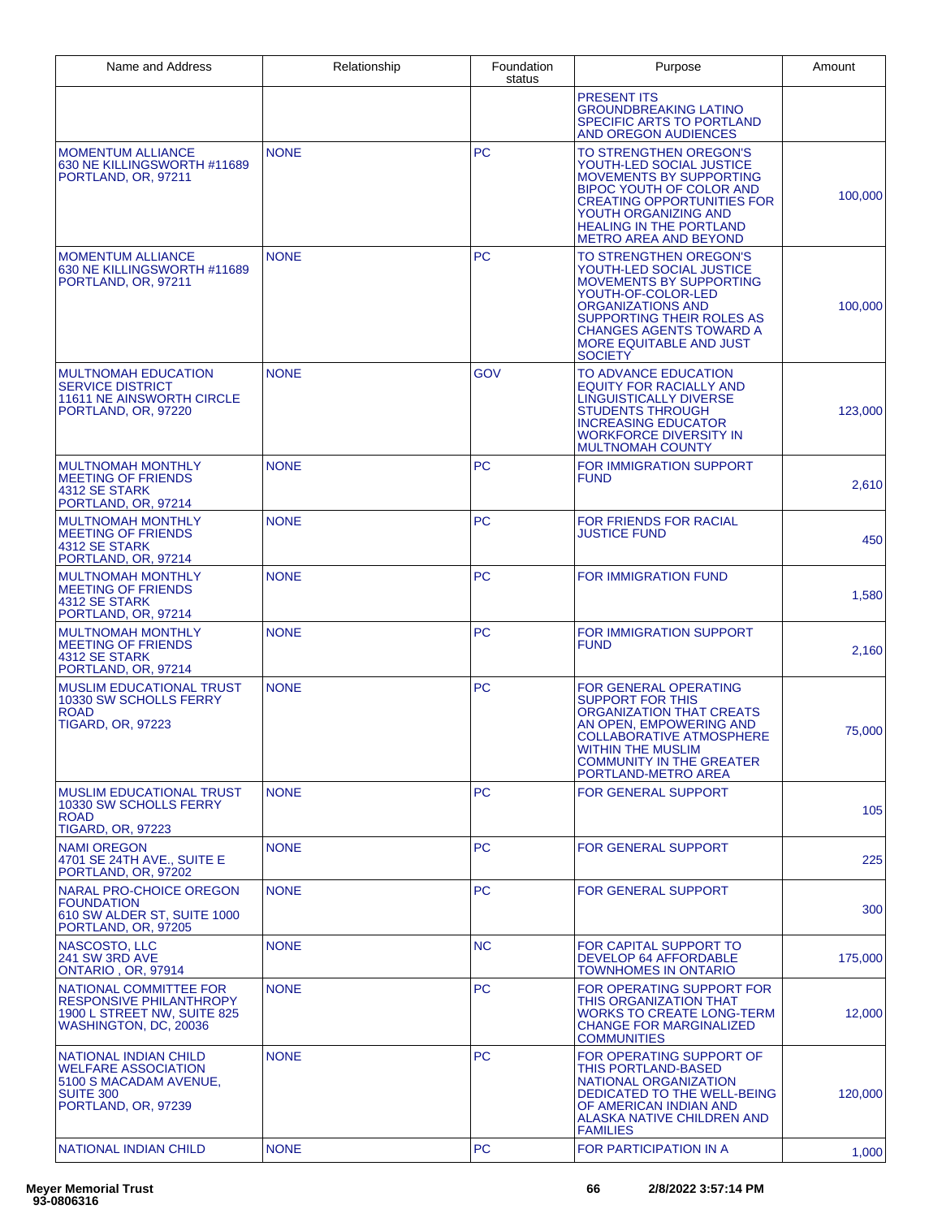| Name and Address | Relationship | Foundation status | Purpose | Amount |
|---|---|---|---|---|
| | | | PRESENT ITS GROUNDBREAKING LATINO SPECIFIC ARTS TO PORTLAND AND OREGON AUDIENCES | |
| MOMENTUM ALLIANCE 630 NE KILLINGSWORTH #11689 PORTLAND, OR, 97211 | NONE | PC | TO STRENGTHEN OREGON'S YOUTH-LED SOCIAL JUSTICE MOVEMENTS BY SUPPORTING BIPOC YOUTH OF COLOR AND CREATING OPPORTUNITIES FOR YOUTH ORGANIZING AND HEALING IN THE PORTLAND METRO AREA AND BEYOND | 100,000 |
| MOMENTUM ALLIANCE 630 NE KILLINGSWORTH #11689 PORTLAND, OR, 97211 | NONE | PC | TO STRENGTHEN OREGON'S YOUTH-LED SOCIAL JUSTICE MOVEMENTS BY SUPPORTING YOUTH-OF-COLOR-LED ORGANIZATIONS AND SUPPORTING THEIR ROLES AS CHANGES AGENTS TOWARD A MORE EQUITABLE AND JUST SOCIETY | 100,000 |
| MULTNOMAH EDUCATION SERVICE DISTRICT 11611 NE AINSWORTH CIRCLE PORTLAND, OR, 97220 | NONE | GOV | TO ADVANCE EDUCATION EQUITY FOR RACIALLY AND LINGUISTICALLY DIVERSE STUDENTS THROUGH INCREASING EDUCATOR WORKFORCE DIVERSITY IN MULTNOMAH COUNTY | 123,000 |
| MULTNOMAH MONTHLY MEETING OF FRIENDS 4312 SE STARK PORTLAND, OR, 97214 | NONE | PC | FOR IMMIGRATION SUPPORT FUND | 2,610 |
| MULTNOMAH MONTHLY MEETING OF FRIENDS 4312 SE STARK PORTLAND, OR, 97214 | NONE | PC | FOR FRIENDS FOR RACIAL JUSTICE FUND | 450 |
| MULTNOMAH MONTHLY MEETING OF FRIENDS 4312 SE STARK PORTLAND, OR, 97214 | NONE | PC | FOR IMMIGRATION FUND | 1,580 |
| MULTNOMAH MONTHLY MEETING OF FRIENDS 4312 SE STARK PORTLAND, OR, 97214 | NONE | PC | FOR IMMIGRATION SUPPORT FUND | 2,160 |
| MUSLIM EDUCATIONAL TRUST 10330 SW SCHOLLS FERRY ROAD TIGARD, OR, 97223 | NONE | PC | FOR GENERAL OPERATING SUPPORT FOR THIS ORGANIZATION THAT CREATS AN OPEN, EMPOWERING AND COLLABORATIVE ATMOSPHERE WITHIN THE MUSLIM COMMUNITY IN THE GREATER PORTLAND-METRO AREA | 75,000 |
| MUSLIM EDUCATIONAL TRUST 10330 SW SCHOLLS FERRY ROAD TIGARD, OR, 97223 | NONE | PC | FOR GENERAL SUPPORT | 105 |
| NAMI OREGON 4701 SE 24TH AVE., SUITE E PORTLAND, OR, 97202 | NONE | PC | FOR GENERAL SUPPORT | 225 |
| NARAL PRO-CHOICE OREGON FOUNDATION 610 SW ALDER ST, SUITE 1000 PORTLAND, OR, 97205 | NONE | PC | FOR GENERAL SUPPORT | 300 |
| NASCOSTO, LLC 241 SW 3RD AVE ONTARIO , OR, 97914 | NONE | NC | FOR CAPITAL SUPPORT TO DEVELOP 64 AFFORDABLE TOWNHOMES IN ONTARIO | 175,000 |
| NATIONAL COMMITTEE FOR RESPONSIVE PHILANTHROPY 1900 L STREET NW, SUITE 825 WASHINGTON, DC, 20036 | NONE | PC | FOR OPERATING SUPPORT FOR THIS ORGANIZATION THAT WORKS TO CREATE LONG-TERM CHANGE FOR MARGINALIZED COMMUNITIES | 12,000 |
| NATIONAL INDIAN CHILD WELFARE ASSOCIATION 5100 S MACADAM AVENUE, SUITE 300 PORTLAND, OR, 97239 | NONE | PC | FOR OPERATING SUPPORT OF THIS PORTLAND-BASED NATIONAL ORGANIZATION DEDICATED TO THE WELL-BEING OF AMERICAN INDIAN AND ALASKA NATIVE CHILDREN AND FAMILIES | 120,000 |
| NATIONAL INDIAN CHILD | NONE | PC | FOR PARTICIPATION IN A | 1,000 |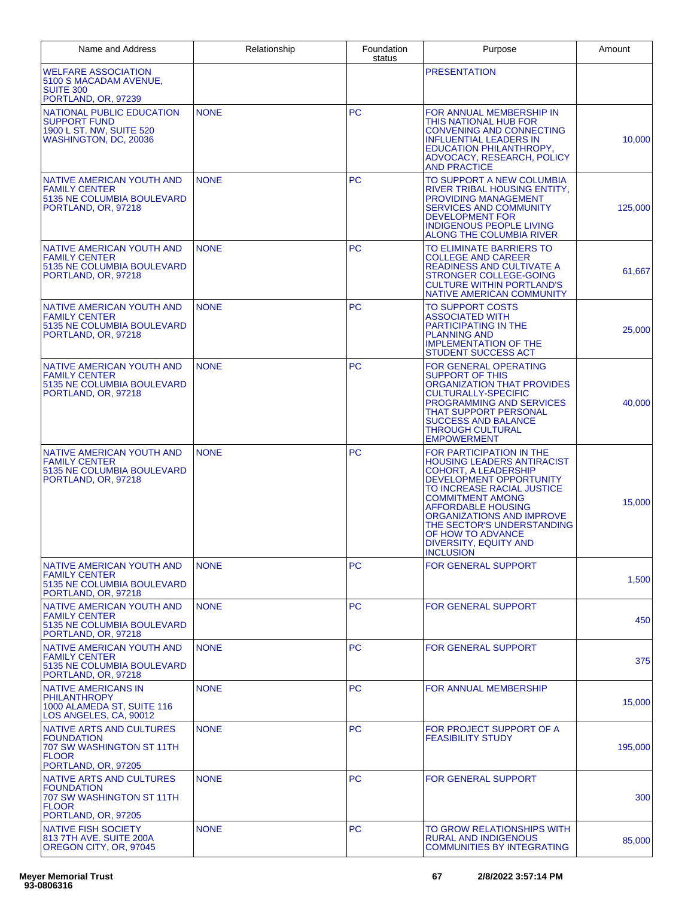| Name and Address | Relationship | Foundation status | Purpose | Amount |
|---|---|---|---|---|
| WELFARE ASSOCIATION 5100 S MACADAM AVENUE, SUITE 300 PORTLAND, OR, 97239 | | | PRESENTATION | |
| NATIONAL PUBLIC EDUCATION SUPPORT FUND 1900 L ST. NW, SUITE 520 WASHINGTON, DC, 20036 | NONE | PC | FOR ANNUAL MEMBERSHIP IN THIS NATIONAL HUB FOR CONVENING AND CONNECTING INFLUENTIAL LEADERS IN EDUCATION PHILANTHROPY, ADVOCACY, RESEARCH, POLICY AND PRACTICE | 10,000 |
| NATIVE AMERICAN YOUTH AND FAMILY CENTER 5135 NE COLUMBIA BOULEVARD PORTLAND, OR, 97218 | NONE | PC | TO SUPPORT A NEW COLUMBIA RIVER TRIBAL HOUSING ENTITY, PROVIDING MANAGEMENT SERVICES AND COMMUNITY DEVELOPMENT FOR INDIGENOUS PEOPLE LIVING ALONG THE COLUMBIA RIVER | 125,000 |
| NATIVE AMERICAN YOUTH AND FAMILY CENTER 5135 NE COLUMBIA BOULEVARD PORTLAND, OR, 97218 | NONE | PC | TO ELIMINATE BARRIERS TO COLLEGE AND CAREER READINESS AND CULTIVATE A STRONGER COLLEGE-GOING CULTURE WITHIN PORTLAND'S NATIVE AMERICAN COMMUNITY | 61,667 |
| NATIVE AMERICAN YOUTH AND FAMILY CENTER 5135 NE COLUMBIA BOULEVARD PORTLAND, OR, 97218 | NONE | PC | TO SUPPORT COSTS ASSOCIATED WITH PARTICIPATING IN THE PLANNING AND IMPLEMENTATION OF THE STUDENT SUCCESS ACT | 25,000 |
| NATIVE AMERICAN YOUTH AND FAMILY CENTER 5135 NE COLUMBIA BOULEVARD PORTLAND, OR, 97218 | NONE | PC | FOR GENERAL OPERATING SUPPORT OF THIS ORGANIZATION THAT PROVIDES CULTURALLY-SPECIFIC PROGRAMMING AND SERVICES THAT SUPPORT PERSONAL SUCCESS AND BALANCE THROUGH CULTURAL EMPOWERMENT | 40,000 |
| NATIVE AMERICAN YOUTH AND FAMILY CENTER 5135 NE COLUMBIA BOULEVARD PORTLAND, OR, 97218 | NONE | PC | FOR PARTICIPATION IN THE HOUSING LEADERS ANTIRACIST COHORT, A LEADERSHIP DEVELOPMENT OPPORTUNITY TO INCREASE RACIAL JUSTICE COMMITMENT AMONG AFFORDABLE HOUSING ORGANIZATIONS AND IMPROVE THE SECTOR'S UNDERSTANDING OF HOW TO ADVANCE DIVERSITY, EQUITY AND INCLUSION | 15,000 |
| NATIVE AMERICAN YOUTH AND FAMILY CENTER 5135 NE COLUMBIA BOULEVARD PORTLAND, OR, 97218 | NONE | PC | FOR GENERAL SUPPORT | 1,500 |
| NATIVE AMERICAN YOUTH AND FAMILY CENTER 5135 NE COLUMBIA BOULEVARD PORTLAND, OR, 97218 | NONE | PC | FOR GENERAL SUPPORT | 450 |
| NATIVE AMERICAN YOUTH AND FAMILY CENTER 5135 NE COLUMBIA BOULEVARD PORTLAND, OR, 97218 | NONE | PC | FOR GENERAL SUPPORT | 375 |
| NATIVE AMERICANS IN PHILANTHROPY 1000 ALAMEDA ST, SUITE 116 LOS ANGELES, CA, 90012 | NONE | PC | FOR ANNUAL MEMBERSHIP | 15,000 |
| NATIVE ARTS AND CULTURES FOUNDATION 707 SW WASHINGTON ST 11TH FLOOR PORTLAND, OR, 97205 | NONE | PC | FOR PROJECT SUPPORT OF A FEASIBILITY STUDY | 195,000 |
| NATIVE ARTS AND CULTURES FOUNDATION 707 SW WASHINGTON ST 11TH FLOOR PORTLAND, OR, 97205 | NONE | PC | FOR GENERAL SUPPORT | 300 |
| NATIVE FISH SOCIETY 813 7TH AVE. SUITE 200A OREGON CITY, OR, 97045 | NONE | PC | TO GROW RELATIONSHIPS WITH RURAL AND INDIGENOUS COMMUNITIES BY INTEGRATING | 85,000 |

**Meyer Memorial Trust**
93-0806316

2/8/2022 3:57:14 PM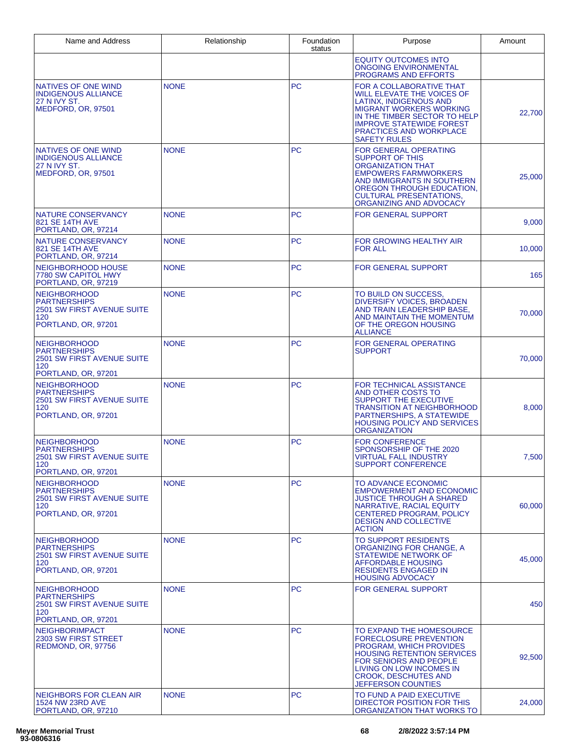| Name and Address | Relationship | Foundation status | Purpose | Amount |
|---|---|---|---|---|
| | | | EQUITY OUTCOMES INTO ONGOING ENVIRONMENTAL PROGRAMS AND EFFORTS | |
| NATIVES OF ONE WIND INDIGENOUS ALLIANCE<br>27 N IVY ST.<br>MEDFORD, OR, 97501 | NONE | PC | FOR A COLLABORATIVE THAT WILL ELEVATE THE VOICES OF LATINX, INDIGENOUS AND MIGRANT WORKERS WORKING IN THE TIMBER SECTOR TO HELP IMPROVE STATEWIDE FOREST PRACTICES AND WORKPLACE SAFETY RULES | 22,700 |
| NATIVES OF ONE WIND INDIGENOUS ALLIANCE<br>27 N IVY ST.<br>MEDFORD, OR, 97501 | NONE | PC | FOR GENERAL OPERATING SUPPORT OF THIS ORGANIZATION THAT EMPOWERS FARMWORKERS AND IMMIGRANTS IN SOUTHERN OREGON THROUGH EDUCATION, CULTURAL PRESENTATIONS, ORGANIZING AND ADVOCACY | 25,000 |
| NATURE CONSERVANCY<br>821 SE 14TH AVE<br>PORTLAND, OR, 97214 | NONE | PC | FOR GENERAL SUPPORT | 9,000 |
| NATURE CONSERVANCY<br>821 SE 14TH AVE<br>PORTLAND, OR, 97214 | NONE | PC | FOR GROWING HEALTHY AIR FOR ALL | 10,000 |
| NEIGHBORHOOD HOUSE<br>7780 SW CAPITOL HWY<br>PORTLAND, OR, 97219 | NONE | PC | FOR GENERAL SUPPORT | 165 |
| NEIGHBORHOOD PARTNERSHIPS<br>2501 SW FIRST AVENUE SUITE 120<br>PORTLAND, OR, 97201 | NONE | PC | TO BUILD ON SUCCESS, DIVERSIFY VOICES, BROADEN AND TRAIN LEADERSHIP BASE, AND MAINTAIN THE MOMENTUM OF THE OREGON HOUSING ALLIANCE | 70,000 |
| NEIGHBORHOOD PARTNERSHIPS<br>2501 SW FIRST AVENUE SUITE 120<br>PORTLAND, OR, 97201 | NONE | PC | FOR GENERAL OPERATING SUPPORT | 70,000 |
| NEIGHBORHOOD PARTNERSHIPS<br>2501 SW FIRST AVENUE SUITE 120<br>PORTLAND, OR, 97201 | NONE | PC | FOR TECHNICAL ASSISTANCE AND OTHER COSTS TO SUPPORT THE EXECUTIVE TRANSITION AT NEIGHBORHOOD PARTNERSHIPS, A STATEWIDE HOUSING POLICY AND SERVICES ORGANIZATION | 8,000 |
| NEIGHBORHOOD PARTNERSHIPS<br>2501 SW FIRST AVENUE SUITE 120<br>PORTLAND, OR, 97201 | NONE | PC | FOR CONFERENCE SPONSORSHIP OF THE 2020 VIRTUAL FALL INDUSTRY SUPPORT CONFERENCE | 7,500 |
| NEIGHBORHOOD PARTNERSHIPS<br>2501 SW FIRST AVENUE SUITE 120<br>PORTLAND, OR, 97201 | NONE | PC | TO ADVANCE ECONOMIC EMPOWERMENT AND ECONOMIC JUSTICE THROUGH A SHARED NARRATIVE, RACIAL EQUITY CENTERED PROGRAM, POLICY DESIGN AND COLLECTIVE ACTION | 60,000 |
| NEIGHBORHOOD PARTNERSHIPS<br>2501 SW FIRST AVENUE SUITE 120<br>PORTLAND, OR, 97201 | NONE | PC | TO SUPPORT RESIDENTS ORGANIZING FOR CHANGE, A STATEWIDE NETWORK OF AFFORDABLE HOUSING RESIDENTS ENGAGED IN HOUSING ADVOCACY | 45,000 |
| NEIGHBORHOOD PARTNERSHIPS<br>2501 SW FIRST AVENUE SUITE 120<br>PORTLAND, OR, 97201 | NONE | PC | FOR GENERAL SUPPORT | 450 |
| NEIGHBORIMPACT<br>2303 SW FIRST STREET<br>REDMOND, OR, 97756 | NONE | PC | TO EXPAND THE HOMESOURCE FORECLOSURE PREVENTION PROGRAM, WHICH PROVIDES HOUSING RETENTION SERVICES FOR SENIORS AND PEOPLE LIVING ON LOW INCOMES IN CROOK, DESCHUTES AND JEFFERSON COUNTIES | 92,500 |
| NEIGHBORS FOR CLEAN AIR<br>1524 NW 23RD AVE<br>PORTLAND, OR, 97210 | NONE | PC | TO FUND A PAID EXECUTIVE DIRECTOR POSITION FOR THIS ORGANIZATION THAT WORKS TO | 24,000 |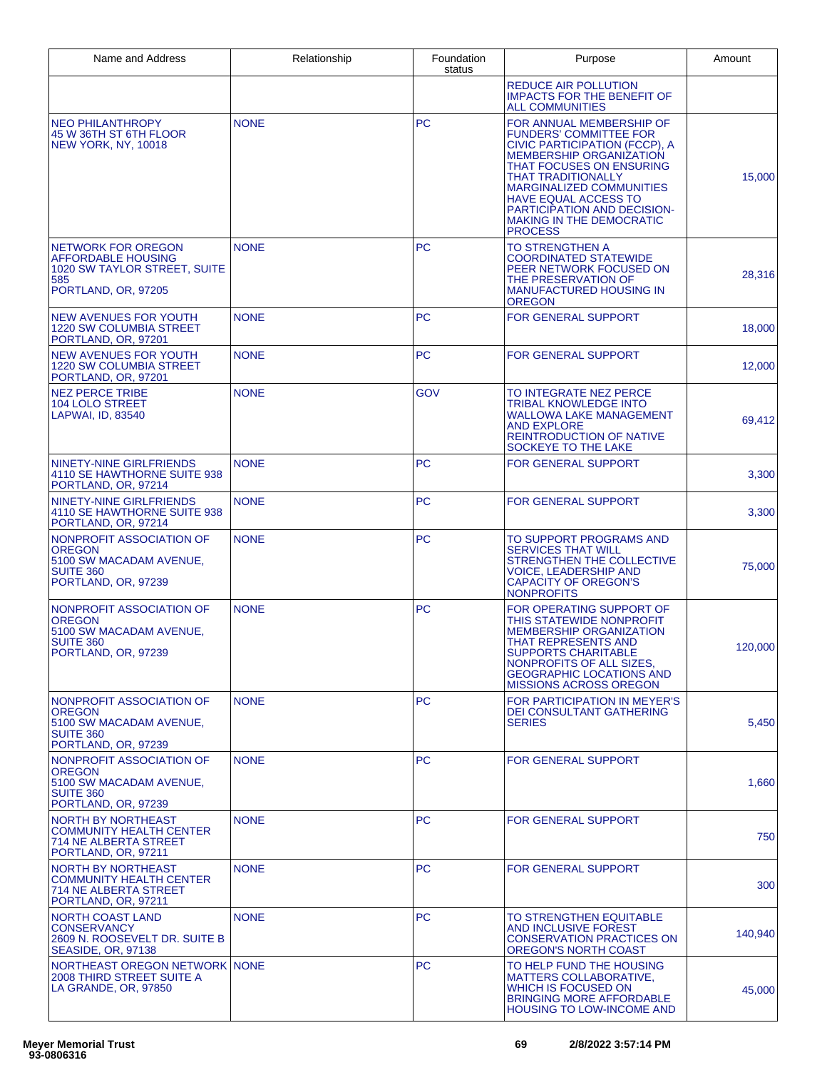| Name and Address | Relationship | Foundation status | Purpose | Amount |
|---|---|---|---|---|
| | | | REDUCE AIR POLLUTION IMPACTS FOR THE BENEFIT OF ALL COMMUNITIES | |
| NEO PHILANTHROPY<br>45 W 36TH ST 6TH FLOOR<br>NEW YORK, NY, 10018 | NONE | PC | FOR ANNUAL MEMBERSHIP OF FUNDERS' COMMITTEE FOR CIVIC PARTICIPATION (FCCP), A MEMBERSHIP ORGANIZATION THAT FOCUSES ON ENSURING THAT TRADITIONALLY MARGINALIZED COMMUNITIES HAVE EQUAL ACCESS TO PARTICIPATION AND DECISION-MAKING IN THE DEMOCRATIC PROCESS | 15,000 |
| NETWORK FOR OREGON AFFORDABLE HOUSING<br>1020 SW TAYLOR STREET, SUITE 585<br>PORTLAND, OR, 97205 | NONE | PC | TO STRENGTHEN A COORDINATED STATEWIDE PEER NETWORK FOCUSED ON THE PRESERVATION OF MANUFACTURED HOUSING IN OREGON | 28,316 |
| NEW AVENUES FOR YOUTH<br>1220 SW COLUMBIA STREET<br>PORTLAND, OR, 97201 | NONE | PC | FOR GENERAL SUPPORT | 18,000 |
| NEW AVENUES FOR YOUTH<br>1220 SW COLUMBIA STREET<br>PORTLAND, OR, 97201 | NONE | PC | FOR GENERAL SUPPORT | 12,000 |
| NEZ PERCE TRIBE<br>104 LOLO STREET<br>LAPWAI, ID, 83540 | NONE | GOV | TO INTEGRATE NEZ PERCE TRIBAL KNOWLEDGE INTO WALLOWA LAKE MANAGEMENT AND EXPLORE REINTRODUCTION OF NATIVE SOCKEYE TO THE LAKE | 69,412 |
| NINETY-NINE GIRLFRIENDS<br>4110 SE HAWTHORNE SUITE 938<br>PORTLAND, OR, 97214 | NONE | PC | FOR GENERAL SUPPORT | 3,300 |
| NINETY-NINE GIRLFRIENDS<br>4110 SE HAWTHORNE SUITE 938<br>PORTLAND, OR, 97214 | NONE | PC | FOR GENERAL SUPPORT | 3,300 |
| NONPROFIT ASSOCIATION OF OREGON<br>5100 SW MACADAM AVENUE, SUITE 360<br>PORTLAND, OR, 97239 | NONE | PC | TO SUPPORT PROGRAMS AND SERVICES THAT WILL STRENGTHEN THE COLLECTIVE VOICE, LEADERSHIP AND CAPACITY OF OREGON'S NONPROFITS | 75,000 |
| NONPROFIT ASSOCIATION OF OREGON<br>5100 SW MACADAM AVENUE, SUITE 360<br>PORTLAND, OR, 97239 | NONE | PC | FOR OPERATING SUPPORT OF THIS STATEWIDE NONPROFIT MEMBERSHIP ORGANIZATION THAT REPRESENTS AND SUPPORTS CHARITABLE NONPROFITS OF ALL SIZES, GEOGRAPHIC LOCATIONS AND MISSIONS ACROSS OREGON | 120,000 |
| NONPROFIT ASSOCIATION OF OREGON<br>5100 SW MACADAM AVENUE, SUITE 360<br>PORTLAND, OR, 97239 | NONE | PC | FOR PARTICIPATION IN MEYER'S DEI CONSULTANT GATHERING SERIES | 5,450 |
| NONPROFIT ASSOCIATION OF OREGON<br>5100 SW MACADAM AVENUE, SUITE 360<br>PORTLAND, OR, 97239 | NONE | PC | FOR GENERAL SUPPORT | 1,660 |
| NORTH BY NORTHEAST COMMUNITY HEALTH CENTER<br>714 NE ALBERTA STREET<br>PORTLAND, OR, 97211 | NONE | PC | FOR GENERAL SUPPORT | 750 |
| NORTH BY NORTHEAST COMMUNITY HEALTH CENTER<br>714 NE ALBERTA STREET<br>PORTLAND, OR, 97211 | NONE | PC | FOR GENERAL SUPPORT | 300 |
| NORTH COAST LAND CONSERVANCY<br>2609 N. ROOSEVELT DR. SUITE B<br>SEASIDE, OR, 97138 | NONE | PC | TO STRENGTHEN EQUITABLE AND INCLUSIVE FOREST CONSERVATION PRACTICES ON OREGON'S NORTH COAST | 140,940 |
| NORTHEAST OREGON NETWORK<br>2008 THIRD STREET SUITE A<br>LA GRANDE, OR, 97850 | NONE | PC | TO HELP FUND THE HOUSING MATTERS COLLABORATIVE, WHICH IS FOCUSED ON BRINGING MORE AFFORDABLE HOUSING TO LOW-INCOME AND | 45,000 |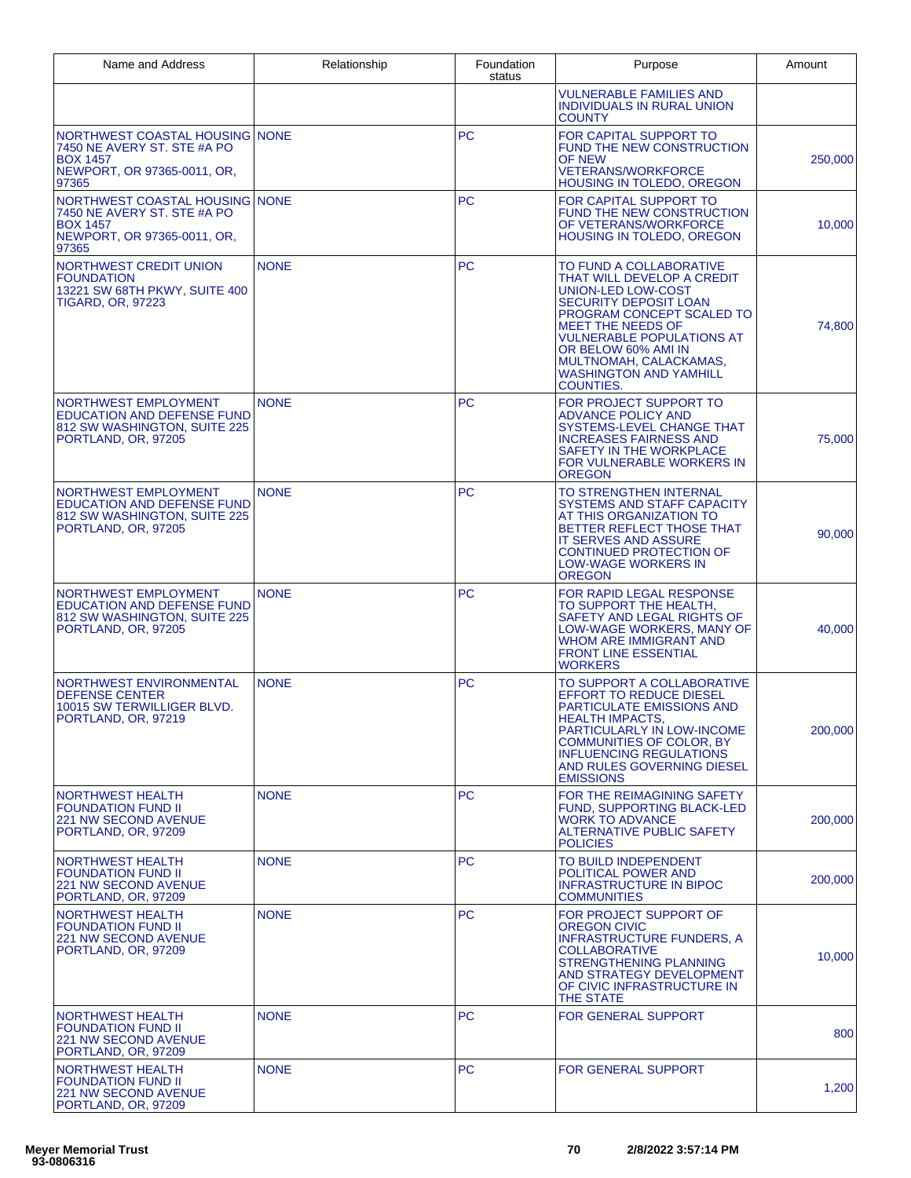| Name and Address | Relationship | Foundation status | Purpose | Amount |
|---|---|---|---|---|
| | | | VULNERABLE FAMILIES AND INDIVIDUALS IN RURAL UNION COUNTY | |
| NORTHWEST COASTAL HOUSING 7450 NE AVERY ST. STE #A PO BOX 1457 NEWPORT, OR 97365-0011, OR, 97365 | NONE | PC | FOR CAPITAL SUPPORT TO FUND THE NEW CONSTRUCTION OF NEW VETERANS/WORKFORCE HOUSING IN TOLEDO, OREGON | 250,000 |
| NORTHWEST COASTAL HOUSING 7450 NE AVERY ST. STE #A PO BOX 1457 NEWPORT, OR 97365-0011, OR, 97365 | NONE | PC | FOR CAPITAL SUPPORT TO FUND THE NEW CONSTRUCTION OF VETERANS/WORKFORCE HOUSING IN TOLEDO, OREGON | 10,000 |
| NORTHWEST CREDIT UNION FOUNDATION 13221 SW 68TH PKWY, SUITE 400 TIGARD, OR, 97223 | NONE | PC | TO FUND A COLLABORATIVE THAT WILL DEVELOP A CREDIT UNION-LED LOW-COST SECURITY DEPOSIT LOAN PROGRAM CONCEPT SCALED TO MEET THE NEEDS OF VULNERABLE POPULATIONS AT OR BELOW 60% AMI IN MULTNOMAH, CALACKAMAS, WASHINGTON AND YAMHILL COUNTIES. | 74,800 |
| NORTHWEST EMPLOYMENT EDUCATION AND DEFENSE FUND 812 SW WASHINGTON, SUITE 225 PORTLAND, OR, 97205 | NONE | PC | FOR PROJECT SUPPORT TO ADVANCE POLICY AND SYSTEMS-LEVEL CHANGE THAT INCREASES FAIRNESS AND SAFETY IN THE WORKPLACE FOR VULNERABLE WORKERS IN OREGON | 75,000 |
| NORTHWEST EMPLOYMENT EDUCATION AND DEFENSE FUND 812 SW WASHINGTON, SUITE 225 PORTLAND, OR, 97205 | NONE | PC | TO STRENGTHEN INTERNAL SYSTEMS AND STAFF CAPACITY AT THIS ORGANIZATION TO BETTER REFLECT THOSE THAT IT SERVES AND ASSURE CONTINUED PROTECTION OF LOW-WAGE WORKERS IN OREGON | 90,000 |
| NORTHWEST EMPLOYMENT EDUCATION AND DEFENSE FUND 812 SW WASHINGTON, SUITE 225 PORTLAND, OR, 97205 | NONE | PC | FOR RAPID LEGAL RESPONSE TO SUPPORT THE HEALTH, SAFETY AND LEGAL RIGHTS OF LOW-WAGE WORKERS, MANY OF WHOM ARE IMMIGRANT AND FRONT LINE ESSENTIAL WORKERS | 40,000 |
| NORTHWEST ENVIRONMENTAL DEFENSE CENTER 10015 SW TERWILLIGER BLVD. PORTLAND, OR, 97219 | NONE | PC | TO SUPPORT A COLLABORATIVE EFFORT TO REDUCE DIESEL PARTICULATE EMISSIONS AND HEALTH IMPACTS, PARTICULARLY IN LOW-INCOME COMMUNITIES OF COLOR, BY INFLUENCING REGULATIONS AND RULES GOVERNING DIESEL EMISSIONS | 200,000 |
| NORTHWEST HEALTH FOUNDATION FUND II 221 NW SECOND AVENUE PORTLAND, OR, 97209 | NONE | PC | FOR THE REIMAGINING SAFETY FUND, SUPPORTING BLACK-LED WORK TO ADVANCE ALTERNATIVE PUBLIC SAFETY POLICIES | 200,000 |
| NORTHWEST HEALTH FOUNDATION FUND II 221 NW SECOND AVENUE PORTLAND, OR, 97209 | NONE | PC | TO BUILD INDEPENDENT POLITICAL POWER AND INFRASTRUCTURE IN BIPOC COMMUNITIES | 200,000 |
| NORTHWEST HEALTH FOUNDATION FUND II 221 NW SECOND AVENUE PORTLAND, OR, 97209 | NONE | PC | FOR PROJECT SUPPORT OF OREGON CIVIC INFRASTRUCTURE FUNDERS, A COLLABORATIVE STRENGTHENING PLANNING AND STRATEGY DEVELOPMENT OF CIVIC INFRASTRUCTURE IN THE STATE | 10,000 |
| NORTHWEST HEALTH FOUNDATION FUND II 221 NW SECOND AVENUE PORTLAND, OR, 97209 | NONE | PC | FOR GENERAL SUPPORT | 800 |
| NORTHWEST HEALTH FOUNDATION FUND II 221 NW SECOND AVENUE PORTLAND, OR, 97209 | NONE | PC | FOR GENERAL SUPPORT | 1,200 |

Meyer Memorial Trust
93-0806316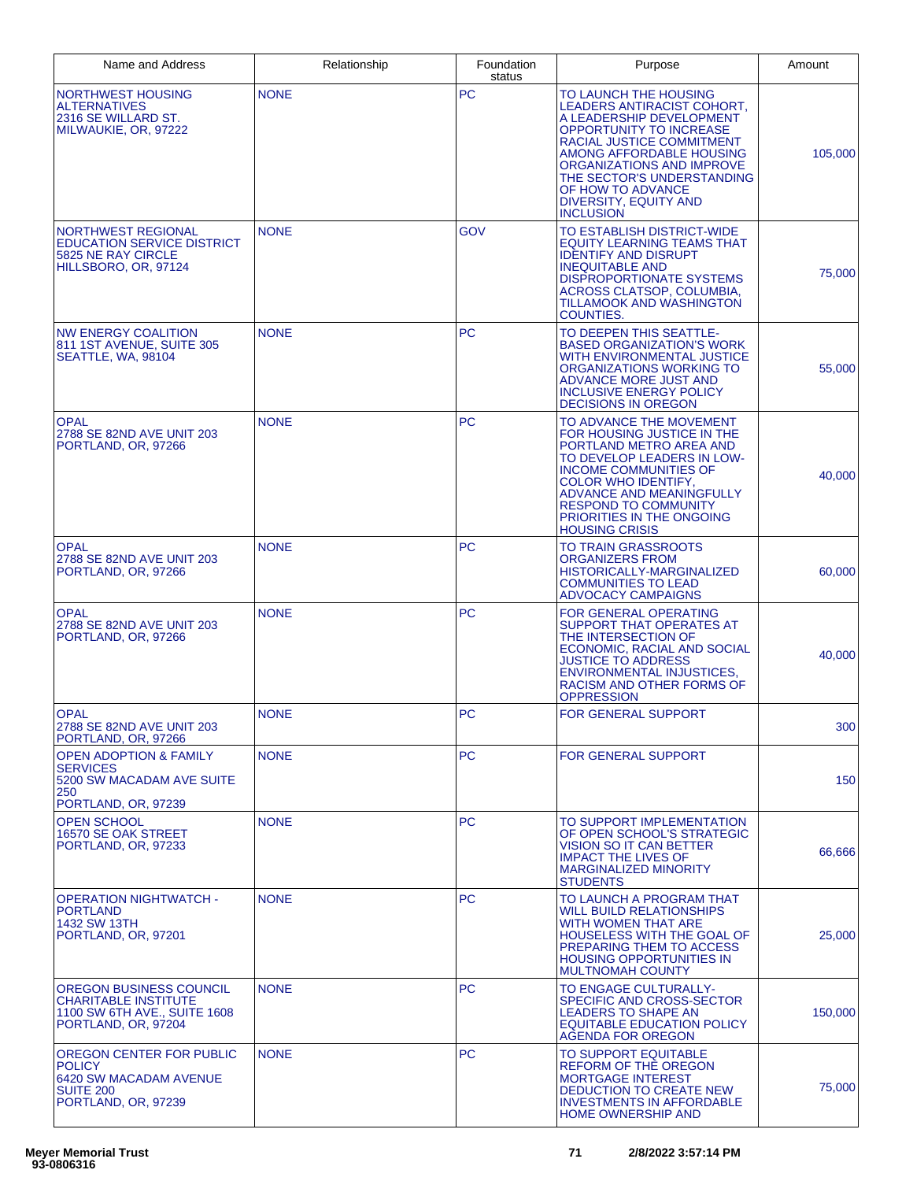| Name and Address | Relationship | Foundation status | Purpose | Amount |
|---|---|---|---|---|
| NORTHWEST HOUSING ALTERNATIVES 2316 SE WILLARD ST. MILWAUKIE, OR, 97222 | NONE | PC | TO LAUNCH THE HOUSING LEADERS ANTIRACIST COHORT, A LEADERSHIP DEVELOPMENT OPPORTUNITY TO INCREASE RACIAL JUSTICE COMMITMENT AMONG AFFORDABLE HOUSING ORGANIZATIONS AND IMPROVE THE SECTOR'S UNDERSTANDING OF HOW TO ADVANCE DIVERSITY, EQUITY AND INCLUSION | 105,000 |
| NORTHWEST REGIONAL EDUCATION SERVICE DISTRICT 5825 NE RAY CIRCLE HILLSBORO, OR, 97124 | NONE | GOV | TO ESTABLISH DISTRICT-WIDE EQUITY LEARNING TEAMS THAT IDENTIFY AND DISRUPT INEQUITABLE AND DISPROPORTIONATE SYSTEMS ACROSS CLATSOP, COLUMBIA, TILLAMOOK AND WASHINGTON COUNTIES. | 75,000 |
| NW ENERGY COALITION 811 1ST AVENUE, SUITE 305 SEATTLE, WA, 98104 | NONE | PC | TO DEEPEN THIS SEATTLE-BASED ORGANIZATION'S WORK WITH ENVIRONMENTAL JUSTICE ORGANIZATIONS WORKING TO ADVANCE MORE JUST AND INCLUSIVE ENERGY POLICY DECISIONS IN OREGON | 55,000 |
| OPAL 2788 SE 82ND AVE UNIT 203 PORTLAND, OR, 97266 | NONE | PC | TO ADVANCE THE MOVEMENT FOR HOUSING JUSTICE IN THE PORTLAND METRO AREA AND TO DEVELOP LEADERS IN LOW-INCOME COMMUNITIES OF COLOR WHO IDENTIFY, ADVANCE AND MEANINGFULLY RESPOND TO COMMUNITY PRIORITIES IN THE ONGOING HOUSING CRISIS | 40,000 |
| OPAL 2788 SE 82ND AVE UNIT 203 PORTLAND, OR, 97266 | NONE | PC | TO TRAIN GRASSROOTS ORGANIZERS FROM HISTORICALLY-MARGINALIZED COMMUNITIES TO LEAD ADVOCACY CAMPAIGNS | 60,000 |
| OPAL 2788 SE 82ND AVE UNIT 203 PORTLAND, OR, 97266 | NONE | PC | FOR GENERAL OPERATING SUPPORT THAT OPERATES AT THE INTERSECTION OF ECONOMIC, RACIAL AND SOCIAL JUSTICE TO ADDRESS ENVIRONMENTAL INJUSTICES, RACISM AND OTHER FORMS OF OPPRESSION | 40,000 |
| OPAL 2788 SE 82ND AVE UNIT 203 PORTLAND, OR, 97266 | NONE | PC | FOR GENERAL SUPPORT | 300 |
| OPEN ADOPTION & FAMILY SERVICES 5200 SW MACADAM AVE SUITE 250 PORTLAND, OR, 97239 | NONE | PC | FOR GENERAL SUPPORT | 150 |
| OPEN SCHOOL 16570 SE OAK STREET PORTLAND, OR, 97233 | NONE | PC | TO SUPPORT IMPLEMENTATION OF OPEN SCHOOL'S STRATEGIC VISION SO IT CAN BETTER IMPACT THE LIVES OF MARGINALIZED MINORITY STUDENTS | 66,666 |
| OPERATION NIGHTWATCH - PORTLAND 1432 SW 13TH PORTLAND, OR, 97201 | NONE | PC | TO LAUNCH A PROGRAM THAT WILL BUILD RELATIONSHIPS WITH WOMEN THAT ARE HOUSELESS WITH THE GOAL OF PREPARING THEM TO ACCESS HOUSING OPPORTUNITIES IN MULTNOMAH COUNTY | 25,000 |
| OREGON BUSINESS COUNCIL CHARITABLE INSTITUTE 1100 SW 6TH AVE., SUITE 1608 PORTLAND, OR, 97204 | NONE | PC | TO ENGAGE CULTURALLY-SPECIFIC AND CROSS-SECTOR LEADERS TO SHAPE AN EQUITABLE EDUCATION POLICY AGENDA FOR OREGON | 150,000 |
| OREGON CENTER FOR PUBLIC POLICY 6420 SW MACADAM AVENUE SUITE 200 PORTLAND, OR, 97239 | NONE | PC | TO SUPPORT EQUITABLE REFORM OF THE OREGON MORTGAGE INTEREST DEDUCTION TO CREATE NEW INVESTMENTS IN AFFORDABLE HOME OWNERSHIP AND | 75,000 |

Meyer Memorial Trust
93-0806316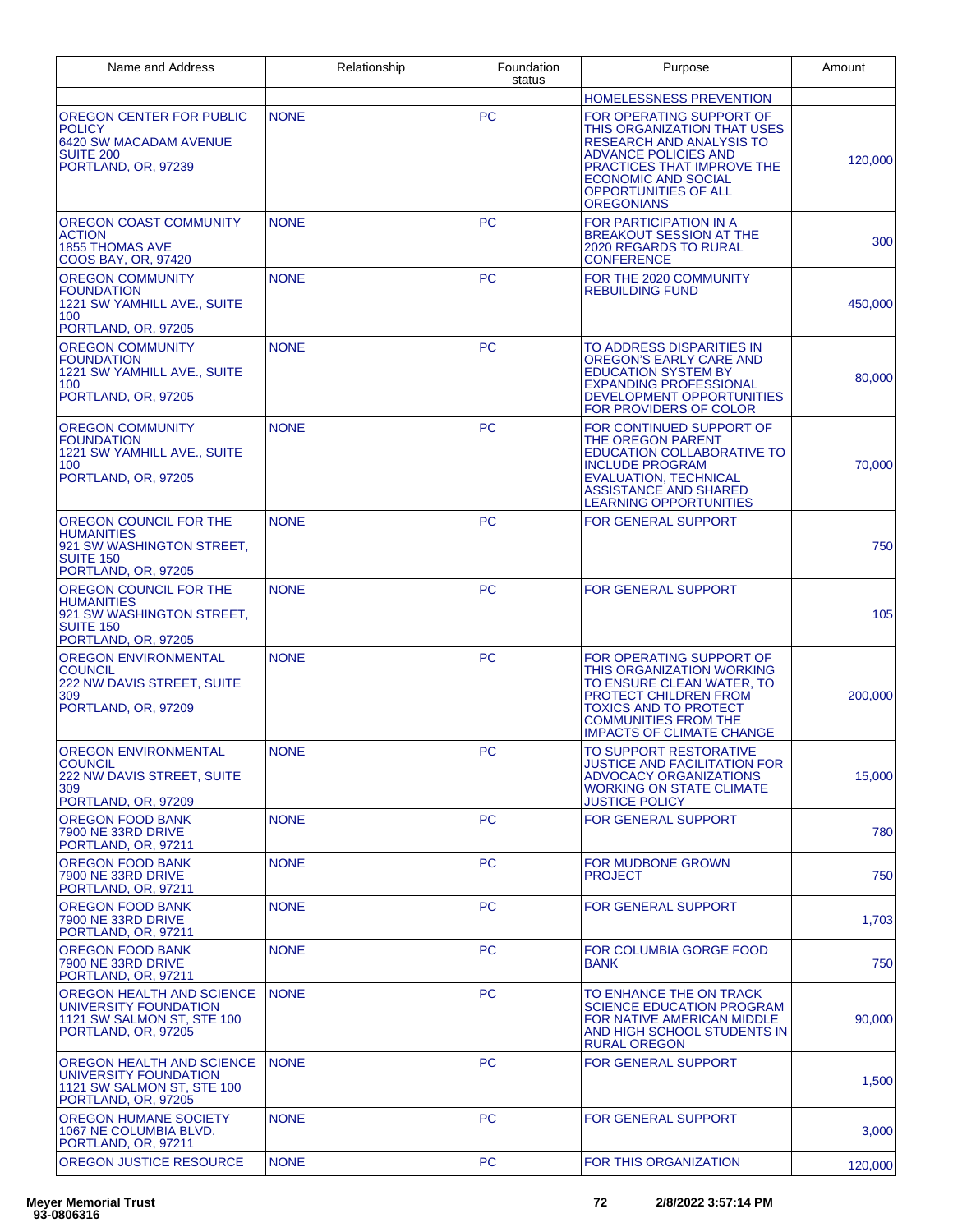| Name and Address | Relationship | Foundation status | Purpose | Amount |
|---|---|---|---|---|
| | | | HOMELESSNESS PREVENTION | |
| OREGON CENTER FOR PUBLIC POLICY<br>6420 SW MACADAM AVENUE SUITE 200<br>PORTLAND, OR, 97239 | NONE | PC | FOR OPERATING SUPPORT OF THIS ORGANIZATION THAT USES RESEARCH AND ANALYSIS TO ADVANCE POLICIES AND PRACTICES THAT IMPROVE THE ECONOMIC AND SOCIAL OPPORTUNITIES OF ALL OREGONIANS | 120,000 |
| OREGON COAST COMMUNITY ACTION<br>1855 THOMAS AVE<br>COOS BAY, OR, 97420 | NONE | PC | FOR PARTICIPATION IN A BREAKOUT SESSION AT THE 2020 REGARDS TO RURAL CONFERENCE | 300 |
| OREGON COMMUNITY FOUNDATION<br>1221 SW YAMHILL AVE., SUITE 100<br>PORTLAND, OR, 97205 | NONE | PC | FOR THE 2020 COMMUNITY REBUILDING FUND | 450,000 |
| OREGON COMMUNITY FOUNDATION<br>1221 SW YAMHILL AVE., SUITE 100<br>PORTLAND, OR, 97205 | NONE | PC | TO ADDRESS DISPARITIES IN OREGON'S EARLY CARE AND EDUCATION SYSTEM BY EXPANDING PROFESSIONAL DEVELOPMENT OPPORTUNITIES FOR PROVIDERS OF COLOR | 80,000 |
| OREGON COMMUNITY FOUNDATION<br>1221 SW YAMHILL AVE., SUITE 100<br>PORTLAND, OR, 97205 | NONE | PC | FOR CONTINUED SUPPORT OF THE OREGON PARENT EDUCATION COLLABORATIVE TO INCLUDE PROGRAM EVALUATION, TECHNICAL ASSISTANCE AND SHARED LEARNING OPPORTUNITIES | 70,000 |
| OREGON COUNCIL FOR THE HUMANITIES<br>921 SW WASHINGTON STREET, SUITE 150<br>PORTLAND, OR, 97205 | NONE | PC | FOR GENERAL SUPPORT | 750 |
| OREGON COUNCIL FOR THE HUMANITIES<br>921 SW WASHINGTON STREET, SUITE 150<br>PORTLAND, OR, 97205 | NONE | PC | FOR GENERAL SUPPORT | 105 |
| OREGON ENVIRONMENTAL COUNCIL<br>222 NW DAVIS STREET, SUITE 309<br>PORTLAND, OR, 97209 | NONE | PC | FOR OPERATING SUPPORT OF THIS ORGANIZATION WORKING TO ENSURE CLEAN WATER, TO PROTECT CHILDREN FROM TOXICS AND TO PROTECT COMMUNITIES FROM THE IMPACTS OF CLIMATE CHANGE | 200,000 |
| OREGON ENVIRONMENTAL COUNCIL<br>222 NW DAVIS STREET, SUITE 309<br>PORTLAND, OR, 97209 | NONE | PC | TO SUPPORT RESTORATIVE JUSTICE AND FACILITATION FOR ADVOCACY ORGANIZATIONS WORKING ON STATE CLIMATE JUSTICE POLICY | 15,000 |
| OREGON FOOD BANK<br>7900 NE 33RD DRIVE<br>PORTLAND, OR, 97211 | NONE | PC | FOR GENERAL SUPPORT | 780 |
| OREGON FOOD BANK<br>7900 NE 33RD DRIVE<br>PORTLAND, OR, 97211 | NONE | PC | FOR MUDBONE GROWN PROJECT | 750 |
| OREGON FOOD BANK<br>7900 NE 33RD DRIVE<br>PORTLAND, OR, 97211 | NONE | PC | FOR GENERAL SUPPORT | 1,703 |
| OREGON FOOD BANK<br>7900 NE 33RD DRIVE<br>PORTLAND, OR, 97211 | NONE | PC | FOR COLUMBIA GORGE FOOD BANK | 750 |
| OREGON HEALTH AND SCIENCE UNIVERSITY FOUNDATION<br>1121 SW SALMON ST, STE 100<br>PORTLAND, OR, 97205 | NONE | PC | TO ENHANCE THE ON TRACK SCIENCE EDUCATION PROGRAM FOR NATIVE AMERICAN MIDDLE AND HIGH SCHOOL STUDENTS IN RURAL OREGON | 90,000 |
| OREGON HEALTH AND SCIENCE UNIVERSITY FOUNDATION<br>1121 SW SALMON ST, STE 100<br>PORTLAND, OR, 97205 | NONE | PC | FOR GENERAL SUPPORT | 1,500 |
| OREGON HUMANE SOCIETY<br>1067 NE COLUMBIA BLVD.<br>PORTLAND, OR, 97211 | NONE | PC | FOR GENERAL SUPPORT | 3,000 |
| OREGON JUSTICE RESOURCE | NONE | PC | FOR THIS ORGANIZATION | 120,000 |

Meyer Memorial Trust
93-0806316

2/8/2022 3:57:14 PM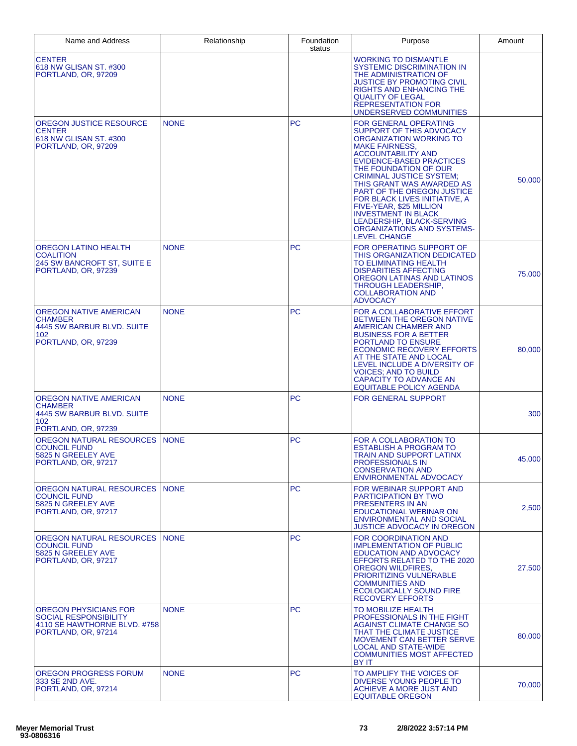| Name and Address | Relationship | Foundation status | Purpose | Amount |
|---|---|---|---|---|
| CENTER<br>618 NW GLISAN ST. #300<br>PORTLAND, OR, 97209 | | | WORKING TO DISMANTLE SYSTEMIC DISCRIMINATION IN THE ADMINISTRATION OF JUSTICE BY PROMOTING CIVIL RIGHTS AND ENHANCING THE QUALITY OF LEGAL REPRESENTATION FOR UNDERSERVED COMMUNITIES | |
| OREGON JUSTICE RESOURCE CENTER<br>618 NW GLISAN ST. #300<br>PORTLAND, OR, 97209 | NONE | PC | FOR GENERAL OPERATING SUPPORT OF THIS ADVOCACY ORGANIZATION WORKING TO MAKE FAIRNESS, ACCOUNTABILITY AND EVIDENCE-BASED PRACTICES THE FOUNDATION OF OUR CRIMINAL JUSTICE SYSTEM; THIS GRANT WAS AWARDED AS PART OF THE OREGON JUSTICE FOR BLACK LIVES INITIATIVE, A FIVE-YEAR, $25 MILLION INVESTMENT IN BLACK LEADERSHIP, BLACK-SERVING ORGANIZATIONS AND SYSTEMS-LEVEL CHANGE | 50,000 |
| OREGON LATINO HEALTH COALITION<br>245 SW BANCROFT ST, SUITE E<br>PORTLAND, OR, 97239 | NONE | PC | FOR OPERATING SUPPORT OF THIS ORGANIZATION DEDICATED TO ELIMINATING HEALTH DISPARITIES AFFECTING OREGON LATINAS AND LATINOS THROUGH LEADERSHIP, COLLABORATION AND ADVOCACY | 75,000 |
| OREGON NATIVE AMERICAN CHAMBER<br>4445 SW BARBUR BLVD. SUITE 102<br>PORTLAND, OR, 97239 | NONE | PC | FOR A COLLABORATIVE EFFORT BETWEEN THE OREGON NATIVE AMERICAN CHAMBER AND BUSINESS FOR A BETTER PORTLAND TO ENSURE ECONOMIC RECOVERY EFFORTS AT THE STATE AND LOCAL LEVEL INCLUDE A DIVERSITY OF VOICES; AND TO BUILD CAPACITY TO ADVANCE AN EQUITABLE POLICY AGENDA | 80,000 |
| OREGON NATIVE AMERICAN CHAMBER<br>4445 SW BARBUR BLVD. SUITE 102<br>PORTLAND, OR, 97239 | NONE | PC | FOR GENERAL SUPPORT | 300 |
| OREGON NATURAL RESOURCES COUNCIL FUND<br>5825 N GREELEY AVE<br>PORTLAND, OR, 97217 | NONE | PC | FOR A COLLABORATION TO ESTABLISH A PROGRAM TO TRAIN AND SUPPORT LATINX PROFESSIONALS IN CONSERVATION AND ENVIRONMENTAL ADVOCACY | 45,000 |
| OREGON NATURAL RESOURCES COUNCIL FUND<br>5825 N GREELEY AVE<br>PORTLAND, OR, 97217 | NONE | PC | FOR WEBINAR SUPPORT AND PARTICIPATION BY TWO PRESENTERS IN AN EDUCATIONAL WEBINAR ON ENVIRONMENTAL AND SOCIAL JUSTICE ADVOCACY IN OREGON | 2,500 |
| OREGON NATURAL RESOURCES COUNCIL FUND<br>5825 N GREELEY AVE<br>PORTLAND, OR, 97217 | NONE | PC | FOR COORDINATION AND IMPLEMENTATION OF PUBLIC EDUCATION AND ADVOCACY EFFORTS RELATED TO THE 2020 OREGON WILDFIRES, PRIORITIZING VULNERABLE COMMUNITIES AND ECOLOGICALLY SOUND FIRE RECOVERY EFFORTS | 27,500 |
| OREGON PHYSICIANS FOR SOCIAL RESPONSIBILITY<br>4110 SE HAWTHORNE BLVD. #758<br>PORTLAND, OR, 97214 | NONE | PC | TO MOBILIZE HEALTH PROFESSIONALS IN THE FIGHT AGAINST CLIMATE CHANGE SO THAT THE CLIMATE JUSTICE MOVEMENT CAN BETTER SERVE LOCAL AND STATE-WIDE COMMUNITIES MOST AFFECTED BY IT | 80,000 |
| OREGON PROGRESS FORUM<br>333 SE 2ND AVE.<br>PORTLAND, OR, 97214 | NONE | PC | TO AMPLIFY THE VOICES OF DIVERSE YOUNG PEOPLE TO ACHIEVE A MORE JUST AND EQUITABLE OREGON | 70,000 |

**Meyer Memorial Trust**
**93-0806316**

**2/8/2022 3:57:14 PM**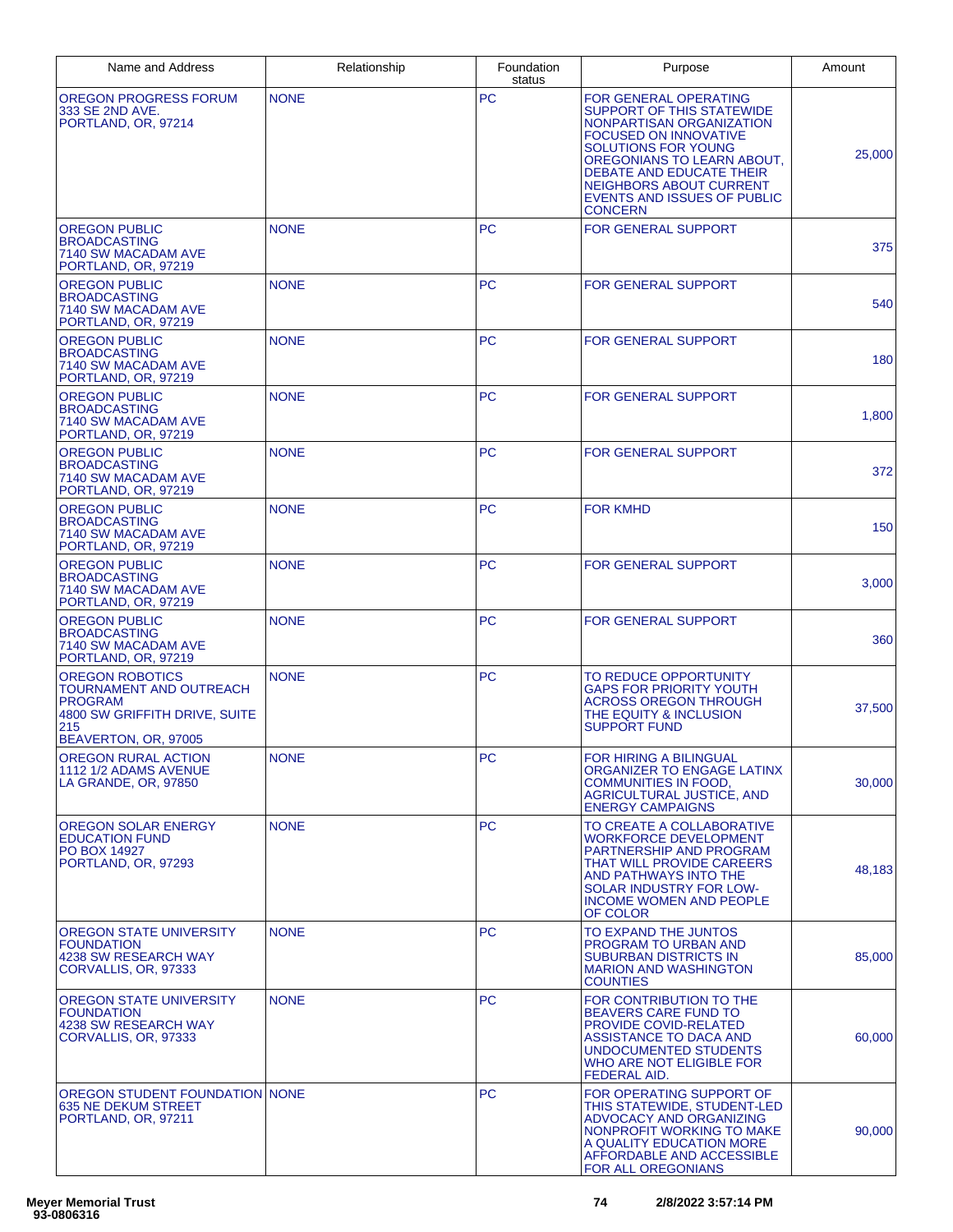| Name and Address | Relationship | Foundation status | Purpose | Amount |
|---|---|---|---|---|
| OREGON PROGRESS FORUM<br>333 SE 2ND AVE.<br>PORTLAND, OR, 97214 | NONE | PC | FOR GENERAL OPERATING SUPPORT OF THIS STATEWIDE NONPARTISAN ORGANIZATION FOCUSED ON INNOVATIVE SOLUTIONS FOR YOUNG OREGONIANS TO LEARN ABOUT, DEBATE AND EDUCATE THEIR NEIGHBORS ABOUT CURRENT EVENTS AND ISSUES OF PUBLIC CONCERN | 25,000 |
| OREGON PUBLIC BROADCASTING<br>7140 SW MACADAM AVE<br>PORTLAND, OR, 97219 | NONE | PC | FOR GENERAL SUPPORT | 375 |
| OREGON PUBLIC BROADCASTING<br>7140 SW MACADAM AVE<br>PORTLAND, OR, 97219 | NONE | PC | FOR GENERAL SUPPORT | 540 |
| OREGON PUBLIC BROADCASTING<br>7140 SW MACADAM AVE<br>PORTLAND, OR, 97219 | NONE | PC | FOR GENERAL SUPPORT | 180 |
| OREGON PUBLIC BROADCASTING<br>7140 SW MACADAM AVE<br>PORTLAND, OR, 97219 | NONE | PC | FOR GENERAL SUPPORT | 1,800 |
| OREGON PUBLIC BROADCASTING<br>7140 SW MACADAM AVE<br>PORTLAND, OR, 97219 | NONE | PC | FOR GENERAL SUPPORT | 372 |
| OREGON PUBLIC BROADCASTING<br>7140 SW MACADAM AVE<br>PORTLAND, OR, 97219 | NONE | PC | FOR KMHD | 150 |
| OREGON PUBLIC BROADCASTING<br>7140 SW MACADAM AVE<br>PORTLAND, OR, 97219 | NONE | PC | FOR GENERAL SUPPORT | 3,000 |
| OREGON PUBLIC BROADCASTING<br>7140 SW MACADAM AVE<br>PORTLAND, OR, 97219 | NONE | PC | FOR GENERAL SUPPORT | 360 |
| OREGON ROBOTICS TOURNAMENT AND OUTREACH PROGRAM<br>4800 SW GRIFFITH DRIVE, SUITE 215<br>BEAVERTON, OR, 97005 | NONE | PC | TO REDUCE OPPORTUNITY GAPS FOR PRIORITY YOUTH ACROSS OREGON THROUGH THE EQUITY & INCLUSION SUPPORT FUND | 37,500 |
| OREGON RURAL ACTION<br>1112 1/2 ADAMS AVENUE<br>LA GRANDE, OR, 97850 | NONE | PC | FOR HIRING A BILINGUAL ORGANIZER TO ENGAGE LATINX COMMUNITIES IN FOOD, AGRICULTURAL JUSTICE, AND ENERGY CAMPAIGNS | 30,000 |
| OREGON SOLAR ENERGY EDUCATION FUND<br>PO BOX 14927<br>PORTLAND, OR, 97293 | NONE | PC | TO CREATE A COLLABORATIVE WORKFORCE DEVELOPMENT PARTNERSHIP AND PROGRAM THAT WILL PROVIDE CAREERS AND PATHWAYS INTO THE SOLAR INDUSTRY FOR LOW-INCOME WOMEN AND PEOPLE OF COLOR | 48,183 |
| OREGON STATE UNIVERSITY FOUNDATION<br>4238 SW RESEARCH WAY<br>CORVALLIS, OR, 97333 | NONE | PC | TO EXPAND THE JUNTOS PROGRAM TO URBAN AND SUBURBAN DISTRICTS IN MARION AND WASHINGTON COUNTIES | 85,000 |
| OREGON STATE UNIVERSITY FOUNDATION<br>4238 SW RESEARCH WAY<br>CORVALLIS, OR, 97333 | NONE | PC | FOR CONTRIBUTION TO THE BEAVERS CARE FUND TO PROVIDE COVID-RELATED ASSISTANCE TO DACA AND UNDOCUMENTED STUDENTS WHO ARE NOT ELIGIBLE FOR FEDERAL AID. | 60,000 |
| OREGON STUDENT FOUNDATION<br>635 NE DEKUM STREET<br>PORTLAND, OR, 97211 | NONE | PC | FOR OPERATING SUPPORT OF THIS STATEWIDE, STUDENT-LED ADVOCACY AND ORGANIZING NONPROFIT WORKING TO MAKE A QUALITY EDUCATION MORE AFFORDABLE AND ACCESSIBLE FOR ALL OREGONIANS | 90,000 |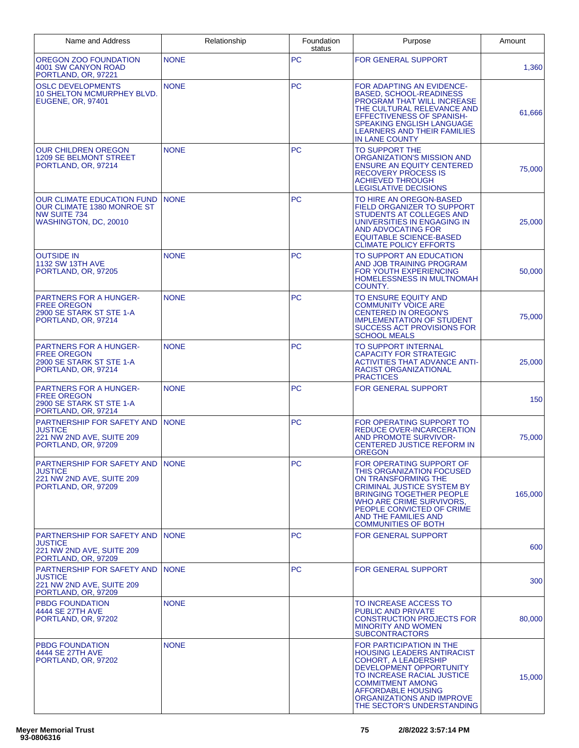| Name and Address | Relationship | Foundation status | Purpose | Amount |
| --- | --- | --- | --- | --- |
| OREGON ZOO FOUNDATION<br>4001 SW CANYON ROAD<br>PORTLAND, OR, 97221 | NONE | PC | FOR GENERAL SUPPORT | 1,360 |
| OSLC DEVELOPMENTS<br>10 SHELTON MCMURPHEY BLVD.<br>EUGENE, OR, 97401 | NONE | PC | FOR ADAPTING AN EVIDENCE-BASED, SCHOOL-READINESS PROGRAM THAT WILL INCREASE THE CULTURAL RELEVANCE AND EFFECTIVENESS OF SPANISH-SPEAKING ENGLISH LANGUAGE LEARNERS AND THEIR FAMILIES IN LANE COUNTY | 61,666 |
| OUR CHILDREN OREGON<br>1209 SE BELMONT STREET<br>PORTLAND, OR, 97214 | NONE | PC | TO SUPPORT THE ORGANIZATION'S MISSION AND ENSURE AN EQUITY CENTERED RECOVERY PROCESS IS ACHIEVED THROUGH LEGISLATIVE DECISIONS | 75,000 |
| OUR CLIMATE EDUCATION FUND<br>OUR CLIMATE 1380 MONROE ST NW SUITE 734<br>WASHINGTON, DC, 20010 | NONE | PC | TO HIRE AN OREGON-BASED FIELD ORGANIZER TO SUPPORT STUDENTS AT COLLEGES AND UNIVERSITIES IN ENGAGING IN AND ADVOCATING FOR EQUITABLE SCIENCE-BASED CLIMATE POLICY EFFORTS | 25,000 |
| OUTSIDE IN<br>1132 SW 13TH AVE<br>PORTLAND, OR, 97205 | NONE | PC | TO SUPPORT AN EDUCATION AND JOB TRAINING PROGRAM FOR YOUTH EXPERIENCING HOMELESSNESS IN MULTNOMAH COUNTY. | 50,000 |
| PARTNERS FOR A HUNGER-FREE OREGON<br>2900 SE STARK ST STE 1-A<br>PORTLAND, OR, 97214 | NONE | PC | TO ENSURE EQUITY AND COMMUNITY VOICE ARE CENTERED IN OREGON'S IMPLEMENTATION OF STUDENT SUCCESS ACT PROVISIONS FOR SCHOOL MEALS | 75,000 |
| PARTNERS FOR A HUNGER-FREE OREGON<br>2900 SE STARK ST STE 1-A<br>PORTLAND, OR, 97214 | NONE | PC | TO SUPPORT INTERNAL CAPACITY FOR STRATEGIC ACTIVITIES THAT ADVANCE ANTI-RACIST ORGANIZATIONAL PRACTICES | 25,000 |
| PARTNERS FOR A HUNGER-FREE OREGON<br>2900 SE STARK ST STE 1-A<br>PORTLAND, OR, 97214 | NONE | PC | FOR GENERAL SUPPORT | 150 |
| PARTNERSHIP FOR SAFETY AND JUSTICE<br>221 NW 2ND AVE, SUITE 209<br>PORTLAND, OR, 97209 | NONE | PC | FOR OPERATING SUPPORT TO REDUCE OVER-INCARCERATION AND PROMOTE SURVIVOR-CENTERED JUSTICE REFORM IN OREGON | 75,000 |
| PARTNERSHIP FOR SAFETY AND JUSTICE<br>221 NW 2ND AVE, SUITE 209<br>PORTLAND, OR, 97209 | NONE | PC | FOR OPERATING SUPPORT OF THIS ORGANIZATION FOCUSED ON TRANSFORMING THE CRIMINAL JUSTICE SYSTEM BY BRINGING TOGETHER PEOPLE WHO ARE CRIME SURVIVORS, PEOPLE CONVICTED OF CRIME AND THE FAMILIES AND COMMUNITIES OF BOTH | 165,000 |
| PARTNERSHIP FOR SAFETY AND JUSTICE<br>221 NW 2ND AVE, SUITE 209<br>PORTLAND, OR, 97209 | NONE | PC | FOR GENERAL SUPPORT | 600 |
| PARTNERSHIP FOR SAFETY AND JUSTICE<br>221 NW 2ND AVE, SUITE 209<br>PORTLAND, OR, 97209 | NONE | PC | FOR GENERAL SUPPORT | 300 |
| PBDG FOUNDATION<br>4444 SE 27TH AVE<br>PORTLAND, OR, 97202 | NONE | | TO INCREASE ACCESS TO PUBLIC AND PRIVATE CONSTRUCTION PROJECTS FOR MINORITY AND WOMEN SUBCONTRACTORS | 80,000 |
| PBDG FOUNDATION<br>4444 SE 27TH AVE<br>PORTLAND, OR, 97202 | NONE | | FOR PARTICIPATION IN THE HOUSING LEADERS ANTIRACIST COHORT, A LEADERSHIP DEVELOPMENT OPPORTUNITY TO INCREASE RACIAL JUSTICE COMMITMENT AMONG AFFORDABLE HOUSING ORGANIZATIONS AND IMPROVE THE SECTOR'S UNDERSTANDING | 15,000 |

Meyer Memorial Trust
93-0806316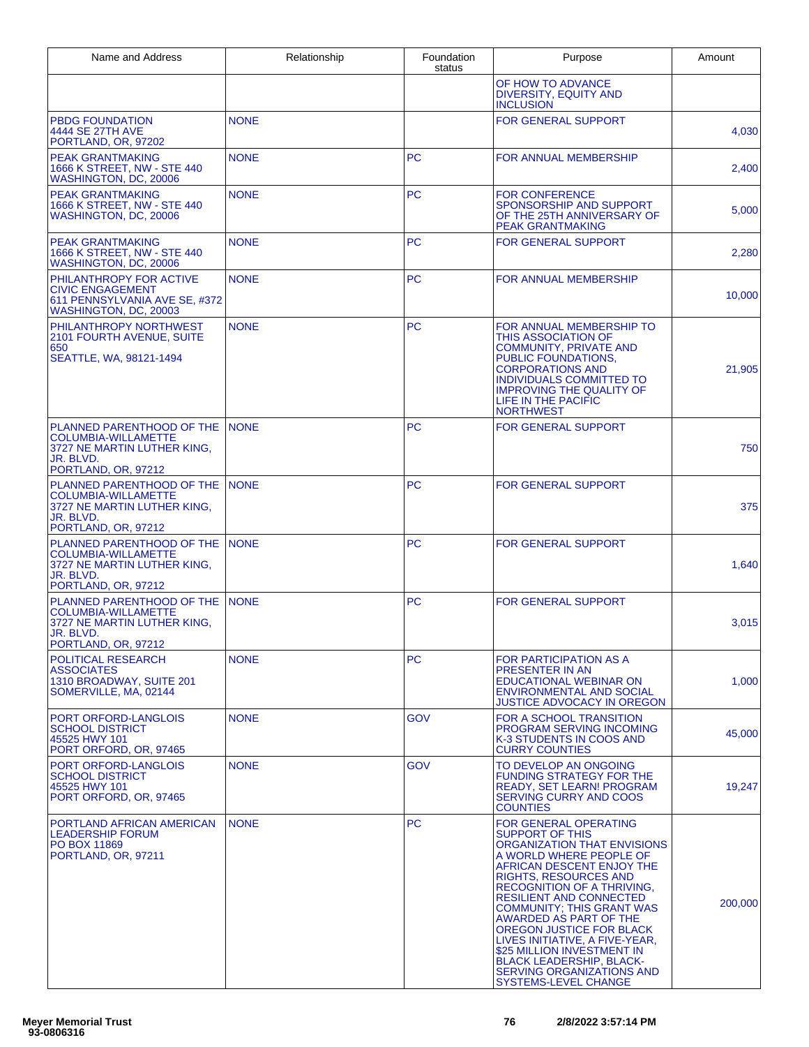| Name and Address | Relationship | Foundation status | Purpose | Amount |
|---|---|---|---|---|
| | | | OF HOW TO ADVANCE DIVERSITY, EQUITY AND INCLUSION | |
| PBDG FOUNDATION<br>4444 SE 27TH AVE<br>PORTLAND, OR, 97202 | NONE | | FOR GENERAL SUPPORT | 4,030 |
| PEAK GRANTMAKING<br>1666 K STREET, NW - STE 440<br>WASHINGTON, DC, 20006 | NONE | PC | FOR ANNUAL MEMBERSHIP | 2,400 |
| PEAK GRANTMAKING<br>1666 K STREET, NW - STE 440<br>WASHINGTON, DC, 20006 | NONE | PC | FOR CONFERENCE SPONSORSHIP AND SUPPORT OF THE 25TH ANNIVERSARY OF PEAK GRANTMAKING | 5,000 |
| PEAK GRANTMAKING<br>1666 K STREET, NW - STE 440<br>WASHINGTON, DC, 20006 | NONE | PC | FOR GENERAL SUPPORT | 2,280 |
| PHILANTHROPY FOR ACTIVE CIVIC ENGAGEMENT<br>611 PENNSYLVANIA AVE SE, #372<br>WASHINGTON, DC, 20003 | NONE | PC | FOR ANNUAL MEMBERSHIP | 10,000 |
| PHILANTHROPY NORTHWEST<br>2101 FOURTH AVENUE, SUITE 650<br>SEATTLE, WA, 98121-1494 | NONE | PC | FOR ANNUAL MEMBERSHIP TO THIS ASSOCIATION OF COMMUNITY, PRIVATE AND PUBLIC FOUNDATIONS, CORPORATIONS AND INDIVIDUALS COMMITTED TO IMPROVING THE QUALITY OF LIFE IN THE PACIFIC NORTHWEST | 21,905 |
| PLANNED PARENTHOOD OF THE COLUMBIA-WILLAMETTE<br>3727 NE MARTIN LUTHER KING, JR. BLVD.<br>PORTLAND, OR, 97212 | NONE | PC | FOR GENERAL SUPPORT | 750 |
| PLANNED PARENTHOOD OF THE COLUMBIA-WILLAMETTE<br>3727 NE MARTIN LUTHER KING, JR. BLVD.<br>PORTLAND, OR, 97212 | NONE | PC | FOR GENERAL SUPPORT | 375 |
| PLANNED PARENTHOOD OF THE COLUMBIA-WILLAMETTE<br>3727 NE MARTIN LUTHER KING, JR. BLVD.<br>PORTLAND, OR, 97212 | NONE | PC | FOR GENERAL SUPPORT | 1,640 |
| PLANNED PARENTHOOD OF THE COLUMBIA-WILLAMETTE<br>3727 NE MARTIN LUTHER KING, JR. BLVD.<br>PORTLAND, OR, 97212 | NONE | PC | FOR GENERAL SUPPORT | 3,015 |
| POLITICAL RESEARCH ASSOCIATES<br>1310 BROADWAY, SUITE 201<br>SOMERVILLE, MA, 02144 | NONE | PC | FOR PARTICIPATION AS A PRESENTER IN AN EDUCATIONAL WEBINAR ON ENVIRONMENTAL AND SOCIAL JUSTICE ADVOCACY IN OREGON | 1,000 |
| PORT ORFORD-LANGLOIS SCHOOL DISTRICT<br>45525 HWY 101<br>PORT ORFORD, OR, 97465 | NONE | GOV | FOR A SCHOOL TRANSITION PROGRAM SERVING INCOMING K-3 STUDENTS IN COOS AND CURRY COUNTIES | 45,000 |
| PORT ORFORD-LANGLOIS SCHOOL DISTRICT<br>45525 HWY 101<br>PORT ORFORD, OR, 97465 | NONE | GOV | TO DEVELOP AN ONGOING FUNDING STRATEGY FOR THE READY, SET LEARN! PROGRAM SERVING CURRY AND COOS COUNTIES | 19,247 |
| PORTLAND AFRICAN AMERICAN LEADERSHIP FORUM<br>PO BOX 11869<br>PORTLAND, OR, 97211 | NONE | PC | FOR GENERAL OPERATING SUPPORT OF THIS ORGANIZATION THAT ENVISIONS A WORLD WHERE PEOPLE OF AFRICAN DESCENT ENJOY THE RIGHTS, RESOURCES AND RECOGNITION OF A THRIVING, RESILIENT AND CONNECTED COMMUNITY; THIS GRANT WAS AWARDED AS PART OF THE OREGON JUSTICE FOR BLACK LIVES INITIATIVE, A FIVE-YEAR, $25 MILLION INVESTMENT IN BLACK LEADERSHIP, BLACK-SERVING ORGANIZATIONS AND SYSTEMS-LEVEL CHANGE | 200,000 |

Meyer Memorial Trust
93-0806316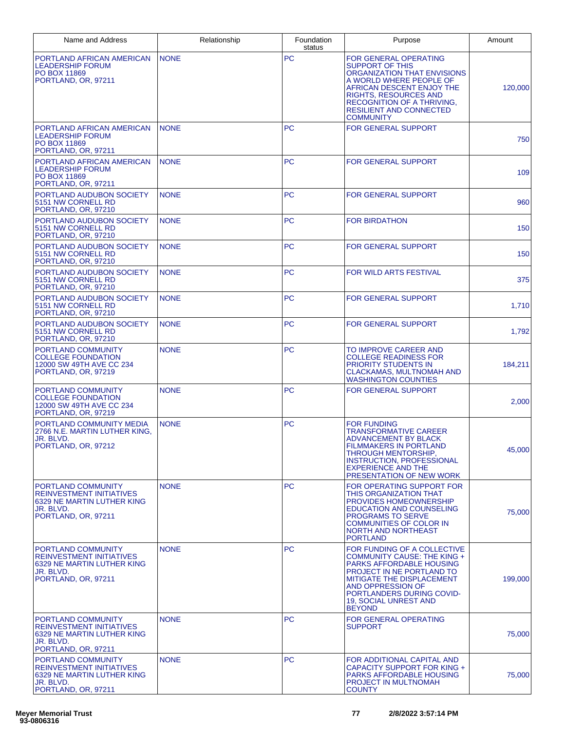| Name and Address | Relationship | Foundation status | Purpose | Amount |
| --- | --- | --- | --- | --- |
| PORTLAND AFRICAN AMERICAN LEADERSHIP FORUM PO BOX 11869 PORTLAND, OR, 97211 | NONE | PC | FOR GENERAL OPERATING SUPPORT OF THIS ORGANIZATION THAT ENVISIONS A WORLD WHERE PEOPLE OF AFRICAN DESCENT ENJOY THE RIGHTS, RESOURCES AND RECOGNITION OF A THRIVING, RESILIENT AND CONNECTED COMMUNITY | 120,000 |
| PORTLAND AFRICAN AMERICAN LEADERSHIP FORUM PO BOX 11869 PORTLAND, OR, 97211 | NONE | PC | FOR GENERAL SUPPORT | 750 |
| PORTLAND AFRICAN AMERICAN LEADERSHIP FORUM PO BOX 11869 PORTLAND, OR, 97211 | NONE | PC | FOR GENERAL SUPPORT | 109 |
| PORTLAND AUDUBON SOCIETY 5151 NW CORNELL RD PORTLAND, OR, 97210 | NONE | PC | FOR GENERAL SUPPORT | 960 |
| PORTLAND AUDUBON SOCIETY 5151 NW CORNELL RD PORTLAND, OR, 97210 | NONE | PC | FOR BIRDATHON | 150 |
| PORTLAND AUDUBON SOCIETY 5151 NW CORNELL RD PORTLAND, OR, 97210 | NONE | PC | FOR GENERAL SUPPORT | 150 |
| PORTLAND AUDUBON SOCIETY 5151 NW CORNELL RD PORTLAND, OR, 97210 | NONE | PC | FOR WILD ARTS FESTIVAL | 375 |
| PORTLAND AUDUBON SOCIETY 5151 NW CORNELL RD PORTLAND, OR, 97210 | NONE | PC | FOR GENERAL SUPPORT | 1,710 |
| PORTLAND AUDUBON SOCIETY 5151 NW CORNELL RD PORTLAND, OR, 97210 | NONE | PC | FOR GENERAL SUPPORT | 1,792 |
| PORTLAND COMMUNITY COLLEGE FOUNDATION 12000 SW 49TH AVE CC 234 PORTLAND, OR, 97219 | NONE | PC | TO IMPROVE CAREER AND COLLEGE READINESS FOR PRIORITY STUDENTS IN CLACKAMAS, MULTNOMAH AND WASHINGTON COUNTIES | 184,211 |
| PORTLAND COMMUNITY COLLEGE FOUNDATION 12000 SW 49TH AVE CC 234 PORTLAND, OR, 97219 | NONE | PC | FOR GENERAL SUPPORT | 2,000 |
| PORTLAND COMMUNITY MEDIA 2766 N.E. MARTIN LUTHER KING, JR. BLVD. PORTLAND, OR, 97212 | NONE | PC | FOR FUNDING TRANSFORMATIVE CAREER ADVANCEMENT BY BLACK FILMMAKERS IN PORTLAND THROUGH MENTORSHIP, INSTRUCTION, PROFESSIONAL EXPERIENCE AND THE PRESENTATION OF NEW WORK | 45,000 |
| PORTLAND COMMUNITY REINVESTMENT INITIATIVES 6329 NE MARTIN LUTHER KING JR. BLVD. PORTLAND, OR, 97211 | NONE | PC | FOR OPERATING SUPPORT FOR THIS ORGANIZATION THAT PROVIDES HOMEOWNERSHIP EDUCATION AND COUNSELING PROGRAMS TO SERVE COMMUNITIES OF COLOR IN NORTH AND NORTHEAST PORTLAND | 75,000 |
| PORTLAND COMMUNITY REINVESTMENT INITIATIVES 6329 NE MARTIN LUTHER KING JR. BLVD. PORTLAND, OR, 97211 | NONE | PC | FOR FUNDING OF A COLLECTIVE COMMUNITY CAUSE: THE KING + PARKS AFFORDABLE HOUSING PROJECT IN NE PORTLAND TO MITIGATE THE DISPLACEMENT AND OPPRESSION OF PORTLANDERS DURING COVID-19, SOCIAL UNREST AND BEYOND | 199,000 |
| PORTLAND COMMUNITY REINVESTMENT INITIATIVES 6329 NE MARTIN LUTHER KING JR. BLVD. PORTLAND, OR, 97211 | NONE | PC | FOR GENERAL OPERATING SUPPORT | 75,000 |
| PORTLAND COMMUNITY REINVESTMENT INITIATIVES 6329 NE MARTIN LUTHER KING JR. BLVD. PORTLAND, OR, 97211 | NONE | PC | FOR ADDITIONAL CAPITAL AND CAPACITY SUPPORT FOR KING + PARKS AFFORDABLE HOUSING PROJECT IN MULTNOMAH COUNTY | 75,000 |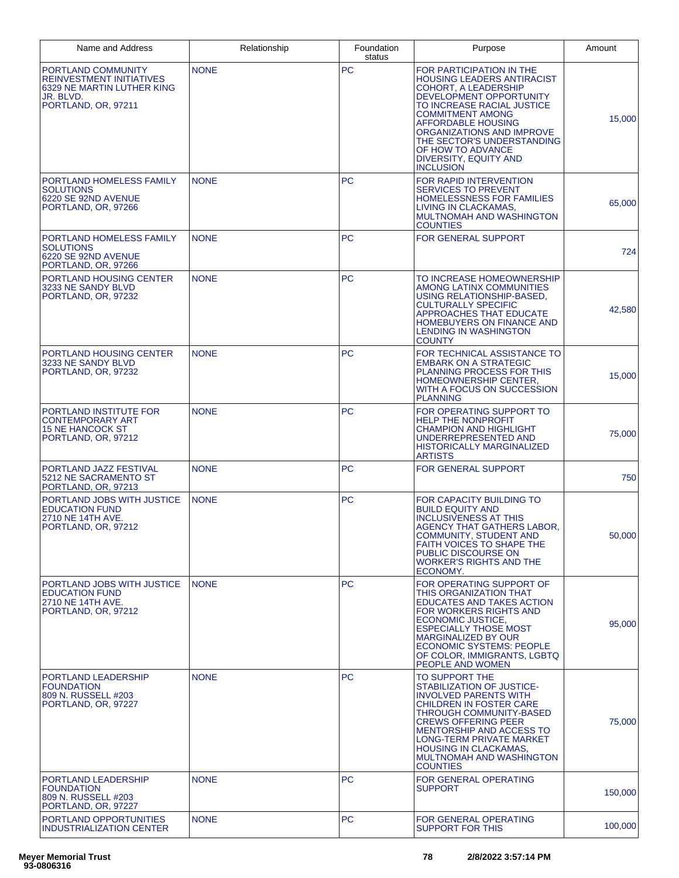| Name and Address | Relationship | Foundation status | Purpose | Amount |
|---|---|---|---|---|
| PORTLAND COMMUNITY REINVESTMENT INITIATIVES 6329 NE MARTIN LUTHER KING JR. BLVD. PORTLAND, OR, 97211 | NONE | PC | FOR PARTICIPATION IN THE HOUSING LEADERS ANTIRACIST COHORT, A LEADERSHIP DEVELOPMENT OPPORTUNITY TO INCREASE RACIAL JUSTICE COMMITMENT AMONG AFFORDABLE HOUSING ORGANIZATIONS AND IMPROVE THE SECTOR'S UNDERSTANDING OF HOW TO ADVANCE DIVERSITY, EQUITY AND INCLUSION | 15,000 |
| PORTLAND HOMELESS FAMILY SOLUTIONS 6220 SE 92ND AVENUE PORTLAND, OR, 97266 | NONE | PC | FOR RAPID INTERVENTION SERVICES TO PREVENT HOMELESSNESS FOR FAMILIES LIVING IN CLACKAMAS, MULTNOMAH AND WASHINGTON COUNTIES | 65,000 |
| PORTLAND HOMELESS FAMILY SOLUTIONS 6220 SE 92ND AVENUE PORTLAND, OR, 97266 | NONE | PC | FOR GENERAL SUPPORT | 724 |
| PORTLAND HOUSING CENTER 3233 NE SANDY BLVD PORTLAND, OR, 97232 | NONE | PC | TO INCREASE HOMEOWNERSHIP AMONG LATINX COMMUNITIES USING RELATIONSHIP-BASED, CULTURALLY SPECIFIC APPROACHES THAT EDUCATE HOMEBUYERS ON FINANCE AND LENDING IN WASHINGTON COUNTY | 42,580 |
| PORTLAND HOUSING CENTER 3233 NE SANDY BLVD PORTLAND, OR, 97232 | NONE | PC | FOR TECHNICAL ASSISTANCE TO EMBARK ON A STRATEGIC PLANNING PROCESS FOR THIS HOMEOWNERSHIP CENTER, WITH A FOCUS ON SUCCESSION PLANNING | 15,000 |
| PORTLAND INSTITUTE FOR CONTEMPORARY ART 15 NE HANCOCK ST PORTLAND, OR, 97212 | NONE | PC | FOR OPERATING SUPPORT TO HELP THE NONPROFIT CHAMPION AND HIGHLIGHT UNDERREPRESENTED AND HISTORICALLY MARGINALIZED ARTISTS | 75,000 |
| PORTLAND JAZZ FESTIVAL 5212 NE SACRAMENTO ST PORTLAND, OR, 97213 | NONE | PC | FOR GENERAL SUPPORT | 750 |
| PORTLAND JOBS WITH JUSTICE EDUCATION FUND 2710 NE 14TH AVE. PORTLAND, OR, 97212 | NONE | PC | FOR CAPACITY BUILDING TO BUILD EQUITY AND INCLUSIVENESS AT THIS AGENCY THAT GATHERS LABOR, COMMUNITY, STUDENT AND FAITH VOICES TO SHAPE THE PUBLIC DISCOURSE ON WORKER'S RIGHTS AND THE ECONOMY. | 50,000 |
| PORTLAND JOBS WITH JUSTICE EDUCATION FUND 2710 NE 14TH AVE. PORTLAND, OR, 97212 | NONE | PC | FOR OPERATING SUPPORT OF THIS ORGANIZATION THAT EDUCATES AND TAKES ACTION FOR WORKERS RIGHTS AND ECONOMIC JUSTICE, ESPECIALLY THOSE MOST MARGINALIZED BY OUR ECONOMIC SYSTEMS: PEOPLE OF COLOR, IMMIGRANTS, LGBTQ PEOPLE AND WOMEN | 95,000 |
| PORTLAND LEADERSHIP FOUNDATION 809 N. RUSSELL #203 PORTLAND, OR, 97227 | NONE | PC | TO SUPPORT THE STABILIZATION OF JUSTICE-INVOLVED PARENTS WITH CHILDREN IN FOSTER CARE THROUGH COMMUNITY-BASED CREWS OFFERING PEER MENTORSHIP AND ACCESS TO LONG-TERM PRIVATE MARKET HOUSING IN CLACKAMAS, MULTNOMAH AND WASHINGTON COUNTIES | 75,000 |
| PORTLAND LEADERSHIP FOUNDATION 809 N. RUSSELL #203 PORTLAND, OR, 97227 | NONE | PC | FOR GENERAL OPERATING SUPPORT | 150,000 |
| PORTLAND OPPORTUNITIES INDUSTRIALIZATION CENTER | NONE | PC | FOR GENERAL OPERATING SUPPORT FOR THIS | 100,000 |

Meyer Memorial Trust
93-0806316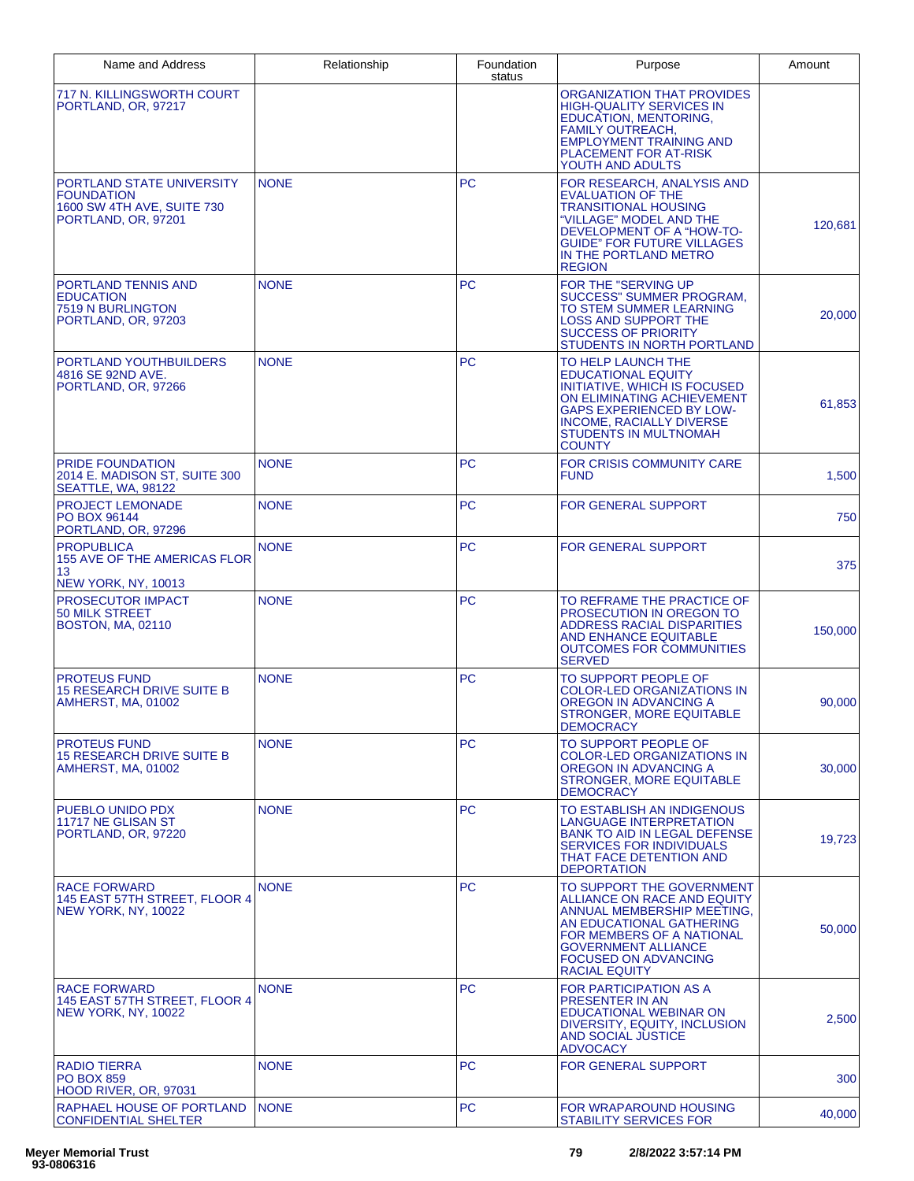| Name and Address | Relationship | Foundation status | Purpose | Amount |
|---|---|---|---|---|
| 717 N. KILLINGSWORTH COURT PORTLAND, OR, 97217 | | | ORGANIZATION THAT PROVIDES HIGH-QUALITY SERVICES IN EDUCATION, MENTORING, FAMILY OUTREACH, EMPLOYMENT TRAINING AND PLACEMENT FOR AT-RISK YOUTH AND ADULTS | |
| PORTLAND STATE UNIVERSITY FOUNDATION 1600 SW 4TH AVE, SUITE 730 PORTLAND, OR, 97201 | NONE | PC | FOR RESEARCH, ANALYSIS AND EVALUATION OF THE TRANSITIONAL HOUSING "VILLAGE" MODEL AND THE DEVELOPMENT OF A "HOW-TO-GUIDE" FOR FUTURE VILLAGES IN THE PORTLAND METRO REGION | 120,681 |
| PORTLAND TENNIS AND EDUCATION 7519 N BURLINGTON PORTLAND, OR, 97203 | NONE | PC | FOR THE "SERVING UP SUCCESS" SUMMER PROGRAM, TO STEM SUMMER LEARNING LOSS AND SUPPORT THE SUCCESS OF PRIORITY STUDENTS IN NORTH PORTLAND | 20,000 |
| PORTLAND YOUTHBUILDERS 4816 SE 92ND AVE. PORTLAND, OR, 97266 | NONE | PC | TO HELP LAUNCH THE EDUCATIONAL EQUITY INITIATIVE, WHICH IS FOCUSED ON ELIMINATING ACHIEVEMENT GAPS EXPERIENCED BY LOW-INCOME, RACIALLY DIVERSE STUDENTS IN MULTNOMAH COUNTY | 61,853 |
| PRIDE FOUNDATION 2014 E. MADISON ST, SUITE 300 SEATTLE, WA, 98122 | NONE | PC | FOR CRISIS COMMUNITY CARE FUND | 1,500 |
| PROJECT LEMONADE PO BOX 96144 PORTLAND, OR, 97296 | NONE | PC | FOR GENERAL SUPPORT | 750 |
| PROPUBLICA 155 AVE OF THE AMERICAS FLOR 13 NEW YORK, NY, 10013 | NONE | PC | FOR GENERAL SUPPORT | 375 |
| PROSECUTOR IMPACT 50 MILK STREET BOSTON, MA, 02110 | NONE | PC | TO REFRAME THE PRACTICE OF PROSECUTION IN OREGON TO ADDRESS RACIAL DISPARITIES AND ENHANCE EQUITABLE OUTCOMES FOR COMMUNITIES SERVED | 150,000 |
| PROTEUS FUND 15 RESEARCH DRIVE SUITE B AMHERST, MA, 01002 | NONE | PC | TO SUPPORT PEOPLE OF COLOR-LED ORGANIZATIONS IN OREGON IN ADVANCING A STRONGER, MORE EQUITABLE DEMOCRACY | 90,000 |
| PROTEUS FUND 15 RESEARCH DRIVE SUITE B AMHERST, MA, 01002 | NONE | PC | TO SUPPORT PEOPLE OF COLOR-LED ORGANIZATIONS IN OREGON IN ADVANCING A STRONGER, MORE EQUITABLE DEMOCRACY | 30,000 |
| PUEBLO UNIDO PDX 11717 NE GLISAN ST PORTLAND, OR, 97220 | NONE | PC | TO ESTABLISH AN INDIGENOUS LANGUAGE INTERPRETATION BANK TO AID IN LEGAL DEFENSE SERVICES FOR INDIVIDUALS THAT FACE DETENTION AND DEPORTATION | 19,723 |
| RACE FORWARD 145 EAST 57TH STREET, FLOOR 4 NEW YORK, NY, 10022 | NONE | PC | TO SUPPORT THE GOVERNMENT ALLIANCE ON RACE AND EQUITY ANNUAL MEMBERSHIP MEETING, AN EDUCATIONAL GATHERING FOR MEMBERS OF A NATIONAL GOVERNMENT ALLIANCE FOCUSED ON ADVANCING RACIAL EQUITY | 50,000 |
| RACE FORWARD 145 EAST 57TH STREET, FLOOR 4 NEW YORK, NY, 10022 | NONE | PC | FOR PARTICIPATION AS A PRESENTER IN AN EDUCATIONAL WEBINAR ON DIVERSITY, EQUITY, INCLUSION AND SOCIAL JUSTICE ADVOCACY | 2,500 |
| RADIO TIERRA PO BOX 859 HOOD RIVER, OR, 97031 | NONE | PC | FOR GENERAL SUPPORT | 300 |
| RAPHAEL HOUSE OF PORTLAND CONFIDENTIAL SHELTER | NONE | PC | FOR WRAPAROUND HOUSING STABILITY SERVICES FOR | 40,000 |

Meyer Memorial Trust
93-0806316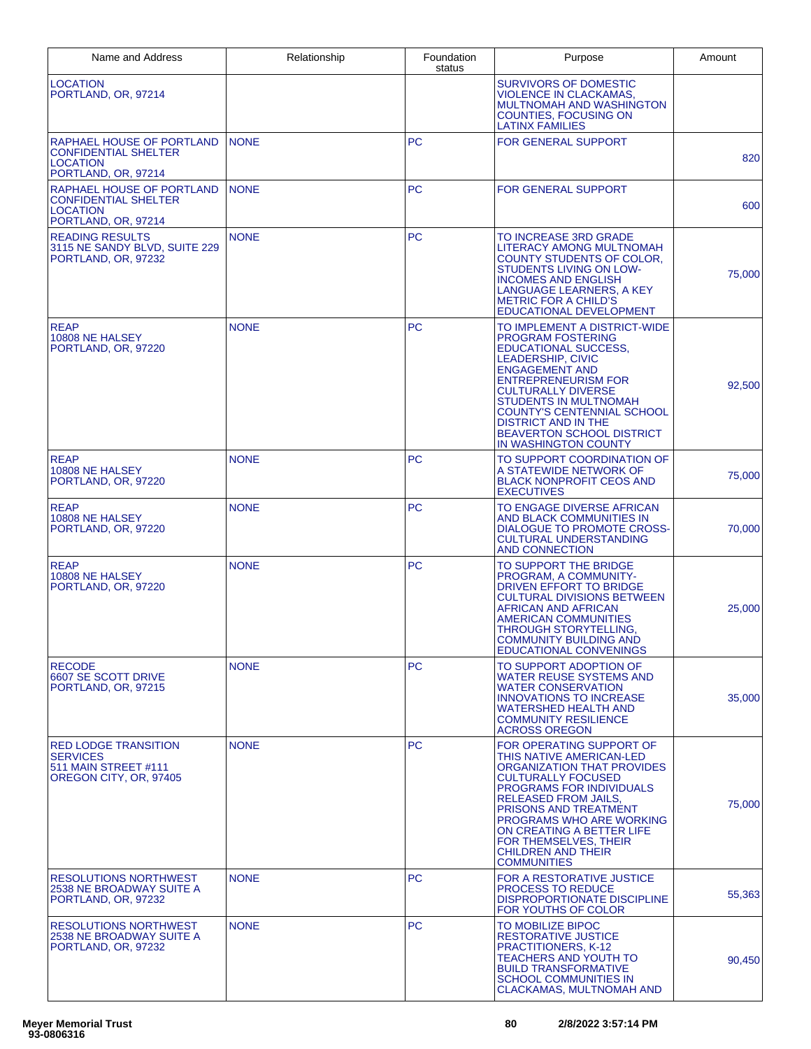| Name and Address | Relationship | Foundation status | Purpose | Amount |
|---|---|---|---|---|
| LOCATION<br>PORTLAND, OR, 97214 | | | SURVIVORS OF DOMESTIC VIOLENCE IN CLACKAMAS, MULTNOMAH AND WASHINGTON COUNTIES, FOCUSING ON LATINX FAMILIES | |
| RAPHAEL HOUSE OF PORTLAND CONFIDENTIAL SHELTER LOCATION<br>PORTLAND, OR, 97214 | NONE | PC | FOR GENERAL SUPPORT | 820 |
| RAPHAEL HOUSE OF PORTLAND CONFIDENTIAL SHELTER LOCATION<br>PORTLAND, OR, 97214 | NONE | PC | FOR GENERAL SUPPORT | 600 |
| READING RESULTS<br>3115 NE SANDY BLVD, SUITE 229<br>PORTLAND, OR, 97232 | NONE | PC | TO INCREASE 3RD GRADE LITERACY AMONG MULTNOMAH COUNTY STUDENTS OF COLOR, STUDENTS LIVING ON LOW-INCOMES AND ENGLISH LANGUAGE LEARNERS, A KEY METRIC FOR A CHILD'S EDUCATIONAL DEVELOPMENT | 75,000 |
| REAP<br>10808 NE HALSEY<br>PORTLAND, OR, 97220 | NONE | PC | TO IMPLEMENT A DISTRICT-WIDE PROGRAM FOSTERING EDUCATIONAL SUCCESS, LEADERSHIP, CIVIC ENGAGEMENT AND ENTREPRENEURISM FOR CULTURALLY DIVERSE STUDENTS IN MULTNOMAH COUNTY'S CENTENNIAL SCHOOL DISTRICT AND IN THE BEAVERTON SCHOOL DISTRICT IN WASHINGTON COUNTY | 92,500 |
| REAP<br>10808 NE HALSEY<br>PORTLAND, OR, 97220 | NONE | PC | TO SUPPORT COORDINATION OF A STATEWIDE NETWORK OF BLACK NONPROFIT CEOS AND EXECUTIVES | 75,000 |
| REAP<br>10808 NE HALSEY<br>PORTLAND, OR, 97220 | NONE | PC | TO ENGAGE DIVERSE AFRICAN AND BLACK COMMUNITIES IN DIALOGUE TO PROMOTE CROSS-CULTURAL UNDERSTANDING AND CONNECTION | 70,000 |
| REAP<br>10808 NE HALSEY<br>PORTLAND, OR, 97220 | NONE | PC | TO SUPPORT THE BRIDGE PROGRAM, A COMMUNITY-DRIVEN EFFORT TO BRIDGE CULTURAL DIVISIONS BETWEEN AFRICAN AND AFRICAN AMERICAN COMMUNITIES THROUGH STORYTELLING, COMMUNITY BUILDING AND EDUCATIONAL CONVENINGS | 25,000 |
| RECODE<br>6607 SE SCOTT DRIVE<br>PORTLAND, OR, 97215 | NONE | PC | TO SUPPORT ADOPTION OF WATER REUSE SYSTEMS AND WATER CONSERVATION INNOVATIONS TO INCREASE WATERSHED HEALTH AND COMMUNITY RESILIENCE ACROSS OREGON | 35,000 |
| RED LODGE TRANSITION SERVICES<br>511 MAIN STREET #111<br>OREGON CITY, OR, 97405 | NONE | PC | FOR OPERATING SUPPORT OF THIS NATIVE AMERICAN-LED ORGANIZATION THAT PROVIDES CULTURALLY FOCUSED PROGRAMS FOR INDIVIDUALS RELEASED FROM JAILS, PRISONS AND TREATMENT PROGRAMS WHO ARE WORKING ON CREATING A BETTER LIFE FOR THEMSELVES, THEIR CHILDREN AND THEIR COMMUNITIES | 75,000 |
| RESOLUTIONS NORTHWEST<br>2538 NE BROADWAY SUITE A<br>PORTLAND, OR, 97232 | NONE | PC | FOR A RESTORATIVE JUSTICE PROCESS TO REDUCE DISPROPORTIONATE DISCIPLINE FOR YOUTHS OF COLOR | 55,363 |
| RESOLUTIONS NORTHWEST<br>2538 NE BROADWAY SUITE A<br>PORTLAND, OR, 97232 | NONE | PC | TO MOBILIZE BIPOC RESTORATIVE JUSTICE PRACTITIONERS, K-12 TEACHERS AND YOUTH TO BUILD TRANSFORMATIVE SCHOOL COMMUNITIES IN CLACKAMAS, MULTNOMAH AND | 90,450 |

Meyer Memorial Trust
93-0806316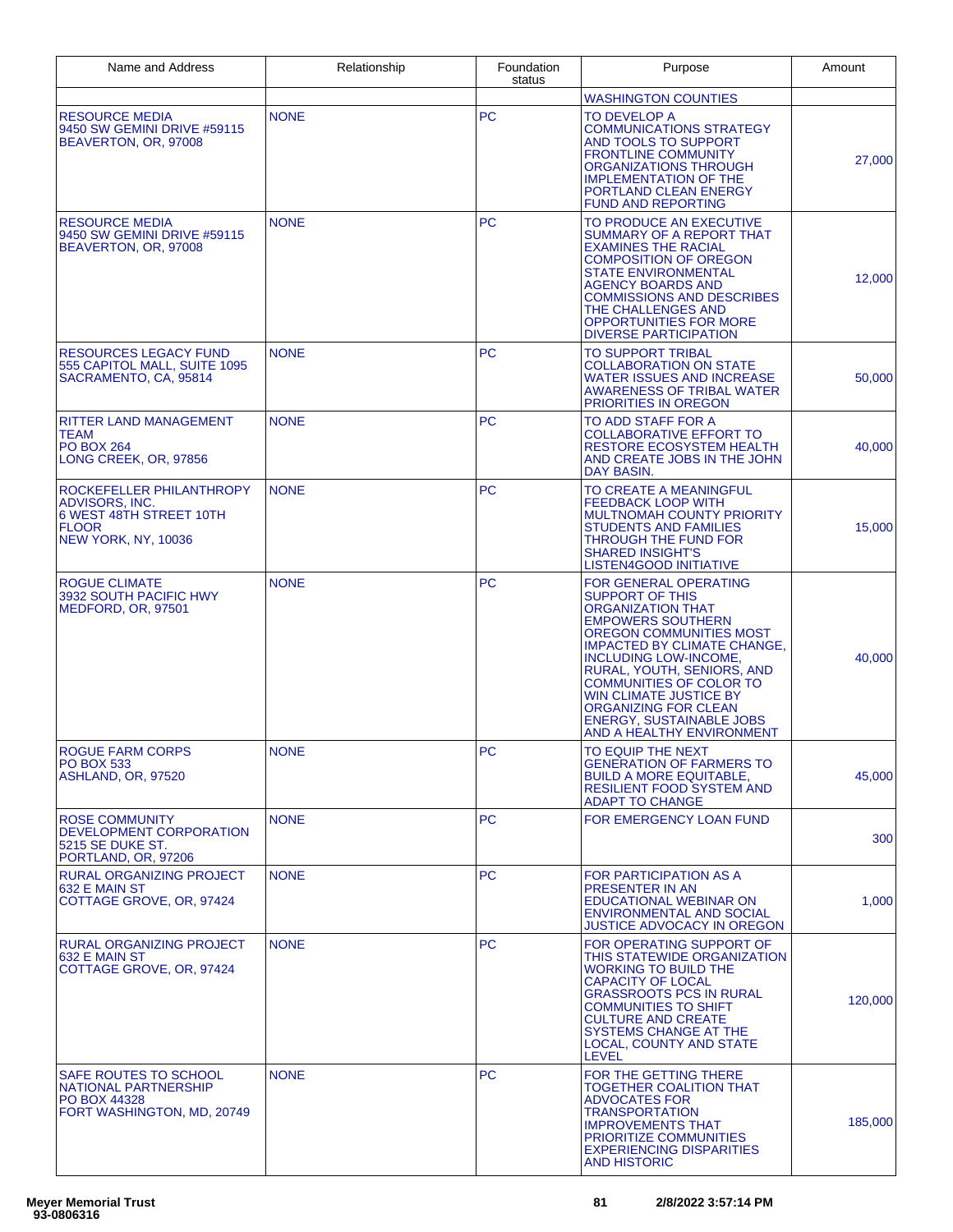| Name and Address | Relationship | Foundation status | Purpose | Amount |
|---|---|---|---|---|
| | | | WASHINGTON COUNTIES | |
| RESOURCE MEDIA<br>9450 SW GEMINI DRIVE #59115<br>BEAVERTON, OR, 97008 | NONE | PC | TO DEVELOP A COMMUNICATIONS STRATEGY AND TOOLS TO SUPPORT FRONTLINE COMMUNITY ORGANIZATIONS THROUGH IMPLEMENTATION OF THE PORTLAND CLEAN ENERGY FUND AND REPORTING | 27,000 |
| RESOURCE MEDIA<br>9450 SW GEMINI DRIVE #59115<br>BEAVERTON, OR, 97008 | NONE | PC | TO PRODUCE AN EXECUTIVE SUMMARY OF A REPORT THAT EXAMINES THE RACIAL COMPOSITION OF OREGON STATE ENVIRONMENTAL AGENCY BOARDS AND COMMISSIONS AND DESCRIBES THE CHALLENGES AND OPPORTUNITIES FOR MORE DIVERSE PARTICIPATION | 12,000 |
| RESOURCES LEGACY FUND<br>555 CAPITOL MALL, SUITE 1095<br>SACRAMENTO, CA, 95814 | NONE | PC | TO SUPPORT TRIBAL COLLABORATION ON STATE WATER ISSUES AND INCREASE AWARENESS OF TRIBAL WATER PRIORITIES IN OREGON | 50,000 |
| RITTER LAND MANAGEMENT TEAM<br>PO BOX 264<br>LONG CREEK, OR, 97856 | NONE | PC | TO ADD STAFF FOR A COLLABORATIVE EFFORT TO RESTORE ECOSYSTEM HEALTH AND CREATE JOBS IN THE JOHN DAY BASIN. | 40,000 |
| ROCKEFELLER PHILANTHROPY ADVISORS, INC.<br>6 WEST 48TH STREET 10TH FLOOR<br>NEW YORK, NY, 10036 | NONE | PC | TO CREATE A MEANINGFUL FEEDBACK LOOP WITH MULTNOMAH COUNTY PRIORITY STUDENTS AND FAMILIES THROUGH THE FUND FOR SHARED INSIGHT'S LISTEN4GOOD INITIATIVE | 15,000 |
| ROGUE CLIMATE<br>3932 SOUTH PACIFIC HWY<br>MEDFORD, OR, 97501 | NONE | PC | FOR GENERAL OPERATING SUPPORT OF THIS ORGANIZATION THAT EMPOWERS SOUTHERN OREGON COMMUNITIES MOST IMPACTED BY CLIMATE CHANGE, INCLUDING LOW-INCOME, RURAL, YOUTH, SENIORS, AND COMMUNITIES OF COLOR TO WIN CLIMATE JUSTICE BY ORGANIZING FOR CLEAN ENERGY, SUSTAINABLE JOBS AND A HEALTHY ENVIRONMENT | 40,000 |
| ROGUE FARM CORPS<br>PO BOX 533<br>ASHLAND, OR, 97520 | NONE | PC | TO EQUIP THE NEXT GENERATION OF FARMERS TO BUILD A MORE EQUITABLE, RESILIENT FOOD SYSTEM AND ADAPT TO CHANGE | 45,000 |
| ROSE COMMUNITY DEVELOPMENT CORPORATION<br>5215 SE DUKE ST.<br>PORTLAND, OR, 97206 | NONE | PC | FOR EMERGENCY LOAN FUND | 300 |
| RURAL ORGANIZING PROJECT<br>632 E MAIN ST<br>COTTAGE GROVE, OR, 97424 | NONE | PC | FOR PARTICIPATION AS A PRESENTER IN AN EDUCATIONAL WEBINAR ON ENVIRONMENTAL AND SOCIAL JUSTICE ADVOCACY IN OREGON | 1,000 |
| RURAL ORGANIZING PROJECT<br>632 E MAIN ST<br>COTTAGE GROVE, OR, 97424 | NONE | PC | FOR OPERATING SUPPORT OF THIS STATEWIDE ORGANIZATION WORKING TO BUILD THE CAPACITY OF LOCAL GRASSROOTS PCS IN RURAL COMMUNITIES TO SHIFT CULTURE AND CREATE SYSTEMS CHANGE AT THE LOCAL, COUNTY AND STATE LEVEL | 120,000 |
| SAFE ROUTES TO SCHOOL NATIONAL PARTNERSHIP<br>PO BOX 44328<br>FORT WASHINGTON, MD, 20749 | NONE | PC | FOR THE GETTING THERE TOGETHER COALITION THAT ADVOCATES FOR TRANSPORTATION IMPROVEMENTS THAT PRIORITIZE COMMUNITIES EXPERIENCING DISPARITIES AND HISTORIC | 185,000 |

**Meyer Memorial Trust**
93-0806316

2/8/2022 3:57:14 PM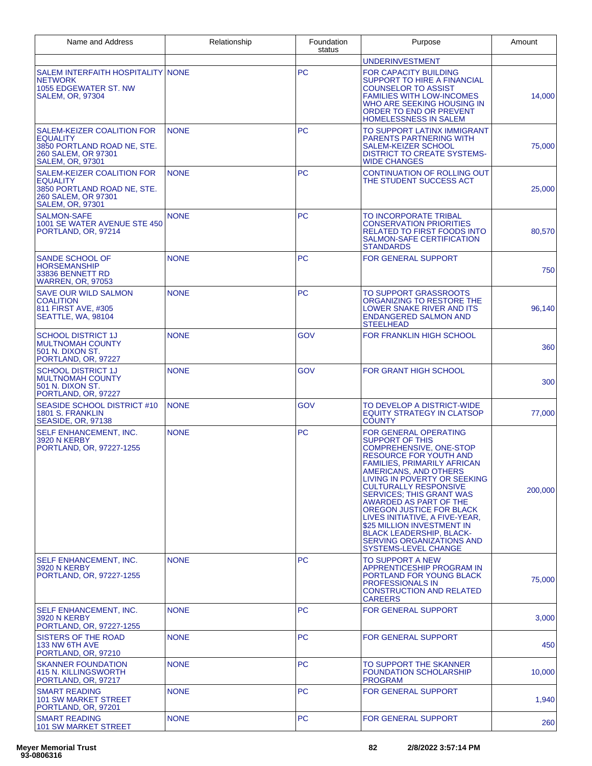| Name and Address | Relationship | Foundation status | Purpose | Amount |
|---|---|---|---|---|
| | | | UNDERINVESTMENT | |
| SALEM INTERFAITH HOSPITALITY NETWORK 1055 EDGEWATER ST. NW SALEM, OR, 97304 | NONE | PC | FOR CAPACITY BUILDING SUPPORT TO HIRE A FINANCIAL COUNSELOR TO ASSIST FAMILIES WITH LOW-INCOMES WHO ARE SEEKING HOUSING IN ORDER TO END OR PREVENT HOMELESSNESS IN SALEM | 14,000 |
| SALEM-KEIZER COALITION FOR EQUALITY 3850 PORTLAND ROAD NE, STE. 260 SALEM, OR 97301 SALEM, OR, 97301 | NONE | PC | TO SUPPORT LATINX IMMIGRANT PARENTS PARTNERING WITH SALEM-KEIZER SCHOOL DISTRICT TO CREATE SYSTEMS-WIDE CHANGES | 75,000 |
| SALEM-KEIZER COALITION FOR EQUALITY 3850 PORTLAND ROAD NE, STE. 260 SALEM, OR 97301 SALEM, OR, 97301 | NONE | PC | CONTINUATION OF ROLLING OUT THE STUDENT SUCCESS ACT | 25,000 |
| SALMON-SAFE 1001 SE WATER AVENUE STE 450 PORTLAND, OR, 97214 | NONE | PC | TO INCORPORATE TRIBAL CONSERVATION PRIORITIES RELATED TO FIRST FOODS INTO SALMON-SAFE CERTIFICATION STANDARDS | 80,570 |
| SANDE SCHOOL OF HORSEMANSHIP 33836 BENNETT RD WARREN, OR, 97053 | NONE | PC | FOR GENERAL SUPPORT | 750 |
| SAVE OUR WILD SALMON COALITION 811 FIRST AVE, #305 SEATTLE, WA, 98104 | NONE | PC | TO SUPPORT GRASSROOTS ORGANIZING TO RESTORE THE LOWER SNAKE RIVER AND ITS ENDANGERED SALMON AND STEELHEAD | 96,140 |
| SCHOOL DISTRICT 1J MULTNOMAH COUNTY 501 N. DIXON ST. PORTLAND, OR, 97227 | NONE | GOV | FOR FRANKLIN HIGH SCHOOL | 360 |
| SCHOOL DISTRICT 1J MULTNOMAH COUNTY 501 N. DIXON ST. PORTLAND, OR, 97227 | NONE | GOV | FOR GRANT HIGH SCHOOL | 300 |
| SEASIDE SCHOOL DISTRICT #10 1801 S. FRANKLIN SEASIDE, OR, 97138 | NONE | GOV | TO DEVELOP A DISTRICT-WIDE EQUITY STRATEGY IN CLATSOP COUNTY | 77,000 |
| SELF ENHANCEMENT, INC. 3920 N KERBY PORTLAND, OR, 97227-1255 | NONE | PC | FOR GENERAL OPERATING SUPPORT OF THIS COMPREHENSIVE, ONE-STOP RESOURCE FOR YOUTH AND FAMILIES, PRIMARILY AFRICAN AMERICANS, AND OTHERS LIVING IN POVERTY OR SEEKING CULTURALLY RESPONSIVE SERVICES; THIS GRANT WAS AWARDED AS PART OF THE OREGON JUSTICE FOR BLACK LIVES INITIATIVE, A FIVE-YEAR, $25 MILLION INVESTMENT IN BLACK LEADERSHIP, BLACK-SERVING ORGANIZATIONS AND SYSTEMS-LEVEL CHANGE | 200,000 |
| SELF ENHANCEMENT, INC. 3920 N KERBY PORTLAND, OR, 97227-1255 | NONE | PC | TO SUPPORT A NEW APPRENTICESHIP PROGRAM IN PORTLAND FOR YOUNG BLACK PROFESSIONALS IN CONSTRUCTION AND RELATED CAREERS | 75,000 |
| SELF ENHANCEMENT, INC. 3920 N KERBY PORTLAND, OR, 97227-1255 | NONE | PC | FOR GENERAL SUPPORT | 3,000 |
| SISTERS OF THE ROAD 133 NW 6TH AVE PORTLAND, OR, 97210 | NONE | PC | FOR GENERAL SUPPORT | 450 |
| SKANNER FOUNDATION 415 N. KILLINGSWORTH PORTLAND, OR, 97217 | NONE | PC | TO SUPPORT THE SKANNER FOUNDATION SCHOLARSHIP PROGRAM | 10,000 |
| SMART READING 101 SW MARKET STREET PORTLAND, OR, 97201 | NONE | PC | FOR GENERAL SUPPORT | 1,940 |
| SMART READING 101 SW MARKET STREET | NONE | PC | FOR GENERAL SUPPORT | 260 |

Meyer Memorial Trust
93-0806316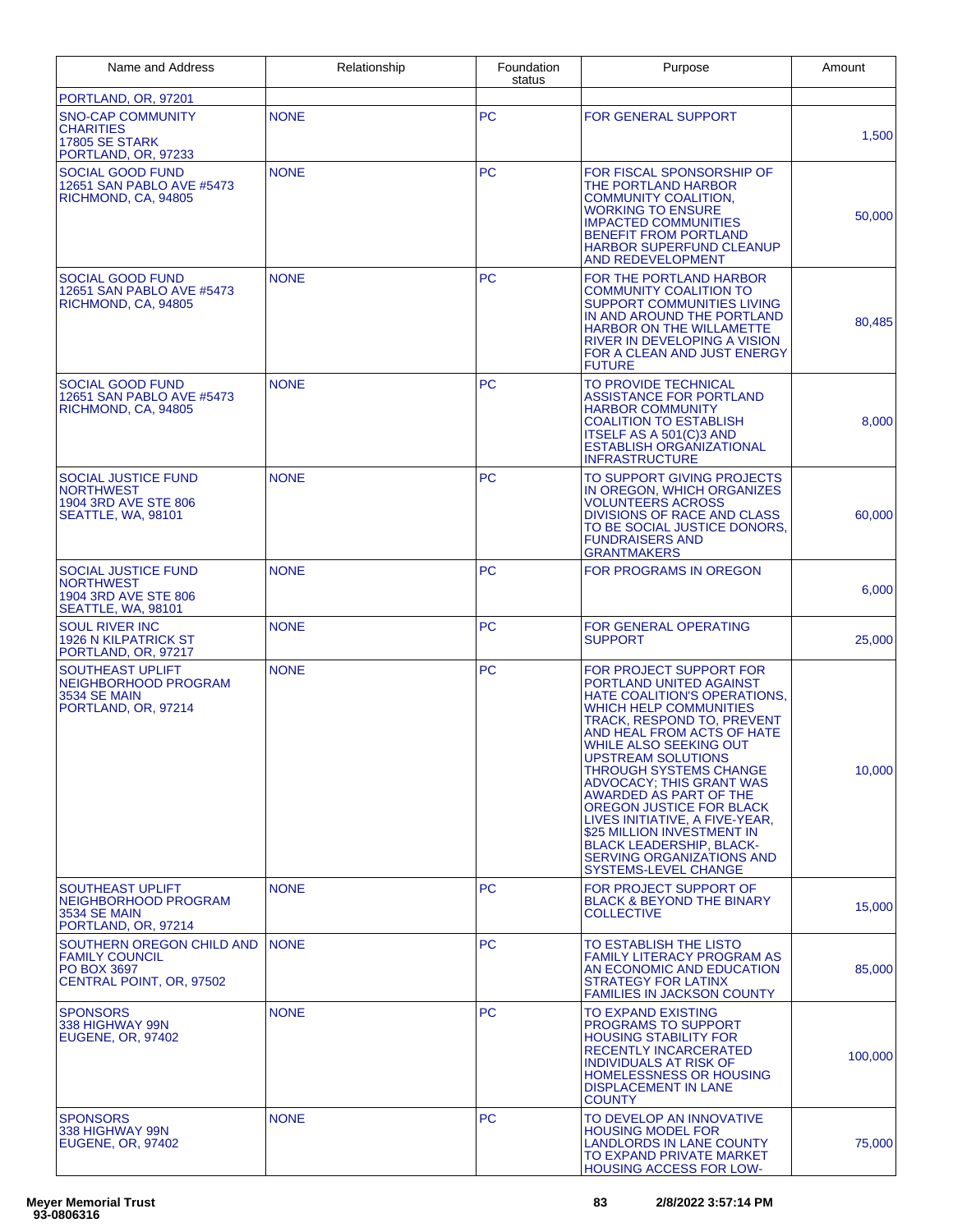| Name and Address | Relationship | Foundation status | Purpose | Amount |
|---|---|---|---|---|
| PORTLAND, OR, 97201 | | | | |
| SNO-CAP COMMUNITY CHARITIES 17805 SE STARK PORTLAND, OR, 97233 | NONE | PC | FOR GENERAL SUPPORT | 1,500 |
| SOCIAL GOOD FUND 12651 SAN PABLO AVE #5473 RICHMOND, CA, 94805 | NONE | PC | FOR FISCAL SPONSORSHIP OF THE PORTLAND HARBOR COMMUNITY COALITION, WORKING TO ENSURE IMPACTED COMMUNITIES BENEFIT FROM PORTLAND HARBOR SUPERFUND CLEANUP AND REDEVELOPMENT | 50,000 |
| SOCIAL GOOD FUND 12651 SAN PABLO AVE #5473 RICHMOND, CA, 94805 | NONE | PC | FOR THE PORTLAND HARBOR COMMUNITY COALITION TO SUPPORT COMMUNITIES LIVING IN AND AROUND THE PORTLAND HARBOR ON THE WILLAMETTE RIVER IN DEVELOPING A VISION FOR A CLEAN AND JUST ENERGY FUTURE | 80,485 |
| SOCIAL GOOD FUND 12651 SAN PABLO AVE #5473 RICHMOND, CA, 94805 | NONE | PC | TO PROVIDE TECHNICAL ASSISTANCE FOR PORTLAND HARBOR COMMUNITY COALITION TO ESTABLISH ITSELF AS A 501(C)3 AND ESTABLISH ORGANIZATIONAL INFRASTRUCTURE | 8,000 |
| SOCIAL JUSTICE FUND NORTHWEST 1904 3RD AVE STE 806 SEATTLE, WA, 98101 | NONE | PC | TO SUPPORT GIVING PROJECTS IN OREGON, WHICH ORGANIZES VOLUNTEERS ACROSS DIVISIONS OF RACE AND CLASS TO BE SOCIAL JUSTICE DONORS, FUNDRAISERS AND GRANTMAKERS | 60,000 |
| SOCIAL JUSTICE FUND NORTHWEST 1904 3RD AVE STE 806 SEATTLE, WA, 98101 | NONE | PC | FOR PROGRAMS IN OREGON | 6,000 |
| SOUL RIVER INC 1926 N KILPATRICK ST PORTLAND, OR, 97217 | NONE | PC | FOR GENERAL OPERATING SUPPORT | 25,000 |
| SOUTHEAST UPLIFT NEIGHBORHOOD PROGRAM 3534 SE MAIN PORTLAND, OR, 97214 | NONE | PC | FOR PROJECT SUPPORT FOR PORTLAND UNITED AGAINST HATE COALITION'S OPERATIONS, WHICH HELP COMMUNITIES TRACK, RESPOND TO, PREVENT AND HEAL FROM ACTS OF HATE WHILE ALSO SEEKING OUT UPSTREAM SOLUTIONS THROUGH SYSTEMS CHANGE ADVOCACY; THIS GRANT WAS AWARDED AS PART OF THE OREGON JUSTICE FOR BLACK LIVES INITIATIVE, A FIVE-YEAR, $25 MILLION INVESTMENT IN BLACK LEADERSHIP, BLACK-SERVING ORGANIZATIONS AND SYSTEMS-LEVEL CHANGE | 10,000 |
| SOUTHEAST UPLIFT NEIGHBORHOOD PROGRAM 3534 SE MAIN PORTLAND, OR, 97214 | NONE | PC | FOR PROJECT SUPPORT OF BLACK & BEYOND THE BINARY COLLECTIVE | 15,000 |
| SOUTHERN OREGON CHILD AND FAMILY COUNCIL PO BOX 3697 CENTRAL POINT, OR, 97502 | NONE | PC | TO ESTABLISH THE LISTO FAMILY LITERACY PROGRAM AS AN ECONOMIC AND EDUCATION STRATEGY FOR LATINX FAMILIES IN JACKSON COUNTY | 85,000 |
| SPONSORS 338 HIGHWAY 99N EUGENE, OR, 97402 | NONE | PC | TO EXPAND EXISTING PROGRAMS TO SUPPORT HOUSING STABILITY FOR RECENTLY INCARCERATED INDIVIDUALS AT RISK OF HOMELESSNESS OR HOUSING DISPLACEMENT IN LANE COUNTY | 100,000 |
| SPONSORS 338 HIGHWAY 99N EUGENE, OR, 97402 | NONE | PC | TO DEVELOP AN INNOVATIVE HOUSING MODEL FOR LANDLORDS IN LANE COUNTY TO EXPAND PRIVATE MARKET HOUSING ACCESS FOR LOW- | 75,000 |

Meyer Memorial Trust
93-0806316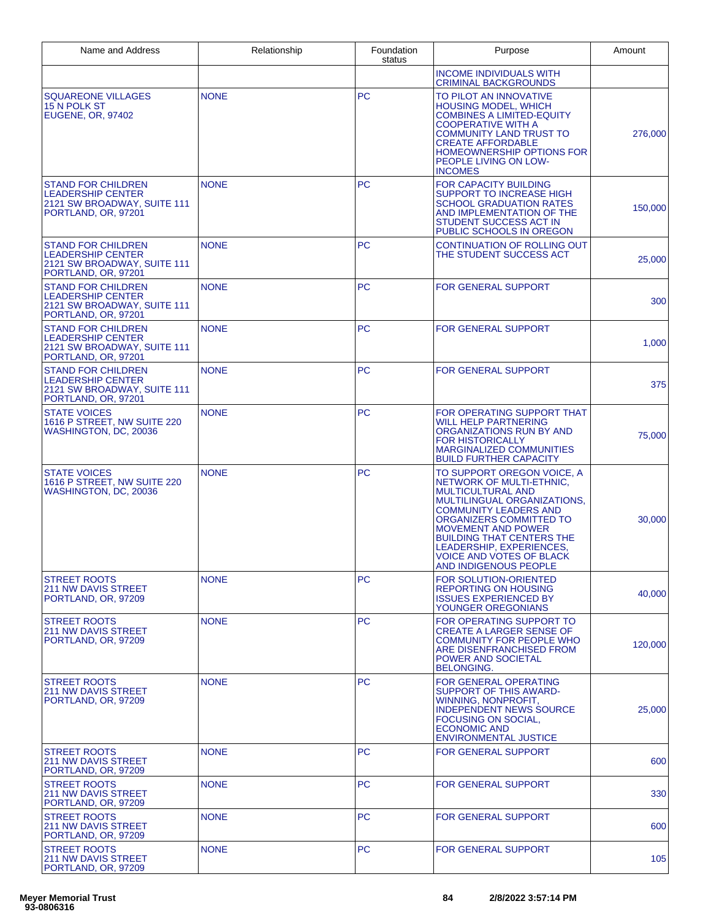| Name and Address | Relationship | Foundation status | Purpose | Amount |
| --- | --- | --- | --- | --- |
| | | | INCOME INDIVIDUALS WITH CRIMINAL BACKGROUNDS | |
| SQUAREONE VILLAGES 15 N POLK ST EUGENE, OR, 97402 | NONE | PC | TO PILOT AN INNOVATIVE HOUSING MODEL, WHICH COMBINES A LIMITED-EQUITY COOPERATIVE WITH A COMMUNITY LAND TRUST TO CREATE AFFORDABLE HOMEOWNERSHIP OPTIONS FOR PEOPLE LIVING ON LOW-INCOMES | 276,000 |
| STAND FOR CHILDREN LEADERSHIP CENTER 2121 SW BROADWAY, SUITE 111 PORTLAND, OR, 97201 | NONE | PC | FOR CAPACITY BUILDING SUPPORT TO INCREASE HIGH SCHOOL GRADUATION RATES AND IMPLEMENTATION OF THE STUDENT SUCCESS ACT IN PUBLIC SCHOOLS IN OREGON | 150,000 |
| STAND FOR CHILDREN LEADERSHIP CENTER 2121 SW BROADWAY, SUITE 111 PORTLAND, OR, 97201 | NONE | PC | CONTINUATION OF ROLLING OUT THE STUDENT SUCCESS ACT | 25,000 |
| STAND FOR CHILDREN LEADERSHIP CENTER 2121 SW BROADWAY, SUITE 111 PORTLAND, OR, 97201 | NONE | PC | FOR GENERAL SUPPORT | 300 |
| STAND FOR CHILDREN LEADERSHIP CENTER 2121 SW BROADWAY, SUITE 111 PORTLAND, OR, 97201 | NONE | PC | FOR GENERAL SUPPORT | 1,000 |
| STAND FOR CHILDREN LEADERSHIP CENTER 2121 SW BROADWAY, SUITE 111 PORTLAND, OR, 97201 | NONE | PC | FOR GENERAL SUPPORT | 375 |
| STATE VOICES 1616 P STREET, NW SUITE 220 WASHINGTON, DC, 20036 | NONE | PC | FOR OPERATING SUPPORT THAT WILL HELP PARTNERING ORGANIZATIONS RUN BY AND FOR HISTORICALLY MARGINALIZED COMMUNITIES BUILD FURTHER CAPACITY | 75,000 |
| STATE VOICES 1616 P STREET, NW SUITE 220 WASHINGTON, DC, 20036 | NONE | PC | TO SUPPORT OREGON VOICE, A NETWORK OF MULTI-ETHNIC, MULTICULTURAL AND MULTILINGUAL ORGANIZATIONS, COMMUNITY LEADERS AND ORGANIZERS COMMITTED TO MOVEMENT AND POWER BUILDING THAT CENTERS THE LEADERSHIP, EXPERIENCES, VOICE AND VOTES OF BLACK AND INDIGENOUS PEOPLE | 30,000 |
| STREET ROOTS 211 NW DAVIS STREET PORTLAND, OR, 97209 | NONE | PC | FOR SOLUTION-ORIENTED REPORTING ON HOUSING ISSUES EXPERIENCED BY YOUNGER OREGONIANS | 40,000 |
| STREET ROOTS 211 NW DAVIS STREET PORTLAND, OR, 97209 | NONE | PC | FOR OPERATING SUPPORT TO CREATE A LARGER SENSE OF COMMUNITY FOR PEOPLE WHO ARE DISENFRANCHISED FROM POWER AND SOCIETAL BELONGING. | 120,000 |
| STREET ROOTS 211 NW DAVIS STREET PORTLAND, OR, 97209 | NONE | PC | FOR GENERAL OPERATING SUPPORT OF THIS AWARD-WINNING, NONPROFIT, INDEPENDENT NEWS SOURCE FOCUSING ON SOCIAL, ECONOMIC AND ENVIRONMENTAL JUSTICE | 25,000 |
| STREET ROOTS 211 NW DAVIS STREET PORTLAND, OR, 97209 | NONE | PC | FOR GENERAL SUPPORT | 600 |
| STREET ROOTS 211 NW DAVIS STREET PORTLAND, OR, 97209 | NONE | PC | FOR GENERAL SUPPORT | 330 |
| STREET ROOTS 211 NW DAVIS STREET PORTLAND, OR, 97209 | NONE | PC | FOR GENERAL SUPPORT | 600 |
| STREET ROOTS 211 NW DAVIS STREET PORTLAND, OR, 97209 | NONE | PC | FOR GENERAL SUPPORT | 105 |

**Meyer Memorial Trust**
93-0806316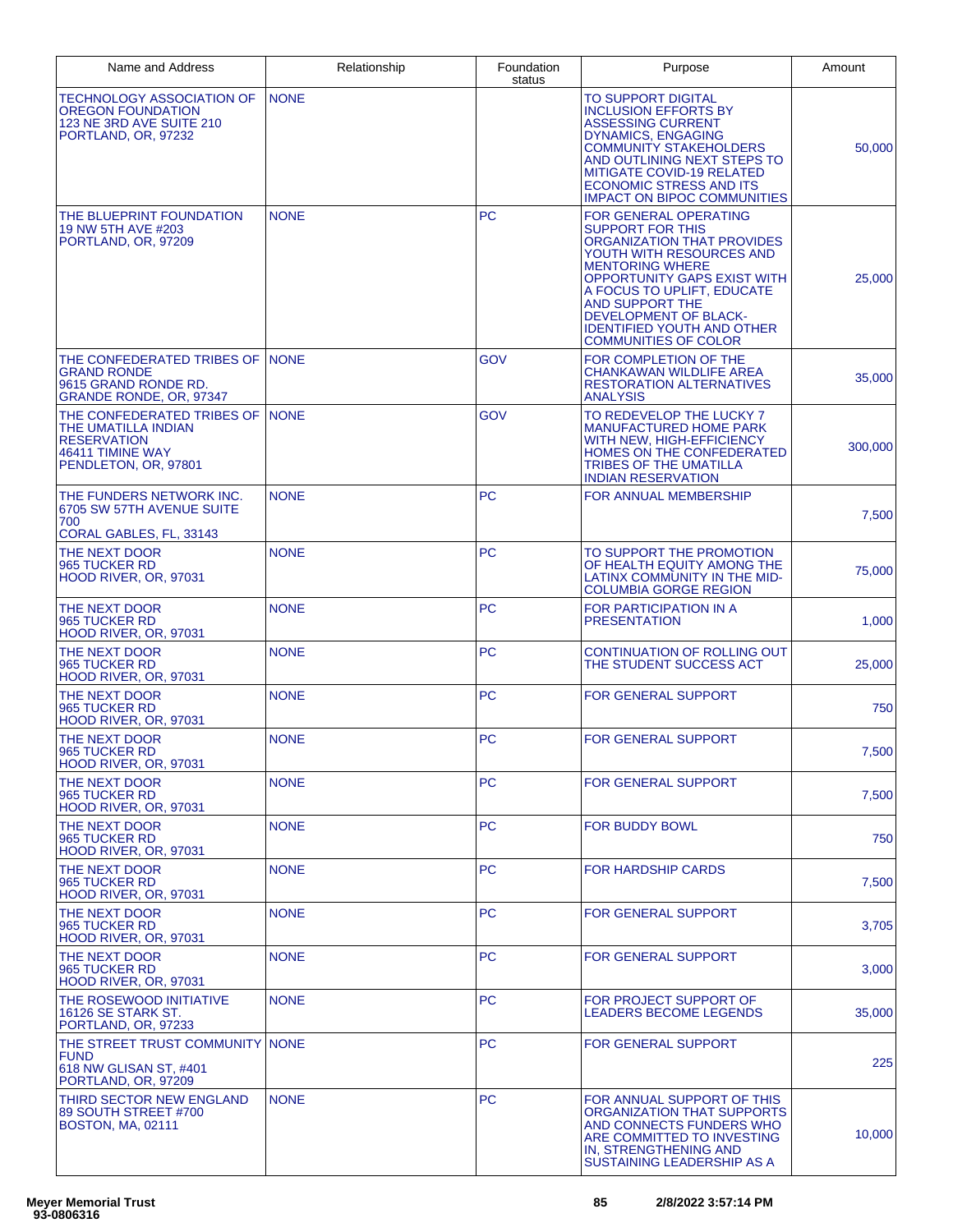| Name and Address | Relationship | Foundation status | Purpose | Amount |
|---|---|---|---|---|
| TECHNOLOGY ASSOCIATION OF OREGON FOUNDATION 123 NE 3RD AVE SUITE 210 PORTLAND, OR, 97232 | NONE | | TO SUPPORT DIGITAL INCLUSION EFFORTS BY ASSESSING CURRENT DYNAMICS, ENGAGING COMMUNITY STAKEHOLDERS AND OUTLINING NEXT STEPS TO MITIGATE COVID-19 RELATED ECONOMIC STRESS AND ITS IMPACT ON BIPOC COMMUNITIES | 50,000 |
| THE BLUEPRINT FOUNDATION 19 NW 5TH AVE #203 PORTLAND, OR, 97209 | NONE | PC | FOR GENERAL OPERATING SUPPORT FOR THIS ORGANIZATION THAT PROVIDES YOUTH WITH RESOURCES AND MENTORING WHERE OPPORTUNITY GAPS EXIST WITH A FOCUS TO UPLIFT, EDUCATE AND SUPPORT THE DEVELOPMENT OF BLACK-IDENTIFIED YOUTH AND OTHER COMMUNITIES OF COLOR | 25,000 |
| THE CONFEDERATED TRIBES OF GRAND RONDE 9615 GRAND RONDE RD. GRANDE RONDE, OR, 97347 | NONE | GOV | FOR COMPLETION OF THE CHANKAWAN WILDLIFE AREA RESTORATION ALTERNATIVES ANALYSIS | 35,000 |
| THE CONFEDERATED TRIBES OF THE UMATILLA INDIAN RESERVATION 46411 TIMINE WAY PENDLETON, OR, 97801 | NONE | GOV | TO REDEVELOP THE LUCKY 7 MANUFACTURED HOME PARK WITH NEW, HIGH-EFFICIENCY HOMES ON THE CONFEDERATED TRIBES OF THE UMATILLA INDIAN RESERVATION | 300,000 |
| THE FUNDERS NETWORK INC. 6705 SW 57TH AVENUE SUITE 700 CORAL GABLES, FL, 33143 | NONE | PC | FOR ANNUAL MEMBERSHIP | 7,500 |
| THE NEXT DOOR 965 TUCKER RD HOOD RIVER, OR, 97031 | NONE | PC | TO SUPPORT THE PROMOTION OF HEALTH EQUITY AMONG THE LATINX COMMUNITY IN THE MID-COLUMBIA GORGE REGION | 75,000 |
| THE NEXT DOOR 965 TUCKER RD HOOD RIVER, OR, 97031 | NONE | PC | FOR PARTICIPATION IN A PRESENTATION | 1,000 |
| THE NEXT DOOR 965 TUCKER RD HOOD RIVER, OR, 97031 | NONE | PC | CONTINUATION OF ROLLING OUT THE STUDENT SUCCESS ACT | 25,000 |
| THE NEXT DOOR 965 TUCKER RD HOOD RIVER, OR, 97031 | NONE | PC | FOR GENERAL SUPPORT | 750 |
| THE NEXT DOOR 965 TUCKER RD HOOD RIVER, OR, 97031 | NONE | PC | FOR GENERAL SUPPORT | 7,500 |
| THE NEXT DOOR 965 TUCKER RD HOOD RIVER, OR, 97031 | NONE | PC | FOR GENERAL SUPPORT | 7,500 |
| THE NEXT DOOR 965 TUCKER RD HOOD RIVER, OR, 97031 | NONE | PC | FOR BUDDY BOWL | 750 |
| THE NEXT DOOR 965 TUCKER RD HOOD RIVER, OR, 97031 | NONE | PC | FOR HARDSHIP CARDS | 7,500 |
| THE NEXT DOOR 965 TUCKER RD HOOD RIVER, OR, 97031 | NONE | PC | FOR GENERAL SUPPORT | 3,705 |
| THE NEXT DOOR 965 TUCKER RD HOOD RIVER, OR, 97031 | NONE | PC | FOR GENERAL SUPPORT | 3,000 |
| THE ROSEWOOD INITIATIVE 16126 SE STARK ST. PORTLAND, OR, 97233 | NONE | PC | FOR PROJECT SUPPORT OF LEADERS BECOME LEGENDS | 35,000 |
| THE STREET TRUST COMMUNITY FUND 618 NW GLISAN ST, #401 PORTLAND, OR, 97209 | NONE | PC | FOR GENERAL SUPPORT | 225 |
| THIRD SECTOR NEW ENGLAND 89 SOUTH STREET #700 BOSTON, MA, 02111 | NONE | PC | FOR ANNUAL SUPPORT OF THIS ORGANIZATION THAT SUPPORTS AND CONNECTS FUNDERS WHO ARE COMMITTED TO INVESTING IN, STRENGTHENING AND SUSTAINING LEADERSHIP AS A | 10,000 |

**Meyer Memorial Trust**
93-0806316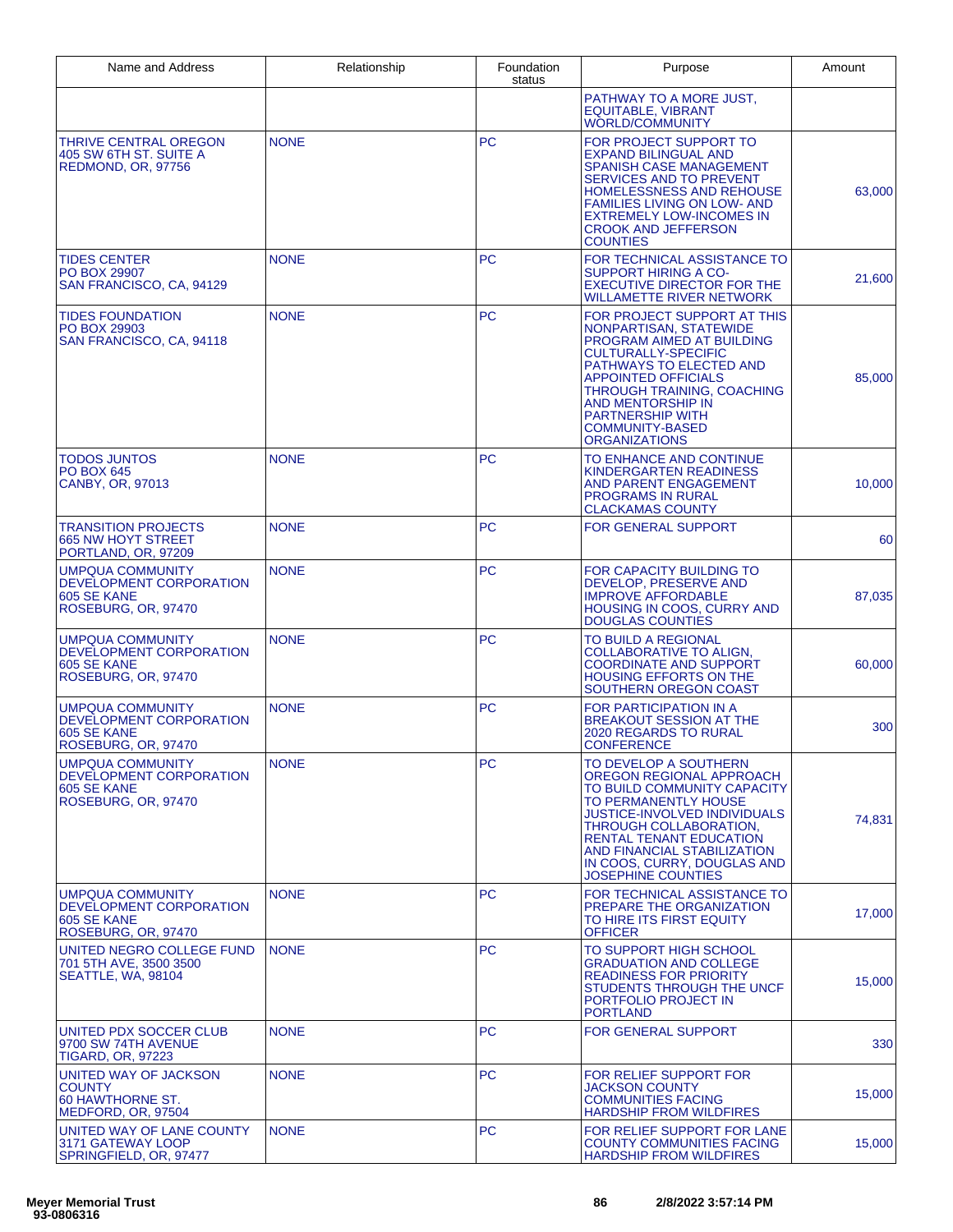| Name and Address | Relationship | Foundation status | Purpose | Amount |
| --- | --- | --- | --- | --- |
| | | | PATHWAY TO A MORE JUST, EQUITABLE, VIBRANT WORLD/COMMUNITY | |
| THRIVE CENTRAL OREGON<br>405 SW 6TH ST. SUITE A<br>REDMOND, OR, 97756 | NONE | PC | FOR PROJECT SUPPORT TO EXPAND BILINGUAL AND SPANISH CASE MANAGEMENT SERVICES AND TO PREVENT HOMELESSNESS AND REHOUSE FAMILIES LIVING ON LOW- AND EXTREMELY LOW-INCOMES IN CROOK AND JEFFERSON COUNTIES | 63,000 |
| TIDES CENTER<br>PO BOX 29907<br>SAN FRANCISCO, CA, 94129 | NONE | PC | FOR TECHNICAL ASSISTANCE TO SUPPORT HIRING A CO-EXECUTIVE DIRECTOR FOR THE WILLAMETTE RIVER NETWORK | 21,600 |
| TIDES FOUNDATION<br>PO BOX 29903<br>SAN FRANCISCO, CA, 94118 | NONE | PC | FOR PROJECT SUPPORT AT THIS NONPARTISAN, STATEWIDE PROGRAM AIMED AT BUILDING CULTURALLY-SPECIFIC PATHWAYS TO ELECTED AND APPOINTED OFFICIALS THROUGH TRAINING, COACHING AND MENTORSHIP IN PARTNERSHIP WITH COMMUNITY-BASED ORGANIZATIONS | 85,000 |
| TODOS JUNTOS<br>PO BOX 645<br>CANBY, OR, 97013 | NONE | PC | TO ENHANCE AND CONTINUE KINDERGARTEN READINESS AND PARENT ENGAGEMENT PROGRAMS IN RURAL CLACKAMAS COUNTY | 10,000 |
| TRANSITION PROJECTS<br>665 NW HOYT STREET<br>PORTLAND, OR, 97209 | NONE | PC | FOR GENERAL SUPPORT | 60 |
| UMPQUA COMMUNITY DEVELOPMENT CORPORATION<br>605 SE KANE<br>ROSEBURG, OR, 97470 | NONE | PC | FOR CAPACITY BUILDING TO DEVELOP, PRESERVE AND IMPROVE AFFORDABLE HOUSING IN COOS, CURRY AND DOUGLAS COUNTIES | 87,035 |
| UMPQUA COMMUNITY DEVELOPMENT CORPORATION<br>605 SE KANE<br>ROSEBURG, OR, 97470 | NONE | PC | TO BUILD A REGIONAL COLLABORATIVE TO ALIGN, COORDINATE AND SUPPORT HOUSING EFFORTS ON THE SOUTHERN OREGON COAST | 60,000 |
| UMPQUA COMMUNITY DEVELOPMENT CORPORATION<br>605 SE KANE<br>ROSEBURG, OR, 97470 | NONE | PC | FOR PARTICIPATION IN A BREAKOUT SESSION AT THE 2020 REGARDS TO RURAL CONFERENCE | 300 |
| UMPQUA COMMUNITY DEVELOPMENT CORPORATION<br>605 SE KANE<br>ROSEBURG, OR, 97470 | NONE | PC | TO DEVELOP A SOUTHERN OREGON REGIONAL APPROACH TO BUILD COMMUNITY CAPACITY TO PERMANENTLY HOUSE JUSTICE-INVOLVED INDIVIDUALS THROUGH COLLABORATION, RENTAL TENANT EDUCATION AND FINANCIAL STABILIZATION IN COOS, CURRY, DOUGLAS AND JOSEPHINE COUNTIES | 74,831 |
| UMPQUA COMMUNITY DEVELOPMENT CORPORATION<br>605 SE KANE<br>ROSEBURG, OR, 97470 | NONE | PC | FOR TECHNICAL ASSISTANCE TO PREPARE THE ORGANIZATION TO HIRE ITS FIRST EQUITY OFFICER | 17,000 |
| UNITED NEGRO COLLEGE FUND<br>701 5TH AVE, 3500 3500<br>SEATTLE, WA, 98104 | NONE | PC | TO SUPPORT HIGH SCHOOL GRADUATION AND COLLEGE READINESS FOR PRIORITY STUDENTS THROUGH THE UNCF PORTFOLIO PROJECT IN PORTLAND | 15,000 |
| UNITED PDX SOCCER CLUB<br>9700 SW 74TH AVENUE<br>TIGARD, OR, 97223 | NONE | PC | FOR GENERAL SUPPORT | 330 |
| UNITED WAY OF JACKSON COUNTY<br>60 HAWTHORNE ST.<br>MEDFORD, OR, 97504 | NONE | PC | FOR RELIEF SUPPORT FOR JACKSON COUNTY COMMUNITIES FACING HARDSHIP FROM WILDFIRES | 15,000 |
| UNITED WAY OF LANE COUNTY<br>3171 GATEWAY LOOP<br>SPRINGFIELD, OR, 97477 | NONE | PC | FOR RELIEF SUPPORT FOR LANE COUNTY COMMUNITIES FACING HARDSHIP FROM WILDFIRES | 15,000 |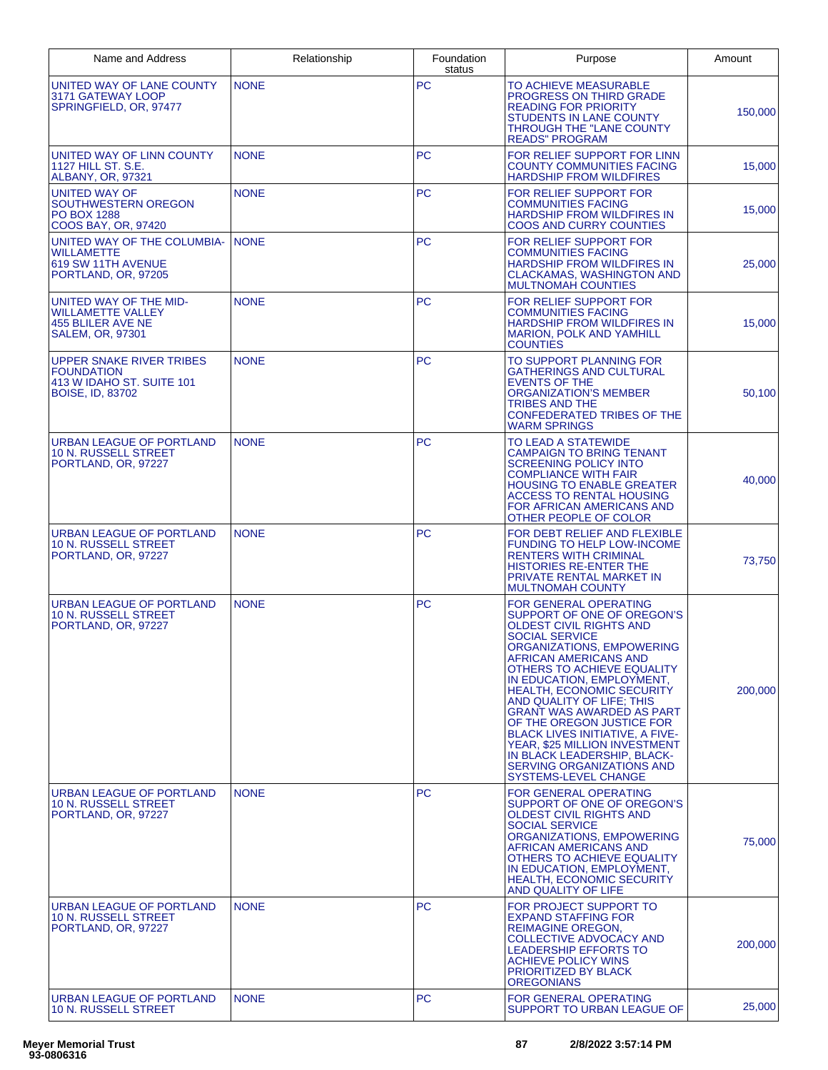| Name and Address | Relationship | Foundation status | Purpose | Amount |
|---|---|---|---|---|
| UNITED WAY OF LANE COUNTY 3171 GATEWAY LOOP SPRINGFIELD, OR, 97477 | NONE | PC | TO ACHIEVE MEASURABLE PROGRESS ON THIRD GRADE READING FOR PRIORITY STUDENTS IN LANE COUNTY THROUGH THE "LANE COUNTY READS" PROGRAM | 150,000 |
| UNITED WAY OF LINN COUNTY 1127 HILL ST. S.E. ALBANY, OR, 97321 | NONE | PC | FOR RELIEF SUPPORT FOR LINN COUNTY COMMUNITIES FACING HARDSHIP FROM WILDFIRES | 15,000 |
| UNITED WAY OF SOUTHWESTERN OREGON PO BOX 1288 COOS BAY, OR, 97420 | NONE | PC | FOR RELIEF SUPPORT FOR COMMUNITIES FACING HARDSHIP FROM WILDFIRES IN COOS AND CURRY COUNTIES | 15,000 |
| UNITED WAY OF THE COLUMBIA-WILLAMETTE 619 SW 11TH AVENUE PORTLAND, OR, 97205 | NONE | PC | FOR RELIEF SUPPORT FOR COMMUNITIES FACING HARDSHIP FROM WILDFIRES IN CLACKAMAS, WASHINGTON AND MULTNOMAH COUNTIES | 25,000 |
| UNITED WAY OF THE MID-WILLAMETTE VALLEY 455 BLILER AVE NE SALEM, OR, 97301 | NONE | PC | FOR RELIEF SUPPORT FOR COMMUNITIES FACING HARDSHIP FROM WILDFIRES IN MARION, POLK AND YAMHILL COUNTIES | 15,000 |
| UPPER SNAKE RIVER TRIBES FOUNDATION 413 W IDAHO ST. SUITE 101 BOISE, ID, 83702 | NONE | PC | TO SUPPORT PLANNING FOR GATHERINGS AND CULTURAL EVENTS OF THE ORGANIZATION'S MEMBER TRIBES AND THE CONFEDERATED TRIBES OF THE WARM SPRINGS | 50,100 |
| URBAN LEAGUE OF PORTLAND 10 N. RUSSELL STREET PORTLAND, OR, 97227 | NONE | PC | TO LEAD A STATEWIDE CAMPAIGN TO BRING TENANT SCREENING POLICY INTO COMPLIANCE WITH FAIR HOUSING TO ENABLE GREATER ACCESS TO RENTAL HOUSING FOR AFRICAN AMERICANS AND OTHER PEOPLE OF COLOR | 40,000 |
| URBAN LEAGUE OF PORTLAND 10 N. RUSSELL STREET PORTLAND, OR, 97227 | NONE | PC | FOR DEBT RELIEF AND FLEXIBLE FUNDING TO HELP LOW-INCOME RENTERS WITH CRIMINAL HISTORIES RE-ENTER THE PRIVATE RENTAL MARKET IN MULTNOMAH COUNTY | 73,750 |
| URBAN LEAGUE OF PORTLAND 10 N. RUSSELL STREET PORTLAND, OR, 97227 | NONE | PC | FOR GENERAL OPERATING SUPPORT OF ONE OF OREGON'S OLDEST CIVIL RIGHTS AND SOCIAL SERVICE ORGANIZATIONS, EMPOWERING AFRICAN AMERICANS AND OTHERS TO ACHIEVE EQUALITY IN EDUCATION, EMPLOYMENT, HEALTH, ECONOMIC SECURITY AND QUALITY OF LIFE; THIS GRANT WAS AWARDED AS PART OF THE OREGON JUSTICE FOR BLACK LIVES INITIATIVE, A FIVE-YEAR, $25 MILLION INVESTMENT IN BLACK LEADERSHIP, BLACK-SERVING ORGANIZATIONS AND SYSTEMS-LEVEL CHANGE | 200,000 |
| URBAN LEAGUE OF PORTLAND 10 N. RUSSELL STREET PORTLAND, OR, 97227 | NONE | PC | FOR GENERAL OPERATING SUPPORT OF ONE OF OREGON'S OLDEST CIVIL RIGHTS AND SOCIAL SERVICE ORGANIZATIONS, EMPOWERING AFRICAN AMERICANS AND OTHERS TO ACHIEVE EQUALITY IN EDUCATION, EMPLOYMENT, HEALTH, ECONOMIC SECURITY AND QUALITY OF LIFE | 75,000 |
| URBAN LEAGUE OF PORTLAND 10 N. RUSSELL STREET PORTLAND, OR, 97227 | NONE | PC | FOR PROJECT SUPPORT TO EXPAND STAFFING FOR REIMAGINE OREGON, COLLECTIVE ADVOCACY AND LEADERSHIP EFFORTS TO ACHIEVE POLICY WINS PRIORITIZED BY BLACK OREGONIANS | 200,000 |
| URBAN LEAGUE OF PORTLAND 10 N. RUSSELL STREET | NONE | PC | FOR GENERAL OPERATING SUPPORT TO URBAN LEAGUE OF | 25,000 |

Meyer Memorial Trust
93-0806316

2/8/2022 3:57:14 PM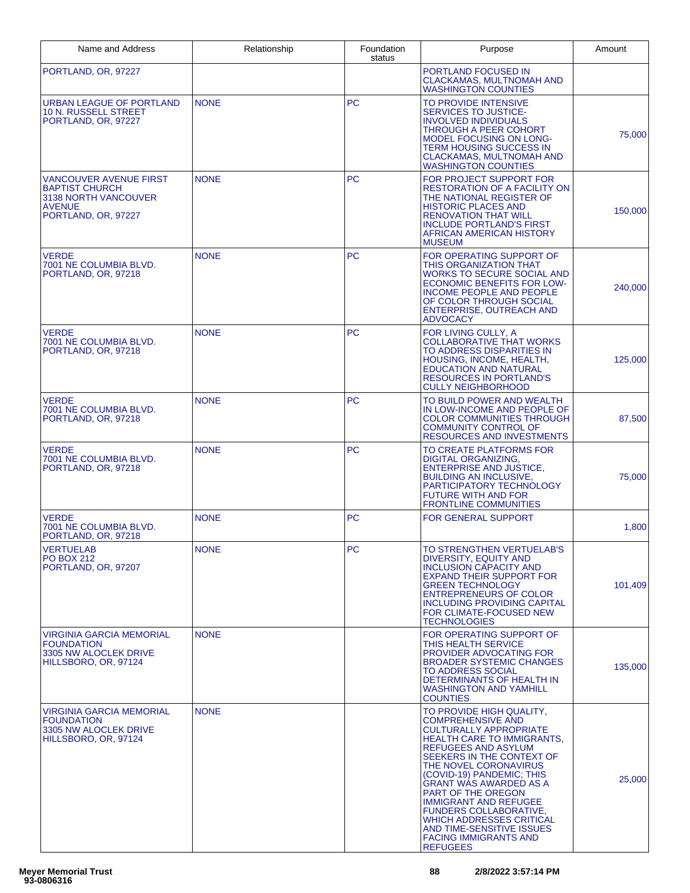| Name and Address | Relationship | Foundation status | Purpose | Amount |
|---|---|---|---|---|
| PORTLAND, OR, 97227 | | | PORTLAND FOCUSED IN CLACKAMAS, MULTNOMAH AND WASHINGTON COUNTIES | |
| URBAN LEAGUE OF PORTLAND<br>10 N. RUSSELL STREET<br>PORTLAND, OR, 97227 | NONE | PC | TO PROVIDE INTENSIVE SERVICES TO JUSTICE-INVOLVED INDIVIDUALS THROUGH A PEER COHORT MODEL FOCUSING ON LONG-TERM HOUSING SUCCESS IN CLACKAMAS, MULTNOMAH AND WASHINGTON COUNTIES | 75,000 |
| VANCOUVER AVENUE FIRST BAPTIST CHURCH<br>3138 NORTH VANCOUVER AVENUE<br>PORTLAND, OR, 97227 | NONE | PC | FOR PROJECT SUPPORT FOR RESTORATION OF A FACILITY ON THE NATIONAL REGISTER OF HISTORIC PLACES AND RENOVATION THAT WILL INCLUDE PORTLAND'S FIRST AFRICAN AMERICAN HISTORY MUSEUM | 150,000 |
| VERDE<br>7001 NE COLUMBIA BLVD.<br>PORTLAND, OR, 97218 | NONE | PC | FOR OPERATING SUPPORT OF THIS ORGANIZATION THAT WORKS TO SECURE SOCIAL AND ECONOMIC BENEFITS FOR LOW-INCOME PEOPLE AND PEOPLE OF COLOR THROUGH SOCIAL ENTERPRISE, OUTREACH AND ADVOCACY | 240,000 |
| VERDE<br>7001 NE COLUMBIA BLVD.<br>PORTLAND, OR, 97218 | NONE | PC | FOR LIVING CULLY, A COLLABORATIVE THAT WORKS TO ADDRESS DISPARITIES IN HOUSING, INCOME, HEALTH, EDUCATION AND NATURAL RESOURCES IN PORTLAND'S CULLY NEIGHBORHOOD | 125,000 |
| VERDE<br>7001 NE COLUMBIA BLVD.<br>PORTLAND, OR, 97218 | NONE | PC | TO BUILD POWER AND WEALTH IN LOW-INCOME AND PEOPLE OF COLOR COMMUNITIES THROUGH COMMUNITY CONTROL OF RESOURCES AND INVESTMENTS | 87,500 |
| VERDE<br>7001 NE COLUMBIA BLVD.<br>PORTLAND, OR, 97218 | NONE | PC | TO CREATE PLATFORMS FOR DIGITAL ORGANIZING, ENTERPRISE AND JUSTICE, BUILDING AN INCLUSIVE, PARTICIPATORY TECHNOLOGY FUTURE WITH AND FOR FRONTLINE COMMUNITIES | 75,000 |
| VERDE<br>7001 NE COLUMBIA BLVD.<br>PORTLAND, OR, 97218 | NONE | PC | FOR GENERAL SUPPORT | 1,800 |
| VERTUELAB<br>PO BOX 212<br>PORTLAND, OR, 97207 | NONE | PC | TO STRENGTHEN VERTUELAB'S DIVERSITY, EQUITY AND INCLUSION CAPACITY AND EXPAND THEIR SUPPORT FOR GREEN TECHNOLOGY ENTREPRENEURS OF COLOR INCLUDING PROVIDING CAPITAL FOR CLIMATE-FOCUSED NEW TECHNOLOGIES | 101,409 |
| VIRGINIA GARCIA MEMORIAL FOUNDATION<br>3305 NW ALOCLEK DRIVE<br>HILLSBORO, OR, 97124 | NONE | | FOR OPERATING SUPPORT OF THIS HEALTH SERVICE PROVIDER ADVOCATING FOR BROADER SYSTEMIC CHANGES TO ADDRESS SOCIAL DETERMINANTS OF HEALTH IN WASHINGTON AND YAMHILL COUNTIES | 135,000 |
| VIRGINIA GARCIA MEMORIAL FOUNDATION<br>3305 NW ALOCLEK DRIVE<br>HILLSBORO, OR, 97124 | NONE | | TO PROVIDE HIGH QUALITY, COMPREHENSIVE AND CULTURALLY APPROPRIATE HEALTH CARE TO IMMIGRANTS, REFUGEES AND ASYLUM SEEKERS IN THE CONTEXT OF THE NOVEL CORONAVIRUS (COVID-19) PANDEMIC; THIS GRANT WAS AWARDED AS A PART OF THE OREGON IMMIGRANT AND REFUGEE FUNDERS COLLABORATIVE, WHICH ADDRESSES CRITICAL AND TIME-SENSITIVE ISSUES FACING IMMIGRANTS AND REFUGEES | 25,000 |

Meyer Memorial Trust
93-0806316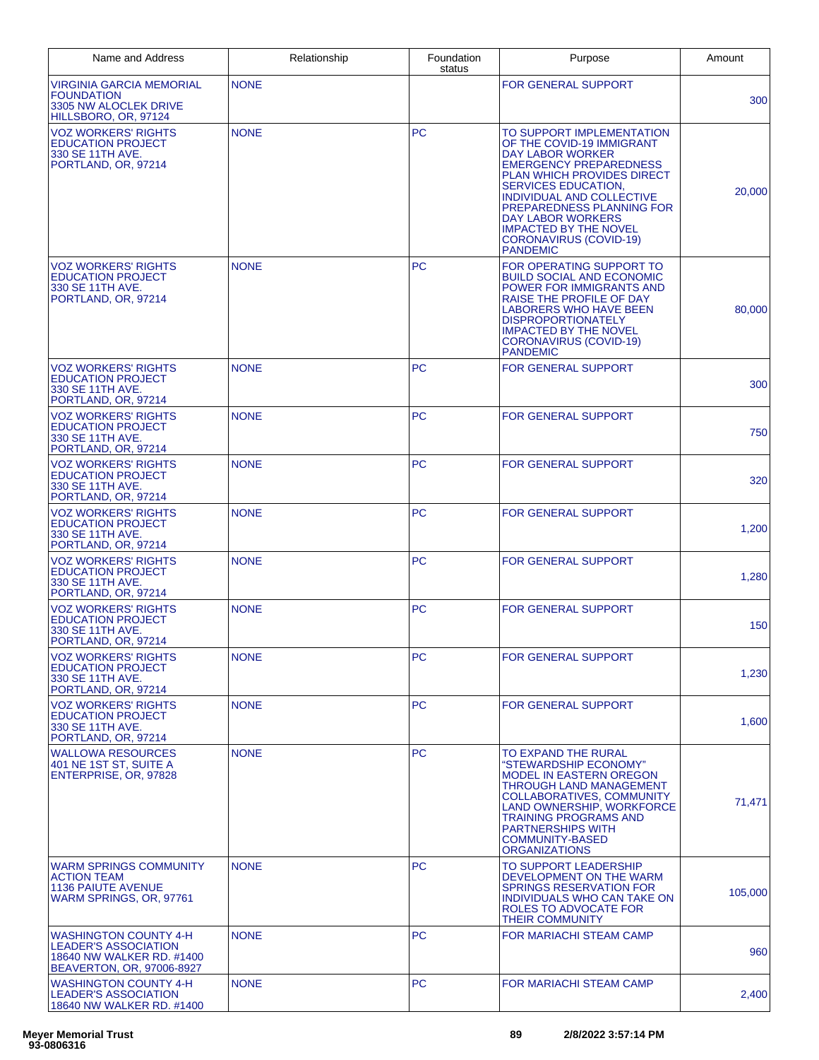| Name and Address | Relationship | Foundation status | Purpose | Amount |
| --- | --- | --- | --- | --- |
| VIRGINIA GARCIA MEMORIAL FOUNDATION 3305 NW ALOCLEK DRIVE HILLSBORO, OR, 97124 | NONE | | FOR GENERAL SUPPORT | 300 |
| VOZ WORKERS' RIGHTS EDUCATION PROJECT 330 SE 11TH AVE. PORTLAND, OR, 97214 | NONE | PC | TO SUPPORT IMPLEMENTATION OF THE COVID-19 IMMIGRANT DAY LABOR WORKER EMERGENCY PREPAREDNESS PLAN WHICH PROVIDES DIRECT SERVICES EDUCATION, INDIVIDUAL AND COLLECTIVE PREPAREDNESS PLANNING FOR DAY LABOR WORKERS IMPACTED BY THE NOVEL CORONAVIRUS (COVID-19) PANDEMIC | 20,000 |
| VOZ WORKERS' RIGHTS EDUCATION PROJECT 330 SE 11TH AVE. PORTLAND, OR, 97214 | NONE | PC | FOR OPERATING SUPPORT TO BUILD SOCIAL AND ECONOMIC POWER FOR IMMIGRANTS AND RAISE THE PROFILE OF DAY LABORERS WHO HAVE BEEN DISPROPORTIONATELY IMPACTED BY THE NOVEL CORONAVIRUS (COVID-19) PANDEMIC | 80,000 |
| VOZ WORKERS' RIGHTS EDUCATION PROJECT 330 SE 11TH AVE. PORTLAND, OR, 97214 | NONE | PC | FOR GENERAL SUPPORT | 300 |
| VOZ WORKERS' RIGHTS EDUCATION PROJECT 330 SE 11TH AVE. PORTLAND, OR, 97214 | NONE | PC | FOR GENERAL SUPPORT | 750 |
| VOZ WORKERS' RIGHTS EDUCATION PROJECT 330 SE 11TH AVE. PORTLAND, OR, 97214 | NONE | PC | FOR GENERAL SUPPORT | 320 |
| VOZ WORKERS' RIGHTS EDUCATION PROJECT 330 SE 11TH AVE. PORTLAND, OR, 97214 | NONE | PC | FOR GENERAL SUPPORT | 1,200 |
| VOZ WORKERS' RIGHTS EDUCATION PROJECT 330 SE 11TH AVE. PORTLAND, OR, 97214 | NONE | PC | FOR GENERAL SUPPORT | 1,280 |
| VOZ WORKERS' RIGHTS EDUCATION PROJECT 330 SE 11TH AVE. PORTLAND, OR, 97214 | NONE | PC | FOR GENERAL SUPPORT | 150 |
| VOZ WORKERS' RIGHTS EDUCATION PROJECT 330 SE 11TH AVE. PORTLAND, OR, 97214 | NONE | PC | FOR GENERAL SUPPORT | 1,230 |
| VOZ WORKERS' RIGHTS EDUCATION PROJECT 330 SE 11TH AVE. PORTLAND, OR, 97214 | NONE | PC | FOR GENERAL SUPPORT | 1,600 |
| WALLOWA RESOURCES 401 NE 1ST ST, SUITE A ENTERPRISE, OR, 97828 | NONE | PC | TO EXPAND THE RURAL "STEWARDSHIP ECONOMY" MODEL IN EASTERN OREGON THROUGH LAND MANAGEMENT COLLABORATIVES, COMMUNITY LAND OWNERSHIP, WORKFORCE TRAINING PROGRAMS AND PARTNERSHIPS WITH COMMUNITY-BASED ORGANIZATIONS | 71,471 |
| WARM SPRINGS COMMUNITY ACTION TEAM 1136 PAIUTE AVENUE WARM SPRINGS, OR, 97761 | NONE | PC | TO SUPPORT LEADERSHIP DEVELOPMENT ON THE WARM SPRINGS RESERVATION FOR INDIVIDUALS WHO CAN TAKE ON ROLES TO ADVOCATE FOR THEIR COMMUNITY | 105,000 |
| WASHINGTON COUNTY 4-H LEADER'S ASSOCIATION 18640 NW WALKER RD. #1400 BEAVERTON, OR, 97006-8927 | NONE | PC | FOR MARIACHI STEAM CAMP | 960 |
| WASHINGTON COUNTY 4-H LEADER'S ASSOCIATION 18640 NW WALKER RD. #1400 | NONE | PC | FOR MARIACHI STEAM CAMP | 2,400 |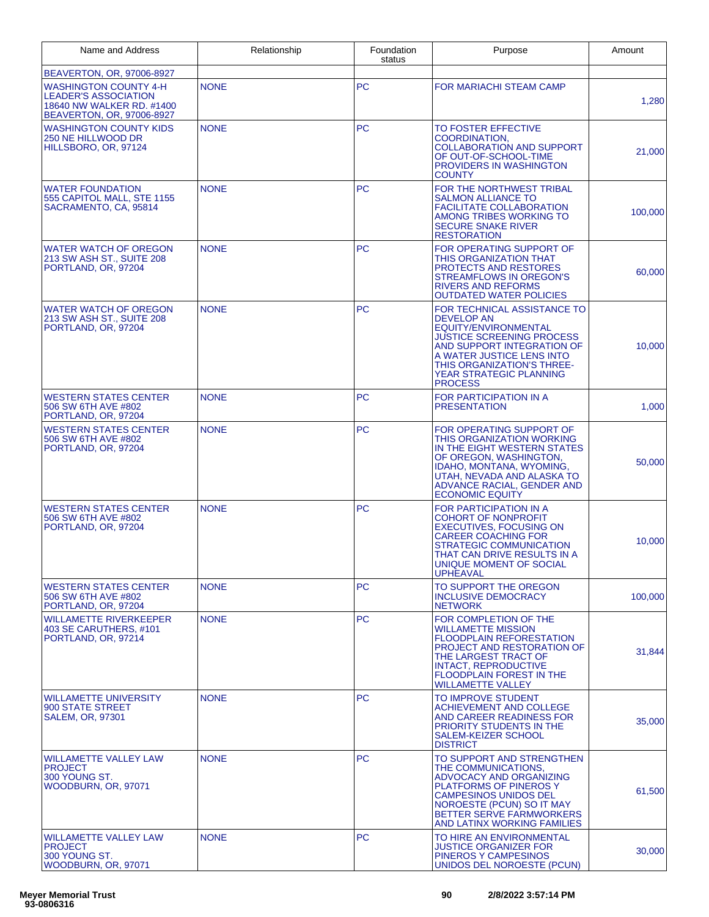| Name and Address | Relationship | Foundation status | Purpose | Amount |
|---|---|---|---|---|
| BEAVERTON, OR, 97006-8927 | | | | |
| WASHINGTON COUNTY 4-H LEADER'S ASSOCIATION 18640 NW WALKER RD. #1400 BEAVERTON, OR, 97006-8927 | NONE | PC | FOR MARIACHI STEAM CAMP | 1,280 |
| WASHINGTON COUNTY KIDS 250 NE HILLWOOD DR HILLSBORO, OR, 97124 | NONE | PC | TO FOSTER EFFECTIVE COORDINATION, COLLABORATION AND SUPPORT OF OUT-OF-SCHOOL-TIME PROVIDERS IN WASHINGTON COUNTY | 21,000 |
| WATER FOUNDATION 555 CAPITOL MALL, STE 1155 SACRAMENTO, CA, 95814 | NONE | PC | FOR THE NORTHWEST TRIBAL SALMON ALLIANCE TO FACILITATE COLLABORATION AMONG TRIBES WORKING TO SECURE SNAKE RIVER RESTORATION | 100,000 |
| WATER WATCH OF OREGON 213 SW ASH ST., SUITE 208 PORTLAND, OR, 97204 | NONE | PC | FOR OPERATING SUPPORT OF THIS ORGANIZATION THAT PROTECTS AND RESTORES STREAMFLOWS IN OREGON'S RIVERS AND REFORMS OUTDATED WATER POLICIES | 60,000 |
| WATER WATCH OF OREGON 213 SW ASH ST., SUITE 208 PORTLAND, OR, 97204 | NONE | PC | FOR TECHNICAL ASSISTANCE TO DEVELOP AN EQUITY/ENVIRONMENTAL JUSTICE SCREENING PROCESS AND SUPPORT INTEGRATION OF A WATER JUSTICE LENS INTO THIS ORGANIZATION'S THREE-YEAR STRATEGIC PLANNING PROCESS | 10,000 |
| WESTERN STATES CENTER 506 SW 6TH AVE #802 PORTLAND, OR, 97204 | NONE | PC | FOR PARTICIPATION IN A PRESENTATION | 1,000 |
| WESTERN STATES CENTER 506 SW 6TH AVE #802 PORTLAND, OR, 97204 | NONE | PC | FOR OPERATING SUPPORT OF THIS ORGANIZATION WORKING IN THE EIGHT WESTERN STATES OF OREGON, WASHINGTON, IDAHO, MONTANA, WYOMING, UTAH, NEVADA AND ALASKA TO ADVANCE RACIAL, GENDER AND ECONOMIC EQUITY | 50,000 |
| WESTERN STATES CENTER 506 SW 6TH AVE #802 PORTLAND, OR, 97204 | NONE | PC | FOR PARTICIPATION IN A COHORT OF NONPROFIT EXECUTIVES, FOCUSING ON CAREER COACHING FOR STRATEGIC COMMUNICATION THAT CAN DRIVE RESULTS IN A UNIQUE MOMENT OF SOCIAL UPHEAVAL | 10,000 |
| WESTERN STATES CENTER 506 SW 6TH AVE #802 PORTLAND, OR, 97204 | NONE | PC | TO SUPPORT THE OREGON INCLUSIVE DEMOCRACY NETWORK | 100,000 |
| WILLAMETTE RIVERKEEPER 403 SE CARUTHERS, #101 PORTLAND, OR, 97214 | NONE | PC | FOR COMPLETION OF THE WILLAMETTE MISSION FLOODPLAIN REFORESTATION PROJECT AND RESTORATION OF THE LARGEST TRACT OF INTACT, REPRODUCTIVE FLOODPLAIN FOREST IN THE WILLAMETTE VALLEY | 31,844 |
| WILLAMETTE UNIVERSITY 900 STATE STREET SALEM, OR, 97301 | NONE | PC | TO IMPROVE STUDENT ACHIEVEMENT AND COLLEGE AND CAREER READINESS FOR PRIORITY STUDENTS IN THE SALEM-KEIZER SCHOOL DISTRICT | 35,000 |
| WILLAMETTE VALLEY LAW PROJECT 300 YOUNG ST. WOODBURN, OR, 97071 | NONE | PC | TO SUPPORT AND STRENGTHEN THE COMMUNICATIONS, ADVOCACY AND ORGANIZING PLATFORMS OF PINEROS Y CAMPESINOS UNIDOS DEL NOROESTE (PCUN) SO IT MAY BETTER SERVE FARMWORKERS AND LATINX WORKING FAMILIES | 61,500 |
| WILLAMETTE VALLEY LAW PROJECT 300 YOUNG ST. WOODBURN, OR, 97071 | NONE | PC | TO HIRE AN ENVIRONMENTAL JUSTICE ORGANIZER FOR PINEROS Y CAMPESINOS UNIDOS DEL NOROESTE (PCUN) | 30,000 |

Meyer Memorial Trust
93-0806316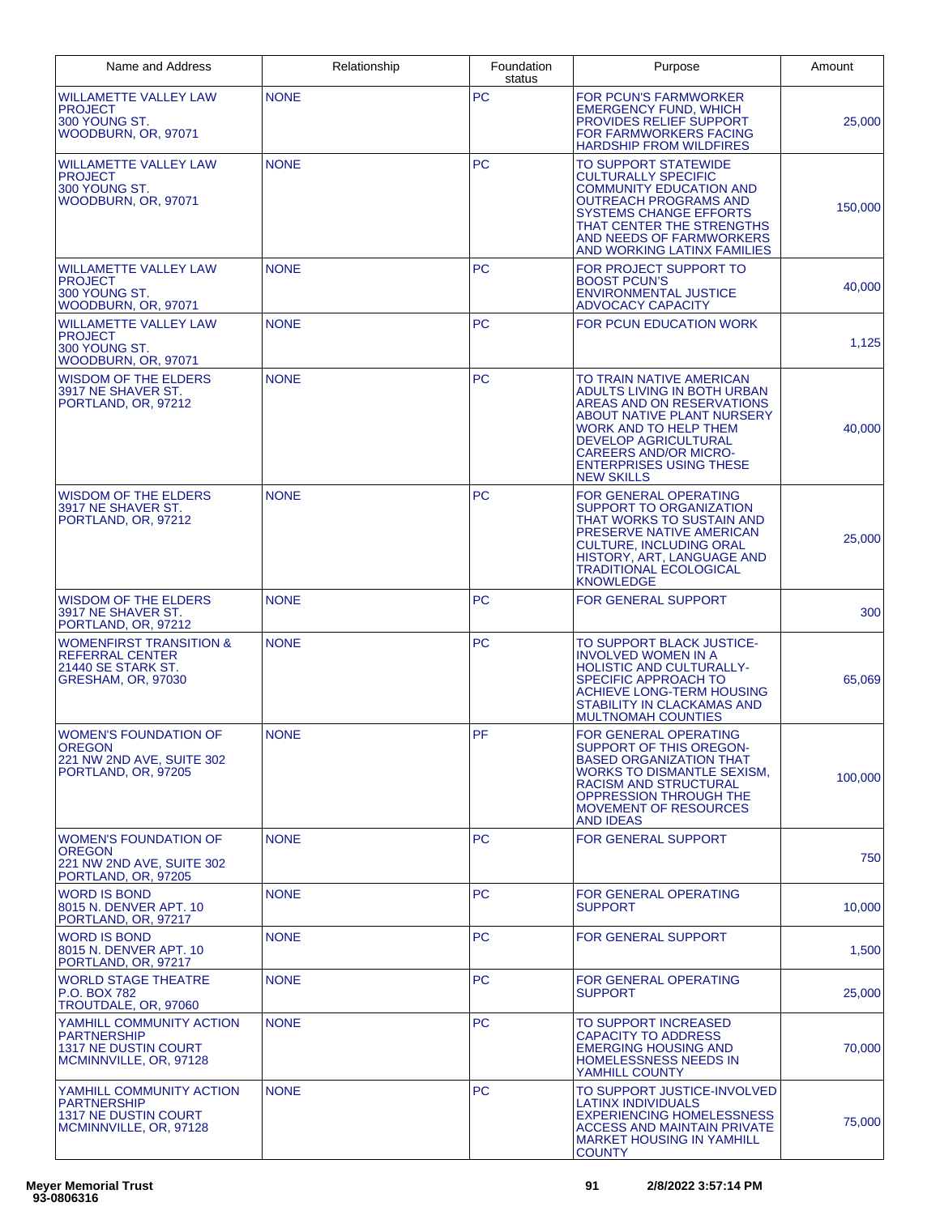| Name and Address | Relationship | Foundation status | Purpose | Amount |
|---|---|---|---|---|
| WILLAMETTE VALLEY LAW PROJECT 300 YOUNG ST. WOODBURN, OR, 97071 | NONE | PC | FOR PCUN'S FARMWORKER EMERGENCY FUND, WHICH PROVIDES RELIEF SUPPORT FOR FARMWORKERS FACING HARDSHIP FROM WILDFIRES | 25,000 |
| WILLAMETTE VALLEY LAW PROJECT 300 YOUNG ST. WOODBURN, OR, 97071 | NONE | PC | TO SUPPORT STATEWIDE CULTURALLY SPECIFIC COMMUNITY EDUCATION AND OUTREACH PROGRAMS AND SYSTEMS CHANGE EFFORTS THAT CENTER THE STRENGTHS AND NEEDS OF FARMWORKERS AND WORKING LATINX FAMILIES | 150,000 |
| WILLAMETTE VALLEY LAW PROJECT 300 YOUNG ST. WOODBURN, OR, 97071 | NONE | PC | FOR PROJECT SUPPORT TO BOOST PCUN'S ENVIRONMENTAL JUSTICE ADVOCACY CAPACITY | 40,000 |
| WILLAMETTE VALLEY LAW PROJECT 300 YOUNG ST. WOODBURN, OR, 97071 | NONE | PC | FOR PCUN EDUCATION WORK | 1,125 |
| WISDOM OF THE ELDERS 3917 NE SHAVER ST. PORTLAND, OR, 97212 | NONE | PC | TO TRAIN NATIVE AMERICAN ADULTS LIVING IN BOTH URBAN AREAS AND ON RESERVATIONS ABOUT NATIVE PLANT NURSERY WORK AND TO HELP THEM DEVELOP AGRICULTURAL CAREERS AND/OR MICRO-ENTERPRISES USING THESE NEW SKILLS | 40,000 |
| WISDOM OF THE ELDERS 3917 NE SHAVER ST. PORTLAND, OR, 97212 | NONE | PC | FOR GENERAL OPERATING SUPPORT TO ORGANIZATION THAT WORKS TO SUSTAIN AND PRESERVE NATIVE AMERICAN CULTURE, INCLUDING ORAL HISTORY, ART, LANGUAGE AND TRADITIONAL ECOLOGICAL KNOWLEDGE | 25,000 |
| WISDOM OF THE ELDERS 3917 NE SHAVER ST. PORTLAND, OR, 97212 | NONE | PC | FOR GENERAL SUPPORT | 300 |
| WOMENFIRST TRANSITION & REFERRAL CENTER 21440 SE STARK ST. GRESHAM, OR, 97030 | NONE | PC | TO SUPPORT BLACK JUSTICE-INVOLVED WOMEN IN A HOLISTIC AND CULTURALLY-SPECIFIC APPROACH TO ACHIEVE LONG-TERM HOUSING STABILITY IN CLACKAMAS AND MULTNOMAH COUNTIES | 65,069 |
| WOMEN'S FOUNDATION OF OREGON 221 NW 2ND AVE, SUITE 302 PORTLAND, OR, 97205 | NONE | PF | FOR GENERAL OPERATING SUPPORT OF THIS OREGON-BASED ORGANIZATION THAT WORKS TO DISMANTLE SEXISM, RACISM AND STRUCTURAL OPPRESSION THROUGH THE MOVEMENT OF RESOURCES AND IDEAS | 100,000 |
| WOMEN'S FOUNDATION OF OREGON 221 NW 2ND AVE, SUITE 302 PORTLAND, OR, 97205 | NONE | PC | FOR GENERAL SUPPORT | 750 |
| WORD IS BOND 8015 N. DENVER APT. 10 PORTLAND, OR, 97217 | NONE | PC | FOR GENERAL OPERATING SUPPORT | 10,000 |
| WORD IS BOND 8015 N. DENVER APT. 10 PORTLAND, OR, 97217 | NONE | PC | FOR GENERAL SUPPORT | 1,500 |
| WORLD STAGE THEATRE P.O. BOX 782 TROUTDALE, OR, 97060 | NONE | PC | FOR GENERAL OPERATING SUPPORT | 25,000 |
| YAMHILL COMMUNITY ACTION PARTNERSHIP 1317 NE DUSTIN COURT MCMINNVILLE, OR, 97128 | NONE | PC | TO SUPPORT INCREASED CAPACITY TO ADDRESS EMERGING HOUSING AND HOMELESSNESS NEEDS IN YAMHILL COUNTY | 70,000 |
| YAMHILL COMMUNITY ACTION PARTNERSHIP 1317 NE DUSTIN COURT MCMINNVILLE, OR, 97128 | NONE | PC | TO SUPPORT JUSTICE-INVOLVED LATINX INDIVIDUALS EXPERIENCING HOMELESSNESS ACCESS AND MAINTAIN PRIVATE MARKET HOUSING IN YAMHILL COUNTY | 75,000 |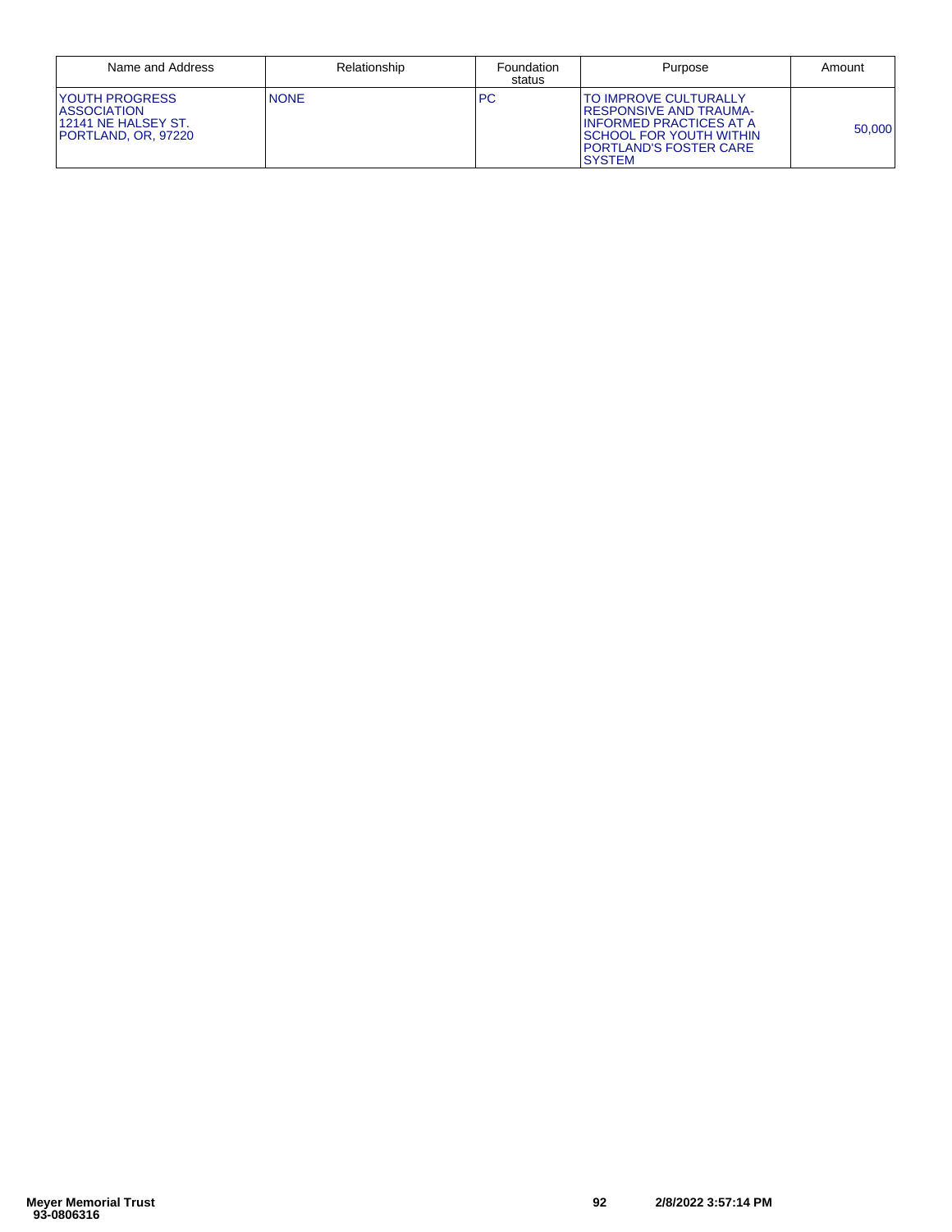| Name and Address | Relationship | Foundation status | Purpose | Amount |
| --- | --- | --- | --- | --- |
| YOUTH PROGRESS ASSOCIATION 12141 NE HALSEY ST. PORTLAND, OR, 97220 | NONE | PC | TO IMPROVE CULTURALLY RESPONSIVE AND TRAUMA-INFORMED PRACTICES AT A SCHOOL FOR YOUTH WITHIN PORTLAND'S FOSTER CARE SYSTEM | 50,000 |

**Meyer Memorial Trust**
**93-0806316**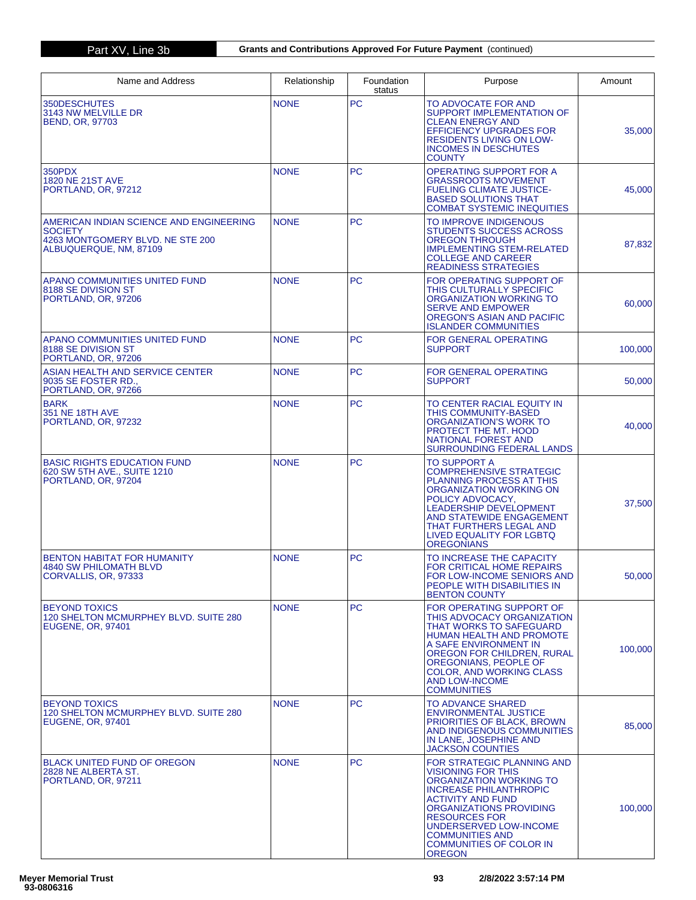## Part XV, Line 3b — Grants and Contributions Approved For Future Payment (continued)

| Name and Address | Relationship | Foundation status | Purpose | Amount |
|---|---|---|---|---|
| 350DESCHUTES<br>3143 NW MELVILLE DR<br>BEND, OR, 97703 | NONE | PC | TO ADVOCATE FOR AND SUPPORT IMPLEMENTATION OF CLEAN ENERGY AND EFFICIENCY UPGRADES FOR RESIDENTS LIVING ON LOW-INCOMES IN DESCHUTES COUNTY | 35,000 |
| 350PDX<br>1820 NE 21ST AVE<br>PORTLAND, OR, 97212 | NONE | PC | OPERATING SUPPORT FOR A GRASSROOTS MOVEMENT FUELING CLIMATE JUSTICE-BASED SOLUTIONS THAT COMBAT SYSTEMIC INEQUITIES | 45,000 |
| AMERICAN INDIAN SCIENCE AND ENGINEERING SOCIETY<br>4263 MONTGOMERY BLVD. NE STE 200<br>ALBUQUERQUE, NM, 87109 | NONE | PC | TO IMPROVE INDIGENOUS STUDENTS SUCCESS ACROSS OREGON THROUGH IMPLEMENTING STEM-RELATED COLLEGE AND CAREER READINESS STRATEGIES | 87,832 |
| APANO COMMUNITIES UNITED FUND<br>8188 SE DIVISION ST<br>PORTLAND, OR, 97206 | NONE | PC | FOR OPERATING SUPPORT OF THIS CULTURALLY SPECIFIC ORGANIZATION WORKING TO SERVE AND EMPOWER OREGON'S ASIAN AND PACIFIC ISLANDER COMMUNITIES | 60,000 |
| APANO COMMUNITIES UNITED FUND<br>8188 SE DIVISION ST<br>PORTLAND, OR, 97206 | NONE | PC | FOR GENERAL OPERATING SUPPORT | 100,000 |
| ASIAN HEALTH AND SERVICE CENTER<br>9035 SE FOSTER RD.,<br>PORTLAND, OR, 97266 | NONE | PC | FOR GENERAL OPERATING SUPPORT | 50,000 |
| BARK<br>351 NE 18TH AVE<br>PORTLAND, OR, 97232 | NONE | PC | TO CENTER RACIAL EQUITY IN THIS COMMUNITY-BASED ORGANIZATION'S WORK TO PROTECT THE MT. HOOD NATIONAL FOREST AND SURROUNDING FEDERAL LANDS | 40,000 |
| BASIC RIGHTS EDUCATION FUND<br>620 SW 5TH AVE., SUITE 1210<br>PORTLAND, OR, 97204 | NONE | PC | TO SUPPORT A COMPREHENSIVE STRATEGIC PLANNING PROCESS AT THIS ORGANIZATION WORKING ON POLICY ADVOCACY, LEADERSHIP DEVELOPMENT AND STATEWIDE ENGAGEMENT THAT FURTHERS LEGAL AND LIVED EQUALITY FOR LGBTQ OREGONIANS | 37,500 |
| BENTON HABITAT FOR HUMANITY<br>4840 SW PHILOMATH BLVD<br>CORVALLIS, OR, 97333 | NONE | PC | TO INCREASE THE CAPACITY FOR CRITICAL HOME REPAIRS FOR LOW-INCOME SENIORS AND PEOPLE WITH DISABILITIES IN BENTON COUNTY | 50,000 |
| BEYOND TOXICS<br>120 SHELTON MCMURPHEY BLVD. SUITE 280<br>EUGENE, OR, 97401 | NONE | PC | FOR OPERATING SUPPORT OF THIS ADVOCACY ORGANIZATION THAT WORKS TO SAFEGUARD HUMAN HEALTH AND PROMOTE A SAFE ENVIRONMENT IN OREGON FOR CHILDREN, RURAL OREGONIANS, PEOPLE OF COLOR, AND WORKING CLASS AND LOW-INCOME COMMUNITIES | 100,000 |
| BEYOND TOXICS<br>120 SHELTON MCMURPHEY BLVD. SUITE 280<br>EUGENE, OR, 97401 | NONE | PC | TO ADVANCE SHARED ENVIRONMENTAL JUSTICE PRIORITIES OF BLACK, BROWN AND INDIGENOUS COMMUNITIES IN LANE, JOSEPHINE AND JACKSON COUNTIES | 85,000 |
| BLACK UNITED FUND OF OREGON<br>2828 NE ALBERTA ST.<br>PORTLAND, OR, 97211 | NONE | PC | FOR STRATEGIC PLANNING AND VISIONING FOR THIS ORGANIZATION WORKING TO INCREASE PHILANTHROPIC ACTIVITY AND FUND ORGANIZATIONS PROVIDING RESOURCES FOR UNDERSERVED LOW-INCOME COMMUNITIES AND COMMUNITIES OF COLOR IN OREGON | 100,000 |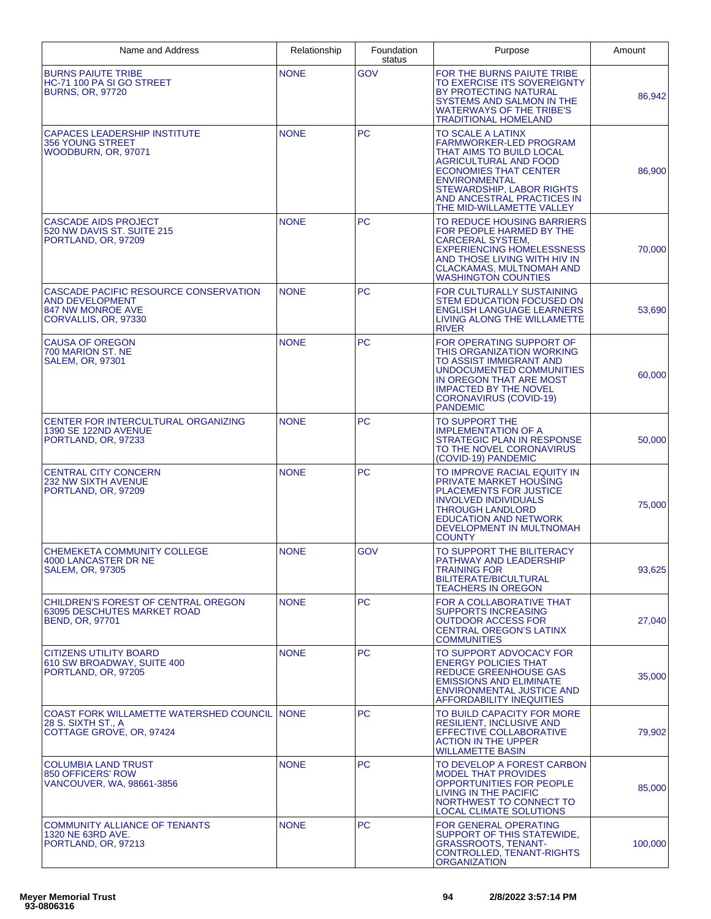| Name and Address | Relationship | Foundation status | Purpose | Amount |
|---|---|---|---|---|
| BURNS PAIUTE TRIBE<br>HC-71 100 PA SI GO STREET<br>BURNS, OR, 97720 | NONE | GOV | FOR THE BURNS PAIUTE TRIBE TO EXERCISE ITS SOVEREIGNTY BY PROTECTING NATURAL SYSTEMS AND SALMON IN THE WATERWAYS OF THE TRIBE'S TRADITIONAL HOMELAND | 86,942 |
| CAPACES LEADERSHIP INSTITUTE<br>356 YOUNG STREET<br>WOODBURN, OR, 97071 | NONE | PC | TO SCALE A LATINX FARMWORKER-LED PROGRAM THAT AIMS TO BUILD LOCAL AGRICULTURAL AND FOOD ECONOMIES THAT CENTER ENVIRONMENTAL STEWARDSHIP, LABOR RIGHTS AND ANCESTRAL PRACTICES IN THE MID-WILLAMETTE VALLEY | 86,900 |
| CASCADE AIDS PROJECT<br>520 NW DAVIS ST. SUITE 215<br>PORTLAND, OR, 97209 | NONE | PC | TO REDUCE HOUSING BARRIERS FOR PEOPLE HARMED BY THE CARCERAL SYSTEM, EXPERIENCING HOMELESSNESS AND THOSE LIVING WITH HIV IN CLACKAMAS, MULTNOMAH AND WASHINGTON COUNTIES | 70,000 |
| CASCADE PACIFIC RESOURCE CONSERVATION AND DEVELOPMENT<br>847 NW MONROE AVE<br>CORVALLIS, OR, 97330 | NONE | PC | FOR CULTURALLY SUSTAINING STEM EDUCATION FOCUSED ON ENGLISH LANGUAGE LEARNERS LIVING ALONG THE WILLAMETTE RIVER | 53,690 |
| CAUSA OF OREGON<br>700 MARION ST. NE<br>SALEM, OR, 97301 | NONE | PC | FOR OPERATING SUPPORT OF THIS ORGANIZATION WORKING TO ASSIST IMMIGRANT AND UNDOCUMENTED COMMUNITIES IN OREGON THAT ARE MOST IMPACTED BY THE NOVEL CORONAVIRUS (COVID-19) PANDEMIC | 60,000 |
| CENTER FOR INTERCULTURAL ORGANIZING<br>1390 SE 122ND AVENUE<br>PORTLAND, OR, 97233 | NONE | PC | TO SUPPORT THE IMPLEMENTATION OF A STRATEGIC PLAN IN RESPONSE TO THE NOVEL CORONAVIRUS (COVID-19) PANDEMIC | 50,000 |
| CENTRAL CITY CONCERN<br>232 NW SIXTH AVENUE<br>PORTLAND, OR, 97209 | NONE | PC | TO IMPROVE RACIAL EQUITY IN PRIVATE MARKET HOUSING PLACEMENTS FOR JUSTICE INVOLVED INDIVIDUALS THROUGH LANDLORD EDUCATION AND NETWORK DEVELOPMENT IN MULTNOMAH COUNTY | 75,000 |
| CHEMEKETA COMMUNITY COLLEGE<br>4000 LANCASTER DR NE<br>SALEM, OR, 97305 | NONE | GOV | TO SUPPORT THE BILITERACY PATHWAY AND LEADERSHIP TRAINING FOR BILITERATE/BICULTURAL TEACHERS IN OREGON | 93,625 |
| CHILDREN'S FOREST OF CENTRAL OREGON<br>63095 DESCHUTES MARKET ROAD<br>BEND, OR, 97701 | NONE | PC | FOR A COLLABORATIVE THAT SUPPORTS INCREASING OUTDOOR ACCESS FOR CENTRAL OREGON'S LATINX COMMUNITIES | 27,040 |
| CITIZENS UTILITY BOARD<br>610 SW BROADWAY, SUITE 400<br>PORTLAND, OR, 97205 | NONE | PC | TO SUPPORT ADVOCACY FOR ENERGY POLICIES THAT REDUCE GREENHOUSE GAS EMISSIONS AND ELIMINATE ENVIRONMENTAL JUSTICE AND AFFORDABILITY INEQUITIES | 35,000 |
| COAST FORK WILLAMETTE WATERSHED COUNCIL<br>28 S. SIXTH ST., A<br>COTTAGE GROVE, OR, 97424 | NONE | PC | TO BUILD CAPACITY FOR MORE RESILIENT, INCLUSIVE AND EFFECTIVE COLLABORATIVE ACTION IN THE UPPER WILLAMETTE BASIN | 79,902 |
| COLUMBIA LAND TRUST<br>850 OFFICERS' ROW<br>VANCOUVER, WA, 98661-3856 | NONE | PC | TO DEVELOP A FOREST CARBON MODEL THAT PROVIDES OPPORTUNITIES FOR PEOPLE LIVING IN THE PACIFIC NORTHWEST TO CONNECT TO LOCAL CLIMATE SOLUTIONS | 85,000 |
| COMMUNITY ALLIANCE OF TENANTS<br>1320 NE 63RD AVE.<br>PORTLAND, OR, 97213 | NONE | PC | FOR GENERAL OPERATING SUPPORT OF THIS STATEWIDE, GRASSROOTS, TENANT-CONTROLLED, TENANT-RIGHTS ORGANIZATION | 100,000 |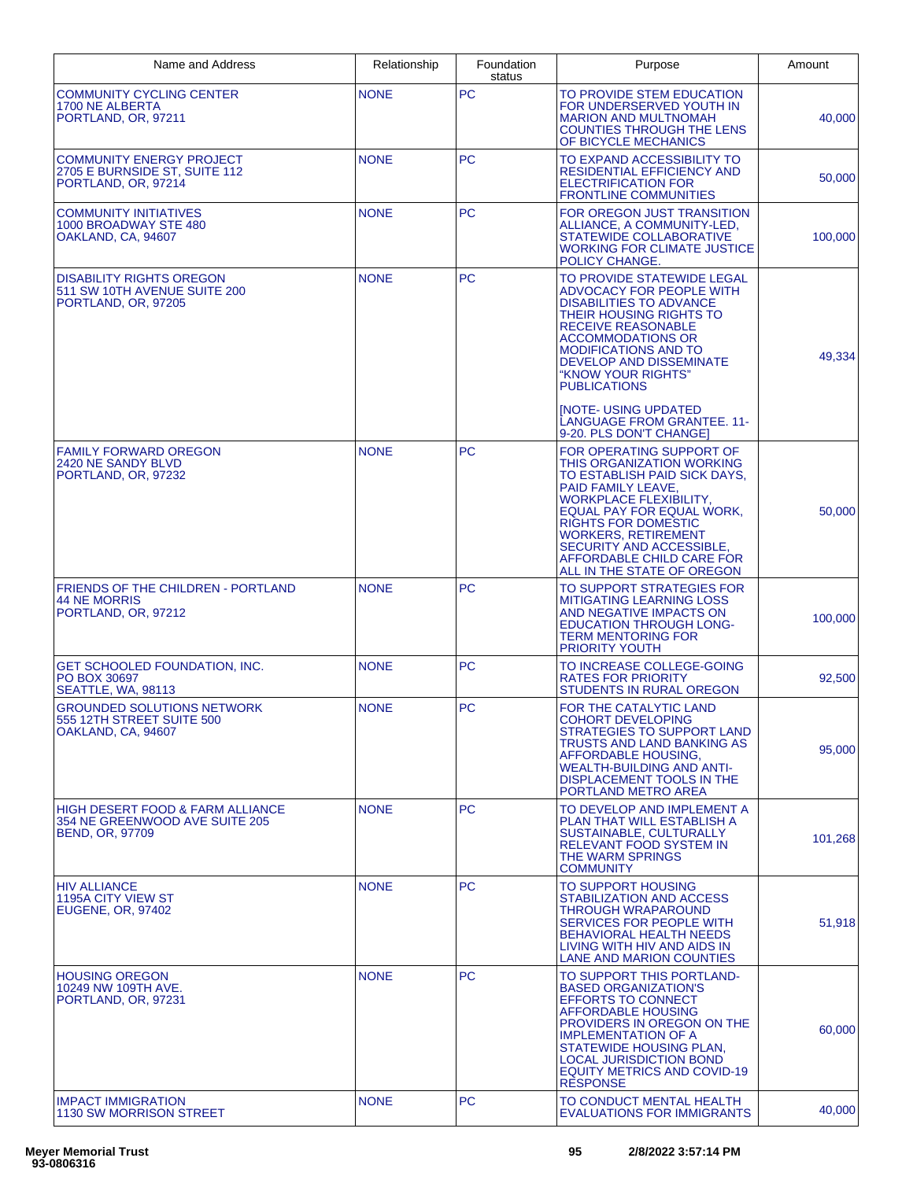| Name and Address | Relationship | Foundation status | Purpose | Amount |
|---|---|---|---|---|
| COMMUNITY CYCLING CENTER<br>1700 NE ALBERTA<br>PORTLAND, OR, 97211 | NONE | PC | TO PROVIDE STEM EDUCATION FOR UNDERSERVED YOUTH IN MARION AND MULTNOMAH COUNTIES THROUGH THE LENS OF BICYCLE MECHANICS | 40,000 |
| COMMUNITY ENERGY PROJECT<br>2705 E BURNSIDE ST, SUITE 112<br>PORTLAND, OR, 97214 | NONE | PC | TO EXPAND ACCESSIBILITY TO RESIDENTIAL EFFICIENCY AND ELECTRIFICATION FOR FRONTLINE COMMUNITIES | 50,000 |
| COMMUNITY INITIATIVES<br>1000 BROADWAY STE 480<br>OAKLAND, CA, 94607 | NONE | PC | FOR OREGON JUST TRANSITION ALLIANCE, A COMMUNITY-LED, STATEWIDE COLLABORATIVE WORKING FOR CLIMATE JUSTICE POLICY CHANGE. | 100,000 |
| DISABILITY RIGHTS OREGON<br>511 SW 10TH AVENUE SUITE 200<br>PORTLAND, OR, 97205 | NONE | PC | TO PROVIDE STATEWIDE LEGAL ADVOCACY FOR PEOPLE WITH DISABILITIES TO ADVANCE THEIR HOUSING RIGHTS TO RECEIVE REASONABLE ACCOMMODATIONS OR MODIFICATIONS AND TO DEVELOP AND DISSEMINATE "KNOW YOUR RIGHTS" PUBLICATIONS<br><br>[NOTE- USING UPDATED LANGUAGE FROM GRANTEE. 11-9-20. PLS DON'T CHANGE] | 49,334 |
| FAMILY FORWARD OREGON<br>2420 NE SANDY BLVD<br>PORTLAND, OR, 97232 | NONE | PC | FOR OPERATING SUPPORT OF THIS ORGANIZATION WORKING TO ESTABLISH PAID SICK DAYS, PAID FAMILY LEAVE, WORKPLACE FLEXIBILITY, EQUAL PAY FOR EQUAL WORK, RIGHTS FOR DOMESTIC WORKERS, RETIREMENT SECURITY AND ACCESSIBLE, AFFORDABLE CHILD CARE FOR ALL IN THE STATE OF OREGON | 50,000 |
| FRIENDS OF THE CHILDREN - PORTLAND<br>44 NE MORRIS<br>PORTLAND, OR, 97212 | NONE | PC | TO SUPPORT STRATEGIES FOR MITIGATING LEARNING LOSS AND NEGATIVE IMPACTS ON EDUCATION THROUGH LONG-TERM MENTORING FOR PRIORITY YOUTH | 100,000 |
| GET SCHOOLED FOUNDATION, INC.<br>PO BOX 30697<br>SEATTLE, WA, 98113 | NONE | PC | TO INCREASE COLLEGE-GOING RATES FOR PRIORITY STUDENTS IN RURAL OREGON | 92,500 |
| GROUNDED SOLUTIONS NETWORK<br>555 12TH STREET SUITE 500<br>OAKLAND, CA, 94607 | NONE | PC | FOR THE CATALYTIC LAND COHORT DEVELOPING STRATEGIES TO SUPPORT LAND TRUSTS AND LAND BANKING AS AFFORDABLE HOUSING, WEALTH-BUILDING AND ANTI-DISPLACEMENT TOOLS IN THE PORTLAND METRO AREA | 95,000 |
| HIGH DESERT FOOD & FARM ALLIANCE<br>354 NE GREENWOOD AVE SUITE 205<br>BEND, OR, 97709 | NONE | PC | TO DEVELOP AND IMPLEMENT A PLAN THAT WILL ESTABLISH A SUSTAINABLE, CULTURALLY RELEVANT FOOD SYSTEM IN THE WARM SPRINGS COMMUNITY | 101,268 |
| HIV ALLIANCE<br>1195A CITY VIEW ST<br>EUGENE, OR, 97402 | NONE | PC | TO SUPPORT HOUSING STABILIZATION AND ACCESS THROUGH WRAPAROUND SERVICES FOR PEOPLE WITH BEHAVIORAL HEALTH NEEDS LIVING WITH HIV AND AIDS IN LANE AND MARION COUNTIES | 51,918 |
| HOUSING OREGON<br>10249 NW 109TH AVE.<br>PORTLAND, OR, 97231 | NONE | PC | TO SUPPORT THIS PORTLAND-BASED ORGANIZATION'S EFFORTS TO CONNECT AFFORDABLE HOUSING PROVIDERS IN OREGON ON THE IMPLEMENTATION OF A STATEWIDE HOUSING PLAN, LOCAL JURISDICTION BOND EQUITY METRICS AND COVID-19 RESPONSE | 60,000 |
| IMPACT IMMIGRATION<br>1130 SW MORRISON STREET | NONE | PC | TO CONDUCT MENTAL HEALTH EVALUATIONS FOR IMMIGRANTS | 40,000 |

Meyer Memorial Trust
93-0806316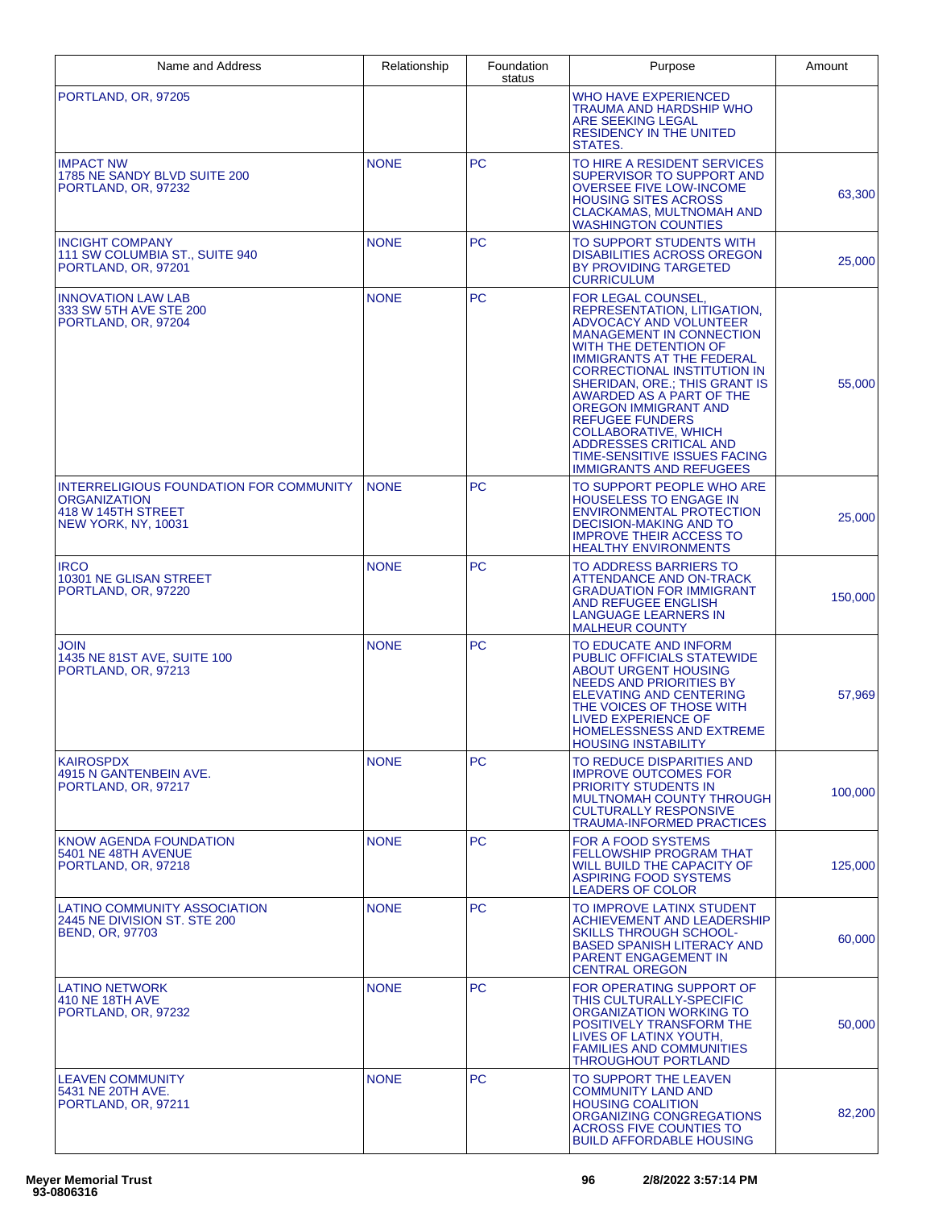| Name and Address | Relationship | Foundation status | Purpose | Amount |
| --- | --- | --- | --- | --- |
| PORTLAND, OR, 97205 | | | WHO HAVE EXPERIENCED TRAUMA AND HARDSHIP WHO ARE SEEKING LEGAL RESIDENCY IN THE UNITED STATES. | |
| IMPACT NW<br>1785 NE SANDY BLVD SUITE 200<br>PORTLAND, OR, 97232 | NONE | PC | TO HIRE A RESIDENT SERVICES SUPERVISOR TO SUPPORT AND OVERSEE FIVE LOW-INCOME HOUSING SITES ACROSS CLACKAMAS, MULTNOMAH AND WASHINGTON COUNTIES | 63,300 |
| INCIGHT COMPANY<br>111 SW COLUMBIA ST., SUITE 940<br>PORTLAND, OR, 97201 | NONE | PC | TO SUPPORT STUDENTS WITH DISABILITIES ACROSS OREGON BY PROVIDING TARGETED CURRICULUM | 25,000 |
| INNOVATION LAW LAB<br>333 SW 5TH AVE STE 200<br>PORTLAND, OR, 97204 | NONE | PC | FOR LEGAL COUNSEL, REPRESENTATION, LITIGATION, ADVOCACY AND VOLUNTEER MANAGEMENT IN CONNECTION WITH THE DETENTION OF IMMIGRANTS AT THE FEDERAL CORRECTIONAL INSTITUTION IN SHERIDAN, ORE.; THIS GRANT IS AWARDED AS A PART OF THE OREGON IMMIGRANT AND REFUGEE FUNDERS COLLABORATIVE, WHICH ADDRESSES CRITICAL AND TIME-SENSITIVE ISSUES FACING IMMIGRANTS AND REFUGEES | 55,000 |
| INTERRELIGIOUS FOUNDATION FOR COMMUNITY ORGANIZATION<br>418 W 145TH STREET<br>NEW YORK, NY, 10031 | NONE | PC | TO SUPPORT PEOPLE WHO ARE HOUSELESS TO ENGAGE IN ENVIRONMENTAL PROTECTION DECISION-MAKING AND TO IMPROVE THEIR ACCESS TO HEALTHY ENVIRONMENTS | 25,000 |
| IRCO<br>10301 NE GLISAN STREET<br>PORTLAND, OR, 97220 | NONE | PC | TO ADDRESS BARRIERS TO ATTENDANCE AND ON-TRACK GRADUATION FOR IMMIGRANT AND REFUGEE ENGLISH LANGUAGE LEARNERS IN MALHEUR COUNTY | 150,000 |
| JOIN<br>1435 NE 81ST AVE, SUITE 100<br>PORTLAND, OR, 97213 | NONE | PC | TO EDUCATE AND INFORM PUBLIC OFFICIALS STATEWIDE ABOUT URGENT HOUSING NEEDS AND PRIORITIES BY ELEVATING AND CENTERING THE VOICES OF THOSE WITH LIVED EXPERIENCE OF HOMELESSNESS AND EXTREME HOUSING INSTABILITY | 57,969 |
| KAIROSPDX<br>4915 N GANTENBEIN AVE.<br>PORTLAND, OR, 97217 | NONE | PC | TO REDUCE DISPARITIES AND IMPROVE OUTCOMES FOR PRIORITY STUDENTS IN MULTNOMAH COUNTY THROUGH CULTURALLY RESPONSIVE TRAUMA-INFORMED PRACTICES | 100,000 |
| KNOW AGENDA FOUNDATION<br>5401 NE 48TH AVENUE<br>PORTLAND, OR, 97218 | NONE | PC | FOR A FOOD SYSTEMS FELLOWSHIP PROGRAM THAT WILL BUILD THE CAPACITY OF ASPIRING FOOD SYSTEMS LEADERS OF COLOR | 125,000 |
| LATINO COMMUNITY ASSOCIATION<br>2445 NE DIVISION ST. STE 200<br>BEND, OR, 97703 | NONE | PC | TO IMPROVE LATINX STUDENT ACHIEVEMENT AND LEADERSHIP SKILLS THROUGH SCHOOL-BASED SPANISH LITERACY AND PARENT ENGAGEMENT IN CENTRAL OREGON | 60,000 |
| LATINO NETWORK<br>410 NE 18TH AVE<br>PORTLAND, OR, 97232 | NONE | PC | FOR OPERATING SUPPORT OF THIS CULTURALLY-SPECIFIC ORGANIZATION WORKING TO POSITIVELY TRANSFORM THE LIVES OF LATINX YOUTH, FAMILIES AND COMMUNITIES THROUGHOUT PORTLAND | 50,000 |
| LEAVEN COMMUNITY<br>5431 NE 20TH AVE.<br>PORTLAND, OR, 97211 | NONE | PC | TO SUPPORT THE LEAVEN COMMUNITY LAND AND HOUSING COALITION ORGANIZING CONGREGATIONS ACROSS FIVE COUNTIES TO BUILD AFFORDABLE HOUSING | 82,200 |

Meyer Memorial Trust
93-0806316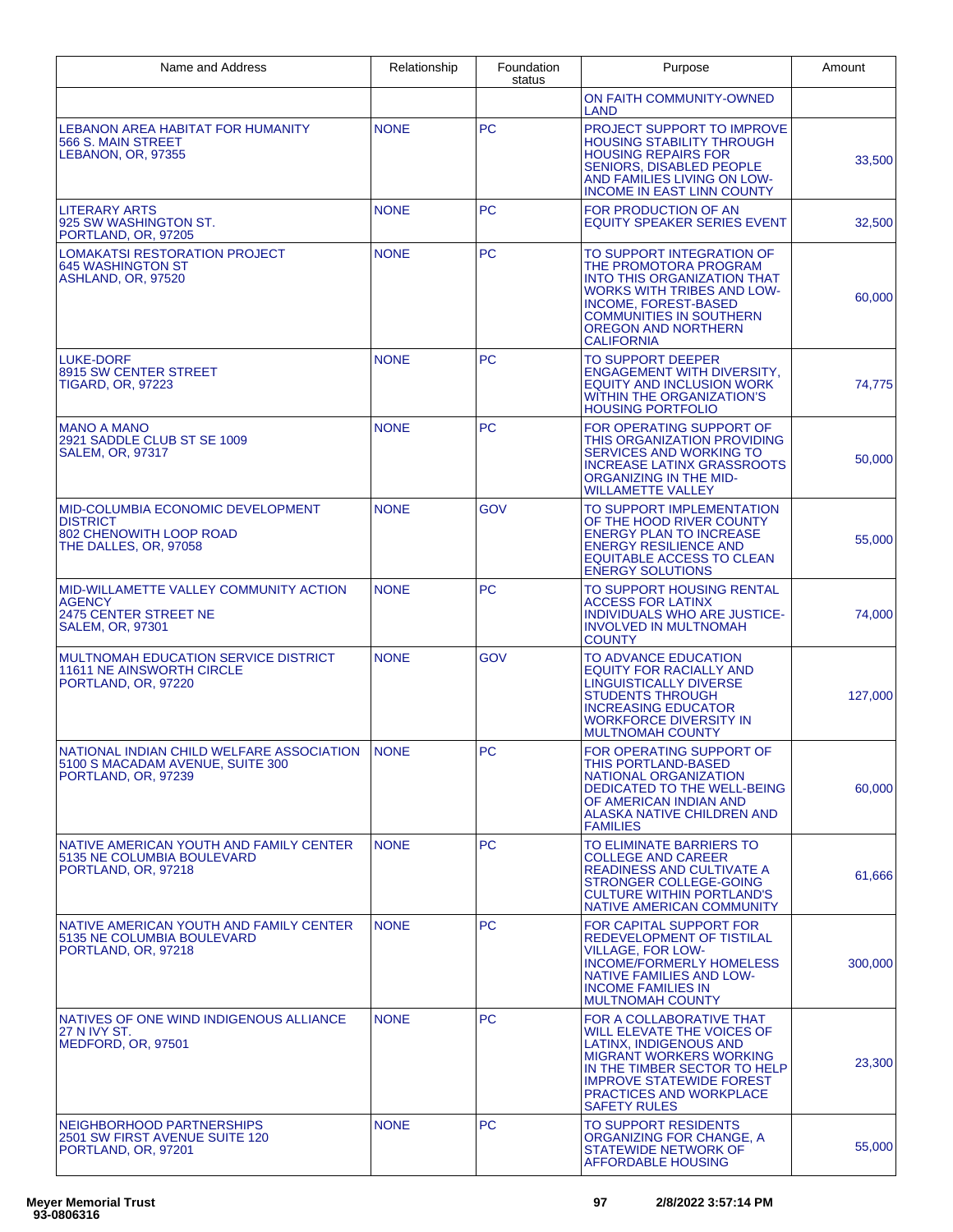| Name and Address | Relationship | Foundation status | Purpose | Amount |
|---|---|---|---|---|
| | | | ON FAITH COMMUNITY-OWNED LAND | |
| LEBANON AREA HABITAT FOR HUMANITY 566 S. MAIN STREET LEBANON, OR, 97355 | NONE | PC | PROJECT SUPPORT TO IMPROVE HOUSING STABILITY THROUGH HOUSING REPAIRS FOR SENIORS, DISABLED PEOPLE AND FAMILIES LIVING ON LOW-INCOME IN EAST LINN COUNTY | 33,500 |
| LITERARY ARTS 925 SW WASHINGTON ST. PORTLAND, OR, 97205 | NONE | PC | FOR PRODUCTION OF AN EQUITY SPEAKER SERIES EVENT | 32,500 |
| LOMAKATSI RESTORATION PROJECT 645 WASHINGTON ST ASHLAND, OR, 97520 | NONE | PC | TO SUPPORT INTEGRATION OF THE PROMOTORA PROGRAM INTO THIS ORGANIZATION THAT WORKS WITH TRIBES AND LOW-INCOME, FOREST-BASED COMMUNITIES IN SOUTHERN OREGON AND NORTHERN CALIFORNIA | 60,000 |
| LUKE-DORF 8915 SW CENTER STREET TIGARD, OR, 97223 | NONE | PC | TO SUPPORT DEEPER ENGAGEMENT WITH DIVERSITY, EQUITY AND INCLUSION WORK WITHIN THE ORGANIZATION'S HOUSING PORTFOLIO | 74,775 |
| MANO A MANO 2921 SADDLE CLUB ST SE 1009 SALEM, OR, 97317 | NONE | PC | FOR OPERATING SUPPORT OF THIS ORGANIZATION PROVIDING SERVICES AND WORKING TO INCREASE LATINX GRASSROOTS ORGANIZING IN THE MID-WILLAMETTE VALLEY | 50,000 |
| MID-COLUMBIA ECONOMIC DEVELOPMENT DISTRICT 802 CHENOWITH LOOP ROAD THE DALLES, OR, 97058 | NONE | GOV | TO SUPPORT IMPLEMENTATION OF THE HOOD RIVER COUNTY ENERGY PLAN TO INCREASE ENERGY RESILIENCE AND EQUITABLE ACCESS TO CLEAN ENERGY SOLUTIONS | 55,000 |
| MID-WILLAMETTE VALLEY COMMUNITY ACTION AGENCY 2475 CENTER STREET NE SALEM, OR, 97301 | NONE | PC | TO SUPPORT HOUSING RENTAL ACCESS FOR LATINX INDIVIDUALS WHO ARE JUSTICE-INVOLVED IN MULTNOMAH COUNTY | 74,000 |
| MULTNOMAH EDUCATION SERVICE DISTRICT 11611 NE AINSWORTH CIRCLE PORTLAND, OR, 97220 | NONE | GOV | TO ADVANCE EDUCATION EQUITY FOR RACIALLY AND LINGUISTICALLY DIVERSE STUDENTS THROUGH INCREASING EDUCATOR WORKFORCE DIVERSITY IN MULTNOMAH COUNTY | 127,000 |
| NATIONAL INDIAN CHILD WELFARE ASSOCIATION 5100 S MACADAM AVENUE, SUITE 300 PORTLAND, OR, 97239 | NONE | PC | FOR OPERATING SUPPORT OF THIS PORTLAND-BASED NATIONAL ORGANIZATION DEDICATED TO THE WELL-BEING OF AMERICAN INDIAN AND ALASKA NATIVE CHILDREN AND FAMILIES | 60,000 |
| NATIVE AMERICAN YOUTH AND FAMILY CENTER 5135 NE COLUMBIA BOULEVARD PORTLAND, OR, 97218 | NONE | PC | TO ELIMINATE BARRIERS TO COLLEGE AND CAREER READINESS AND CULTIVATE A STRONGER COLLEGE-GOING CULTURE WITHIN PORTLAND'S NATIVE AMERICAN COMMUNITY | 61,666 |
| NATIVE AMERICAN YOUTH AND FAMILY CENTER 5135 NE COLUMBIA BOULEVARD PORTLAND, OR, 97218 | NONE | PC | FOR CAPITAL SUPPORT FOR REDEVELOPMENT OF TISTILAL VILLAGE, FOR LOW-INCOME/FORMERLY HOMELESS NATIVE FAMILIES AND LOW-INCOME FAMILIES IN MULTNOMAH COUNTY | 300,000 |
| NATIVES OF ONE WIND INDIGENOUS ALLIANCE 27 N IVY ST. MEDFORD, OR, 97501 | NONE | PC | FOR A COLLABORATIVE THAT WILL ELEVATE THE VOICES OF LATINX, INDIGENOUS AND MIGRANT WORKERS WORKING IN THE TIMBER SECTOR TO HELP IMPROVE STATEWIDE FOREST PRACTICES AND WORKPLACE SAFETY RULES | 23,300 |
| NEIGHBORHOOD PARTNERSHIPS 2501 SW FIRST AVENUE SUITE 120 PORTLAND, OR, 97201 | NONE | PC | TO SUPPORT RESIDENTS ORGANIZING FOR CHANGE, A STATEWIDE NETWORK OF AFFORDABLE HOUSING | 55,000 |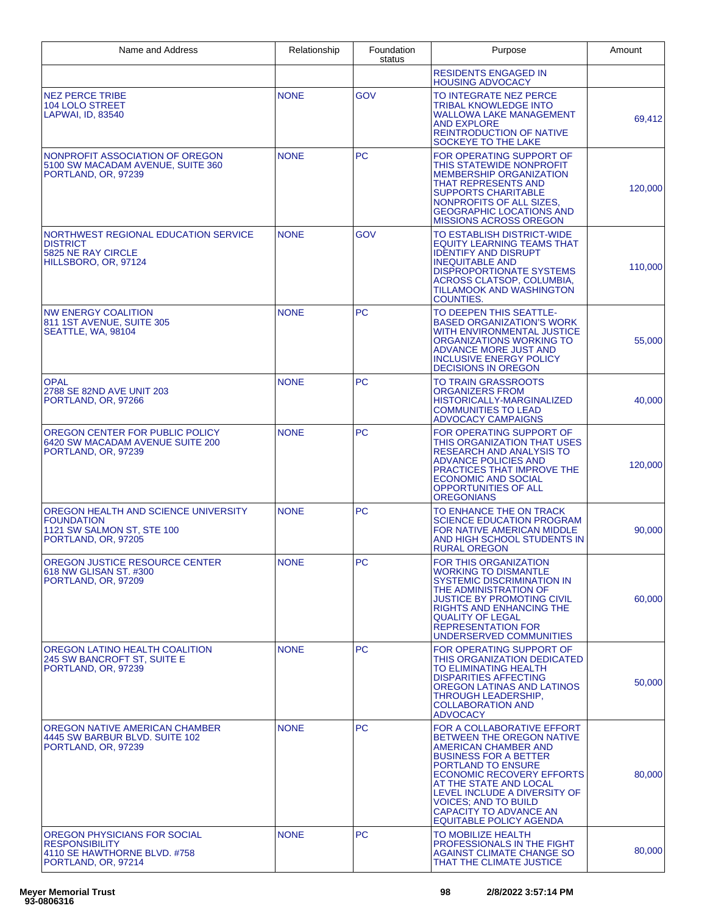| Name and Address | Relationship | Foundation status | Purpose | Amount |
|---|---|---|---|---|
| | | | RESIDENTS ENGAGED IN HOUSING ADVOCACY | |
| NEZ PERCE TRIBE<br>104 LOLO STREET<br>LAPWAI, ID, 83540 | NONE | GOV | TO INTEGRATE NEZ PERCE TRIBAL KNOWLEDGE INTO WALLOWA LAKE MANAGEMENT AND EXPLORE REINTRODUCTION OF NATIVE SOCKEYE TO THE LAKE | 69,412 |
| NONPROFIT ASSOCIATION OF OREGON<br>5100 SW MACADAM AVENUE, SUITE 360<br>PORTLAND, OR, 97239 | NONE | PC | FOR OPERATING SUPPORT OF THIS STATEWIDE NONPROFIT MEMBERSHIP ORGANIZATION THAT REPRESENTS AND SUPPORTS CHARITABLE NONPROFITS OF ALL SIZES, GEOGRAPHIC LOCATIONS AND MISSIONS ACROSS OREGON | 120,000 |
| NORTHWEST REGIONAL EDUCATION SERVICE DISTRICT<br>5825 NE RAY CIRCLE<br>HILLSBORO, OR, 97124 | NONE | GOV | TO ESTABLISH DISTRICT-WIDE EQUITY LEARNING TEAMS THAT IDENTIFY AND DISRUPT INEQUITABLE AND DISPROPORTIONATE SYSTEMS ACROSS CLATSOP, COLUMBIA, TILLAMOOK AND WASHINGTON COUNTIES. | 110,000 |
| NW ENERGY COALITION<br>811 1ST AVENUE, SUITE 305<br>SEATTLE, WA, 98104 | NONE | PC | TO DEEPEN THIS SEATTLE-BASED ORGANIZATION'S WORK WITH ENVIRONMENTAL JUSTICE ORGANIZATIONS WORKING TO ADVANCE MORE JUST AND INCLUSIVE ENERGY POLICY DECISIONS IN OREGON | 55,000 |
| OPAL<br>2788 SE 82ND AVE UNIT 203<br>PORTLAND, OR, 97266 | NONE | PC | TO TRAIN GRASSROOTS ORGANIZERS FROM HISTORICALLY-MARGINALIZED COMMUNITIES TO LEAD ADVOCACY CAMPAIGNS | 40,000 |
| OREGON CENTER FOR PUBLIC POLICY<br>6420 SW MACADAM AVENUE SUITE 200<br>PORTLAND, OR, 97239 | NONE | PC | FOR OPERATING SUPPORT OF THIS ORGANIZATION THAT USES RESEARCH AND ANALYSIS TO ADVANCE POLICIES AND PRACTICES THAT IMPROVE THE ECONOMIC AND SOCIAL OPPORTUNITIES OF ALL OREGONIANS | 120,000 |
| OREGON HEALTH AND SCIENCE UNIVERSITY FOUNDATION<br>1121 SW SALMON ST, STE 100<br>PORTLAND, OR, 97205 | NONE | PC | TO ENHANCE THE ON TRACK SCIENCE EDUCATION PROGRAM FOR NATIVE AMERICAN MIDDLE AND HIGH SCHOOL STUDENTS IN RURAL OREGON | 90,000 |
| OREGON JUSTICE RESOURCE CENTER<br>618 NW GLISAN ST. #300<br>PORTLAND, OR, 97209 | NONE | PC | FOR THIS ORGANIZATION WORKING TO DISMANTLE SYSTEMIC DISCRIMINATION IN THE ADMINISTRATION OF JUSTICE BY PROMOTING CIVIL RIGHTS AND ENHANCING THE QUALITY OF LEGAL REPRESENTATION FOR UNDERSERVED COMMUNITIES | 60,000 |
| OREGON LATINO HEALTH COALITION<br>245 SW BANCROFT ST, SUITE E<br>PORTLAND, OR, 97239 | NONE | PC | FOR OPERATING SUPPORT OF THIS ORGANIZATION DEDICATED TO ELIMINATING HEALTH DISPARITIES AFFECTING OREGON LATINAS AND LATINOS THROUGH LEADERSHIP, COLLABORATION AND ADVOCACY | 50,000 |
| OREGON NATIVE AMERICAN CHAMBER<br>4445 SW BARBUR BLVD. SUITE 102<br>PORTLAND, OR, 97239 | NONE | PC | FOR A COLLABORATIVE EFFORT BETWEEN THE OREGON NATIVE AMERICAN CHAMBER AND BUSINESS FOR A BETTER PORTLAND TO ENSURE ECONOMIC RECOVERY EFFORTS AT THE STATE AND LOCAL LEVEL INCLUDE A DIVERSITY OF VOICES; AND TO BUILD CAPACITY TO ADVANCE AN EQUITABLE POLICY AGENDA | 80,000 |
| OREGON PHYSICIANS FOR SOCIAL RESPONSIBILITY<br>4110 SE HAWTHORNE BLVD. #758<br>PORTLAND, OR, 97214 | NONE | PC | TO MOBILIZE HEALTH PROFESSIONALS IN THE FIGHT AGAINST CLIMATE CHANGE SO THAT THE CLIMATE JUSTICE | 80,000 |

Meyer Memorial Trust
93-0806316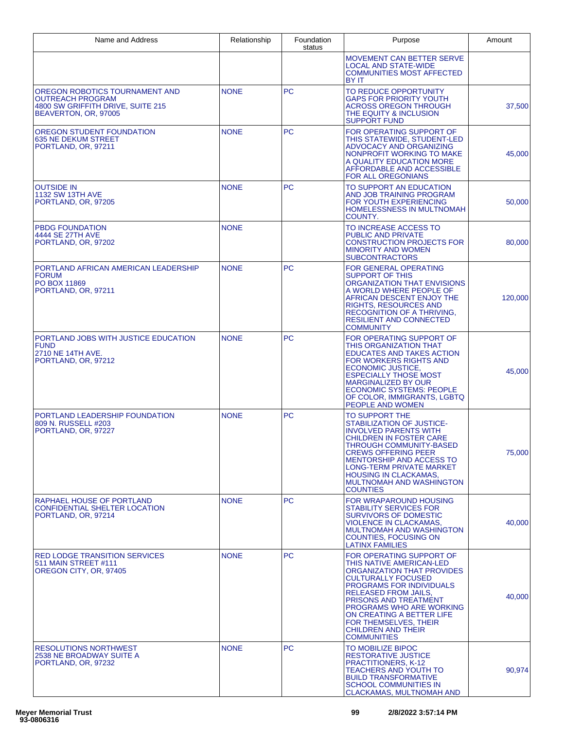| Name and Address | Relationship | Foundation status | Purpose | Amount |
|---|---|---|---|---|
| | | | MOVEMENT CAN BETTER SERVE LOCAL AND STATE-WIDE COMMUNITIES MOST AFFECTED BY IT | |
| OREGON ROBOTICS TOURNAMENT AND OUTREACH PROGRAM<br>4800 SW GRIFFITH DRIVE, SUITE 215<br>BEAVERTON, OR, 97005 | NONE | PC | TO REDUCE OPPORTUNITY GAPS FOR PRIORITY YOUTH ACROSS OREGON THROUGH THE EQUITY & INCLUSION SUPPORT FUND | 37,500 |
| OREGON STUDENT FOUNDATION<br>635 NE DEKUM STREET<br>PORTLAND, OR, 97211 | NONE | PC | FOR OPERATING SUPPORT OF THIS STATEWIDE, STUDENT-LED ADVOCACY AND ORGANIZING NONPROFIT WORKING TO MAKE A QUALITY EDUCATION MORE AFFORDABLE AND ACCESSIBLE FOR ALL OREGONIANS | 45,000 |
| OUTSIDE IN<br>1132 SW 13TH AVE<br>PORTLAND, OR, 97205 | NONE | PC | TO SUPPORT AN EDUCATION AND JOB TRAINING PROGRAM FOR YOUTH EXPERIENCING HOMELESSNESS IN MULTNOMAH COUNTY. | 50,000 |
| PBDG FOUNDATION<br>4444 SE 27TH AVE<br>PORTLAND, OR, 97202 | NONE | | TO INCREASE ACCESS TO PUBLIC AND PRIVATE CONSTRUCTION PROJECTS FOR MINORITY AND WOMEN SUBCONTRACTORS | 80,000 |
| PORTLAND AFRICAN AMERICAN LEADERSHIP FORUM<br>PO BOX 11869<br>PORTLAND, OR, 97211 | NONE | PC | FOR GENERAL OPERATING SUPPORT OF THIS ORGANIZATION THAT ENVISIONS A WORLD WHERE PEOPLE OF AFRICAN DESCENT ENJOY THE RIGHTS, RESOURCES AND RECOGNITION OF A THRIVING, RESILIENT AND CONNECTED COMMUNITY | 120,000 |
| PORTLAND JOBS WITH JUSTICE EDUCATION FUND<br>2710 NE 14TH AVE.<br>PORTLAND, OR, 97212 | NONE | PC | FOR OPERATING SUPPORT OF THIS ORGANIZATION THAT EDUCATES AND TAKES ACTION FOR WORKERS RIGHTS AND ECONOMIC JUSTICE, ESPECIALLY THOSE MOST MARGINALIZED BY OUR ECONOMIC SYSTEMS: PEOPLE OF COLOR, IMMIGRANTS, LGBTQ PEOPLE AND WOMEN | 45,000 |
| PORTLAND LEADERSHIP FOUNDATION<br>809 N. RUSSELL #203<br>PORTLAND, OR, 97227 | NONE | PC | TO SUPPORT THE STABILIZATION OF JUSTICE-INVOLVED PARENTS WITH CHILDREN IN FOSTER CARE THROUGH COMMUNITY-BASED CREWS OFFERING PEER MENTORSHIP AND ACCESS TO LONG-TERM PRIVATE MARKET HOUSING IN CLACKAMAS, MULTNOMAH AND WASHINGTON COUNTIES | 75,000 |
| RAPHAEL HOUSE OF PORTLAND<br>CONFIDENTIAL SHELTER LOCATION<br>PORTLAND, OR, 97214 | NONE | PC | FOR WRAPAROUND HOUSING STABILITY SERVICES FOR SURVIVORS OF DOMESTIC VIOLENCE IN CLACKAMAS, MULTNOMAH AND WASHINGTON COUNTIES, FOCUSING ON LATINX FAMILIES | 40,000 |
| RED LODGE TRANSITION SERVICES<br>511 MAIN STREET #111<br>OREGON CITY, OR, 97405 | NONE | PC | FOR OPERATING SUPPORT OF THIS NATIVE AMERICAN-LED ORGANIZATION THAT PROVIDES CULTURALLY FOCUSED PROGRAMS FOR INDIVIDUALS RELEASED FROM JAILS, PRISONS AND TREATMENT PROGRAMS WHO ARE WORKING ON CREATING A BETTER LIFE FOR THEMSELVES, THEIR CHILDREN AND THEIR COMMUNITIES | 40,000 |
| RESOLUTIONS NORTHWEST<br>2538 NE BROADWAY SUITE A<br>PORTLAND, OR, 97232 | NONE | PC | TO MOBILIZE BIPOC RESTORATIVE JUSTICE PRACTITIONERS, K-12 TEACHERS AND YOUTH TO BUILD TRANSFORMATIVE SCHOOL COMMUNITIES IN CLACKAMAS, MULTNOMAH AND | 90,974 |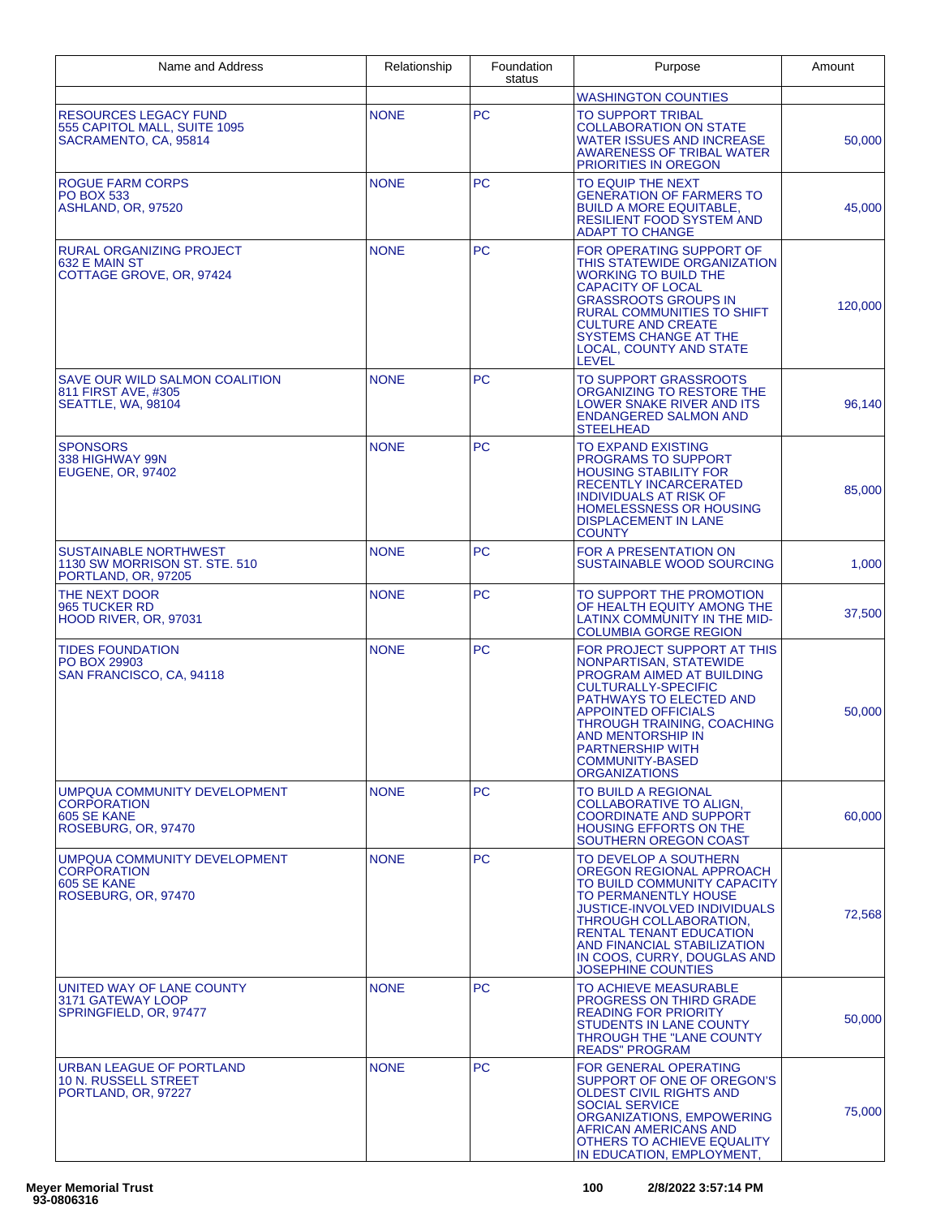| Name and Address | Relationship | Foundation status | Purpose | Amount |
|---|---|---|---|---|
| | | | WASHINGTON COUNTIES | |
| RESOURCES LEGACY FUND<br>555 CAPITOL MALL, SUITE 1095<br>SACRAMENTO, CA, 95814 | NONE | PC | TO SUPPORT TRIBAL COLLABORATION ON STATE WATER ISSUES AND INCREASE AWARENESS OF TRIBAL WATER PRIORITIES IN OREGON | 50,000 |
| ROGUE FARM CORPS<br>PO BOX 533<br>ASHLAND, OR, 97520 | NONE | PC | TO EQUIP THE NEXT GENERATION OF FARMERS TO BUILD A MORE EQUITABLE, RESILIENT FOOD SYSTEM AND ADAPT TO CHANGE | 45,000 |
| RURAL ORGANIZING PROJECT<br>632 E MAIN ST<br>COTTAGE GROVE, OR, 97424 | NONE | PC | FOR OPERATING SUPPORT OF THIS STATEWIDE ORGANIZATION WORKING TO BUILD THE CAPACITY OF LOCAL GRASSROOTS GROUPS IN RURAL COMMUNITIES TO SHIFT CULTURE AND CREATE SYSTEMS CHANGE AT THE LOCAL, COUNTY AND STATE LEVEL | 120,000 |
| SAVE OUR WILD SALMON COALITION<br>811 FIRST AVE, #305<br>SEATTLE, WA, 98104 | NONE | PC | TO SUPPORT GRASSROOTS ORGANIZING TO RESTORE THE LOWER SNAKE RIVER AND ITS ENDANGERED SALMON AND STEELHEAD | 96,140 |
| SPONSORS<br>338 HIGHWAY 99N<br>EUGENE, OR, 97402 | NONE | PC | TO EXPAND EXISTING PROGRAMS TO SUPPORT HOUSING STABILITY FOR RECENTLY INCARCERATED INDIVIDUALS AT RISK OF HOMELESSNESS OR HOUSING DISPLACEMENT IN LANE COUNTY | 85,000 |
| SUSTAINABLE NORTHWEST<br>1130 SW MORRISON ST. STE. 510<br>PORTLAND, OR, 97205 | NONE | PC | FOR A PRESENTATION ON SUSTAINABLE WOOD SOURCING | 1,000 |
| THE NEXT DOOR<br>965 TUCKER RD<br>HOOD RIVER, OR, 97031 | NONE | PC | TO SUPPORT THE PROMOTION OF HEALTH EQUITY AMONG THE LATINX COMMUNITY IN THE MID-COLUMBIA GORGE REGION | 37,500 |
| TIDES FOUNDATION<br>PO BOX 29903<br>SAN FRANCISCO, CA, 94118 | NONE | PC | FOR PROJECT SUPPORT AT THIS NONPARTISAN, STATEWIDE PROGRAM AIMED AT BUILDING CULTURALLY-SPECIFIC PATHWAYS TO ELECTED AND APPOINTED OFFICIALS THROUGH TRAINING, COACHING AND MENTORSHIP IN PARTNERSHIP WITH COMMUNITY-BASED ORGANIZATIONS | 50,000 |
| UMPQUA COMMUNITY DEVELOPMENT CORPORATION<br>605 SE KANE<br>ROSEBURG, OR, 97470 | NONE | PC | TO BUILD A REGIONAL COLLABORATIVE TO ALIGN, COORDINATE AND SUPPORT HOUSING EFFORTS ON THE SOUTHERN OREGON COAST | 60,000 |
| UMPQUA COMMUNITY DEVELOPMENT CORPORATION<br>605 SE KANE<br>ROSEBURG, OR, 97470 | NONE | PC | TO DEVELOP A SOUTHERN OREGON REGIONAL APPROACH TO BUILD COMMUNITY CAPACITY TO PERMANENTLY HOUSE JUSTICE-INVOLVED INDIVIDUALS THROUGH COLLABORATION, RENTAL TENANT EDUCATION AND FINANCIAL STABILIZATION IN COOS, CURRY, DOUGLAS AND JOSEPHINE COUNTIES | 72,568 |
| UNITED WAY OF LANE COUNTY<br>3171 GATEWAY LOOP<br>SPRINGFIELD, OR, 97477 | NONE | PC | TO ACHIEVE MEASURABLE PROGRESS ON THIRD GRADE READING FOR PRIORITY STUDENTS IN LANE COUNTY THROUGH THE "LANE COUNTY READS" PROGRAM | 50,000 |
| URBAN LEAGUE OF PORTLAND<br>10 N. RUSSELL STREET<br>PORTLAND, OR, 97227 | NONE | PC | FOR GENERAL OPERATING SUPPORT OF ONE OF OREGON'S OLDEST CIVIL RIGHTS AND SOCIAL SERVICE ORGANIZATIONS, EMPOWERING AFRICAN AMERICANS AND OTHERS TO ACHIEVE EQUALITY IN EDUCATION, EMPLOYMENT, | 75,000 |

Meyer Memorial Trust
93-0806316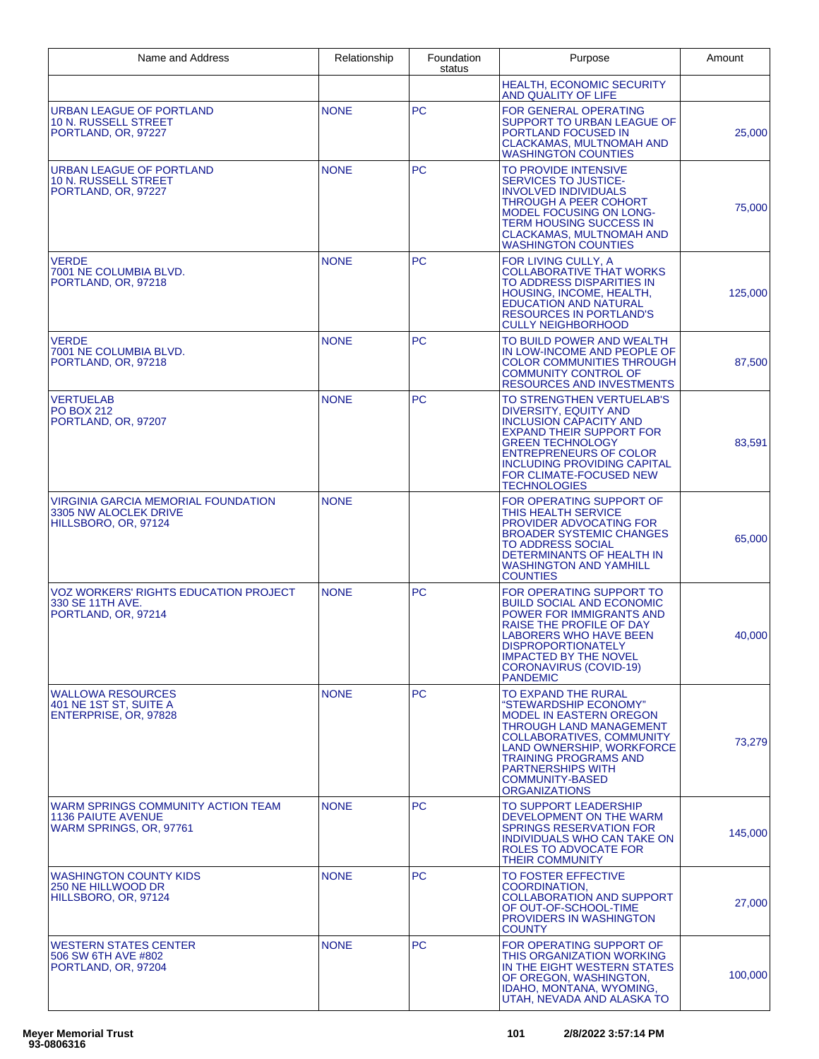| Name and Address | Relationship | Foundation status | Purpose | Amount |
| --- | --- | --- | --- | --- |
| | | | HEALTH, ECONOMIC SECURITY AND QUALITY OF LIFE | |
| URBAN LEAGUE OF PORTLAND<br>10 N. RUSSELL STREET<br>PORTLAND, OR, 97227 | NONE | PC | FOR GENERAL OPERATING SUPPORT TO URBAN LEAGUE OF PORTLAND FOCUSED IN CLACKAMAS, MULTNOMAH AND WASHINGTON COUNTIES | 25,000 |
| URBAN LEAGUE OF PORTLAND<br>10 N. RUSSELL STREET<br>PORTLAND, OR, 97227 | NONE | PC | TO PROVIDE INTENSIVE SERVICES TO JUSTICE-INVOLVED INDIVIDUALS THROUGH A PEER COHORT MODEL FOCUSING ON LONG-TERM HOUSING SUCCESS IN CLACKAMAS, MULTNOMAH AND WASHINGTON COUNTIES | 75,000 |
| VERDE<br>7001 NE COLUMBIA BLVD.<br>PORTLAND, OR, 97218 | NONE | PC | FOR LIVING CULLY, A COLLABORATIVE THAT WORKS TO ADDRESS DISPARITIES IN HOUSING, INCOME, HEALTH, EDUCATION AND NATURAL RESOURCES IN PORTLAND'S CULLY NEIGHBORHOOD | 125,000 |
| VERDE<br>7001 NE COLUMBIA BLVD.<br>PORTLAND, OR, 97218 | NONE | PC | TO BUILD POWER AND WEALTH IN LOW-INCOME AND PEOPLE OF COLOR COMMUNITIES THROUGH COMMUNITY CONTROL OF RESOURCES AND INVESTMENTS | 87,500 |
| VERTUELAB<br>PO BOX 212<br>PORTLAND, OR, 97207 | NONE | PC | TO STRENGTHEN VERTUELAB'S DIVERSITY, EQUITY AND INCLUSION CAPACITY AND EXPAND THEIR SUPPORT FOR GREEN TECHNOLOGY ENTREPRENEURS OF COLOR INCLUDING PROVIDING CAPITAL FOR CLIMATE-FOCUSED NEW TECHNOLOGIES | 83,591 |
| VIRGINIA GARCIA MEMORIAL FOUNDATION<br>3305 NW ALOCLEK DRIVE<br>HILLSBORO, OR, 97124 | NONE | | FOR OPERATING SUPPORT OF THIS HEALTH SERVICE PROVIDER ADVOCATING FOR BROADER SYSTEMIC CHANGES TO ADDRESS SOCIAL DETERMINANTS OF HEALTH IN WASHINGTON AND YAMHILL COUNTIES | 65,000 |
| VOZ WORKERS' RIGHTS EDUCATION PROJECT<br>330 SE 11TH AVE.<br>PORTLAND, OR, 97214 | NONE | PC | FOR OPERATING SUPPORT TO BUILD SOCIAL AND ECONOMIC POWER FOR IMMIGRANTS AND RAISE THE PROFILE OF DAY LABORERS WHO HAVE BEEN DISPROPORTIONATELY IMPACTED BY THE NOVEL CORONAVIRUS (COVID-19) PANDEMIC | 40,000 |
| WALLOWA RESOURCES<br>401 NE 1ST ST, SUITE A<br>ENTERPRISE, OR, 97828 | NONE | PC | TO EXPAND THE RURAL "STEWARDSHIP ECONOMY" MODEL IN EASTERN OREGON THROUGH LAND MANAGEMENT COLLABORATIVES, COMMUNITY LAND OWNERSHIP, WORKFORCE TRAINING PROGRAMS AND PARTNERSHIPS WITH COMMUNITY-BASED ORGANIZATIONS | 73,279 |
| WARM SPRINGS COMMUNITY ACTION TEAM<br>1136 PAIUTE AVENUE<br>WARM SPRINGS, OR, 97761 | NONE | PC | TO SUPPORT LEADERSHIP DEVELOPMENT ON THE WARM SPRINGS RESERVATION FOR INDIVIDUALS WHO CAN TAKE ON ROLES TO ADVOCATE FOR THEIR COMMUNITY | 145,000 |
| WASHINGTON COUNTY KIDS<br>250 NE HILLWOOD DR<br>HILLSBORO, OR, 97124 | NONE | PC | TO FOSTER EFFECTIVE COORDINATION, COLLABORATION AND SUPPORT OF OUT-OF-SCHOOL-TIME PROVIDERS IN WASHINGTON COUNTY | 27,000 |
| WESTERN STATES CENTER<br>506 SW 6TH AVE #802<br>PORTLAND, OR, 97204 | NONE | PC | FOR OPERATING SUPPORT OF THIS ORGANIZATION WORKING IN THE EIGHT WESTERN STATES OF OREGON, WASHINGTON, IDAHO, MONTANA, WYOMING, UTAH, NEVADA AND ALASKA TO | 100,000 |

**Meyer Memorial Trust**
**93-0806316**

**2/8/2022 3:57:14 PM**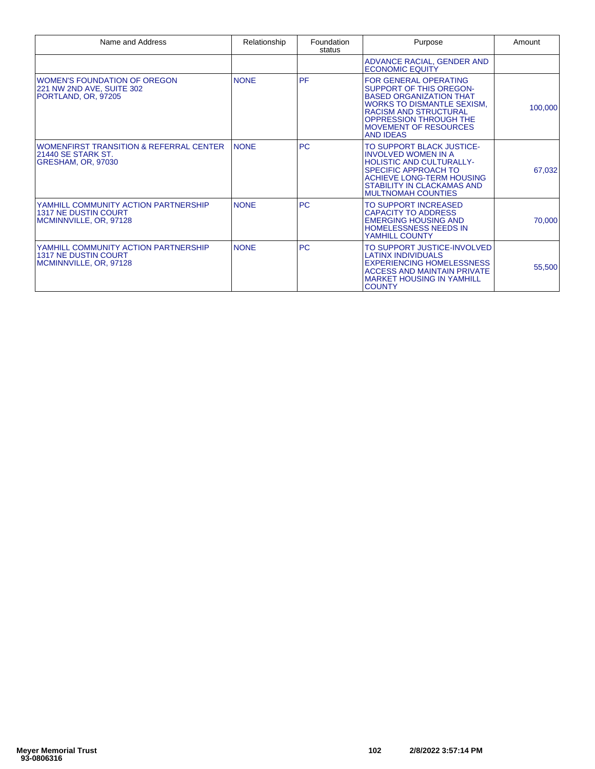| Name and Address | Relationship | Foundation status | Purpose | Amount |
|---|---|---|---|---|
| | | | ADVANCE RACIAL, GENDER AND ECONOMIC EQUITY | |
| WOMEN'S FOUNDATION OF OREGON<br>221 NW 2ND AVE, SUITE 302<br>PORTLAND, OR, 97205 | NONE | PF | FOR GENERAL OPERATING SUPPORT OF THIS OREGON-BASED ORGANIZATION THAT WORKS TO DISMANTLE SEXISM, RACISM AND STRUCTURAL OPPRESSION THROUGH THE MOVEMENT OF RESOURCES AND IDEAS | 100,000 |
| WOMENFIRST TRANSITION & REFERRAL CENTER<br>21440 SE STARK ST.<br>GRESHAM, OR, 97030 | NONE | PC | TO SUPPORT BLACK JUSTICE-INVOLVED WOMEN IN A HOLISTIC AND CULTURALLY-SPECIFIC APPROACH TO ACHIEVE LONG-TERM HOUSING STABILITY IN CLACKAMAS AND MULTNOMAH COUNTIES | 67,032 |
| YAMHILL COMMUNITY ACTION PARTNERSHIP<br>1317 NE DUSTIN COURT<br>MCMINNVILLE, OR, 97128 | NONE | PC | TO SUPPORT INCREASED CAPACITY TO ADDRESS EMERGING HOUSING AND HOMELESSNESS NEEDS IN YAMHILL COUNTY | 70,000 |
| YAMHILL COMMUNITY ACTION PARTNERSHIP<br>1317 NE DUSTIN COURT<br>MCMINNVILLE, OR, 97128 | NONE | PC | TO SUPPORT JUSTICE-INVOLVED LATINX INDIVIDUALS EXPERIENCING HOMELESSNESS ACCESS AND MAINTAIN PRIVATE MARKET HOUSING IN YAMHILL COUNTY | 55,500 |